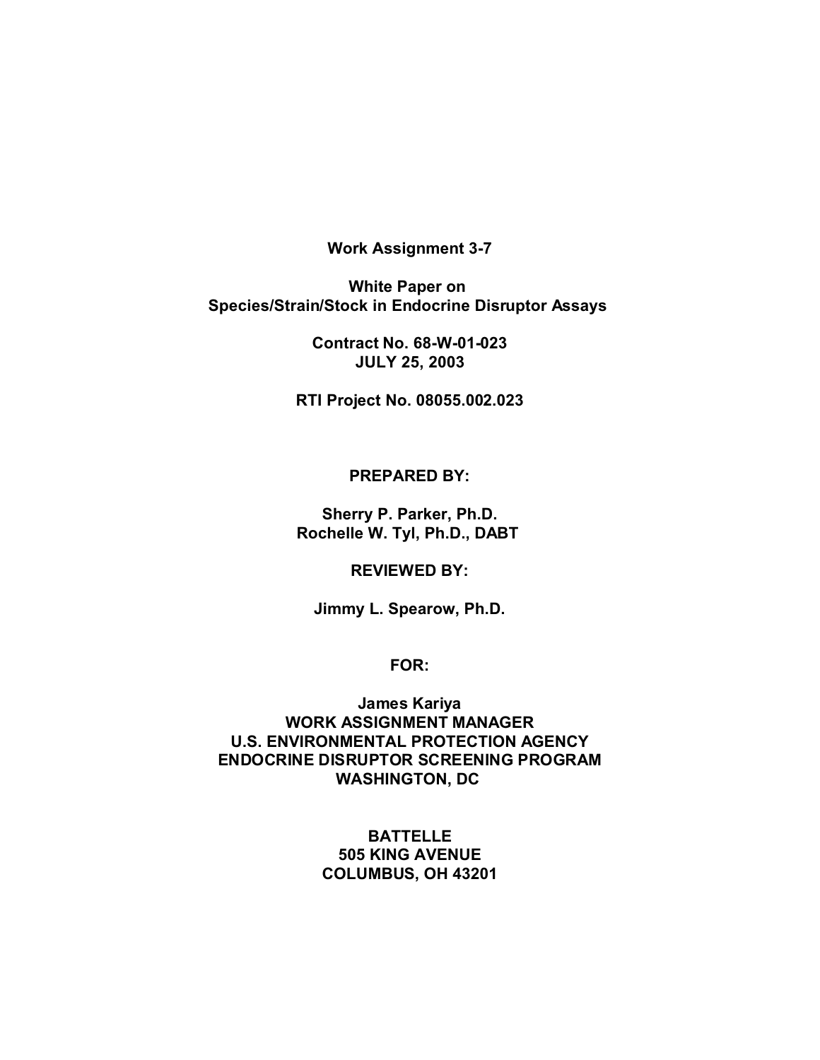**Work Assignment 3-7**

**White Paper on Species/Strain/Stock in Endocrine Disruptor Assays**

**Contract No. 68-W-01-023**
**JULY 25, 2003**

**RTI Project No. 08055.002.023**

**PREPARED BY:**

**Sherry P. Parker, Ph.D.**
**Rochelle W. Tyl, Ph.D., DABT**

**REVIEWED BY:**

**Jimmy L. Spearow, Ph.D.**

**FOR:**

**James Kariya**
**WORK ASSIGNMENT MANAGER**
**U.S. ENVIRONMENTAL PROTECTION AGENCY**
**ENDOCRINE DISRUPTOR SCREENING PROGRAM**
**WASHINGTON, DC**

**BATTELLE**
**505 KING AVENUE**
**COLUMBUS, OH 43201**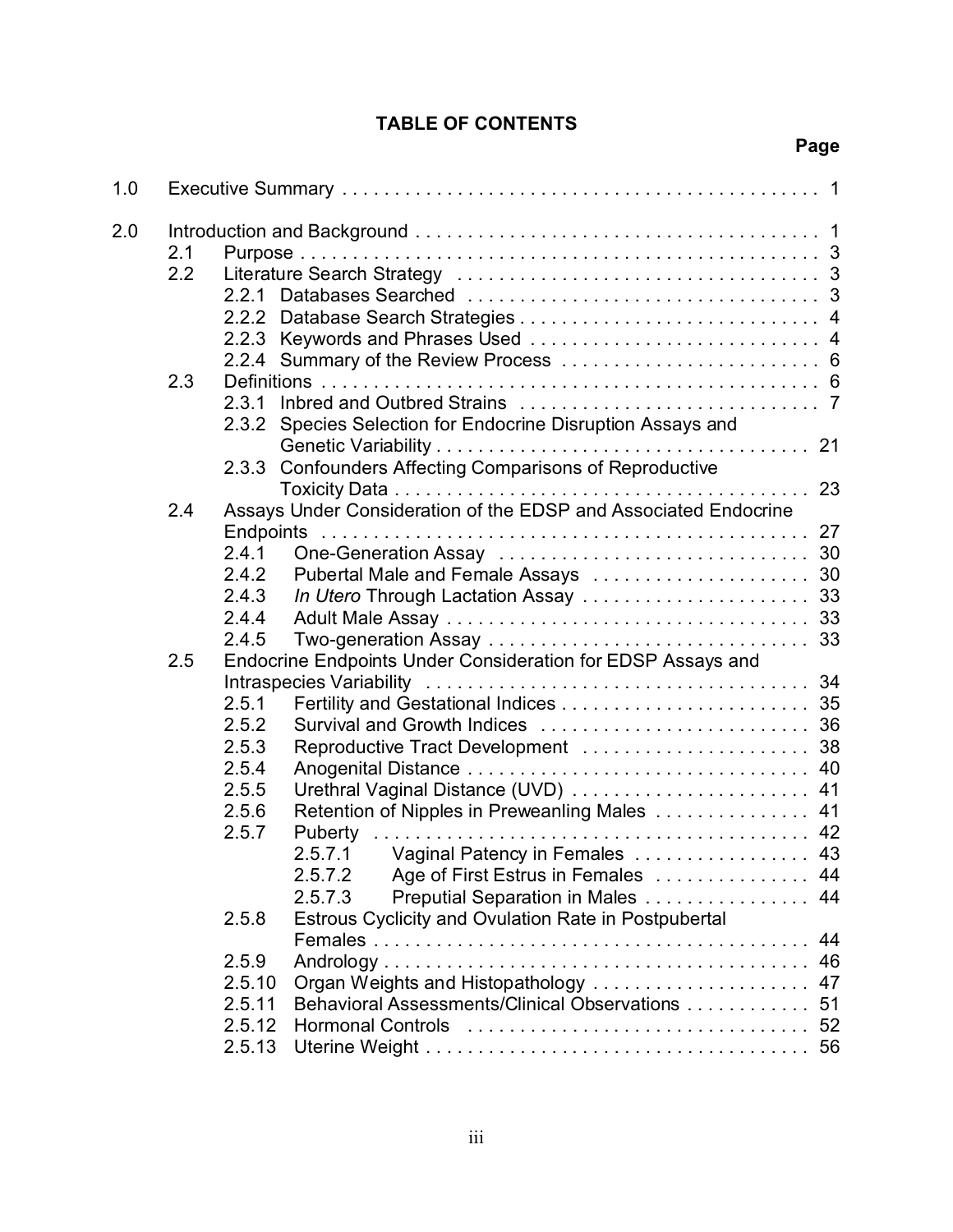# TABLE OF CONTENTS

| | | Page |
|---|---|---|
| 1.0 | Executive Summary | 1 |
| 2.0 | Introduction and Background | 1 |
| | 2.1 Purpose | 3 |
| | 2.2 Literature Search Strategy | 3 |
| | 2.2.1 Databases Searched | 3 |
| | 2.2.2 Database Search Strategies | 4 |
| | 2.2.3 Keywords and Phrases Used | 4 |
| | 2.2.4 Summary of the Review Process | 6 |
| | 2.3 Definitions | 6 |
| | 2.3.1 Inbred and Outbred Strains | 7 |
| | 2.3.2 Species Selection for Endocrine Disruption Assays and Genetic Variability | 21 |
| | 2.3.3 Confounders Affecting Comparisons of Reproductive Toxicity Data | 23 |
| | 2.4 Assays Under Consideration of the EDSP and Associated Endocrine Endpoints | 27 |
| | 2.4.1 One-Generation Assay | 30 |
| | 2.4.2 Pubertal Male and Female Assays | 30 |
| | 2.4.3 *In Utero* Through Lactation Assay | 33 |
| | 2.4.4 Adult Male Assay | 33 |
| | 2.4.5 Two-generation Assay | 33 |
| | 2.5 Endocrine Endpoints Under Consideration for EDSP Assays and Intraspecies Variability | 34 |
| | 2.5.1 Fertility and Gestational Indices | 35 |
| | 2.5.2 Survival and Growth Indices | 36 |
| | 2.5.3 Reproductive Tract Development | 38 |
| | 2.5.4 Anogenital Distance | 40 |
| | 2.5.5 Urethral Vaginal Distance (UVD) | 41 |
| | 2.5.6 Retention of Nipples in Preweanling Males | 41 |
| | 2.5.7 Puberty | 42 |
| | 2.5.7.1 Vaginal Patency in Females | 43 |
| | 2.5.7.2 Age of First Estrus in Females | 44 |
| | 2.5.7.3 Preputial Separation in Males | 44 |
| | 2.5.8 Estrous Cyclicity and Ovulation Rate in Postpubertal Females | 44 |
| | 2.5.9 Andrology | 46 |
| | 2.5.10 Organ Weights and Histopathology | 47 |
| | 2.5.11 Behavioral Assessments/Clinical Observations | 51 |
| | 2.5.12 Hormonal Controls | 52 |
| | 2.5.13 Uterine Weight | 56 |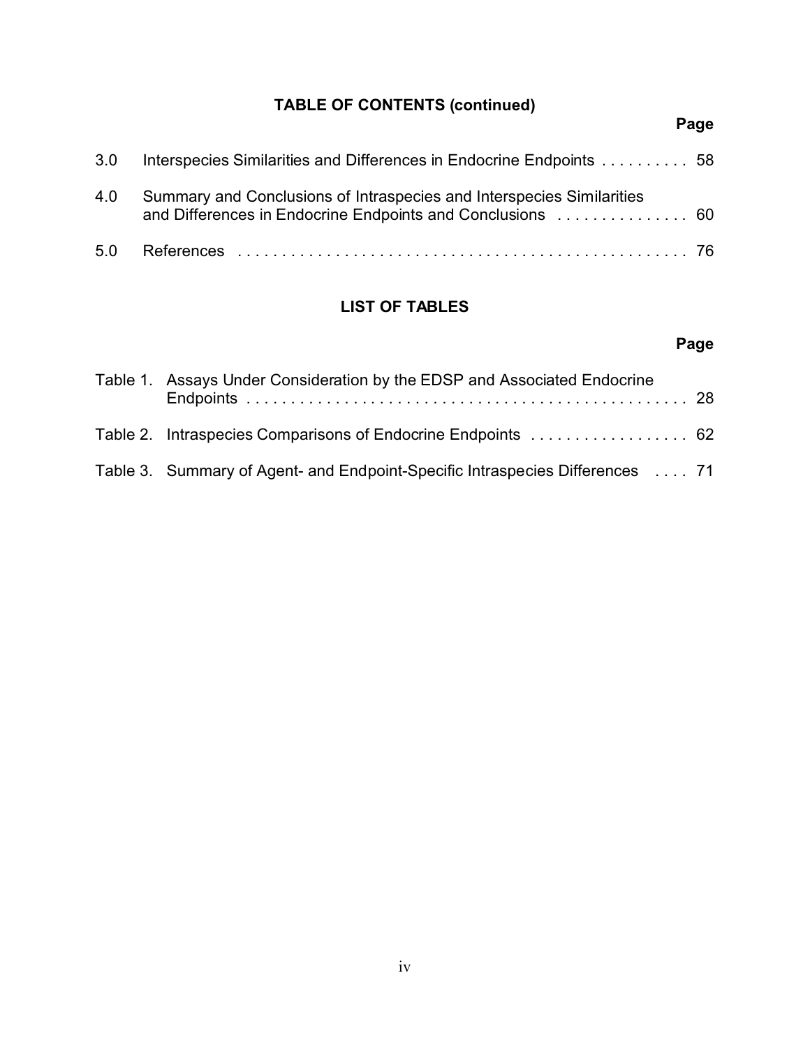## TABLE OF CONTENTS (continued)

| | | Page |
|---|---|---|
| 3.0 | Interspecies Similarities and Differences in Endocrine Endpoints | 58 |
| 4.0 | Summary and Conclusions of Intraspecies and Interspecies Similarities and Differences in Endocrine Endpoints and Conclusions | 60 |
| 5.0 | References | 76 |

## LIST OF TABLES

| | | Page |
|---|---|---|
| Table 1. | Assays Under Consideration by the EDSP and Associated Endocrine Endpoints | 28 |
| Table 2. | Intraspecies Comparisons of Endocrine Endpoints | 62 |
| Table 3. | Summary of Agent- and Endpoint-Specific Intraspecies Differences | 71 |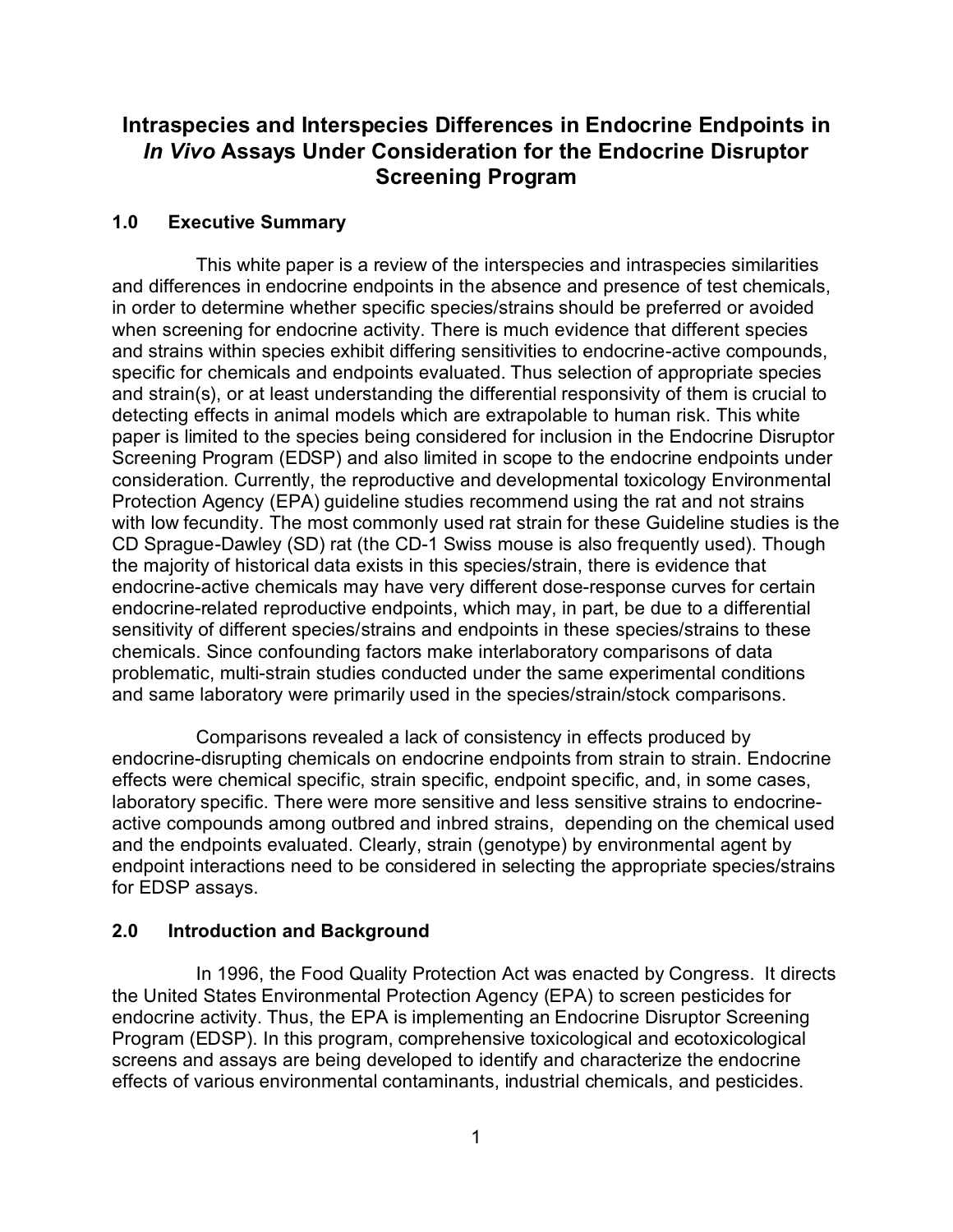# Intraspecies and Interspecies Differences in Endocrine Endpoints in *In Vivo* Assays Under Consideration for the Endocrine Disruptor Screening Program

## 1.0 Executive Summary

This white paper is a review of the interspecies and intraspecies similarities and differences in endocrine endpoints in the absence and presence of test chemicals, in order to determine whether specific species/strains should be preferred or avoided when screening for endocrine activity. There is much evidence that different species and strains within species exhibit differing sensitivities to endocrine-active compounds, specific for chemicals and endpoints evaluated. Thus selection of appropriate species and strain(s), or at least understanding the differential responsivity of them is crucial to detecting effects in animal models which are extrapolable to human risk. This white paper is limited to the species being considered for inclusion in the Endocrine Disruptor Screening Program (EDSP) and also limited in scope to the endocrine endpoints under consideration. Currently, the reproductive and developmental toxicology Environmental Protection Agency (EPA) guideline studies recommend using the rat and not strains with low fecundity. The most commonly used rat strain for these Guideline studies is the CD Sprague-Dawley (SD) rat (the CD-1 Swiss mouse is also frequently used). Though the majority of historical data exists in this species/strain, there is evidence that endocrine-active chemicals may have very different dose-response curves for certain endocrine-related reproductive endpoints, which may, in part, be due to a differential sensitivity of different species/strains and endpoints in these species/strains to these chemicals. Since confounding factors make interlaboratory comparisons of data problematic, multi-strain studies conducted under the same experimental conditions and same laboratory were primarily used in the species/strain/stock comparisons.

Comparisons revealed a lack of consistency in effects produced by endocrine-disrupting chemicals on endocrine endpoints from strain to strain. Endocrine effects were chemical specific, strain specific, endpoint specific, and, in some cases, laboratory specific. There were more sensitive and less sensitive strains to endocrine-active compounds among outbred and inbred strains, depending on the chemical used and the endpoints evaluated. Clearly, strain (genotype) by environmental agent by endpoint interactions need to be considered in selecting the appropriate species/strains for EDSP assays.

## 2.0 Introduction and Background

In 1996, the Food Quality Protection Act was enacted by Congress. It directs the United States Environmental Protection Agency (EPA) to screen pesticides for endocrine activity. Thus, the EPA is implementing an Endocrine Disruptor Screening Program (EDSP). In this program, comprehensive toxicological and ecotoxicological screens and assays are being developed to identify and characterize the endocrine effects of various environmental contaminants, industrial chemicals, and pesticides.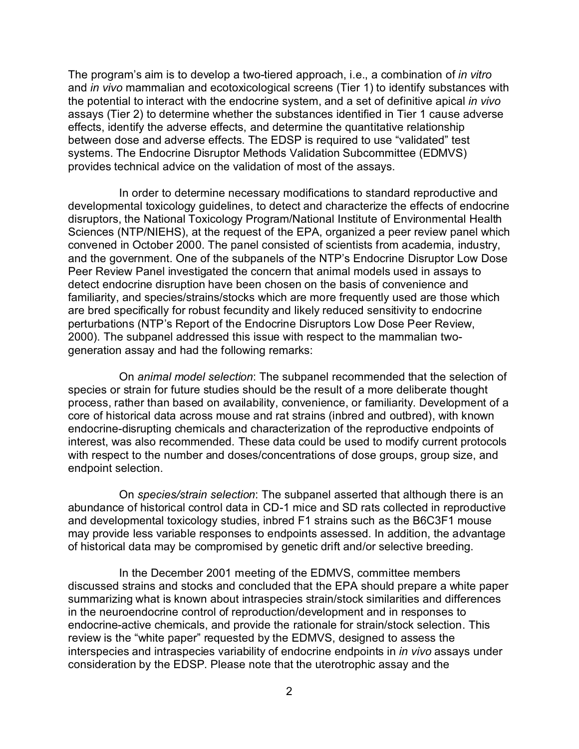The program's aim is to develop a two-tiered approach, i.e., a combination of *in vitro* and *in vivo* mammalian and ecotoxicological screens (Tier 1) to identify substances with the potential to interact with the endocrine system, and a set of definitive apical *in vivo* assays (Tier 2) to determine whether the substances identified in Tier 1 cause adverse effects, identify the adverse effects, and determine the quantitative relationship between dose and adverse effects. The EDSP is required to use "validated" test systems. The Endocrine Disruptor Methods Validation Subcommittee (EDMVS) provides technical advice on the validation of most of the assays.

In order to determine necessary modifications to standard reproductive and developmental toxicology guidelines, to detect and characterize the effects of endocrine disruptors, the National Toxicology Program/National Institute of Environmental Health Sciences (NTP/NIEHS), at the request of the EPA, organized a peer review panel which convened in October 2000. The panel consisted of scientists from academia, industry, and the government. One of the subpanels of the NTP's Endocrine Disruptor Low Dose Peer Review Panel investigated the concern that animal models used in assays to detect endocrine disruption have been chosen on the basis of convenience and familiarity, and species/strains/stocks which are more frequently used are those which are bred specifically for robust fecundity and likely reduced sensitivity to endocrine perturbations (NTP's Report of the Endocrine Disruptors Low Dose Peer Review, 2000). The subpanel addressed this issue with respect to the mammalian two-generation assay and had the following remarks:

On *animal model selection*: The subpanel recommended that the selection of species or strain for future studies should be the result of a more deliberate thought process, rather than based on availability, convenience, or familiarity. Development of a core of historical data across mouse and rat strains (inbred and outbred), with known endocrine-disrupting chemicals and characterization of the reproductive endpoints of interest, was also recommended. These data could be used to modify current protocols with respect to the number and doses/concentrations of dose groups, group size, and endpoint selection.

On *species/strain selection*: The subpanel asserted that although there is an abundance of historical control data in CD-1 mice and SD rats collected in reproductive and developmental toxicology studies, inbred F1 strains such as the B6C3F1 mouse may provide less variable responses to endpoints assessed. In addition, the advantage of historical data may be compromised by genetic drift and/or selective breeding.

In the December 2001 meeting of the EDMVS, committee members discussed strains and stocks and concluded that the EPA should prepare a white paper summarizing what is known about intraspecies strain/stock similarities and differences in the neuroendocrine control of reproduction/development and in responses to endocrine-active chemicals, and provide the rationale for strain/stock selection. This review is the "white paper" requested by the EDMVS, designed to assess the interspecies and intraspecies variability of endocrine endpoints in *in vivo* assays under consideration by the EDSP. Please note that the uterotrophic assay and the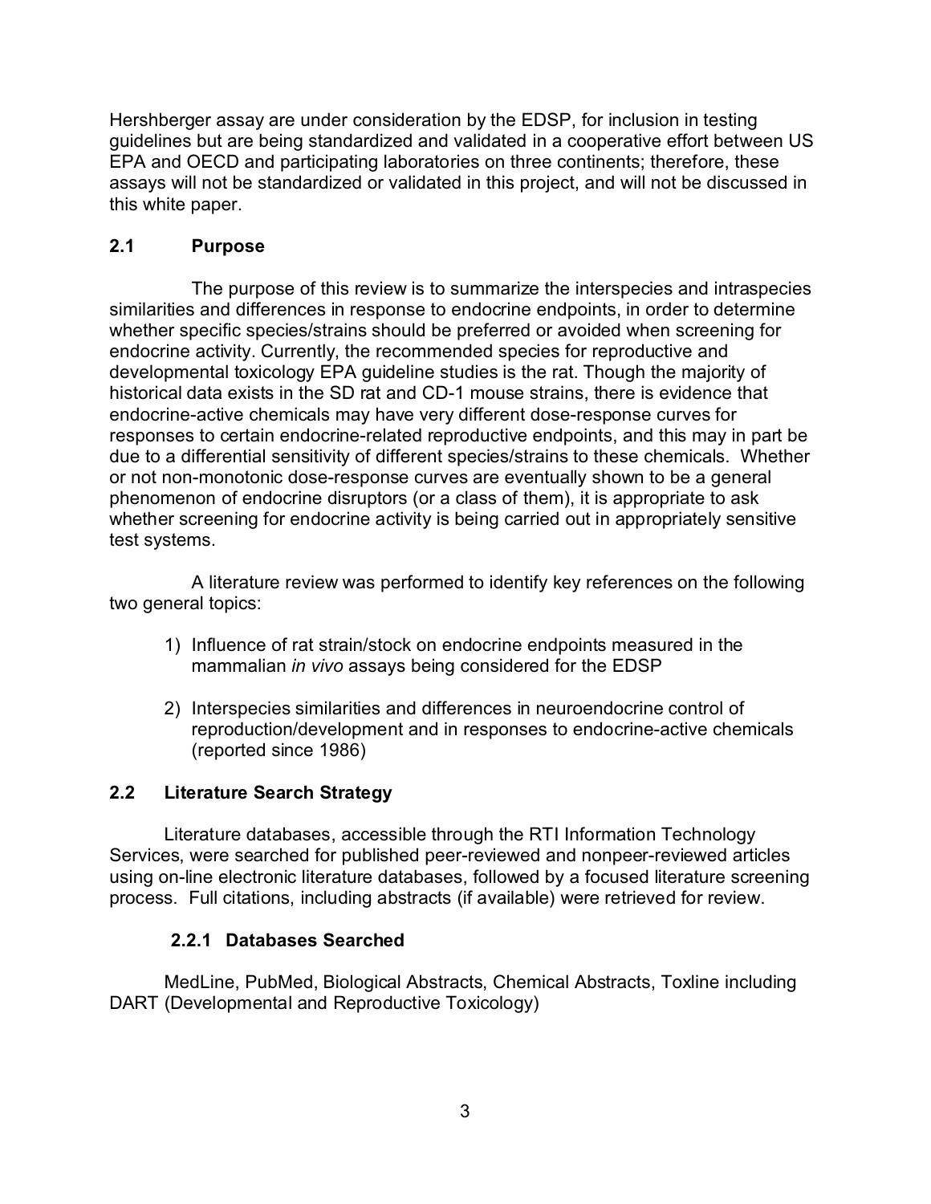Hershberger assay are under consideration by the EDSP, for inclusion in testing guidelines but are being standardized and validated in a cooperative effort between US EPA and OECD and participating laboratories on three continents; therefore, these assays will not be standardized or validated in this project, and will not be discussed in this white paper.

## 2.1 Purpose

The purpose of this review is to summarize the interspecies and intraspecies similarities and differences in response to endocrine endpoints, in order to determine whether specific species/strains should be preferred or avoided when screening for endocrine activity. Currently, the recommended species for reproductive and developmental toxicology EPA guideline studies is the rat. Though the majority of historical data exists in the SD rat and CD-1 mouse strains, there is evidence that endocrine-active chemicals may have very different dose-response curves for responses to certain endocrine-related reproductive endpoints, and this may in part be due to a differential sensitivity of different species/strains to these chemicals. Whether or not non-monotonic dose-response curves are eventually shown to be a general phenomenon of endocrine disruptors (or a class of them), it is appropriate to ask whether screening for endocrine activity is being carried out in appropriately sensitive test systems.

A literature review was performed to identify key references on the following two general topics:

1) Influence of rat strain/stock on endocrine endpoints measured in the mammalian *in vivo* assays being considered for the EDSP

2) Interspecies similarities and differences in neuroendocrine control of reproduction/development and in responses to endocrine-active chemicals (reported since 1986)

## 2.2 Literature Search Strategy

Literature databases, accessible through the RTI Information Technology Services, were searched for published peer-reviewed and nonpeer-reviewed articles using on-line electronic literature databases, followed by a focused literature screening process. Full citations, including abstracts (if available) were retrieved for review.

### 2.2.1 Databases Searched

MedLine, PubMed, Biological Abstracts, Chemical Abstracts, Toxline including DART (Developmental and Reproductive Toxicology)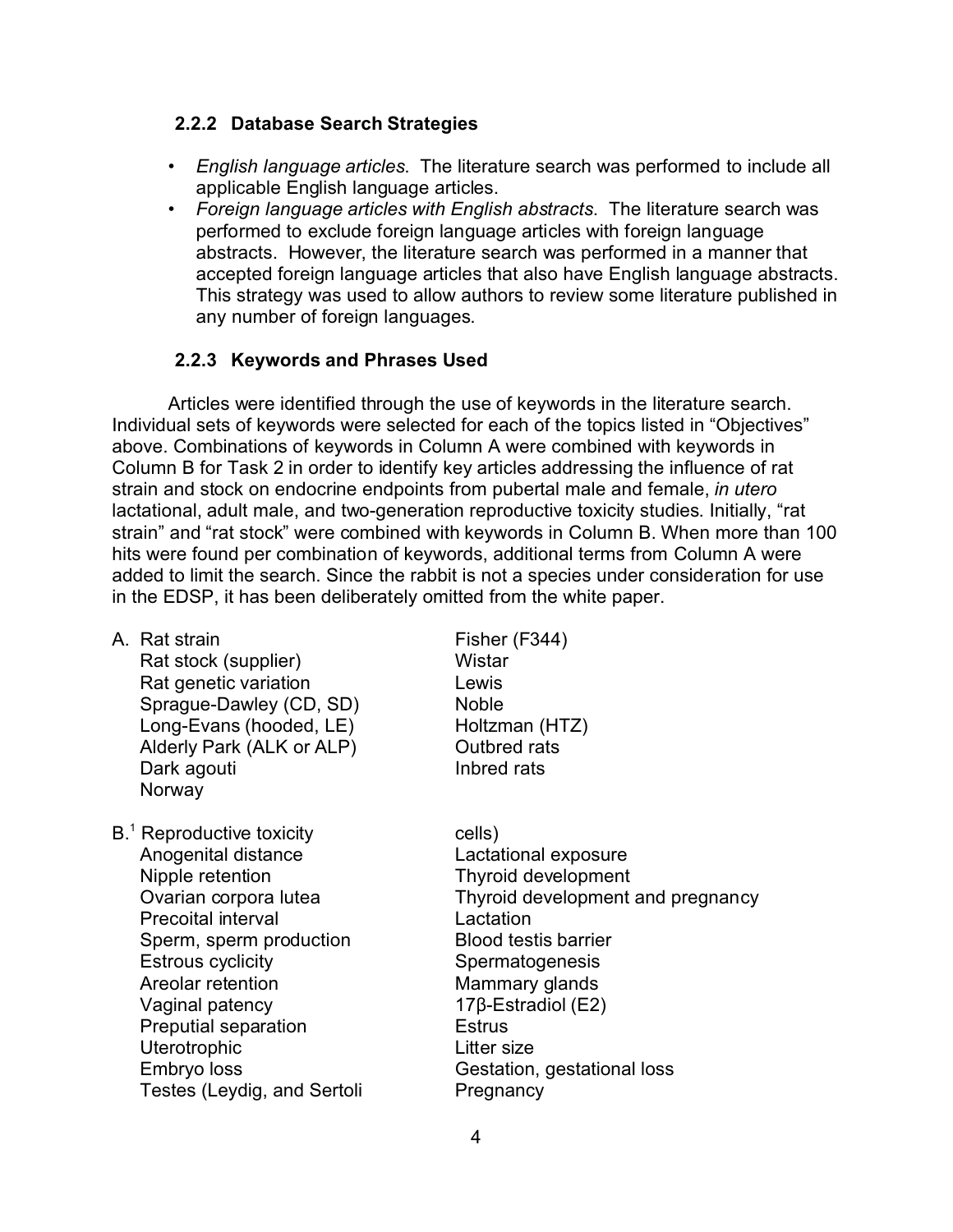### 2.2.2 Database Search Strategies

- *English language articles*. The literature search was performed to include all applicable English language articles.
- *Foreign language articles with English abstracts*. The literature search was performed to exclude foreign language articles with foreign language abstracts. However, the literature search was performed in a manner that accepted foreign language articles that also have English language abstracts. This strategy was used to allow authors to review some literature published in any number of foreign languages.

### 2.2.3 Keywords and Phrases Used

Articles were identified through the use of keywords in the literature search. Individual sets of keywords were selected for each of the topics listed in "Objectives" above. Combinations of keywords in Column A were combined with keywords in Column B for Task 2 in order to identify key articles addressing the influence of rat strain and stock on endocrine endpoints from pubertal male and female, *in utero* lactational, adult male, and two-generation reproductive toxicity studies. Initially, "rat strain" and "rat stock" were combined with keywords in Column B. When more than 100 hits were found per combination of keywords, additional terms from Column A were added to limit the search. Since the rabbit is not a species under consideration for use in the EDSP, it has been deliberately omitted from the white paper.

A. Rat strain
Rat stock (supplier)
Rat genetic variation
Sprague-Dawley (CD, SD)
Long-Evans (hooded, LE)
Alderly Park (ALK or ALP)
Dark agouti
Norway
Fisher (F344)
Wistar
Lewis
Noble
Holtzman (HTZ)
Outbred rats
Inbred rats

B.[1] Reproductive toxicity
Anogenital distance
Nipple retention
Ovarian corpora lutea
Precoital interval
Sperm, sperm production
Estrous cyclicity
Areolar retention
Vaginal patency
Preputial separation
Uterotrophic
Embryo loss
Testes (Leydig, and Sertoli cells)
Lactational exposure
Thyroid development
Thyroid development and pregnancy
Lactation
Blood testis barrier
Spermatogenesis
Mammary glands
17β-Estradiol (E2)
Estrus
Litter size
Gestation, gestational loss
Pregnancy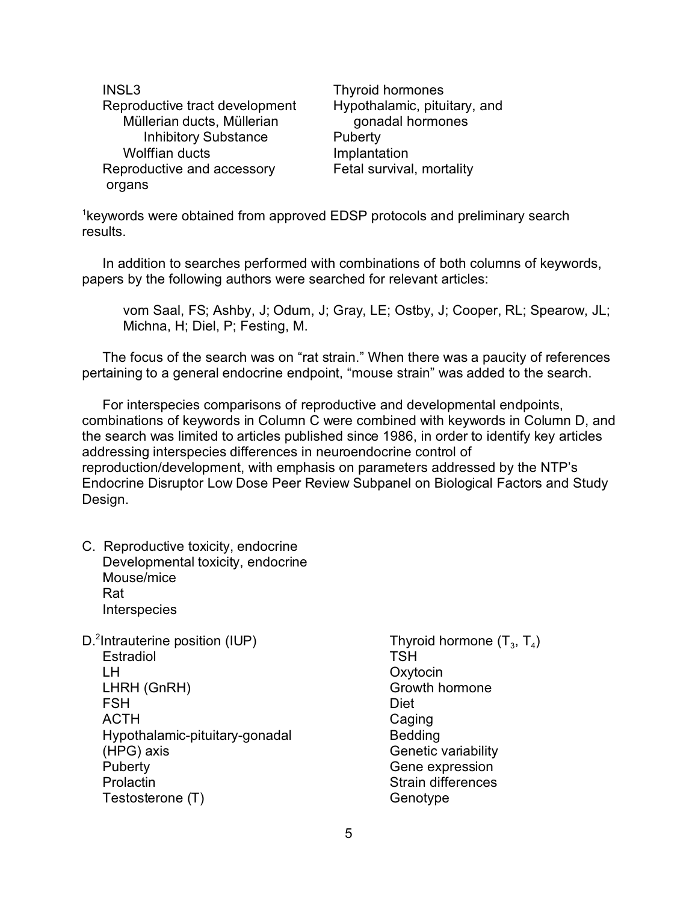INSL3
Reproductive tract development
- Müllerian ducts, Müllerian Inhibitory Substance
- Wolffian ducts

Reproductive and accessory organs

Thyroid hormones
Hypothalamic, pituitary, and gonadal hormones
Puberty
Implantation
Fetal survival, mortality

[1]keywords were obtained from approved EDSP protocols and preliminary search results.

In addition to searches performed with combinations of both columns of keywords, papers by the following authors were searched for relevant articles:

> vom Saal, FS; Ashby, J; Odum, J; Gray, LE; Ostby, J; Cooper, RL; Spearow, JL; Michna, H; Diel, P; Festing, M.

The focus of the search was on "rat strain." When there was a paucity of references pertaining to a general endocrine endpoint, "mouse strain" was added to the search.

For interspecies comparisons of reproductive and developmental endpoints, combinations of keywords in Column C were combined with keywords in Column D, and the search was limited to articles published since 1986, in order to identify key articles addressing interspecies differences in neuroendocrine control of reproduction/development, with emphasis on parameters addressed by the NTP's Endocrine Disruptor Low Dose Peer Review Subpanel on Biological Factors and Study Design.

C. Reproductive toxicity, endocrine
   Developmental toxicity, endocrine
   Mouse/mice
   Rat
   Interspecies

D.[2]Intrauterine position (IUP)
   Estradiol
   LH
   LHRH (GnRH)
   FSH
   ACTH
   Hypothalamic-pituitary-gonadal (HPG) axis
   Puberty
   Prolactin
   Testosterone (T)
   Thyroid hormone ($T_3$, $T_4$)
   TSH
   Oxytocin
   Growth hormone
   Diet
   Caging
   Bedding
   Genetic variability
   Gene expression
   Strain differences
   Genotype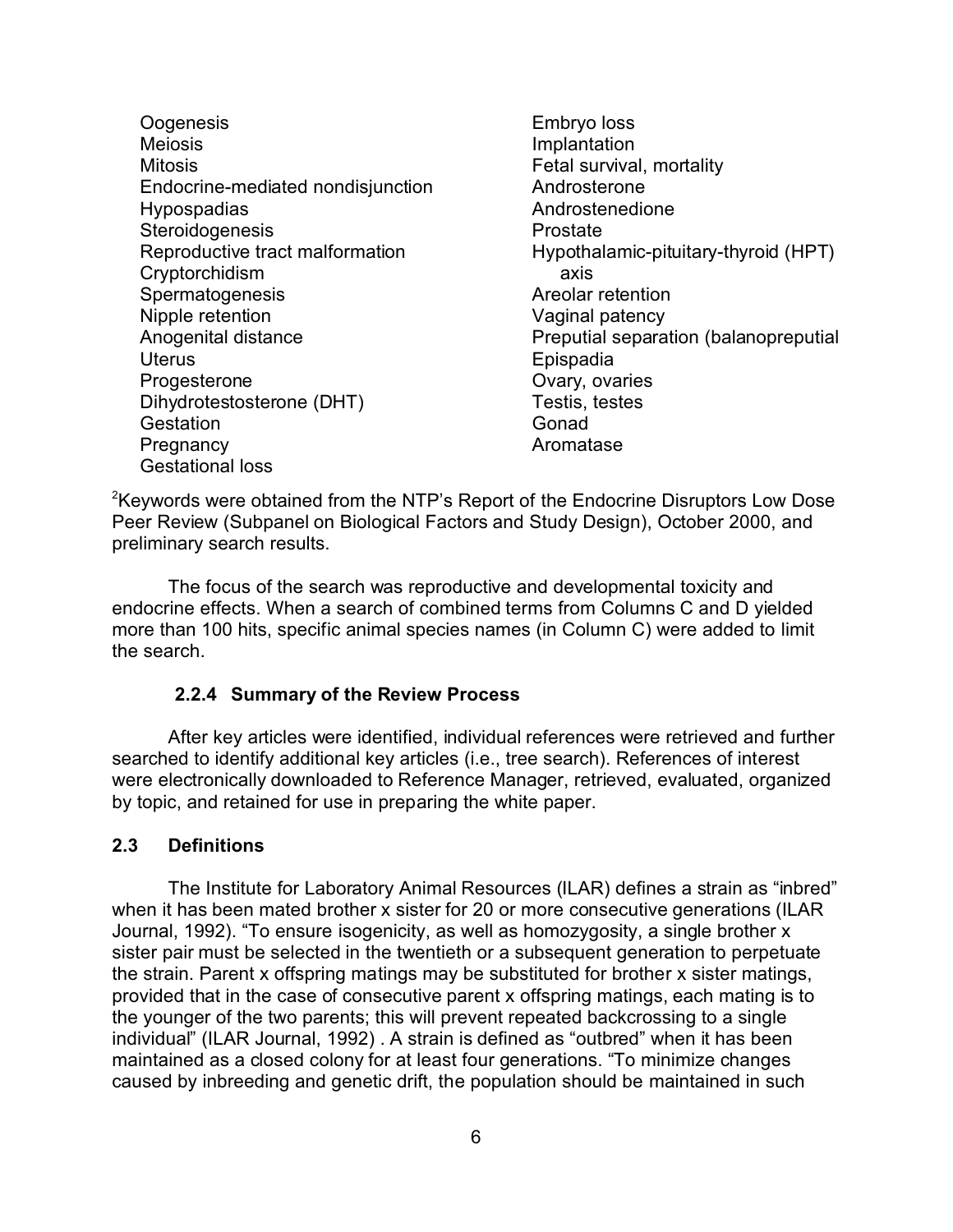- Oogenesis
- Meiosis
- Mitosis
- Endocrine-mediated nondisjunction
- Hypospadias
- Steroidogenesis
- Reproductive tract malformation
- Cryptorchidism
- Spermatogenesis
- Nipple retention
- Anogenital distance
- Uterus
- Progesterone
- Dihydrotestosterone (DHT)
- Gestation
- Pregnancy
- Gestational loss
- Embryo loss
- Implantation
- Fetal survival, mortality
- Androsterone
- Androstenedione
- Prostate
- Hypothalamic-pituitary-thyroid (HPT) axis
- Areolar retention
- Vaginal patency
- Preputial separation (balanopreputial
- Epispadia
- Ovary, ovaries
- Testis, testes
- Gonad
- Aromatase

[2]Keywords were obtained from the NTP's Report of the Endocrine Disruptors Low Dose Peer Review (Subpanel on Biological Factors and Study Design), October 2000, and preliminary search results.

The focus of the search was reproductive and developmental toxicity and endocrine effects. When a search of combined terms from Columns C and D yielded more than 100 hits, specific animal species names (in Column C) were added to limit the search.

### 2.2.4 Summary of the Review Process

After key articles were identified, individual references were retrieved and further searched to identify additional key articles (i.e., tree search). References of interest were electronically downloaded to Reference Manager, retrieved, evaluated, organized by topic, and retained for use in preparing the white paper.

## 2.3 Definitions

The Institute for Laboratory Animal Resources (ILAR) defines a strain as "inbred" when it has been mated brother x sister for 20 or more consecutive generations (ILAR Journal, 1992). "To ensure isogenicity, as well as homozygosity, a single brother x sister pair must be selected in the twentieth or a subsequent generation to perpetuate the strain. Parent x offspring matings may be substituted for brother x sister matings, provided that in the case of consecutive parent x offspring matings, each mating is to the younger of the two parents; this will prevent repeated backcrossing to a single individual" (ILAR Journal, 1992) . A strain is defined as "outbred" when it has been maintained as a closed colony for at least four generations. "To minimize changes caused by inbreeding and genetic drift, the population should be maintained in such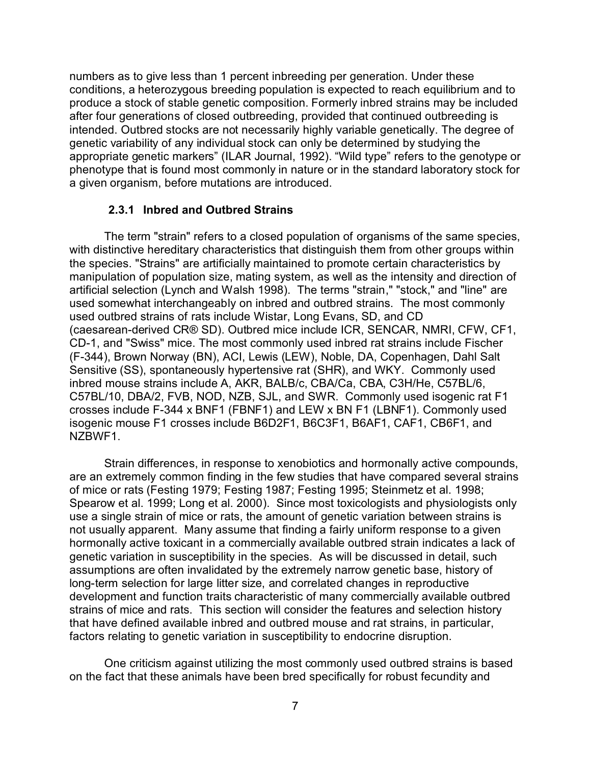numbers as to give less than 1 percent inbreeding per generation. Under these conditions, a heterozygous breeding population is expected to reach equilibrium and to produce a stock of stable genetic composition. Formerly inbred strains may be included after four generations of closed outbreeding, provided that continued outbreeding is intended. Outbred stocks are not necessarily highly variable genetically. The degree of genetic variability of any individual stock can only be determined by studying the appropriate genetic markers" (ILAR Journal, 1992). "Wild type" refers to the genotype or phenotype that is found most commonly in nature or in the standard laboratory stock for a given organism, before mutations are introduced.

### 2.3.1 Inbred and Outbred Strains

The term "strain" refers to a closed population of organisms of the same species, with distinctive hereditary characteristics that distinguish them from other groups within the species. "Strains" are artificially maintained to promote certain characteristics by manipulation of population size, mating system, as well as the intensity and direction of artificial selection (Lynch and Walsh 1998). The terms "strain," "stock," and "line" are used somewhat interchangeably on inbred and outbred strains. The most commonly used outbred strains of rats include Wistar, Long Evans, SD, and CD (caesarean-derived CR® SD). Outbred mice include ICR, SENCAR, NMRI, CFW, CF1, CD-1, and "Swiss" mice. The most commonly used inbred rat strains include Fischer (F-344), Brown Norway (BN), ACI, Lewis (LEW), Noble, DA, Copenhagen, Dahl Salt Sensitive (SS), spontaneously hypertensive rat (SHR), and WKY. Commonly used inbred mouse strains include A, AKR, BALB/c, CBA/Ca, CBA, C3H/He, C57BL/6, C57BL/10, DBA/2, FVB, NOD, NZB, SJL, and SWR. Commonly used isogenic rat F1 crosses include F-344 x BNF1 (FBNF1) and LEW x BN F1 (LBNF1). Commonly used isogenic mouse F1 crosses include B6D2F1, B6C3F1, B6AF1, CAF1, CB6F1, and NZBWF1.

Strain differences, in response to xenobiotics and hormonally active compounds, are an extremely common finding in the few studies that have compared several strains of mice or rats (Festing 1979; Festing 1987; Festing 1995; Steinmetz et al. 1998; Spearow et al. 1999; Long et al. 2000). Since most toxicologists and physiologists only use a single strain of mice or rats, the amount of genetic variation between strains is not usually apparent. Many assume that finding a fairly uniform response to a given hormonally active toxicant in a commercially available outbred strain indicates a lack of genetic variation in susceptibility in the species. As will be discussed in detail, such assumptions are often invalidated by the extremely narrow genetic base, history of long-term selection for large litter size, and correlated changes in reproductive development and function traits characteristic of many commercially available outbred strains of mice and rats. This section will consider the features and selection history that have defined available inbred and outbred mouse and rat strains, in particular, factors relating to genetic variation in susceptibility to endocrine disruption.

One criticism against utilizing the most commonly used outbred strains is based on the fact that these animals have been bred specifically for robust fecundity and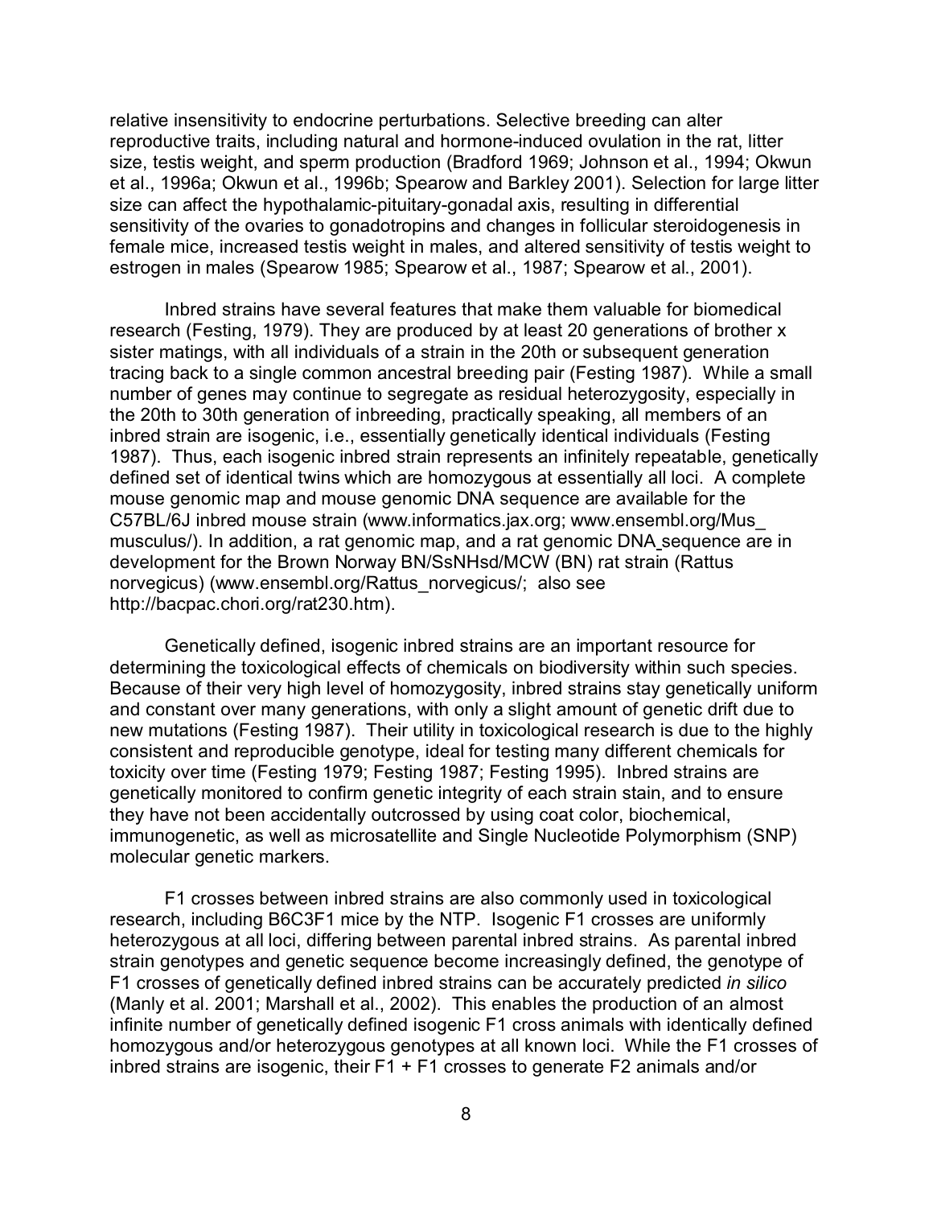relative insensitivity to endocrine perturbations. Selective breeding can alter reproductive traits, including natural and hormone-induced ovulation in the rat, litter size, testis weight, and sperm production (Bradford 1969; Johnson et al., 1994; Okwun et al., 1996a; Okwun et al., 1996b; Spearow and Barkley 2001). Selection for large litter size can affect the hypothalamic-pituitary-gonadal axis, resulting in differential sensitivity of the ovaries to gonadotropins and changes in follicular steroidogenesis in female mice, increased testis weight in males, and altered sensitivity of testis weight to estrogen in males (Spearow 1985; Spearow et al., 1987; Spearow et al., 2001).

Inbred strains have several features that make them valuable for biomedical research (Festing, 1979). They are produced by at least 20 generations of brother x sister matings, with all individuals of a strain in the 20th or subsequent generation tracing back to a single common ancestral breeding pair (Festing 1987). While a small number of genes may continue to segregate as residual heterozygosity, especially in the 20th to 30th generation of inbreeding, practically speaking, all members of an inbred strain are isogenic, i.e., essentially genetically identical individuals (Festing 1987). Thus, each isogenic inbred strain represents an infinitely repeatable, genetically defined set of identical twins which are homozygous at essentially all loci. A complete mouse genomic map and mouse genomic DNA sequence are available for the C57BL/6J inbred mouse strain (www.informatics.jax.org; www.ensembl.org/Mus_musculus/). In addition, a rat genomic map, and a rat genomic DNA sequence are in development for the Brown Norway BN/SsNHsd/MCW (BN) rat strain (Rattus norvegicus) (www.ensembl.org/Rattus_norvegicus/; also see http://bacpac.chori.org/rat230.htm).

Genetically defined, isogenic inbred strains are an important resource for determining the toxicological effects of chemicals on biodiversity within such species. Because of their very high level of homozygosity, inbred strains stay genetically uniform and constant over many generations, with only a slight amount of genetic drift due to new mutations (Festing 1987). Their utility in toxicological research is due to the highly consistent and reproducible genotype, ideal for testing many different chemicals for toxicity over time (Festing 1979; Festing 1987; Festing 1995). Inbred strains are genetically monitored to confirm genetic integrity of each strain stain, and to ensure they have not been accidentally outcrossed by using coat color, biochemical, immunogenetic, as well as microsatellite and Single Nucleotide Polymorphism (SNP) molecular genetic markers.

F1 crosses between inbred strains are also commonly used in toxicological research, including B6C3F1 mice by the NTP. Isogenic F1 crosses are uniformly heterozygous at all loci, differing between parental inbred strains. As parental inbred strain genotypes and genetic sequence become increasingly defined, the genotype of F1 crosses of genetically defined inbred strains can be accurately predicted *in silico* (Manly et al. 2001; Marshall et al., 2002). This enables the production of an almost infinite number of genetically defined isogenic F1 cross animals with identically defined homozygous and/or heterozygous genotypes at all known loci. While the F1 crosses of inbred strains are isogenic, their F1 + F1 crosses to generate F2 animals and/or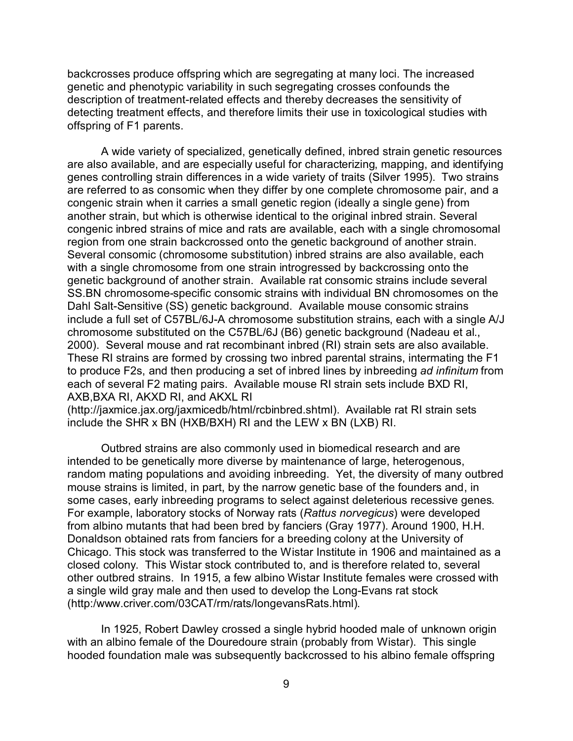backcrosses produce offspring which are segregating at many loci. The increased genetic and phenotypic variability in such segregating crosses confounds the description of treatment-related effects and thereby decreases the sensitivity of detecting treatment effects, and therefore limits their use in toxicological studies with offspring of F1 parents.

A wide variety of specialized, genetically defined, inbred strain genetic resources are also available, and are especially useful for characterizing, mapping, and identifying genes controlling strain differences in a wide variety of traits (Silver 1995). Two strains are referred to as consomic when they differ by one complete chromosome pair, and a congenic strain when it carries a small genetic region (ideally a single gene) from another strain, but which is otherwise identical to the original inbred strain. Several congenic inbred strains of mice and rats are available, each with a single chromosomal region from one strain backcrossed onto the genetic background of another strain. Several consomic (chromosome substitution) inbred strains are also available, each with a single chromosome from one strain introgressed by backcrossing onto the genetic background of another strain. Available rat consomic strains include several SS.BN chromosome-specific consomic strains with individual BN chromosomes on the Dahl Salt-Sensitive (SS) genetic background. Available mouse consomic strains include a full set of C57BL/6J-A chromosome substitution strains, each with a single A/J chromosome substituted on the C57BL/6J (B6) genetic background (Nadeau et al., 2000). Several mouse and rat recombinant inbred (RI) strain sets are also available. These RI strains are formed by crossing two inbred parental strains, intermating the F1 to produce F2s, and then producing a set of inbred lines by inbreeding *ad infinitum* from each of several F2 mating pairs. Available mouse RI strain sets include BXD RI, AXB,BXA RI, AKXD RI, and AKXL RI (http://jaxmice.jax.org/jaxmicedb/html/rcbinbred.shtml). Available rat RI strain sets include the SHR x BN (HXB/BXH) RI and the LEW x BN (LXB) RI.

Outbred strains are also commonly used in biomedical research and are intended to be genetically more diverse by maintenance of large, heterogenous, random mating populations and avoiding inbreeding. Yet, the diversity of many outbred mouse strains is limited, in part, by the narrow genetic base of the founders and, in some cases, early inbreeding programs to select against deleterious recessive genes. For example, laboratory stocks of Norway rats (*Rattus norvegicus*) were developed from albino mutants that had been bred by fanciers (Gray 1977). Around 1900, H.H. Donaldson obtained rats from fanciers for a breeding colony at the University of Chicago. This stock was transferred to the Wistar Institute in 1906 and maintained as a closed colony. This Wistar stock contributed to, and is therefore related to, several other outbred strains. In 1915, a few albino Wistar Institute females were crossed with a single wild gray male and then used to develop the Long-Evans rat stock (http:/www.criver.com/03CAT/rm/rats/longevansRats.html).

In 1925, Robert Dawley crossed a single hybrid hooded male of unknown origin with an albino female of the Douredoure strain (probably from Wistar). This single hooded foundation male was subsequently backcrossed to his albino female offspring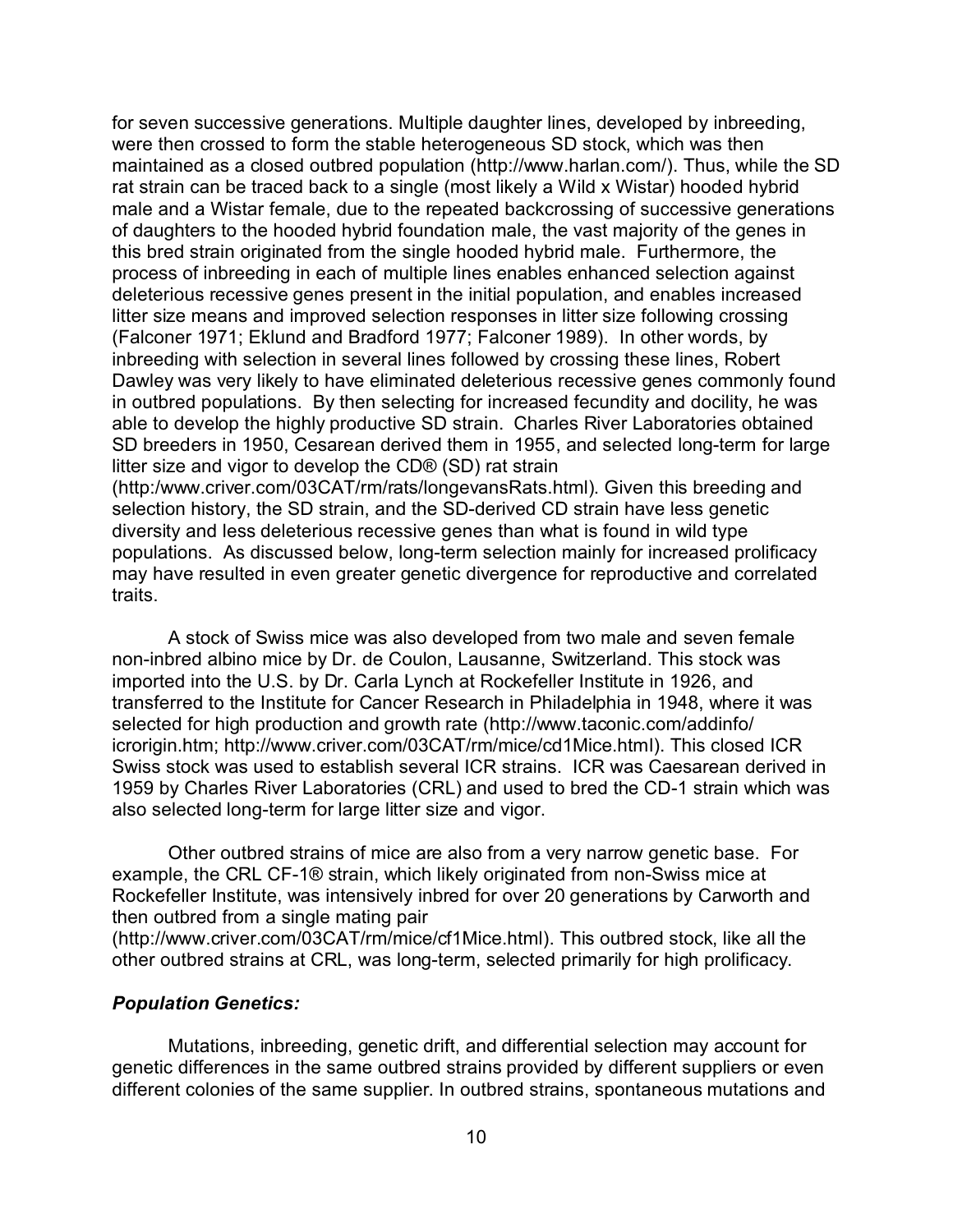for seven successive generations. Multiple daughter lines, developed by inbreeding, were then crossed to form the stable heterogeneous SD stock, which was then maintained as a closed outbred population (http://www.harlan.com/). Thus, while the SD rat strain can be traced back to a single (most likely a Wild x Wistar) hooded hybrid male and a Wistar female, due to the repeated backcrossing of successive generations of daughters to the hooded hybrid foundation male, the vast majority of the genes in this bred strain originated from the single hooded hybrid male. Furthermore, the process of inbreeding in each of multiple lines enables enhanced selection against deleterious recessive genes present in the initial population, and enables increased litter size means and improved selection responses in litter size following crossing (Falconer 1971; Eklund and Bradford 1977; Falconer 1989). In other words, by inbreeding with selection in several lines followed by crossing these lines, Robert Dawley was very likely to have eliminated deleterious recessive genes commonly found in outbred populations. By then selecting for increased fecundity and docility, he was able to develop the highly productive SD strain. Charles River Laboratories obtained SD breeders in 1950, Cesarean derived them in 1955, and selected long-term for large litter size and vigor to develop the CD® (SD) rat strain (http:/www.criver.com/03CAT/rm/rats/longevansRats.html). Given this breeding and selection history, the SD strain, and the SD-derived CD strain have less genetic diversity and less deleterious recessive genes than what is found in wild type populations. As discussed below, long-term selection mainly for increased prolificacy may have resulted in even greater genetic divergence for reproductive and correlated traits.

A stock of Swiss mice was also developed from two male and seven female non-inbred albino mice by Dr. de Coulon, Lausanne, Switzerland. This stock was imported into the U.S. by Dr. Carla Lynch at Rockefeller Institute in 1926, and transferred to the Institute for Cancer Research in Philadelphia in 1948, where it was selected for high production and growth rate (http://www.taconic.com/addinfo/icrorigin.htm; http://www.criver.com/03CAT/rm/mice/cd1Mice.html). This closed ICR Swiss stock was used to establish several ICR strains. ICR was Caesarean derived in 1959 by Charles River Laboratories (CRL) and used to bred the CD-1 strain which was also selected long-term for large litter size and vigor.

Other outbred strains of mice are also from a very narrow genetic base. For example, the CRL CF-1® strain, which likely originated from non-Swiss mice at Rockefeller Institute, was intensively inbred for over 20 generations by Carworth and then outbred from a single mating pair (http://www.criver.com/03CAT/rm/mice/cf1Mice.html). This outbred stock, like all the other outbred strains at CRL, was long-term, selected primarily for high prolificacy.

### ***Population Genetics:***

Mutations, inbreeding, genetic drift, and differential selection may account for genetic differences in the same outbred strains provided by different suppliers or even different colonies of the same supplier. In outbred strains, spontaneous mutations and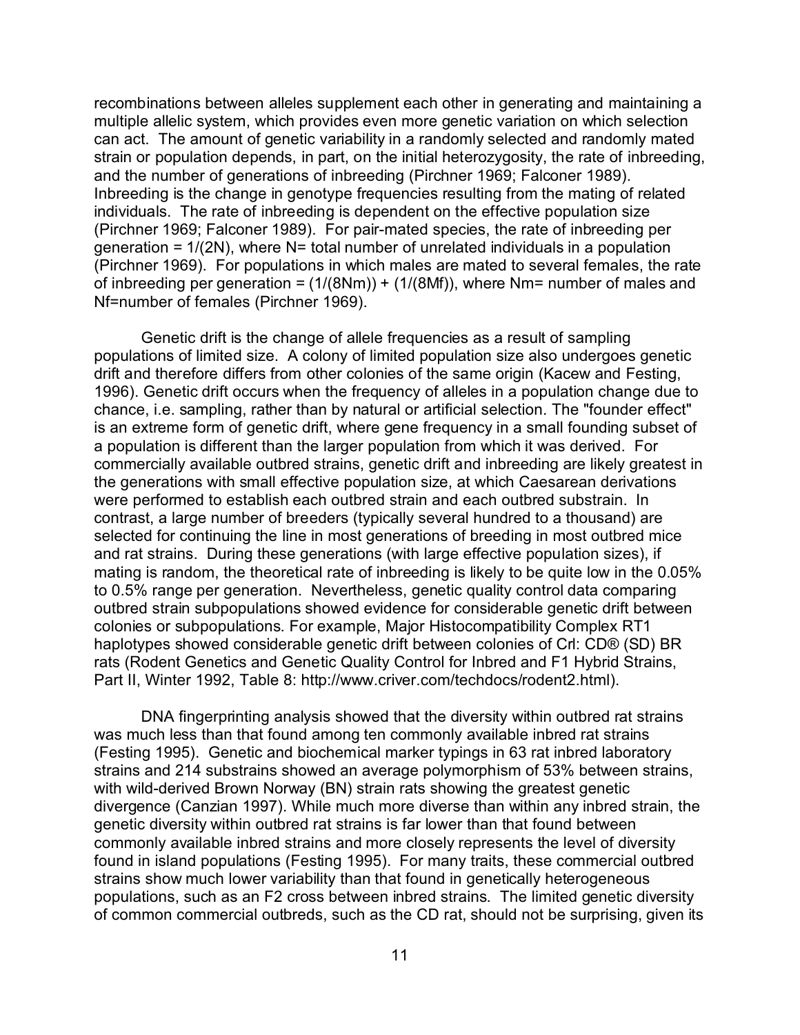recombinations between alleles supplement each other in generating and maintaining a multiple allelic system, which provides even more genetic variation on which selection can act. The amount of genetic variability in a randomly selected and randomly mated strain or population depends, in part, on the initial heterozygosity, the rate of inbreeding, and the number of generations of inbreeding (Pirchner 1969; Falconer 1989). Inbreeding is the change in genotype frequencies resulting from the mating of related individuals. The rate of inbreeding is dependent on the effective population size (Pirchner 1969; Falconer 1989). For pair-mated species, the rate of inbreeding per generation = $1/(2N)$, where N= total number of unrelated individuals in a population (Pirchner 1969). For populations in which males are mated to several females, the rate of inbreeding per generation = $(1/(8Nm)) + (1/(8Mf))$, where Nm= number of males and Nf=number of females (Pirchner 1969).

Genetic drift is the change of allele frequencies as a result of sampling populations of limited size. A colony of limited population size also undergoes genetic drift and therefore differs from other colonies of the same origin (Kacew and Festing, 1996). Genetic drift occurs when the frequency of alleles in a population change due to chance, i.e. sampling, rather than by natural or artificial selection. The "founder effect" is an extreme form of genetic drift, where gene frequency in a small founding subset of a population is different than the larger population from which it was derived. For commercially available outbred strains, genetic drift and inbreeding are likely greatest in the generations with small effective population size, at which Caesarean derivations were performed to establish each outbred strain and each outbred substrain. In contrast, a large number of breeders (typically several hundred to a thousand) are selected for continuing the line in most generations of breeding in most outbred mice and rat strains. During these generations (with large effective population sizes), if mating is random, the theoretical rate of inbreeding is likely to be quite low in the 0.05% to 0.5% range per generation. Nevertheless, genetic quality control data comparing outbred strain subpopulations showed evidence for considerable genetic drift between colonies or subpopulations. For example, Major Histocompatibility Complex RT1 haplotypes showed considerable genetic drift between colonies of Crl: CD® (SD) BR rats (Rodent Genetics and Genetic Quality Control for Inbred and F1 Hybrid Strains, Part II, Winter 1992, Table 8: http://www.criver.com/techdocs/rodent2.html).

DNA fingerprinting analysis showed that the diversity within outbred rat strains was much less than that found among ten commonly available inbred rat strains (Festing 1995). Genetic and biochemical marker typings in 63 rat inbred laboratory strains and 214 substrains showed an average polymorphism of 53% between strains, with wild-derived Brown Norway (BN) strain rats showing the greatest genetic divergence (Canzian 1997). While much more diverse than within any inbred strain, the genetic diversity within outbred rat strains is far lower than that found between commonly available inbred strains and more closely represents the level of diversity found in island populations (Festing 1995). For many traits, these commercial outbred strains show much lower variability than that found in genetically heterogeneous populations, such as an F2 cross between inbred strains. The limited genetic diversity of common commercial outbreds, such as the CD rat, should not be surprising, given its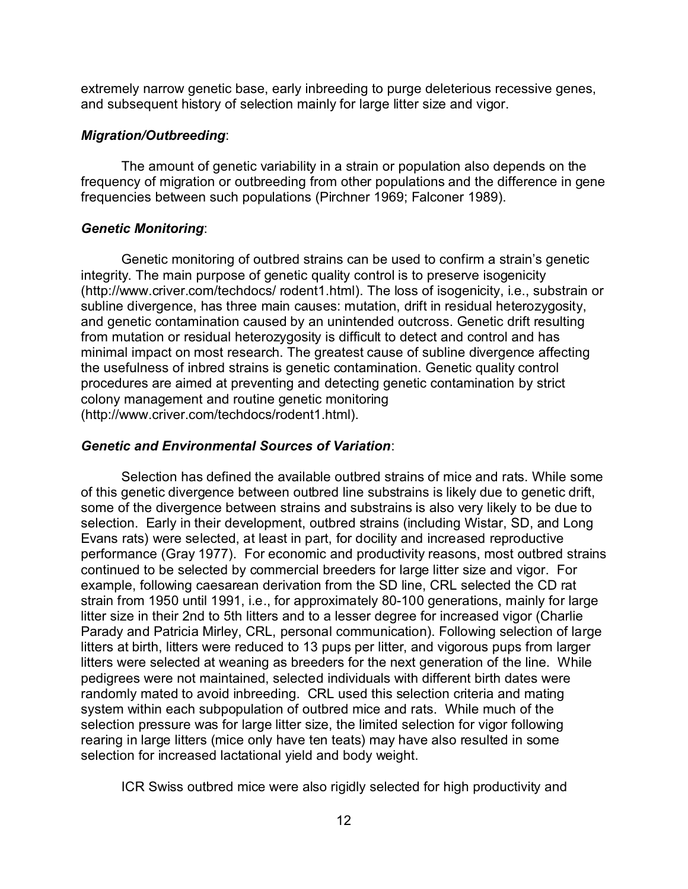extremely narrow genetic base, early inbreeding to purge deleterious recessive genes, and subsequent history of selection mainly for large litter size and vigor.

***Migration/Outbreeding***:

The amount of genetic variability in a strain or population also depends on the frequency of migration or outbreeding from other populations and the difference in gene frequencies between such populations (Pirchner 1969; Falconer 1989).

***Genetic Monitoring***:

Genetic monitoring of outbred strains can be used to confirm a strain's genetic integrity. The main purpose of genetic quality control is to preserve isogenicity (http://www.criver.com/techdocs/ rodent1.html). The loss of isogenicity, i.e., substrain or subline divergence, has three main causes: mutation, drift in residual heterozygosity, and genetic contamination caused by an unintended outcross. Genetic drift resulting from mutation or residual heterozygosity is difficult to detect and control and has minimal impact on most research. The greatest cause of subline divergence affecting the usefulness of inbred strains is genetic contamination. Genetic quality control procedures are aimed at preventing and detecting genetic contamination by strict colony management and routine genetic monitoring (http://www.criver.com/techdocs/rodent1.html).

***Genetic and Environmental Sources of Variation***:

Selection has defined the available outbred strains of mice and rats. While some of this genetic divergence between outbred line substrains is likely due to genetic drift, some of the divergence between strains and substrains is also very likely to be due to selection. Early in their development, outbred strains (including Wistar, SD, and Long Evans rats) were selected, at least in part, for docility and increased reproductive performance (Gray 1977). For economic and productivity reasons, most outbred strains continued to be selected by commercial breeders for large litter size and vigor. For example, following caesarean derivation from the SD line, CRL selected the CD rat strain from 1950 until 1991, i.e., for approximately 80-100 generations, mainly for large litter size in their 2nd to 5th litters and to a lesser degree for increased vigor (Charlie Parady and Patricia Mirley, CRL, personal communication). Following selection of large litters at birth, litters were reduced to 13 pups per litter, and vigorous pups from larger litters were selected at weaning as breeders for the next generation of the line. While pedigrees were not maintained, selected individuals with different birth dates were randomly mated to avoid inbreeding. CRL used this selection criteria and mating system within each subpopulation of outbred mice and rats. While much of the selection pressure was for large litter size, the limited selection for vigor following rearing in large litters (mice only have ten teats) may have also resulted in some selection for increased lactational yield and body weight.

ICR Swiss outbred mice were also rigidly selected for high productivity and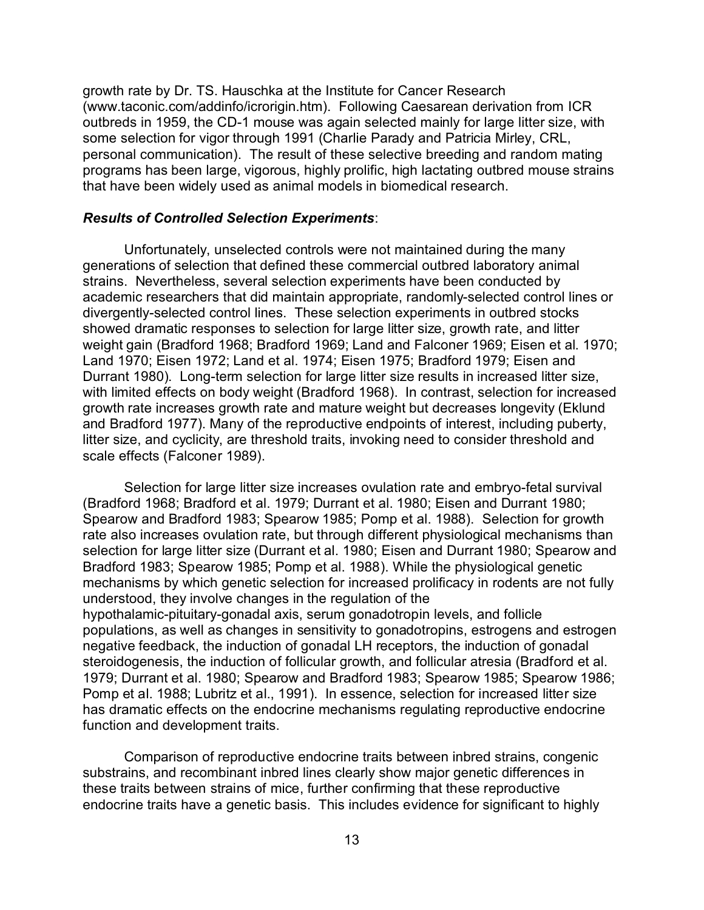growth rate by Dr. TS. Hauschka at the Institute for Cancer Research (www.taconic.com/addinfo/icrorigin.htm). Following Caesarean derivation from ICR outbreds in 1959, the CD-1 mouse was again selected mainly for large litter size, with some selection for vigor through 1991 (Charlie Parady and Patricia Mirley, CRL, personal communication). The result of these selective breeding and random mating programs has been large, vigorous, highly prolific, high lactating outbred mouse strains that have been widely used as animal models in biomedical research.

***Results of Controlled Selection Experiments***:

Unfortunately, unselected controls were not maintained during the many generations of selection that defined these commercial outbred laboratory animal strains. Nevertheless, several selection experiments have been conducted by academic researchers that did maintain appropriate, randomly-selected control lines or divergently-selected control lines. These selection experiments in outbred stocks showed dramatic responses to selection for large litter size, growth rate, and litter weight gain (Bradford 1968; Bradford 1969; Land and Falconer 1969; Eisen et al. 1970; Land 1970; Eisen 1972; Land et al. 1974; Eisen 1975; Bradford 1979; Eisen and Durrant 1980). Long-term selection for large litter size results in increased litter size, with limited effects on body weight (Bradford 1968). In contrast, selection for increased growth rate increases growth rate and mature weight but decreases longevity (Eklund and Bradford 1977). Many of the reproductive endpoints of interest, including puberty, litter size, and cyclicity, are threshold traits, invoking need to consider threshold and scale effects (Falconer 1989).

Selection for large litter size increases ovulation rate and embryo-fetal survival (Bradford 1968; Bradford et al. 1979; Durrant et al. 1980; Eisen and Durrant 1980; Spearow and Bradford 1983; Spearow 1985; Pomp et al. 1988). Selection for growth rate also increases ovulation rate, but through different physiological mechanisms than selection for large litter size (Durrant et al. 1980; Eisen and Durrant 1980; Spearow and Bradford 1983; Spearow 1985; Pomp et al. 1988). While the physiological genetic mechanisms by which genetic selection for increased prolificacy in rodents are not fully understood, they involve changes in the regulation of the hypothalamic-pituitary-gonadal axis, serum gonadotropin levels, and follicle populations, as well as changes in sensitivity to gonadotropins, estrogens and estrogen negative feedback, the induction of gonadal LH receptors, the induction of gonadal steroidogenesis, the induction of follicular growth, and follicular atresia (Bradford et al. 1979; Durrant et al. 1980; Spearow and Bradford 1983; Spearow 1985; Spearow 1986; Pomp et al. 1988; Lubritz et al., 1991). In essence, selection for increased litter size has dramatic effects on the endocrine mechanisms regulating reproductive endocrine function and development traits.

Comparison of reproductive endocrine traits between inbred strains, congenic substrains, and recombinant inbred lines clearly show major genetic differences in these traits between strains of mice, further confirming that these reproductive endocrine traits have a genetic basis. This includes evidence for significant to highly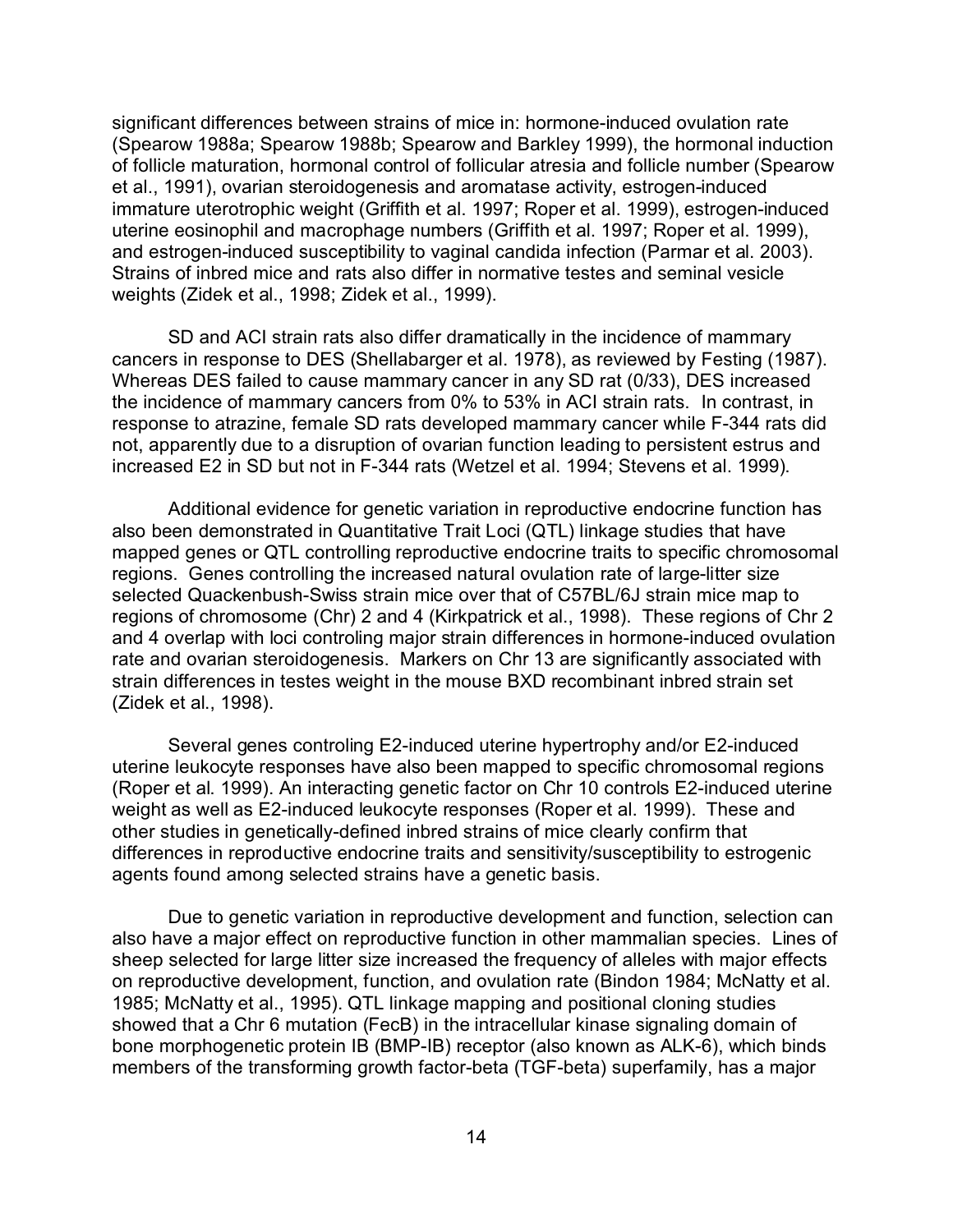significant differences between strains of mice in: hormone-induced ovulation rate (Spearow 1988a; Spearow 1988b; Spearow and Barkley 1999), the hormonal induction of follicle maturation, hormonal control of follicular atresia and follicle number (Spearow et al., 1991), ovarian steroidogenesis and aromatase activity, estrogen-induced immature uterotrophic weight (Griffith et al. 1997; Roper et al. 1999), estrogen-induced uterine eosinophil and macrophage numbers (Griffith et al. 1997; Roper et al. 1999), and estrogen-induced susceptibility to vaginal candida infection (Parmar et al. 2003). Strains of inbred mice and rats also differ in normative testes and seminal vesicle weights (Zidek et al., 1998; Zidek et al., 1999).

SD and ACI strain rats also differ dramatically in the incidence of mammary cancers in response to DES (Shellabarger et al. 1978), as reviewed by Festing (1987). Whereas DES failed to cause mammary cancer in any SD rat (0/33), DES increased the incidence of mammary cancers from 0% to 53% in ACI strain rats. In contrast, in response to atrazine, female SD rats developed mammary cancer while F-344 rats did not, apparently due to a disruption of ovarian function leading to persistent estrus and increased E2 in SD but not in F-344 rats (Wetzel et al. 1994; Stevens et al. 1999).

Additional evidence for genetic variation in reproductive endocrine function has also been demonstrated in Quantitative Trait Loci (QTL) linkage studies that have mapped genes or QTL controlling reproductive endocrine traits to specific chromosomal regions. Genes controlling the increased natural ovulation rate of large-litter size selected Quackenbush-Swiss strain mice over that of C57BL/6J strain mice map to regions of chromosome (Chr) 2 and 4 (Kirkpatrick et al., 1998). These regions of Chr 2 and 4 overlap with loci controling major strain differences in hormone-induced ovulation rate and ovarian steroidogenesis. Markers on Chr 13 are significantly associated with strain differences in testes weight in the mouse BXD recombinant inbred strain set (Zidek et al., 1998).

Several genes controling E2-induced uterine hypertrophy and/or E2-induced uterine leukocyte responses have also been mapped to specific chromosomal regions (Roper et al. 1999). An interacting genetic factor on Chr 10 controls E2-induced uterine weight as well as E2-induced leukocyte responses (Roper et al. 1999). These and other studies in genetically-defined inbred strains of mice clearly confirm that differences in reproductive endocrine traits and sensitivity/susceptibility to estrogenic agents found among selected strains have a genetic basis.

Due to genetic variation in reproductive development and function, selection can also have a major effect on reproductive function in other mammalian species. Lines of sheep selected for large litter size increased the frequency of alleles with major effects on reproductive development, function, and ovulation rate (Bindon 1984; McNatty et al. 1985; McNatty et al., 1995). QTL linkage mapping and positional cloning studies showed that a Chr 6 mutation (FecB) in the intracellular kinase signaling domain of bone morphogenetic protein IB (BMP-IB) receptor (also known as ALK-6), which binds members of the transforming growth factor-beta (TGF-beta) superfamily, has a major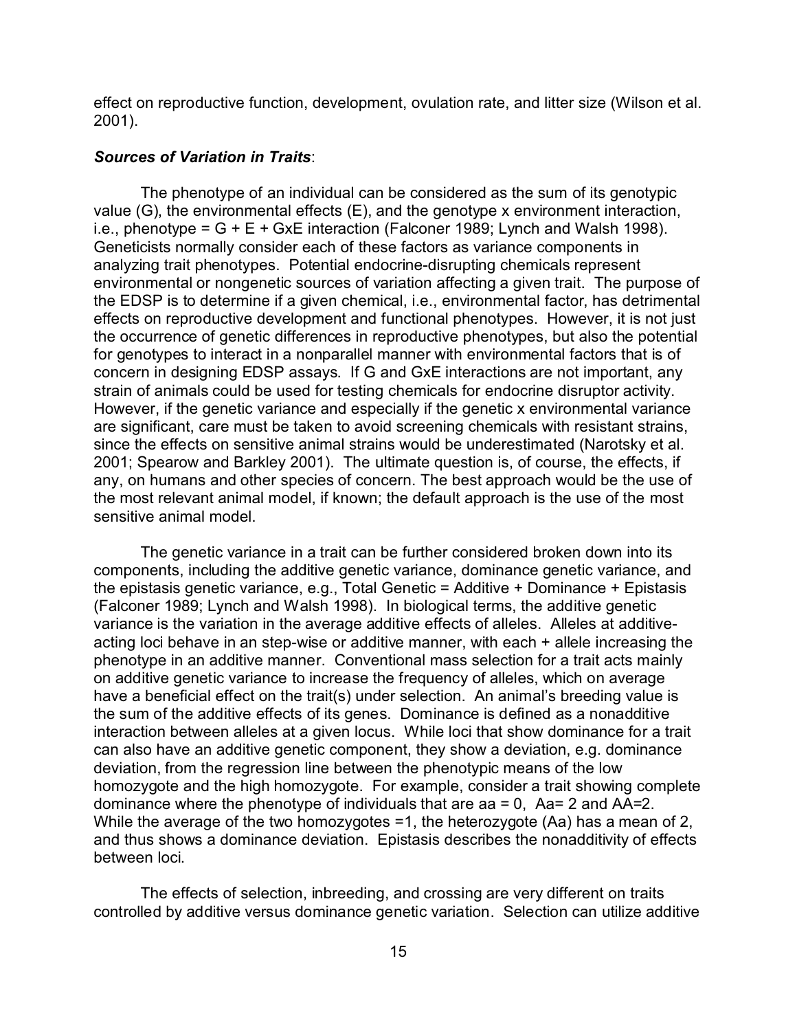effect on reproductive function, development, ovulation rate, and litter size (Wilson et al. 2001).

***Sources of Variation in Traits*:**

The phenotype of an individual can be considered as the sum of its genotypic value (G), the environmental effects (E), and the genotype x environment interaction, i.e., phenotype = G + E + GxE interaction (Falconer 1989; Lynch and Walsh 1998). Geneticists normally consider each of these factors as variance components in analyzing trait phenotypes. Potential endocrine-disrupting chemicals represent environmental or nongenetic sources of variation affecting a given trait. The purpose of the EDSP is to determine if a given chemical, i.e., environmental factor, has detrimental effects on reproductive development and functional phenotypes. However, it is not just the occurrence of genetic differences in reproductive phenotypes, but also the potential for genotypes to interact in a nonparallel manner with environmental factors that is of concern in designing EDSP assays. If G and GxE interactions are not important, any strain of animals could be used for testing chemicals for endocrine disruptor activity. However, if the genetic variance and especially if the genetic x environmental variance are significant, care must be taken to avoid screening chemicals with resistant strains, since the effects on sensitive animal strains would be underestimated (Narotsky et al. 2001; Spearow and Barkley 2001). The ultimate question is, of course, the effects, if any, on humans and other species of concern. The best approach would be the use of the most relevant animal model, if known; the default approach is the use of the most sensitive animal model.

The genetic variance in a trait can be further considered broken down into its components, including the additive genetic variance, dominance genetic variance, and the epistasis genetic variance, e.g., Total Genetic = Additive + Dominance + Epistasis (Falconer 1989; Lynch and Walsh 1998). In biological terms, the additive genetic variance is the variation in the average additive effects of alleles. Alleles at additive-acting loci behave in an step-wise or additive manner, with each + allele increasing the phenotype in an additive manner. Conventional mass selection for a trait acts mainly on additive genetic variance to increase the frequency of alleles, which on average have a beneficial effect on the trait(s) under selection. An animal's breeding value is the sum of the additive effects of its genes. Dominance is defined as a nonadditive interaction between alleles at a given locus. While loci that show dominance for a trait can also have an additive genetic component, they show a deviation, e.g. dominance deviation, from the regression line between the phenotypic means of the low homozygote and the high homozygote. For example, consider a trait showing complete dominance where the phenotype of individuals that are aa = 0, Aa= 2 and AA=2. While the average of the two homozygotes =1, the heterozygote (Aa) has a mean of 2, and thus shows a dominance deviation. Epistasis describes the nonadditivity of effects between loci.

The effects of selection, inbreeding, and crossing are very different on traits controlled by additive versus dominance genetic variation. Selection can utilize additive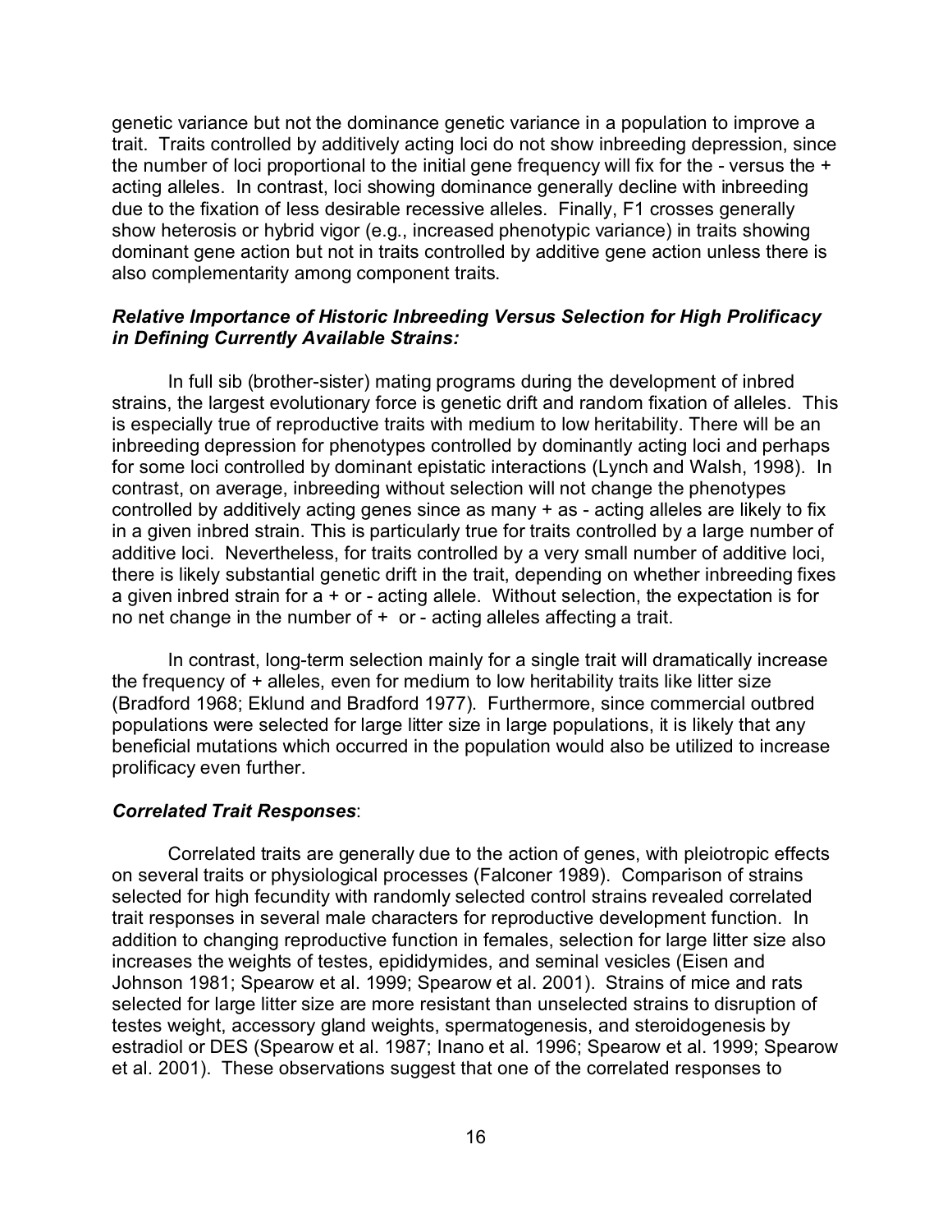genetic variance but not the dominance genetic variance in a population to improve a trait. Traits controlled by additively acting loci do not show inbreeding depression, since the number of loci proportional to the initial gene frequency will fix for the - versus the + acting alleles. In contrast, loci showing dominance generally decline with inbreeding due to the fixation of less desirable recessive alleles. Finally, F1 crosses generally show heterosis or hybrid vigor (e.g., increased phenotypic variance) in traits showing dominant gene action but not in traits controlled by additive gene action unless there is also complementarity among component traits.

***Relative Importance of Historic Inbreeding Versus Selection for High Prolificacy in Defining Currently Available Strains:***

In full sib (brother-sister) mating programs during the development of inbred strains, the largest evolutionary force is genetic drift and random fixation of alleles. This is especially true of reproductive traits with medium to low heritability. There will be an inbreeding depression for phenotypes controlled by dominantly acting loci and perhaps for some loci controlled by dominant epistatic interactions (Lynch and Walsh, 1998). In contrast, on average, inbreeding without selection will not change the phenotypes controlled by additively acting genes since as many + as - acting alleles are likely to fix in a given inbred strain. This is particularly true for traits controlled by a large number of additive loci. Nevertheless, for traits controlled by a very small number of additive loci, there is likely substantial genetic drift in the trait, depending on whether inbreeding fixes a given inbred strain for a + or - acting allele. Without selection, the expectation is for no net change in the number of + or - acting alleles affecting a trait.

In contrast, long-term selection mainly for a single trait will dramatically increase the frequency of + alleles, even for medium to low heritability traits like litter size (Bradford 1968; Eklund and Bradford 1977). Furthermore, since commercial outbred populations were selected for large litter size in large populations, it is likely that any beneficial mutations which occurred in the population would also be utilized to increase prolificacy even further.

***Correlated Trait Responses***:

Correlated traits are generally due to the action of genes, with pleiotropic effects on several traits or physiological processes (Falconer 1989). Comparison of strains selected for high fecundity with randomly selected control strains revealed correlated trait responses in several male characters for reproductive development function. In addition to changing reproductive function in females, selection for large litter size also increases the weights of testes, epididymides, and seminal vesicles (Eisen and Johnson 1981; Spearow et al. 1999; Spearow et al. 2001). Strains of mice and rats selected for large litter size are more resistant than unselected strains to disruption of testes weight, accessory gland weights, spermatogenesis, and steroidogenesis by estradiol or DES (Spearow et al. 1987; Inano et al. 1996; Spearow et al. 1999; Spearow et al. 2001). These observations suggest that one of the correlated responses to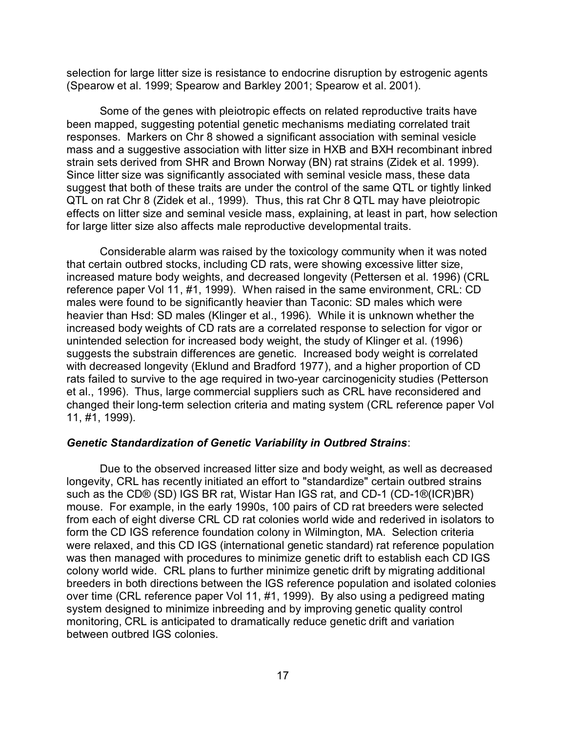selection for large litter size is resistance to endocrine disruption by estrogenic agents (Spearow et al. 1999; Spearow and Barkley 2001; Spearow et al. 2001).

Some of the genes with pleiotropic effects on related reproductive traits have been mapped, suggesting potential genetic mechanisms mediating correlated trait responses. Markers on Chr 8 showed a significant association with seminal vesicle mass and a suggestive association with litter size in HXB and BXH recombinant inbred strain sets derived from SHR and Brown Norway (BN) rat strains (Zidek et al. 1999). Since litter size was significantly associated with seminal vesicle mass, these data suggest that both of these traits are under the control of the same QTL or tightly linked QTL on rat Chr 8 (Zidek et al., 1999). Thus, this rat Chr 8 QTL may have pleiotropic effects on litter size and seminal vesicle mass, explaining, at least in part, how selection for large litter size also affects male reproductive developmental traits.

Considerable alarm was raised by the toxicology community when it was noted that certain outbred stocks, including CD rats, were showing excessive litter size, increased mature body weights, and decreased longevity (Pettersen et al. 1996) (CRL reference paper Vol 11, #1, 1999). When raised in the same environment, CRL: CD males were found to be significantly heavier than Taconic: SD males which were heavier than Hsd: SD males (Klinger et al., 1996). While it is unknown whether the increased body weights of CD rats are a correlated response to selection for vigor or unintended selection for increased body weight, the study of Klinger et al. (1996) suggests the substrain differences are genetic. Increased body weight is correlated with decreased longevity (Eklund and Bradford 1977), and a higher proportion of CD rats failed to survive to the age required in two-year carcinogenicity studies (Petterson et al., 1996). Thus, large commercial suppliers such as CRL have reconsidered and changed their long-term selection criteria and mating system (CRL reference paper Vol 11, #1, 1999).

***Genetic Standardization of Genetic Variability in Outbred Strains***:

Due to the observed increased litter size and body weight, as well as decreased longevity, CRL has recently initiated an effort to "standardize" certain outbred strains such as the CD® (SD) IGS BR rat, Wistar Han IGS rat, and CD-1 (CD-1®(ICR)BR) mouse. For example, in the early 1990s, 100 pairs of CD rat breeders were selected from each of eight diverse CRL CD rat colonies world wide and rederived in isolators to form the CD IGS reference foundation colony in Wilmington, MA. Selection criteria were relaxed, and this CD IGS (international genetic standard) rat reference population was then managed with procedures to minimize genetic drift to establish each CD IGS colony world wide. CRL plans to further minimize genetic drift by migrating additional breeders in both directions between the IGS reference population and isolated colonies over time (CRL reference paper Vol 11, #1, 1999). By also using a pedigreed mating system designed to minimize inbreeding and by improving genetic quality control monitoring, CRL is anticipated to dramatically reduce genetic drift and variation between outbred IGS colonies.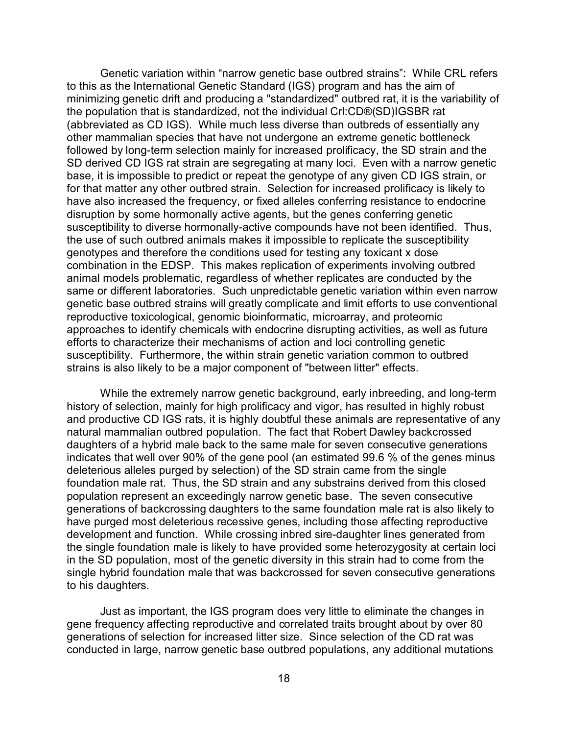Genetic variation within "narrow genetic base outbred strains": While CRL refers to this as the International Genetic Standard (IGS) program and has the aim of minimizing genetic drift and producing a "standardized" outbred rat, it is the variability of the population that is standardized, not the individual Crl:CD®(SD)IGSBR rat (abbreviated as CD IGS). While much less diverse than outbreds of essentially any other mammalian species that have not undergone an extreme genetic bottleneck followed by long-term selection mainly for increased prolificacy, the SD strain and the SD derived CD IGS rat strain are segregating at many loci. Even with a narrow genetic base, it is impossible to predict or repeat the genotype of any given CD IGS strain, or for that matter any other outbred strain. Selection for increased prolificacy is likely to have also increased the frequency, or fixed alleles conferring resistance to endocrine disruption by some hormonally active agents, but the genes conferring genetic susceptibility to diverse hormonally-active compounds have not been identified. Thus, the use of such outbred animals makes it impossible to replicate the susceptibility genotypes and therefore the conditions used for testing any toxicant x dose combination in the EDSP. This makes replication of experiments involving outbred animal models problematic, regardless of whether replicates are conducted by the same or different laboratories. Such unpredictable genetic variation within even narrow genetic base outbred strains will greatly complicate and limit efforts to use conventional reproductive toxicological, genomic bioinformatic, microarray, and proteomic approaches to identify chemicals with endocrine disrupting activities, as well as future efforts to characterize their mechanisms of action and loci controlling genetic susceptibility. Furthermore, the within strain genetic variation common to outbred strains is also likely to be a major component of "between litter" effects.

While the extremely narrow genetic background, early inbreeding, and long-term history of selection, mainly for high prolificacy and vigor, has resulted in highly robust and productive CD IGS rats, it is highly doubtful these animals are representative of any natural mammalian outbred population. The fact that Robert Dawley backcrossed daughters of a hybrid male back to the same male for seven consecutive generations indicates that well over 90% of the gene pool (an estimated 99.6 % of the genes minus deleterious alleles purged by selection) of the SD strain came from the single foundation male rat. Thus, the SD strain and any substrains derived from this closed population represent an exceedingly narrow genetic base. The seven consecutive generations of backcrossing daughters to the same foundation male rat is also likely to have purged most deleterious recessive genes, including those affecting reproductive development and function. While crossing inbred sire-daughter lines generated from the single foundation male is likely to have provided some heterozygosity at certain loci in the SD population, most of the genetic diversity in this strain had to come from the single hybrid foundation male that was backcrossed for seven consecutive generations to his daughters.

Just as important, the IGS program does very little to eliminate the changes in gene frequency affecting reproductive and correlated traits brought about by over 80 generations of selection for increased litter size. Since selection of the CD rat was conducted in large, narrow genetic base outbred populations, any additional mutations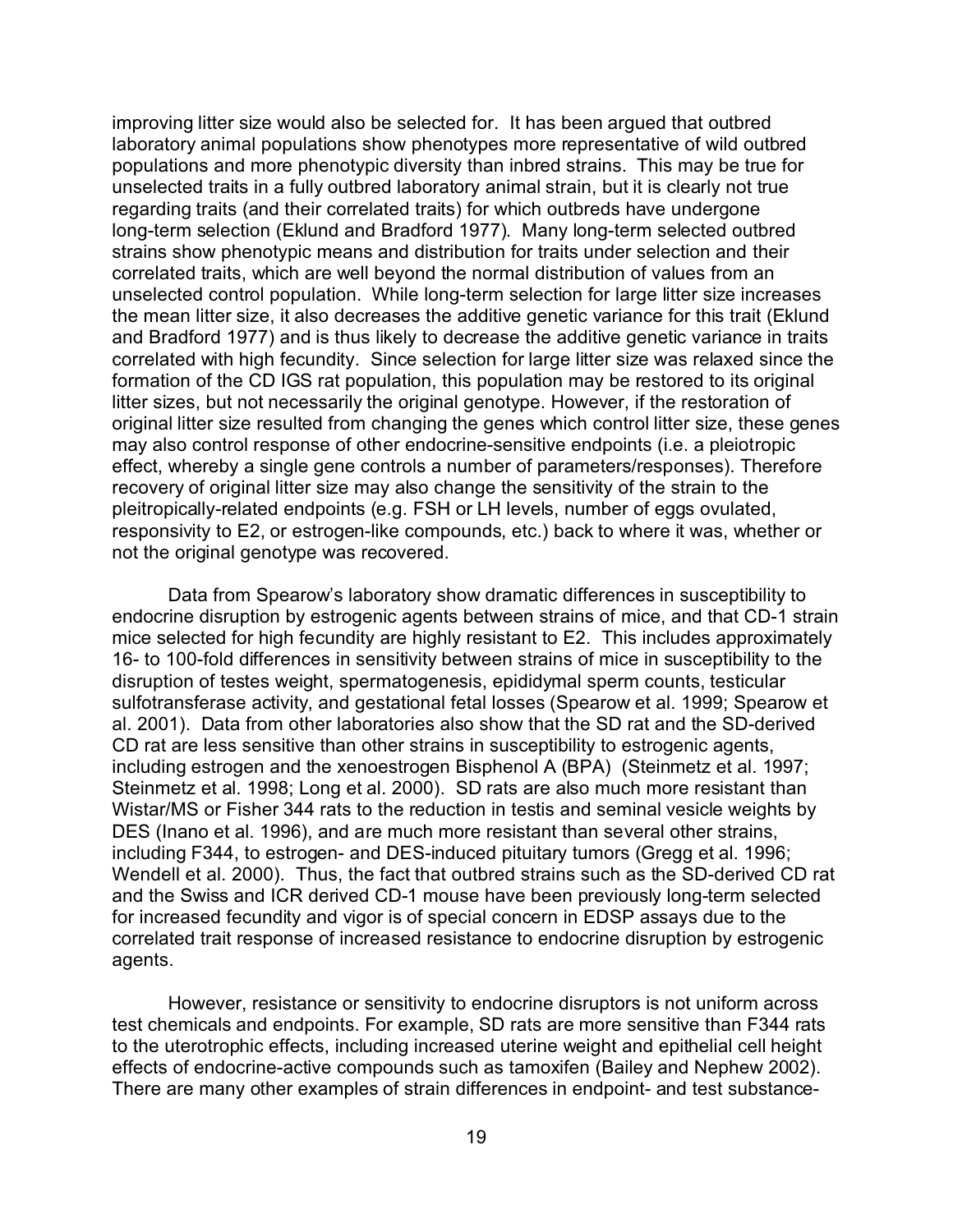improving litter size would also be selected for. It has been argued that outbred laboratory animal populations show phenotypes more representative of wild outbred populations and more phenotypic diversity than inbred strains. This may be true for unselected traits in a fully outbred laboratory animal strain, but it is clearly not true regarding traits (and their correlated traits) for which outbreds have undergone long-term selection (Eklund and Bradford 1977). Many long-term selected outbred strains show phenotypic means and distribution for traits under selection and their correlated traits, which are well beyond the normal distribution of values from an unselected control population. While long-term selection for large litter size increases the mean litter size, it also decreases the additive genetic variance for this trait (Eklund and Bradford 1977) and is thus likely to decrease the additive genetic variance in traits correlated with high fecundity. Since selection for large litter size was relaxed since the formation of the CD IGS rat population, this population may be restored to its original litter sizes, but not necessarily the original genotype. However, if the restoration of original litter size resulted from changing the genes which control litter size, these genes may also control response of other endocrine-sensitive endpoints (i.e. a pleiotropic effect, whereby a single gene controls a number of parameters/responses). Therefore recovery of original litter size may also change the sensitivity of the strain to the pleitropically-related endpoints (e.g. FSH or LH levels, number of eggs ovulated, responsivity to E2, or estrogen-like compounds, etc.) back to where it was, whether or not the original genotype was recovered.

Data from Spearow's laboratory show dramatic differences in susceptibility to endocrine disruption by estrogenic agents between strains of mice, and that CD-1 strain mice selected for high fecundity are highly resistant to E2. This includes approximately 16- to 100-fold differences in sensitivity between strains of mice in susceptibility to the disruption of testes weight, spermatogenesis, epididymal sperm counts, testicular sulfotransferase activity, and gestational fetal losses (Spearow et al. 1999; Spearow et al. 2001). Data from other laboratories also show that the SD rat and the SD-derived CD rat are less sensitive than other strains in susceptibility to estrogenic agents, including estrogen and the xenoestrogen Bisphenol A (BPA) (Steinmetz et al. 1997; Steinmetz et al. 1998; Long et al. 2000). SD rats are also much more resistant than Wistar/MS or Fisher 344 rats to the reduction in testis and seminal vesicle weights by DES (Inano et al. 1996), and are much more resistant than several other strains, including F344, to estrogen- and DES-induced pituitary tumors (Gregg et al. 1996; Wendell et al. 2000). Thus, the fact that outbred strains such as the SD-derived CD rat and the Swiss and ICR derived CD-1 mouse have been previously long-term selected for increased fecundity and vigor is of special concern in EDSP assays due to the correlated trait response of increased resistance to endocrine disruption by estrogenic agents.

However, resistance or sensitivity to endocrine disruptors is not uniform across test chemicals and endpoints. For example, SD rats are more sensitive than F344 rats to the uterotrophic effects, including increased uterine weight and epithelial cell height effects of endocrine-active compounds such as tamoxifen (Bailey and Nephew 2002). There are many other examples of strain differences in endpoint- and test substance-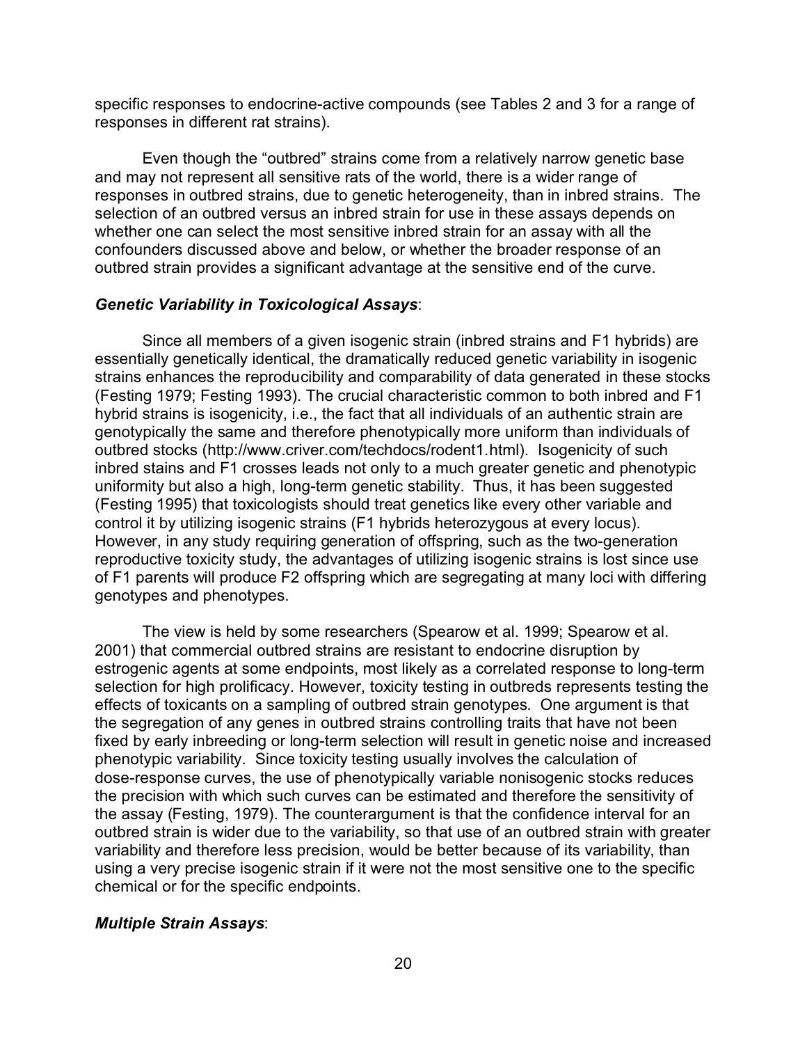specific responses to endocrine-active compounds (see Tables 2 and 3 for a range of responses in different rat strains).

Even though the "outbred" strains come from a relatively narrow genetic base and may not represent all sensitive rats of the world, there is a wider range of responses in outbred strains, due to genetic heterogeneity, than in inbred strains. The selection of an outbred versus an inbred strain for use in these assays depends on whether one can select the most sensitive inbred strain for an assay with all the confounders discussed above and below, or whether the broader response of an outbred strain provides a significant advantage at the sensitive end of the curve.

### *Genetic Variability in Toxicological Assays*:

Since all members of a given isogenic strain (inbred strains and F1 hybrids) are essentially genetically identical, the dramatically reduced genetic variability in isogenic strains enhances the reproducibility and comparability of data generated in these stocks (Festing 1979; Festing 1993). The crucial characteristic common to both inbred and F1 hybrid strains is isogenicity, i.e., the fact that all individuals of an authentic strain are genotypically the same and therefore phenotypically more uniform than individuals of outbred stocks (http://www.criver.com/techdocs/rodent1.html). Isogenicity of such inbred stains and F1 crosses leads not only to a much greater genetic and phenotypic uniformity but also a high, long-term genetic stability. Thus, it has been suggested (Festing 1995) that toxicologists should treat genetics like every other variable and control it by utilizing isogenic strains (F1 hybrids heterozygous at every locus). However, in any study requiring generation of offspring, such as the two-generation reproductive toxicity study, the advantages of utilizing isogenic strains is lost since use of F1 parents will produce F2 offspring which are segregating at many loci with differing genotypes and phenotypes.

The view is held by some researchers (Spearow et al. 1999; Spearow et al. 2001) that commercial outbred strains are resistant to endocrine disruption by estrogenic agents at some endpoints, most likely as a correlated response to long-term selection for high prolificacy. However, toxicity testing in outbreds represents testing the effects of toxicants on a sampling of outbred strain genotypes. One argument is that the segregation of any genes in outbred strains controlling traits that have not been fixed by early inbreeding or long-term selection will result in genetic noise and increased phenotypic variability. Since toxicity testing usually involves the calculation of dose-response curves, the use of phenotypically variable nonisogenic stocks reduces the precision with which such curves can be estimated and therefore the sensitivity of the assay (Festing, 1979). The counterargument is that the confidence interval for an outbred strain is wider due to the variability, so that use of an outbred strain with greater variability and therefore less precision, would be better because of its variability, than using a very precise isogenic strain if it were not the most sensitive one to the specific chemical or for the specific endpoints.

### *Multiple Strain Assays*: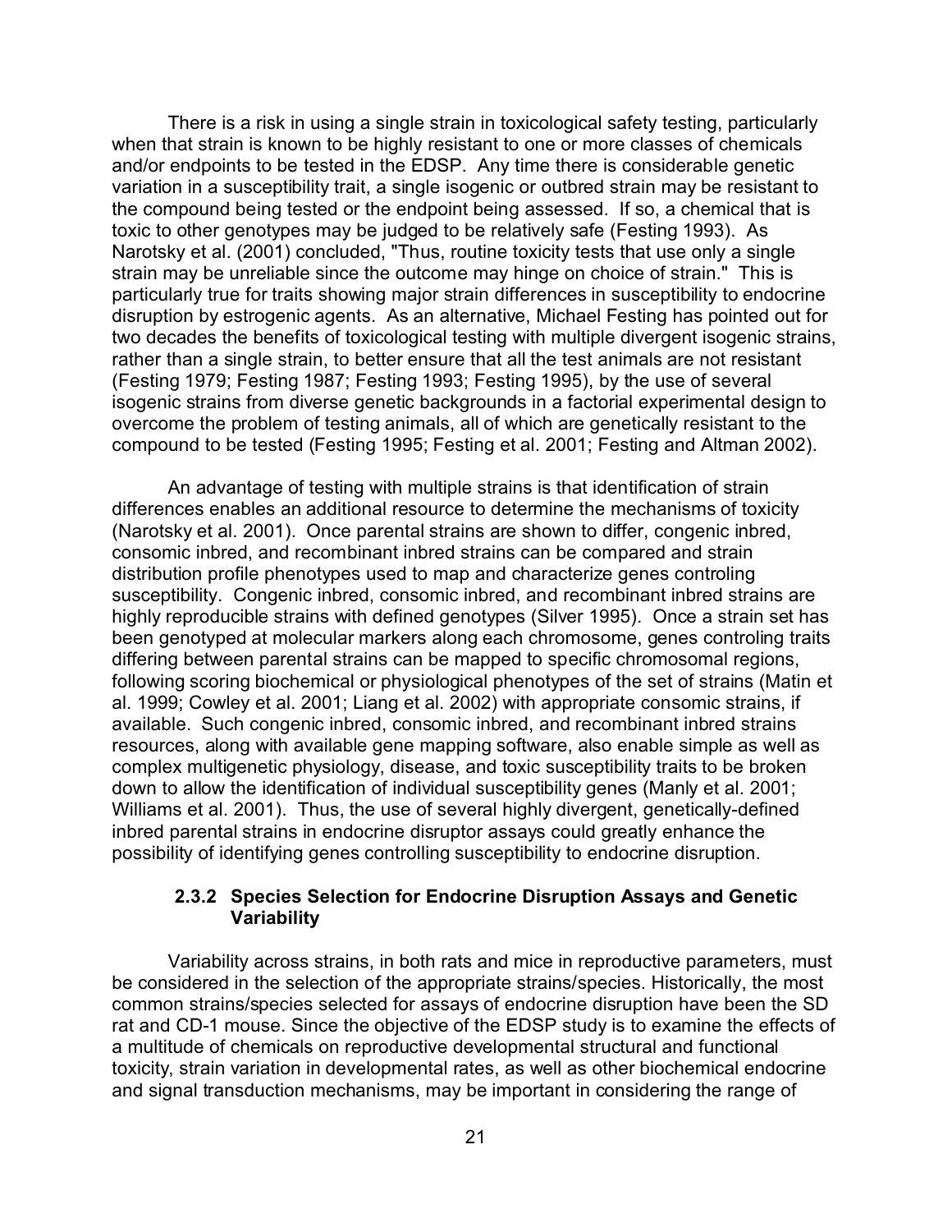There is a risk in using a single strain in toxicological safety testing, particularly when that strain is known to be highly resistant to one or more classes of chemicals and/or endpoints to be tested in the EDSP. Any time there is considerable genetic variation in a susceptibility trait, a single isogenic or outbred strain may be resistant to the compound being tested or the endpoint being assessed. If so, a chemical that is toxic to other genotypes may be judged to be relatively safe (Festing 1993). As Narotsky et al. (2001) concluded, "Thus, routine toxicity tests that use only a single strain may be unreliable since the outcome may hinge on choice of strain." This is particularly true for traits showing major strain differences in susceptibility to endocrine disruption by estrogenic agents. As an alternative, Michael Festing has pointed out for two decades the benefits of toxicological testing with multiple divergent isogenic strains, rather than a single strain, to better ensure that all the test animals are not resistant (Festing 1979; Festing 1987; Festing 1993; Festing 1995), by the use of several isogenic strains from diverse genetic backgrounds in a factorial experimental design to overcome the problem of testing animals, all of which are genetically resistant to the compound to be tested (Festing 1995; Festing et al. 2001; Festing and Altman 2002).

An advantage of testing with multiple strains is that identification of strain differences enables an additional resource to determine the mechanisms of toxicity (Narotsky et al. 2001). Once parental strains are shown to differ, congenic inbred, consomic inbred, and recombinant inbred strains can be compared and strain distribution profile phenotypes used to map and characterize genes controling susceptibility. Congenic inbred, consomic inbred, and recombinant inbred strains are highly reproducible strains with defined genotypes (Silver 1995). Once a strain set has been genotyped at molecular markers along each chromosome, genes controling traits differing between parental strains can be mapped to specific chromosomal regions, following scoring biochemical or physiological phenotypes of the set of strains (Matin et al. 1999; Cowley et al. 2001; Liang et al. 2002) with appropriate consomic strains, if available. Such congenic inbred, consomic inbred, and recombinant inbred strains resources, along with available gene mapping software, also enable simple as well as complex multigenetic physiology, disease, and toxic susceptibility traits to be broken down to allow the identification of individual susceptibility genes (Manly et al. 2001; Williams et al. 2001). Thus, the use of several highly divergent, genetically-defined inbred parental strains in endocrine disruptor assays could greatly enhance the possibility of identifying genes controlling susceptibility to endocrine disruption.

### 2.3.2 Species Selection for Endocrine Disruption Assays and Genetic Variability

Variability across strains, in both rats and mice in reproductive parameters, must be considered in the selection of the appropriate strains/species. Historically, the most common strains/species selected for assays of endocrine disruption have been the SD rat and CD-1 mouse. Since the objective of the EDSP study is to examine the effects of a multitude of chemicals on reproductive developmental structural and functional toxicity, strain variation in developmental rates, as well as other biochemical endocrine and signal transduction mechanisms, may be important in considering the range of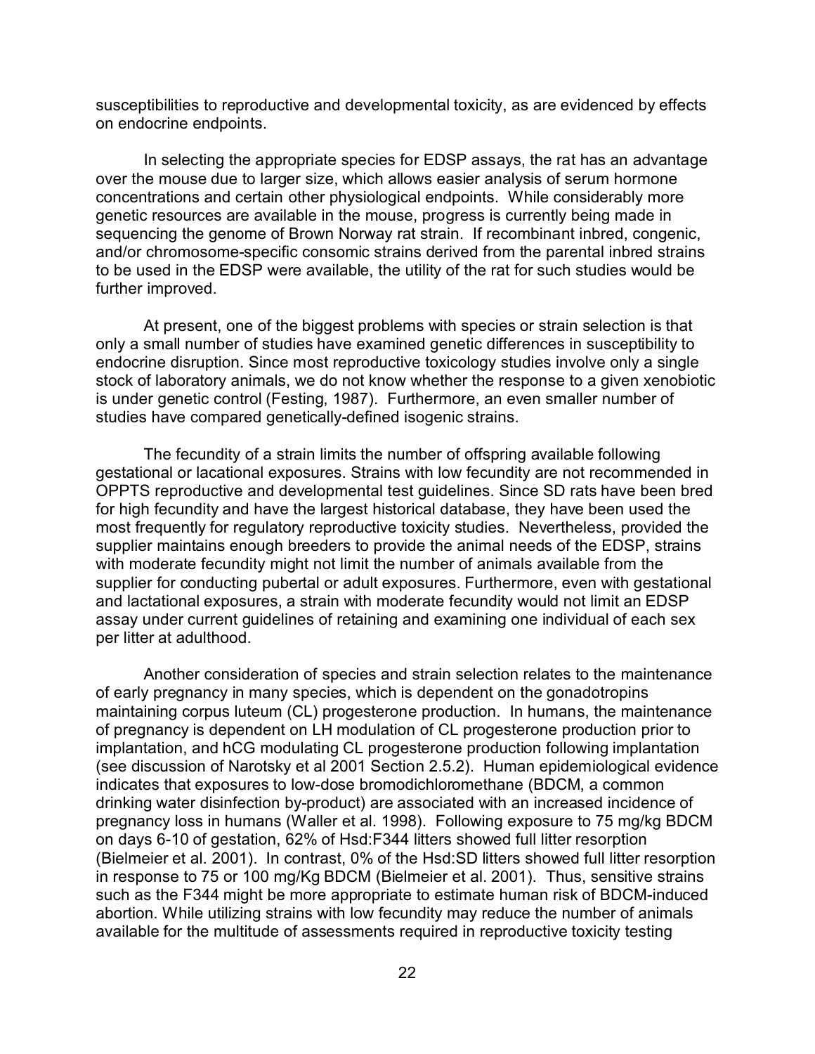susceptibilities to reproductive and developmental toxicity, as are evidenced by effects on endocrine endpoints.

In selecting the appropriate species for EDSP assays, the rat has an advantage over the mouse due to larger size, which allows easier analysis of serum hormone concentrations and certain other physiological endpoints. While considerably more genetic resources are available in the mouse, progress is currently being made in sequencing the genome of Brown Norway rat strain. If recombinant inbred, congenic, and/or chromosome-specific consomic strains derived from the parental inbred strains to be used in the EDSP were available, the utility of the rat for such studies would be further improved.

At present, one of the biggest problems with species or strain selection is that only a small number of studies have examined genetic differences in susceptibility to endocrine disruption. Since most reproductive toxicology studies involve only a single stock of laboratory animals, we do not know whether the response to a given xenobiotic is under genetic control (Festing, 1987). Furthermore, an even smaller number of studies have compared genetically-defined isogenic strains.

The fecundity of a strain limits the number of offspring available following gestational or lacational exposures. Strains with low fecundity are not recommended in OPPTS reproductive and developmental test guidelines. Since SD rats have been bred for high fecundity and have the largest historical database, they have been used the most frequently for regulatory reproductive toxicity studies. Nevertheless, provided the supplier maintains enough breeders to provide the animal needs of the EDSP, strains with moderate fecundity might not limit the number of animals available from the supplier for conducting pubertal or adult exposures. Furthermore, even with gestational and lactational exposures, a strain with moderate fecundity would not limit an EDSP assay under current guidelines of retaining and examining one individual of each sex per litter at adulthood.

Another consideration of species and strain selection relates to the maintenance of early pregnancy in many species, which is dependent on the gonadotropins maintaining corpus luteum (CL) progesterone production. In humans, the maintenance of pregnancy is dependent on LH modulation of CL progesterone production prior to implantation, and hCG modulating CL progesterone production following implantation (see discussion of Narotsky et al 2001 Section 2.5.2). Human epidemiological evidence indicates that exposures to low-dose bromodichloromethane (BDCM, a common drinking water disinfection by-product) are associated with an increased incidence of pregnancy loss in humans (Waller et al. 1998). Following exposure to 75 mg/kg BDCM on days 6-10 of gestation, 62% of Hsd:F344 litters showed full litter resorption (Bielmeier et al. 2001). In contrast, 0% of the Hsd:SD litters showed full litter resorption in response to 75 or 100 mg/Kg BDCM (Bielmeier et al. 2001). Thus, sensitive strains such as the F344 might be more appropriate to estimate human risk of BDCM-induced abortion. While utilizing strains with low fecundity may reduce the number of animals available for the multitude of assessments required in reproductive toxicity testing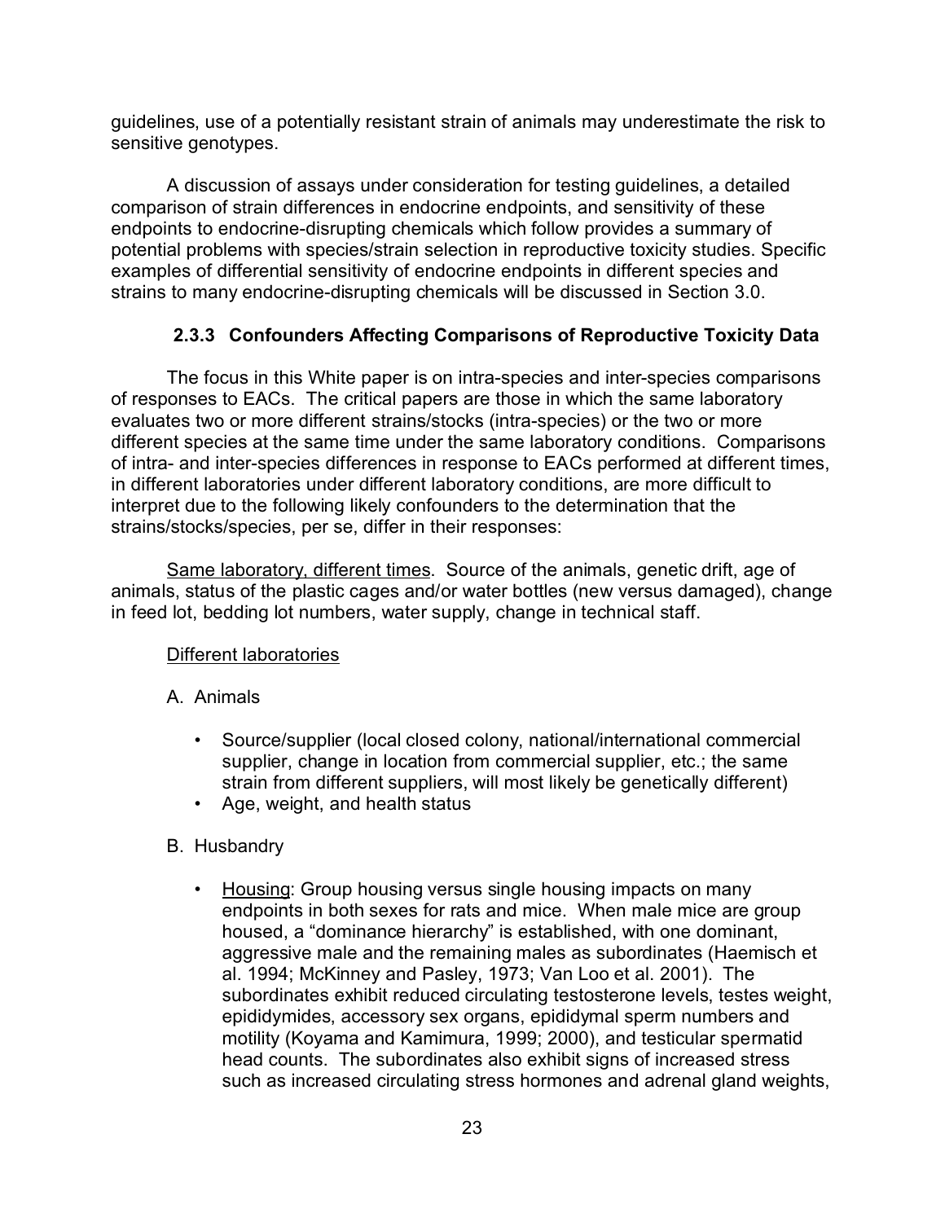guidelines, use of a potentially resistant strain of animals may underestimate the risk to sensitive genotypes.

A discussion of assays under consideration for testing guidelines, a detailed comparison of strain differences in endocrine endpoints, and sensitivity of these endpoints to endocrine-disrupting chemicals which follow provides a summary of potential problems with species/strain selection in reproductive toxicity studies. Specific examples of differential sensitivity of endocrine endpoints in different species and strains to many endocrine-disrupting chemicals will be discussed in Section 3.0.

### 2.3.3 Confounders Affecting Comparisons of Reproductive Toxicity Data

The focus in this White paper is on intra-species and inter-species comparisons of responses to EACs. The critical papers are those in which the same laboratory evaluates two or more different strains/stocks (intra-species) or the two or more different species at the same time under the same laboratory conditions. Comparisons of intra- and inter-species differences in response to EACs performed at different times, in different laboratories under different laboratory conditions, are more difficult to interpret due to the following likely confounders to the determination that the strains/stocks/species, per se, differ in their responses:

Same laboratory, different times. Source of the animals, genetic drift, age of animals, status of the plastic cages and/or water bottles (new versus damaged), change in feed lot, bedding lot numbers, water supply, change in technical staff.

Different laboratories

A. Animals

- Source/supplier (local closed colony, national/international commercial supplier, change in location from commercial supplier, etc.; the same strain from different suppliers, will most likely be genetically different)
- Age, weight, and health status

B. Husbandry

- Housing: Group housing versus single housing impacts on many endpoints in both sexes for rats and mice. When male mice are group housed, a "dominance hierarchy" is established, with one dominant, aggressive male and the remaining males as subordinates (Haemisch et al. 1994; McKinney and Pasley, 1973; Van Loo et al. 2001). The subordinates exhibit reduced circulating testosterone levels, testes weight, epididymides, accessory sex organs, epididymal sperm numbers and motility (Koyama and Kamimura, 1999; 2000), and testicular spermatid head counts. The subordinates also exhibit signs of increased stress such as increased circulating stress hormones and adrenal gland weights,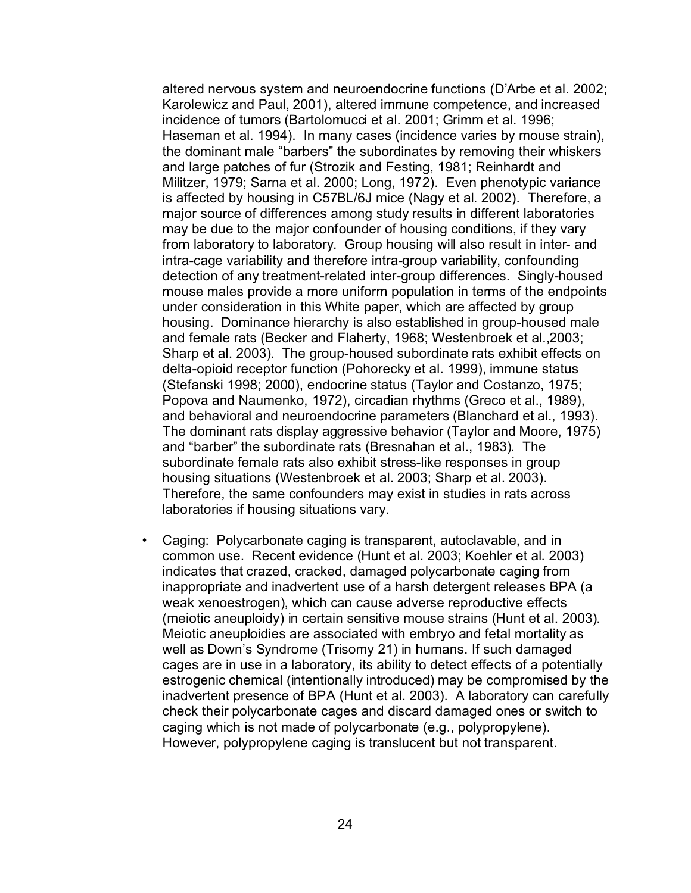altered nervous system and neuroendocrine functions (D'Arbe et al. 2002; Karolewicz and Paul, 2001), altered immune competence, and increased incidence of tumors (Bartolomucci et al. 2001; Grimm et al. 1996; Haseman et al. 1994). In many cases (incidence varies by mouse strain), the dominant male "barbers" the subordinates by removing their whiskers and large patches of fur (Strozik and Festing, 1981; Reinhardt and Militzer, 1979; Sarna et al. 2000; Long, 1972). Even phenotypic variance is affected by housing in C57BL/6J mice (Nagy et al. 2002). Therefore, a major source of differences among study results in different laboratories may be due to the major confounder of housing conditions, if they vary from laboratory to laboratory. Group housing will also result in inter- and intra-cage variability and therefore intra-group variability, confounding detection of any treatment-related inter-group differences. Singly-housed mouse males provide a more uniform population in terms of the endpoints under consideration in this White paper, which are affected by group housing. Dominance hierarchy is also established in group-housed male and female rats (Becker and Flaherty, 1968; Westenbroek et al.,2003; Sharp et al. 2003). The group-housed subordinate rats exhibit effects on delta-opioid receptor function (Pohorecky et al. 1999), immune status (Stefanski 1998; 2000), endocrine status (Taylor and Costanzo, 1975; Popova and Naumenko, 1972), circadian rhythms (Greco et al., 1989), and behavioral and neuroendocrine parameters (Blanchard et al., 1993). The dominant rats display aggressive behavior (Taylor and Moore, 1975) and "barber" the subordinate rats (Bresnahan et al., 1983). The subordinate female rats also exhibit stress-like responses in group housing situations (Westenbroek et al. 2003; Sharp et al. 2003). Therefore, the same confounders may exist in studies in rats across laboratories if housing situations vary.

- Caging: Polycarbonate caging is transparent, autoclavable, and in common use. Recent evidence (Hunt et al. 2003; Koehler et al. 2003) indicates that crazed, cracked, damaged polycarbonate caging from inappropriate and inadvertent use of a harsh detergent releases BPA (a weak xenoestrogen), which can cause adverse reproductive effects (meiotic aneuploidy) in certain sensitive mouse strains (Hunt et al. 2003). Meiotic aneuploidies are associated with embryo and fetal mortality as well as Down's Syndrome (Trisomy 21) in humans. If such damaged cages are in use in a laboratory, its ability to detect effects of a potentially estrogenic chemical (intentionally introduced) may be compromised by the inadvertent presence of BPA (Hunt et al. 2003). A laboratory can carefully check their polycarbonate cages and discard damaged ones or switch to caging which is not made of polycarbonate (e.g., polypropylene). However, polypropylene caging is translucent but not transparent.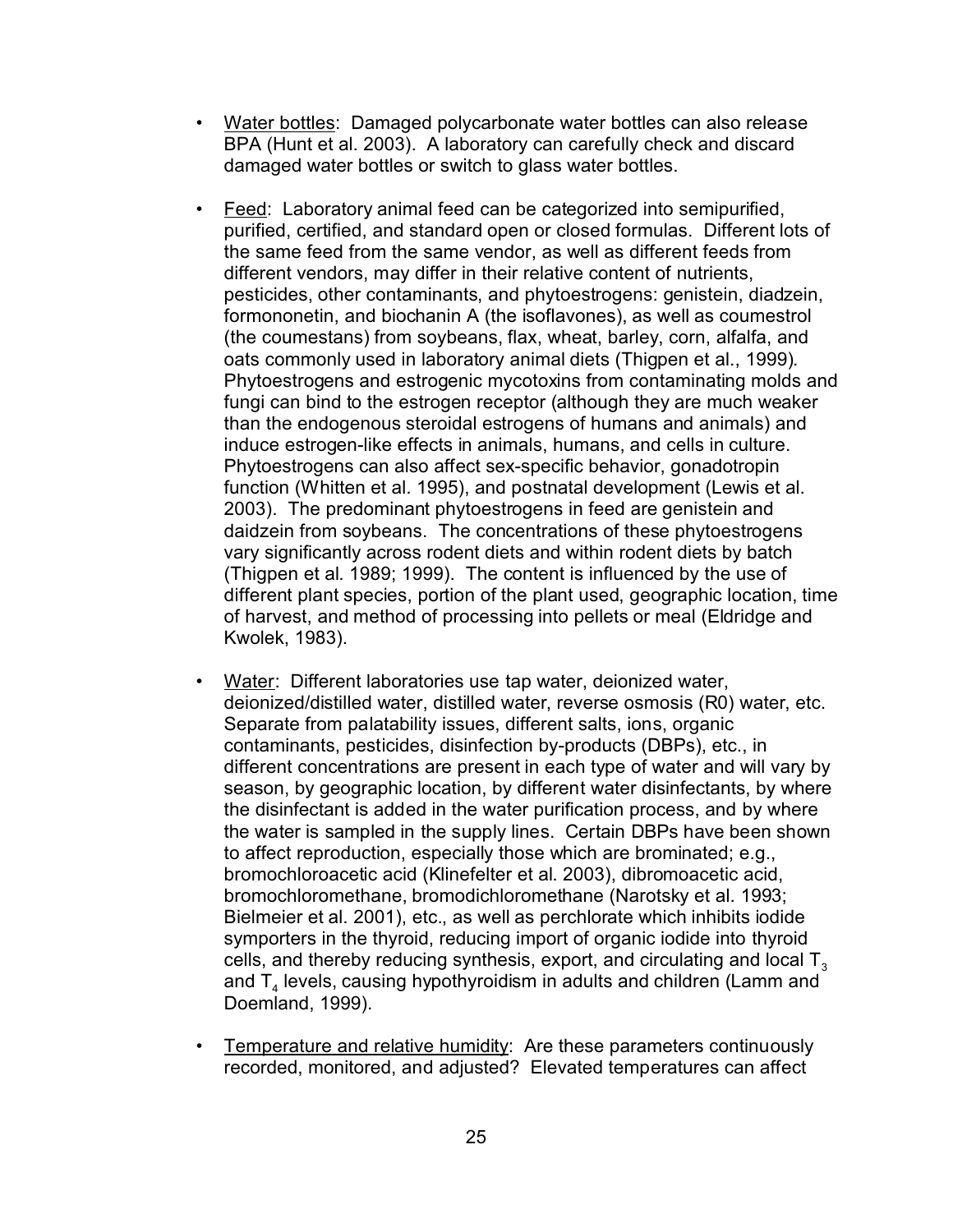- Water bottles: Damaged polycarbonate water bottles can also release BPA (Hunt et al. 2003). A laboratory can carefully check and discard damaged water bottles or switch to glass water bottles.

- Feed: Laboratory animal feed can be categorized into semipurified, purified, certified, and standard open or closed formulas. Different lots of the same feed from the same vendor, as well as different feeds from different vendors, may differ in their relative content of nutrients, pesticides, other contaminants, and phytoestrogens: genistein, diadzein, formononetin, and biochanin A (the isoflavones), as well as coumestrol (the coumestans) from soybeans, flax, wheat, barley, corn, alfalfa, and oats commonly used in laboratory animal diets (Thigpen et al., 1999). Phytoestrogens and estrogenic mycotoxins from contaminating molds and fungi can bind to the estrogen receptor (although they are much weaker than the endogenous steroidal estrogens of humans and animals) and induce estrogen-like effects in animals, humans, and cells in culture. Phytoestrogens can also affect sex-specific behavior, gonadotropin function (Whitten et al. 1995), and postnatal development (Lewis et al. 2003). The predominant phytoestrogens in feed are genistein and daidzein from soybeans. The concentrations of these phytoestrogens vary significantly across rodent diets and within rodent diets by batch (Thigpen et al. 1989; 1999). The content is influenced by the use of different plant species, portion of the plant used, geographic location, time of harvest, and method of processing into pellets or meal (Eldridge and Kwolek, 1983).

- Water: Different laboratories use tap water, deionized water, deionized/distilled water, distilled water, reverse osmosis (R0) water, etc. Separate from palatability issues, different salts, ions, organic contaminants, pesticides, disinfection by-products (DBPs), etc., in different concentrations are present in each type of water and will vary by season, by geographic location, by different water disinfectants, by where the disinfectant is added in the water purification process, and by where the water is sampled in the supply lines. Certain DBPs have been shown to affect reproduction, especially those which are brominated; e.g., bromochloroacetic acid (Klinefelter et al. 2003), dibromoacetic acid, bromochloromethane, bromodichloromethane (Narotsky et al. 1993; Bielmeier et al. 2001), etc., as well as perchlorate which inhibits iodide symporters in the thyroid, reducing import of organic iodide into thyroid cells, and thereby reducing synthesis, export, and circulating and local $T_3$ and $T_4$ levels, causing hypothyroidism in adults and children (Lamm and Doemland, 1999).

- Temperature and relative humidity: Are these parameters continuously recorded, monitored, and adjusted? Elevated temperatures can affect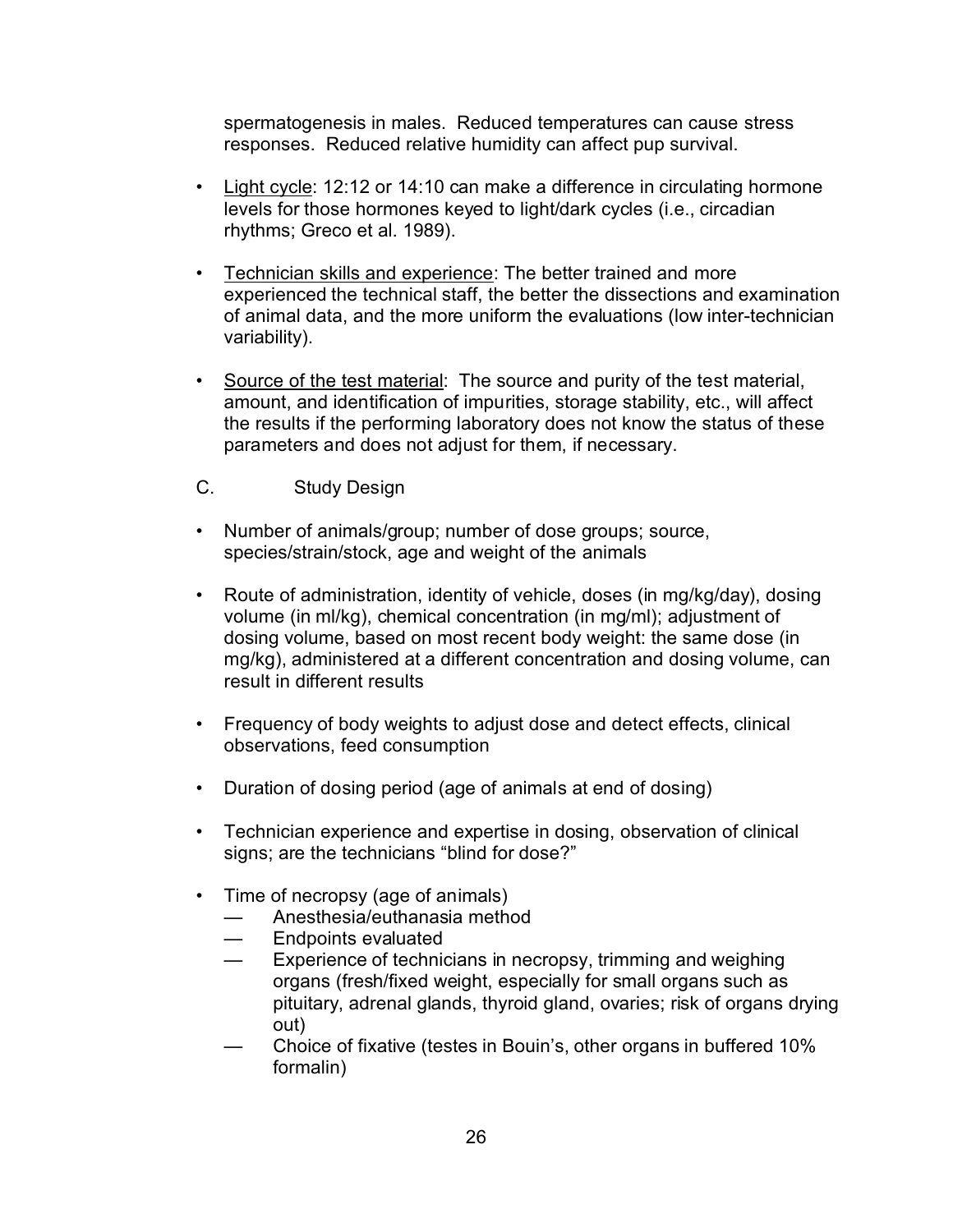spermatogenesis in males. Reduced temperatures can cause stress responses. Reduced relative humidity can affect pup survival.

- Light cycle: 12:12 or 14:10 can make a difference in circulating hormone levels for those hormones keyed to light/dark cycles (i.e., circadian rhythms; Greco et al. 1989).

- Technician skills and experience: The better trained and more experienced the technical staff, the better the dissections and examination of animal data, and the more uniform the evaluations (low inter-technician variability).

- Source of the test material: The source and purity of the test material, amount, and identification of impurities, storage stability, etc., will affect the results if the performing laboratory does not know the status of these parameters and does not adjust for them, if necessary.

C. Study Design

- Number of animals/group; number of dose groups; source, species/strain/stock, age and weight of the animals

- Route of administration, identity of vehicle, doses (in mg/kg/day), dosing volume (in ml/kg), chemical concentration (in mg/ml); adjustment of dosing volume, based on most recent body weight: the same dose (in mg/kg), administered at a different concentration and dosing volume, can result in different results

- Frequency of body weights to adjust dose and detect effects, clinical observations, feed consumption

- Duration of dosing period (age of animals at end of dosing)

- Technician experience and expertise in dosing, observation of clinical signs; are the technicians "blind for dose?"

- Time of necropsy (age of animals)
  - Anesthesia/euthanasia method
  - Endpoints evaluated
  - Experience of technicians in necropsy, trimming and weighing organs (fresh/fixed weight, especially for small organs such as pituitary, adrenal glands, thyroid gland, ovaries; risk of organs drying out)
  - Choice of fixative (testes in Bouin's, other organs in buffered 10% formalin)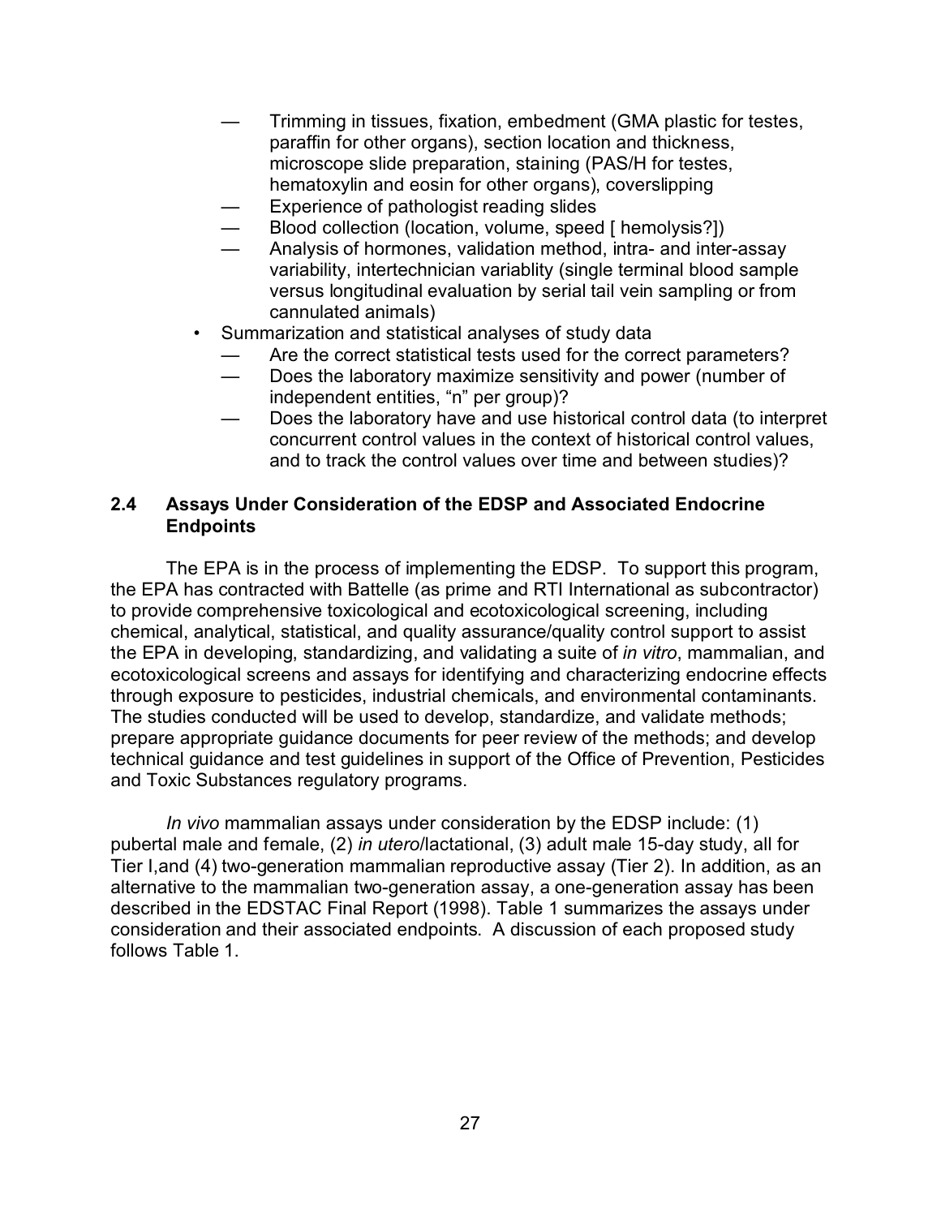- Trimming in tissues, fixation, embedment (GMA plastic for testes, paraffin for other organs), section location and thickness, microscope slide preparation, staining (PAS/H for testes, hematoxylin and eosin for other organs), coverslipping
  - Experience of pathologist reading slides
  - Blood collection (location, volume, speed [ hemolysis?])
  - Analysis of hormones, validation method, intra- and inter-assay variability, intertechnician variablity (single terminal blood sample versus longitudinal evaluation by serial tail vein sampling or from cannulated animals)
- Summarization and statistical analyses of study data
  - Are the correct statistical tests used for the correct parameters?
  - Does the laboratory maximize sensitivity and power (number of independent entities, "n" per group)?
  - Does the laboratory have and use historical control data (to interpret concurrent control values in the context of historical control values, and to track the control values over time and between studies)?

## 2.4 Assays Under Consideration of the EDSP and Associated Endocrine Endpoints

The EPA is in the process of implementing the EDSP. To support this program, the EPA has contracted with Battelle (as prime and RTI International as subcontractor) to provide comprehensive toxicological and ecotoxicological screening, including chemical, analytical, statistical, and quality assurance/quality control support to assist the EPA in developing, standardizing, and validating a suite of *in vitro*, mammalian, and ecotoxicological screens and assays for identifying and characterizing endocrine effects through exposure to pesticides, industrial chemicals, and environmental contaminants. The studies conducted will be used to develop, standardize, and validate methods; prepare appropriate guidance documents for peer review of the methods; and develop technical guidance and test guidelines in support of the Office of Prevention, Pesticides and Toxic Substances regulatory programs.

*In vivo* mammalian assays under consideration by the EDSP include: (1) pubertal male and female, (2) *in utero*/lactational, (3) adult male 15-day study, all for Tier I,and (4) two-generation mammalian reproductive assay (Tier 2). In addition, as an alternative to the mammalian two-generation assay, a one-generation assay has been described in the EDSTAC Final Report (1998). Table 1 summarizes the assays under consideration and their associated endpoints. A discussion of each proposed study follows Table 1.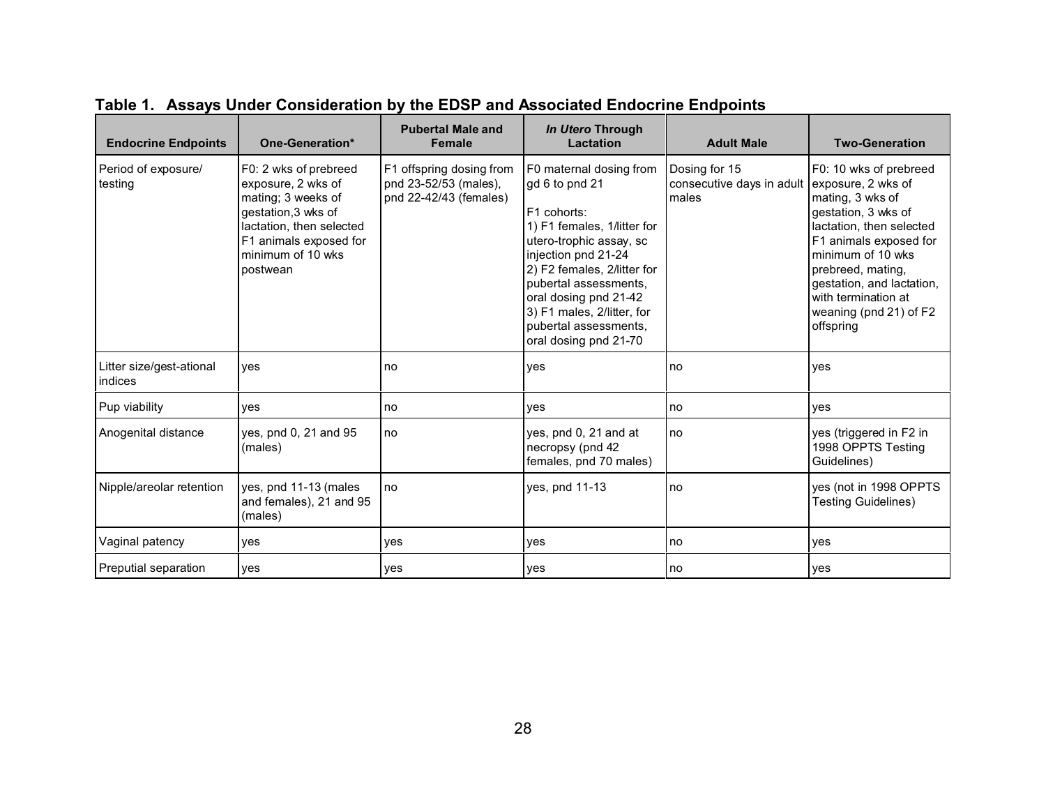**Table 1. Assays Under Consideration by the EDSP and Associated Endocrine Endpoints**

| Endocrine Endpoints | One-Generation* | Pubertal Male and Female | *In Utero* Through Lactation | Adult Male | Two-Generation |
|---|---|---|---|---|---|
| Period of exposure/ testing | F0: 2 wks of prebreed exposure, 2 wks of mating; 3 weeks of gestation,3 wks of lactation, then selected F1 animals exposed for minimum of 10 wks postwean | F1 offspring dosing from pnd 23-52/53 (males), pnd 22-42/43 (females) | F0 maternal dosing from gd 6 to pnd 21<br><br>F1 cohorts:<br>1) F1 females, 1/litter for utero-trophic assay, sc injection pnd 21-24<br>2) F2 females, 2/litter for pubertal assessments, oral dosing pnd 21-42<br>3) F1 males, 2/litter, for pubertal assessments, oral dosing pnd 21-70 | Dosing for 15 consecutive days in adult males | F0: 10 wks of prebreed exposure, 2 wks of mating, 3 wks of gestation, 3 wks of lactation, then selected F1 animals exposed for minimum of 10 wks prebreed, mating, gestation, and lactation, with termination at weaning (pnd 21) of F2 offspring |
| Litter size/gest-ational indices | yes | no | yes | no | yes |
| Pup viability | yes | no | yes | no | yes |
| Anogenital distance | yes, pnd 0, 21 and 95 (males) | no | yes, pnd 0, 21 and at necropsy (pnd 42 females, pnd 70 males) | no | yes (triggered in F2 in 1998 OPPTS Testing Guidelines) |
| Nipple/areolar retention | yes, pnd 11-13 (males and females), 21 and 95 (males) | no | yes, pnd 11-13 | no | yes (not in 1998 OPPTS Testing Guidelines) |
| Vaginal patency | yes | yes | yes | no | yes |
| Preputial separation | yes | yes | yes | no | yes |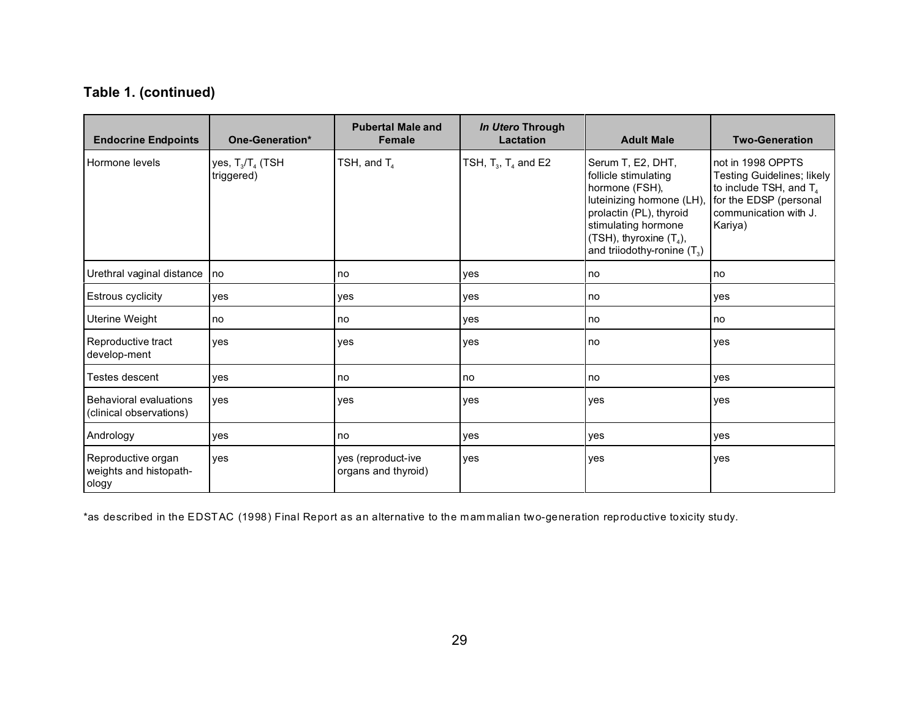**Table 1. (continued)**

| Endocrine Endpoints | One-Generation* | Pubertal Male and Female | *In Utero* Through Lactation | Adult Male | Two-Generation |
|---|---|---|---|---|---|
| Hormone levels | yes, $T_3$/$T_4$ (TSH triggered) | TSH, and $T_4$ | TSH, $T_3$, $T_4$ and E2 | Serum T, E2, DHT, follicle stimulating hormone (FSH), luteinizing hormone (LH), prolactin (PL), thyroid stimulating hormone (TSH), thyroxine ($T_4$), and triiodothy-ronine ($T_3$) | not in 1998 OPPTS Testing Guidelines; likely to include TSH, and $T_4$ for the EDSP (personal communication with J. Kariya) |
| Urethral vaginal distance | no | no | yes | no | no |
| Estrous cyclicity | yes | yes | yes | no | yes |
| Uterine Weight | no | no | yes | no | no |
| Reproductive tract develop-ment | yes | yes | yes | no | yes |
| Testes descent | yes | no | no | no | yes |
| Behavioral evaluations (clinical observations) | yes | yes | yes | yes | yes |
| Andrology | yes | no | yes | yes | yes |
| Reproductive organ weights and histopath-ology | yes | yes (reproduct-ive organs and thyroid) | yes | yes | yes |

*as described in the EDSTAC (1998) Final Report as an alternative to the mammalian two-generation reproductive toxicity study.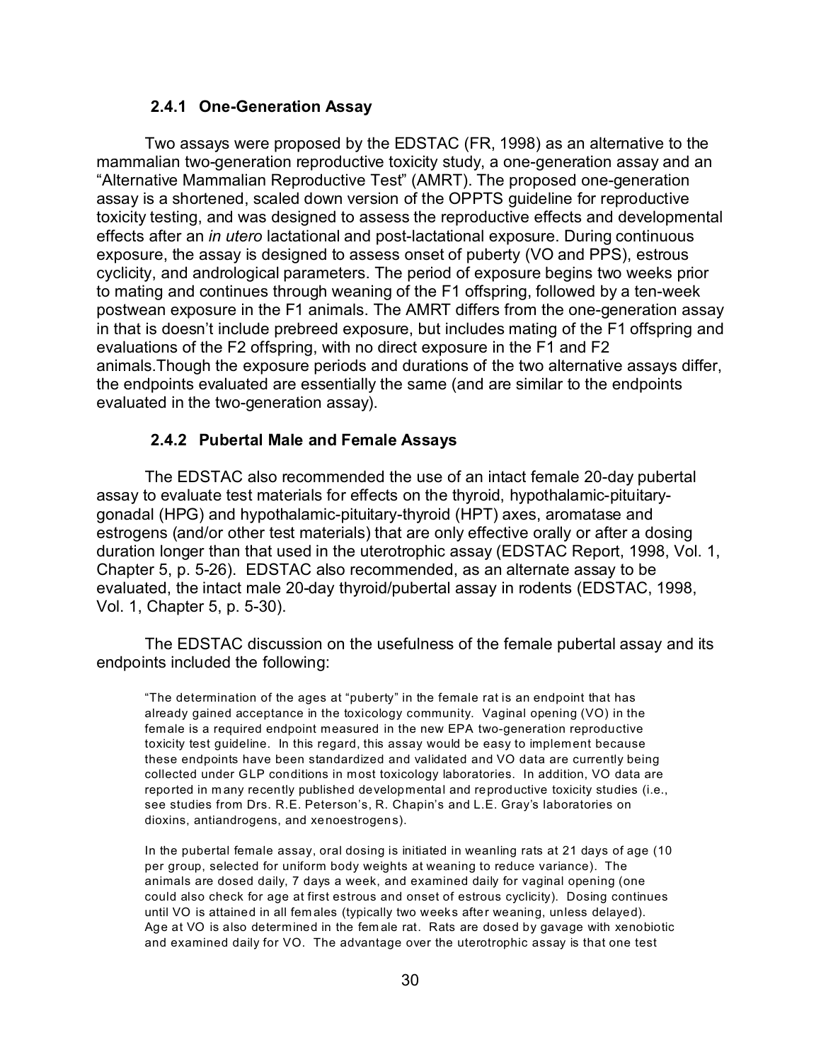### 2.4.1 One-Generation Assay

Two assays were proposed by the EDSTAC (FR, 1998) as an alternative to the mammalian two-generation reproductive toxicity study, a one-generation assay and an "Alternative Mammalian Reproductive Test" (AMRT). The proposed one-generation assay is a shortened, scaled down version of the OPPTS guideline for reproductive toxicity testing, and was designed to assess the reproductive effects and developmental effects after an *in utero* lactational and post-lactational exposure. During continuous exposure, the assay is designed to assess onset of puberty (VO and PPS), estrous cyclicity, and andrological parameters. The period of exposure begins two weeks prior to mating and continues through weaning of the F1 offspring, followed by a ten-week postwean exposure in the F1 animals. The AMRT differs from the one-generation assay in that is doesn't include prebreed exposure, but includes mating of the F1 offspring and evaluations of the F2 offspring, with no direct exposure in the F1 and F2 animals.Though the exposure periods and durations of the two alternative assays differ, the endpoints evaluated are essentially the same (and are similar to the endpoints evaluated in the two-generation assay).

### 2.4.2 Pubertal Male and Female Assays

The EDSTAC also recommended the use of an intact female 20-day pubertal assay to evaluate test materials for effects on the thyroid, hypothalamic-pituitary-gonadal (HPG) and hypothalamic-pituitary-thyroid (HPT) axes, aromatase and estrogens (and/or other test materials) that are only effective orally or after a dosing duration longer than that used in the uterotrophic assay (EDSTAC Report, 1998, Vol. 1, Chapter 5, p. 5-26). EDSTAC also recommended, as an alternate assay to be evaluated, the intact male 20-day thyroid/pubertal assay in rodents (EDSTAC, 1998, Vol. 1, Chapter 5, p. 5-30).

The EDSTAC discussion on the usefulness of the female pubertal assay and its endpoints included the following:

> "The determination of the ages at "puberty" in the female rat is an endpoint that has already gained acceptance in the toxicology community. Vaginal opening (VO) in the female is a required endpoint measured in the new EPA two-generation reproductive toxicity test guideline. In this regard, this assay would be easy to implement because these endpoints have been standardized and validated and VO data are currently being collected under GLP conditions in most toxicology laboratories. In addition, VO data are reported in many recently published developmental and reproductive toxicity studies (i.e., see studies from Drs. R.E. Peterson's, R. Chapin's and L.E. Gray's laboratories on dioxins, antiandrogens, and xenoestrogens).
>
> In the pubertal female assay, oral dosing is initiated in weanling rats at 21 days of age (10 per group, selected for uniform body weights at weaning to reduce variance). The animals are dosed daily, 7 days a week, and examined daily for vaginal opening (one could also check for age at first estrous and onset of estrous cyclicity). Dosing continues until VO is attained in all females (typically two weeks after weaning, unless delayed). Age at VO is also determined in the female rat. Rats are dosed by gavage with xenobiotic and examined daily for VO. The advantage over the uterotrophic assay is that one test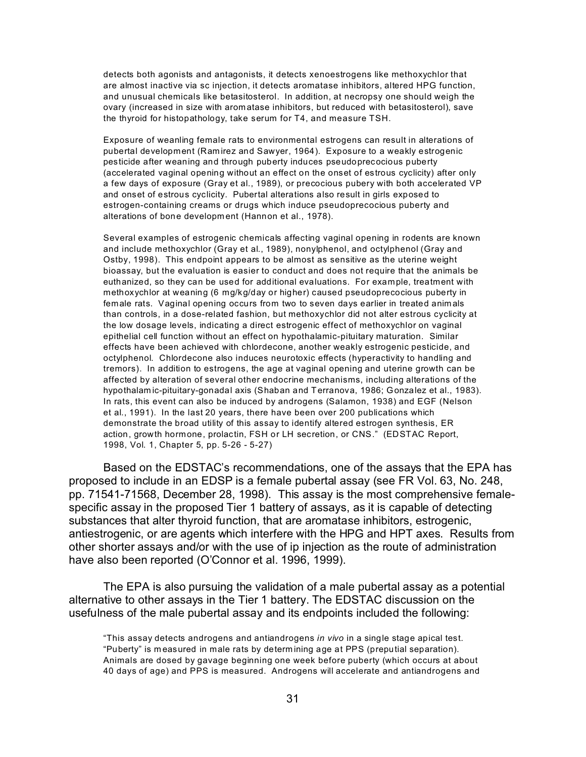> detects both agonists and antagonists, it detects xenoestrogens like methoxychlor that are almost inactive via sc injection, it detects aromatase inhibitors, altered HPG function, and unusual chemicals like betasitosterol. In addition, at necropsy one should weigh the ovary (increased in size with aromatase inhibitors, but reduced with betasitosterol), save the thyroid for histopathology, take serum for T4, and measure TSH.
>
> Exposure of weanling female rats to environmental estrogens can result in alterations of pubertal development (Ramirez and Sawyer, 1964). Exposure to a weakly estrogenic pesticide after weaning and through puberty induces pseudoprecocious puberty (accelerated vaginal opening without an effect on the onset of estrous cyclicity) after only a few days of exposure (Gray et al., 1989), or precocious pubery with both accelerated VP and onset of estrous cyclicity. Pubertal alterations also result in girls exposed to estrogen-containing creams or drugs which induce pseudoprecocious puberty and alterations of bone development (Hannon et al., 1978).
>
> Several examples of estrogenic chemicals affecting vaginal opening in rodents are known and include methoxychlor (Gray et al., 1989), nonylphenol, and octylphenol (Gray and Ostby, 1998). This endpoint appears to be almost as sensitive as the uterine weight bioassay, but the evaluation is easier to conduct and does not require that the animals be euthanized, so they can be used for additional evaluations. For example, treatment with methoxychlor at weaning (6 mg/kg/day or higher) caused pseudoprecocious puberty in female rats. Vaginal opening occurs from two to seven days earlier in treated animals than controls, in a dose-related fashion, but methoxychlor did not alter estrous cyclicity at the low dosage levels, indicating a direct estrogenic effect of methoxychlor on vaginal epithelial cell function without an effect on hypothalamic-pituitary maturation. Similar effects have been achieved with chlordecone, another weakly estrogenic pesticide, and octylphenol. Chlordecone also induces neurotoxic effects (hyperactivity to handling and tremors). In addition to estrogens, the age at vaginal opening and uterine growth can be affected by alteration of several other endocrine mechanisms, including alterations of the hypothalamic-pituitary-gonadal axis (Shaban and Terranova, 1986; Gonzalez et al., 1983). In rats, this event can also be induced by androgens (Salamon, 1938) and EGF (Nelson et al., 1991). In the last 20 years, there have been over 200 publications which demonstrate the broad utility of this assay to identify altered estrogen synthesis, ER action, growth hormone, prolactin, FSH or LH secretion, or CNS." (EDSTAC Report, 1998, Vol. 1, Chapter 5, pp. 5-26 - 5-27)

Based on the EDSTAC's recommendations, one of the assays that the EPA has proposed to include in an EDSP is a female pubertal assay (see FR Vol. 63, No. 248, pp. 71541-71568, December 28, 1998). This assay is the most comprehensive female-specific assay in the proposed Tier 1 battery of assays, as it is capable of detecting substances that alter thyroid function, that are aromatase inhibitors, estrogenic, antiestrogenic, or are agents which interfere with the HPG and HPT axes. Results from other shorter assays and/or with the use of ip injection as the route of administration have also been reported (O'Connor et al. 1996, 1999).

The EPA is also pursuing the validation of a male pubertal assay as a potential alternative to other assays in the Tier 1 battery. The EDSTAC discussion on the usefulness of the male pubertal assay and its endpoints included the following:

> "This assay detects androgens and antiandrogens *in vivo* in a single stage apical test. "Puberty" is measured in male rats by determining age at PPS (preputial separation). Animals are dosed by gavage beginning one week before puberty (which occurs at about 40 days of age) and PPS is measured. Androgens will accelerate and antiandrogens and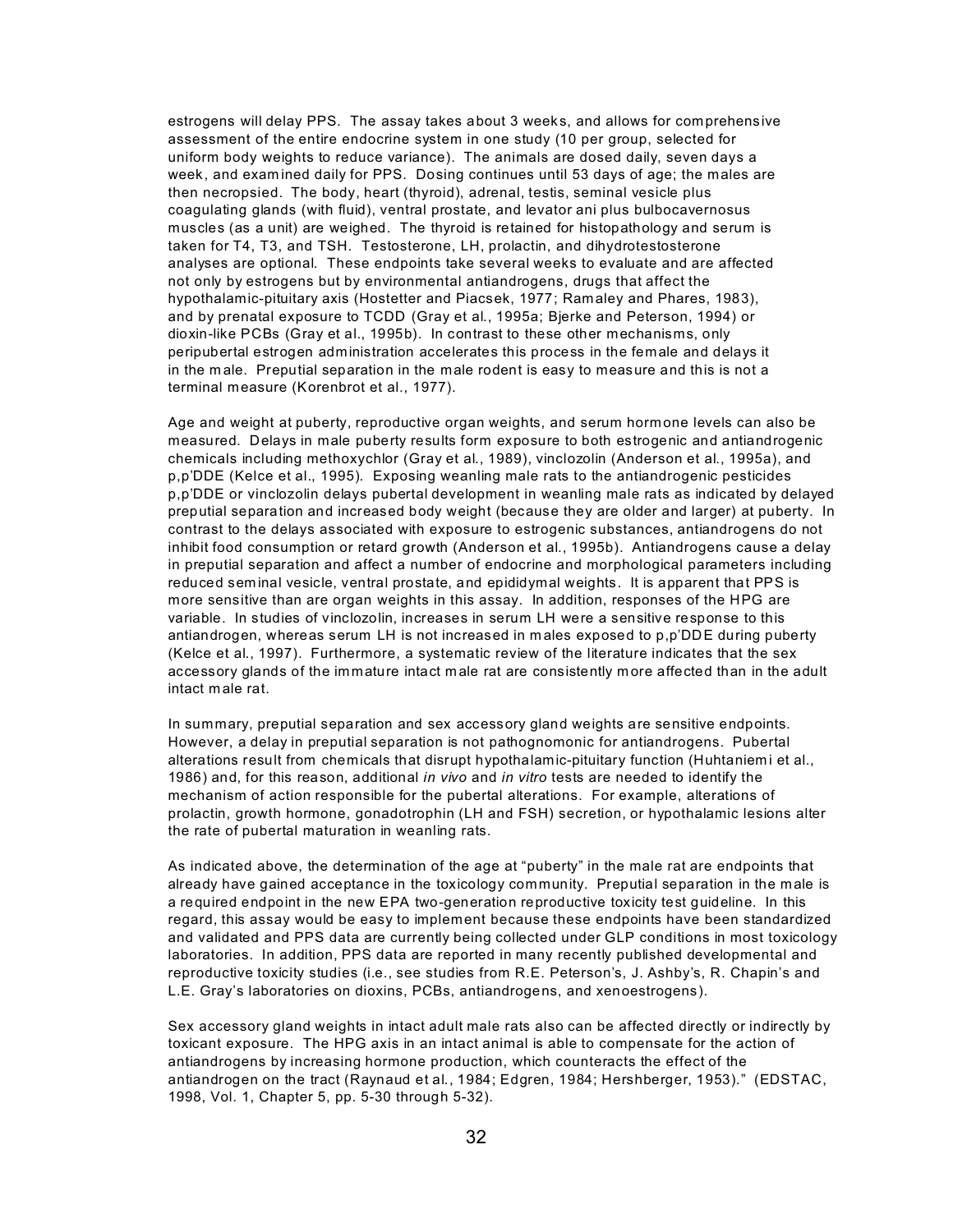estrogens will delay PPS. The assay takes about 3 weeks, and allows for comprehensive assessment of the entire endocrine system in one study (10 per group, selected for uniform body weights to reduce variance). The animals are dosed daily, seven days a week, and examined daily for PPS. Dosing continues until 53 days of age; the males are then necropsied. The body, heart (thyroid), adrenal, testis, seminal vesicle plus coagulating glands (with fluid), ventral prostate, and levator ani plus bulbocavernosus muscles (as a unit) are weighed. The thyroid is retained for histopathology and serum is taken for T4, T3, and TSH. Testosterone, LH, prolactin, and dihydrotestosterone analyses are optional. These endpoints take several weeks to evaluate and are affected not only by estrogens but by environmental antiandrogens, drugs that affect the hypothalamic-pituitary axis (Hostetter and Piacsek, 1977; Ramaley and Phares, 1983), and by prenatal exposure to TCDD (Gray et al., 1995a; Bjerke and Peterson, 1994) or dioxin-like PCBs (Gray et al., 1995b). In contrast to these other mechanisms, only peripubertal estrogen administration accelerates this process in the female and delays it in the male. Preputial separation in the male rodent is easy to measure and this is not a terminal measure (Korenbrot et al., 1977).

Age and weight at puberty, reproductive organ weights, and serum hormone levels can also be measured. Delays in male puberty results form exposure to both estrogenic and antiandrogenic chemicals including methoxychlor (Gray et al., 1989), vinclozolin (Anderson et al., 1995a), and p,p'DDE (Kelce et al., 1995). Exposing weanling male rats to the antiandrogenic pesticides p,p'DDE or vinclozolin delays pubertal development in weanling male rats as indicated by delayed preputial separation and increased body weight (because they are older and larger) at puberty. In contrast to the delays associated with exposure to estrogenic substances, antiandrogens do not inhibit food consumption or retard growth (Anderson et al., 1995b). Antiandrogens cause a delay in preputial separation and affect a number of endocrine and morphological parameters including reduced seminal vesicle, ventral prostate, and epididymal weights. It is apparent that PPS is more sensitive than are organ weights in this assay. In addition, responses of the HPG are variable. In studies of vinclozolin, increases in serum LH were a sensitive response to this antiandrogen, whereas serum LH is not increased in males exposed to p,p'DDE during puberty (Kelce et al., 1997). Furthermore, a systematic review of the literature indicates that the sex accessory glands of the immature intact male rat are consistently more affected than in the adult intact male rat.

In summary, preputial separation and sex accessory gland weights are sensitive endpoints. However, a delay in preputial separation is not pathognomonic for antiandrogens. Pubertal alterations result from chemicals that disrupt hypothalamic-pituitary function (Huhtaniemi et al., 1986) and, for this reason, additional *in vivo* and *in vitro* tests are needed to identify the mechanism of action responsible for the pubertal alterations. For example, alterations of prolactin, growth hormone, gonadotrophin (LH and FSH) secretion, or hypothalamic lesions alter the rate of pubertal maturation in weanling rats.

As indicated above, the determination of the age at "puberty" in the male rat are endpoints that already have gained acceptance in the toxicology community. Preputial separation in the male is a required endpoint in the new EPA two-generation reproductive toxicity test guideline. In this regard, this assay would be easy to implement because these endpoints have been standardized and validated and PPS data are currently being collected under GLP conditions in most toxicology laboratories. In addition, PPS data are reported in many recently published developmental and reproductive toxicity studies (i.e., see studies from R.E. Peterson's, J. Ashby's, R. Chapin's and L.E. Gray's laboratories on dioxins, PCBs, antiandrogens, and xenoestrogens).

Sex accessory gland weights in intact adult male rats also can be affected directly or indirectly by toxicant exposure. The HPG axis in an intact animal is able to compensate for the action of antiandrogens by increasing hormone production, which counteracts the effect of the antiandrogen on the tract (Raynaud et al., 1984; Edgren, 1984; Hershberger, 1953)." (EDSTAC, 1998, Vol. 1, Chapter 5, pp. 5-30 through 5-32).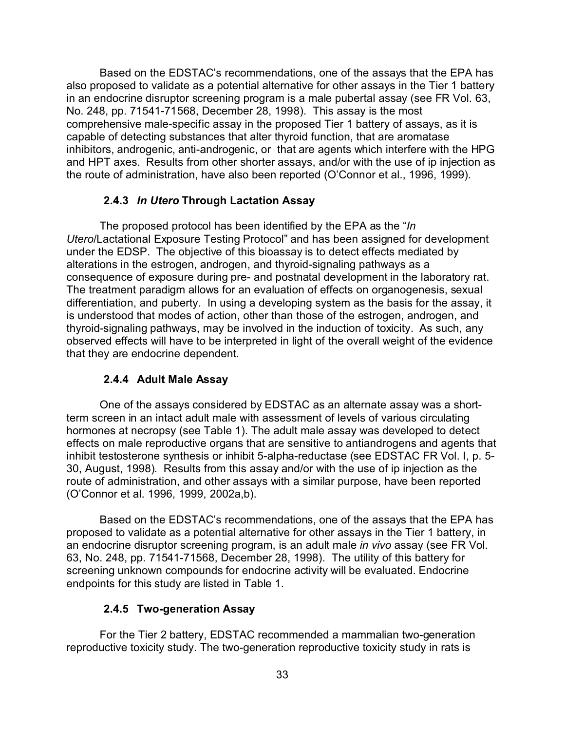Based on the EDSTAC's recommendations, one of the assays that the EPA has also proposed to validate as a potential alternative for other assays in the Tier 1 battery in an endocrine disruptor screening program is a male pubertal assay (see FR Vol. 63, No. 248, pp. 71541-71568, December 28, 1998). This assay is the most comprehensive male-specific assay in the proposed Tier 1 battery of assays, as it is capable of detecting substances that alter thyroid function, that are aromatase inhibitors, androgenic, anti-androgenic, or that are agents which interfere with the HPG and HPT axes. Results from other shorter assays, and/or with the use of ip injection as the route of administration, have also been reported (O'Connor et al., 1996, 1999).

### 2.4.3 *In Utero* Through Lactation Assay

The proposed protocol has been identified by the EPA as the "*In Utero*/Lactational Exposure Testing Protocol" and has been assigned for development under the EDSP. The objective of this bioassay is to detect effects mediated by alterations in the estrogen, androgen, and thyroid-signaling pathways as a consequence of exposure during pre- and postnatal development in the laboratory rat. The treatment paradigm allows for an evaluation of effects on organogenesis, sexual differentiation, and puberty. In using a developing system as the basis for the assay, it is understood that modes of action, other than those of the estrogen, androgen, and thyroid-signaling pathways, may be involved in the induction of toxicity. As such, any observed effects will have to be interpreted in light of the overall weight of the evidence that they are endocrine dependent.

### 2.4.4 Adult Male Assay

One of the assays considered by EDSTAC as an alternate assay was a short-term screen in an intact adult male with assessment of levels of various circulating hormones at necropsy (see Table 1). The adult male assay was developed to detect effects on male reproductive organs that are sensitive to antiandrogens and agents that inhibit testosterone synthesis or inhibit 5-alpha-reductase (see EDSTAC FR Vol. I, p. 5-30, August, 1998). Results from this assay and/or with the use of ip injection as the route of administration, and other assays with a similar purpose, have been reported (O'Connor et al. 1996, 1999, 2002a,b).

Based on the EDSTAC's recommendations, one of the assays that the EPA has proposed to validate as a potential alternative for other assays in the Tier 1 battery, in an endocrine disruptor screening program, is an adult male *in vivo* assay (see FR Vol. 63, No. 248, pp. 71541-71568, December 28, 1998). The utility of this battery for screening unknown compounds for endocrine activity will be evaluated. Endocrine endpoints for this study are listed in Table 1.

### 2.4.5 Two-generation Assay

For the Tier 2 battery, EDSTAC recommended a mammalian two-generation reproductive toxicity study. The two-generation reproductive toxicity study in rats is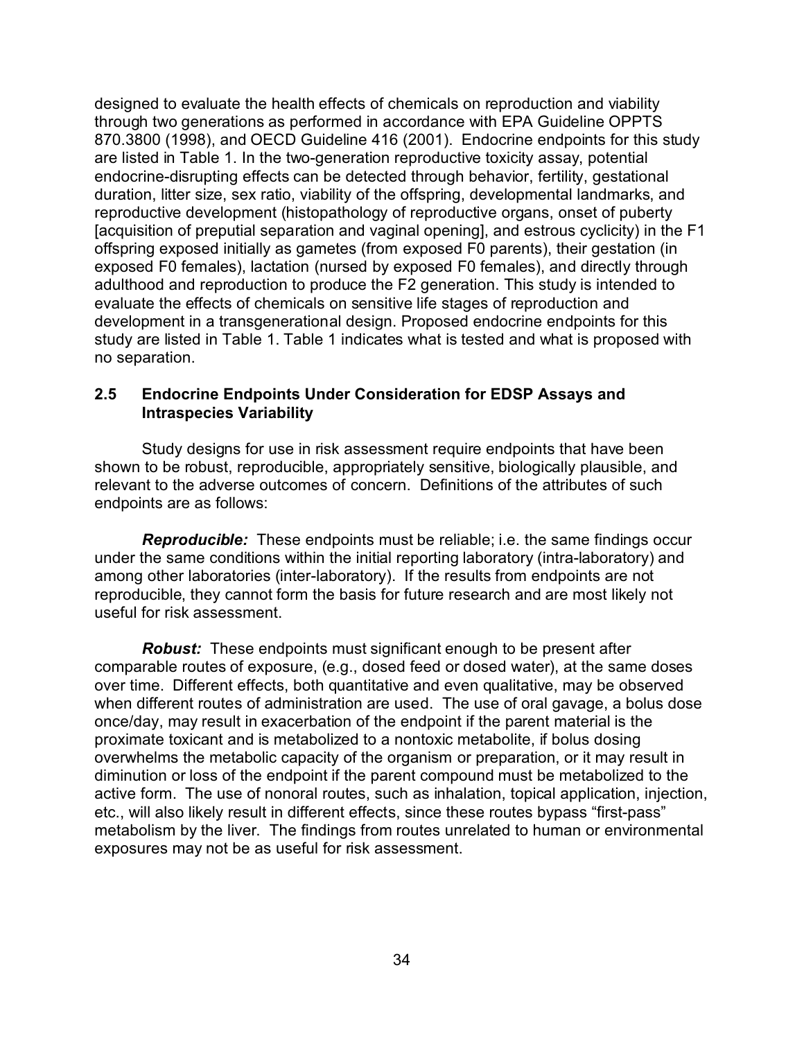designed to evaluate the health effects of chemicals on reproduction and viability through two generations as performed in accordance with EPA Guideline OPPTS 870.3800 (1998), and OECD Guideline 416 (2001). Endocrine endpoints for this study are listed in Table 1. In the two-generation reproductive toxicity assay, potential endocrine-disrupting effects can be detected through behavior, fertility, gestational duration, litter size, sex ratio, viability of the offspring, developmental landmarks, and reproductive development (histopathology of reproductive organs, onset of puberty [acquisition of preputial separation and vaginal opening], and estrous cyclicity) in the F1 offspring exposed initially as gametes (from exposed F0 parents), their gestation (in exposed F0 females), lactation (nursed by exposed F0 females), and directly through adulthood and reproduction to produce the F2 generation. This study is intended to evaluate the effects of chemicals on sensitive life stages of reproduction and development in a transgenerational design. Proposed endocrine endpoints for this study are listed in Table 1. Table 1 indicates what is tested and what is proposed with no separation.

## 2.5 Endocrine Endpoints Under Consideration for EDSP Assays and Intraspecies Variability

Study designs for use in risk assessment require endpoints that have been shown to be robust, reproducible, appropriately sensitive, biologically plausible, and relevant to the adverse outcomes of concern. Definitions of the attributes of such endpoints are as follows:

***Reproducible:*** These endpoints must be reliable; i.e. the same findings occur under the same conditions within the initial reporting laboratory (intra-laboratory) and among other laboratories (inter-laboratory). If the results from endpoints are not reproducible, they cannot form the basis for future research and are most likely not useful for risk assessment.

***Robust:*** These endpoints must significant enough to be present after comparable routes of exposure, (e.g., dosed feed or dosed water), at the same doses over time. Different effects, both quantitative and even qualitative, may be observed when different routes of administration are used. The use of oral gavage, a bolus dose once/day, may result in exacerbation of the endpoint if the parent material is the proximate toxicant and is metabolized to a nontoxic metabolite, if bolus dosing overwhelms the metabolic capacity of the organism or preparation, or it may result in diminution or loss of the endpoint if the parent compound must be metabolized to the active form. The use of nonoral routes, such as inhalation, topical application, injection, etc., will also likely result in different effects, since these routes bypass "first-pass" metabolism by the liver. The findings from routes unrelated to human or environmental exposures may not be as useful for risk assessment.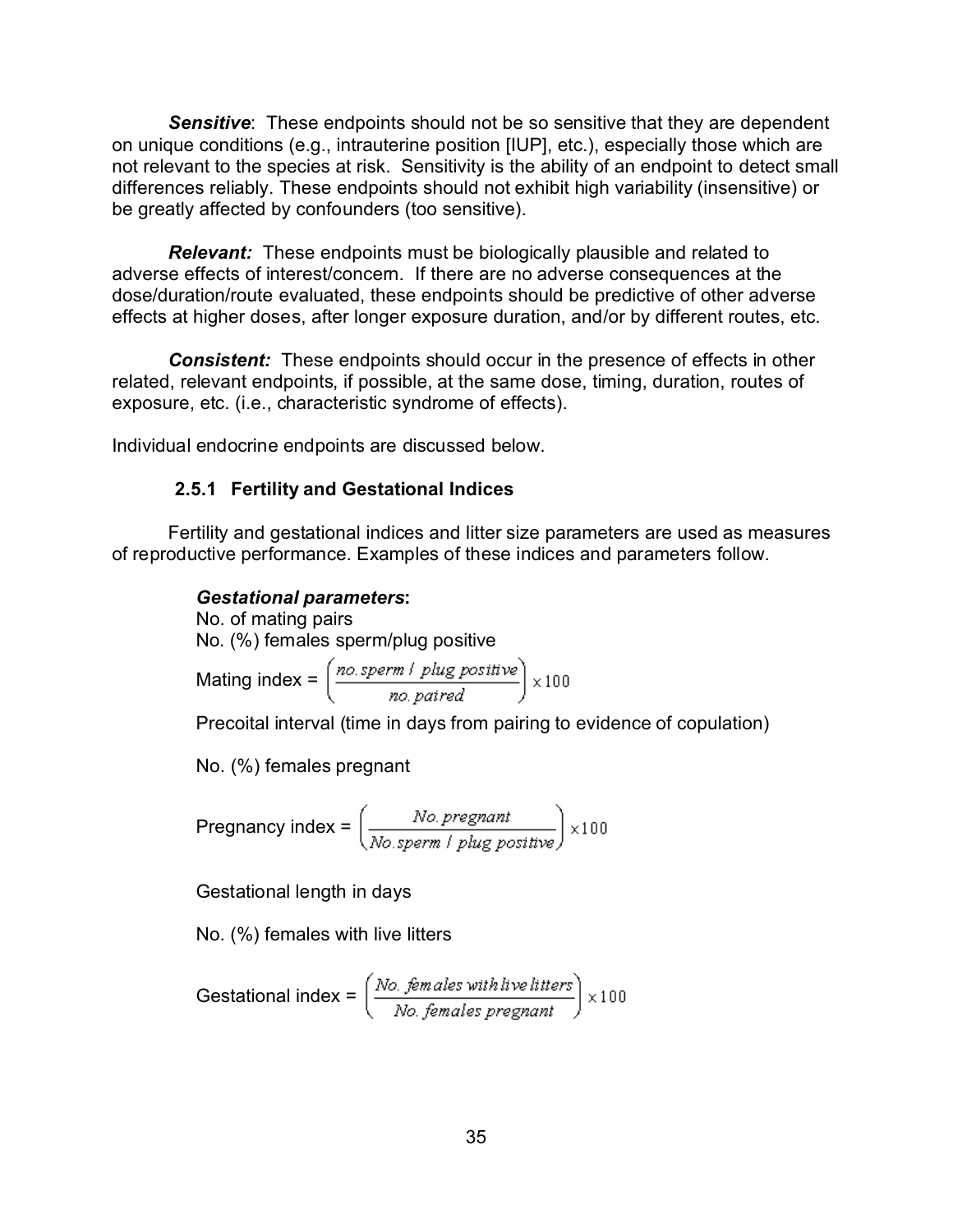***Sensitive***: These endpoints should not be so sensitive that they are dependent on unique conditions (e.g., intrauterine position [IUP], etc.), especially those which are not relevant to the species at risk. Sensitivity is the ability of an endpoint to detect small differences reliably. These endpoints should not exhibit high variability (insensitive) or be greatly affected by confounders (too sensitive).

***Relevant:*** These endpoints must be biologically plausible and related to adverse effects of interest/concern. If there are no adverse consequences at the dose/duration/route evaluated, these endpoints should be predictive of other adverse effects at higher doses, after longer exposure duration, and/or by different routes, etc.

***Consistent:*** These endpoints should occur in the presence of effects in other related, relevant endpoints, if possible, at the same dose, timing, duration, routes of exposure, etc. (i.e., characteristic syndrome of effects).

Individual endocrine endpoints are discussed below.

### 2.5.1 Fertility and Gestational Indices

Fertility and gestational indices and litter size parameters are used as measures of reproductive performance. Examples of these indices and parameters follow.

***Gestational parameters*:**

No. of mating pairs

No. (%) females sperm/plug positive

Mating index = $\left(\frac{\text{no. sperm / plug positive}}{\text{no. paired}}\right) \times 100$

Precoital interval (time in days from pairing to evidence of copulation)

No. (%) females pregnant

Pregnancy index = $\left(\frac{\text{No. pregnant}}{\text{No. sperm / plug positive}}\right) \times 100$

Gestational length in days

No. (%) females with live litters

Gestational index = $\left(\frac{\text{No. females with live litters}}{\text{No. females pregnant}}\right) \times 100$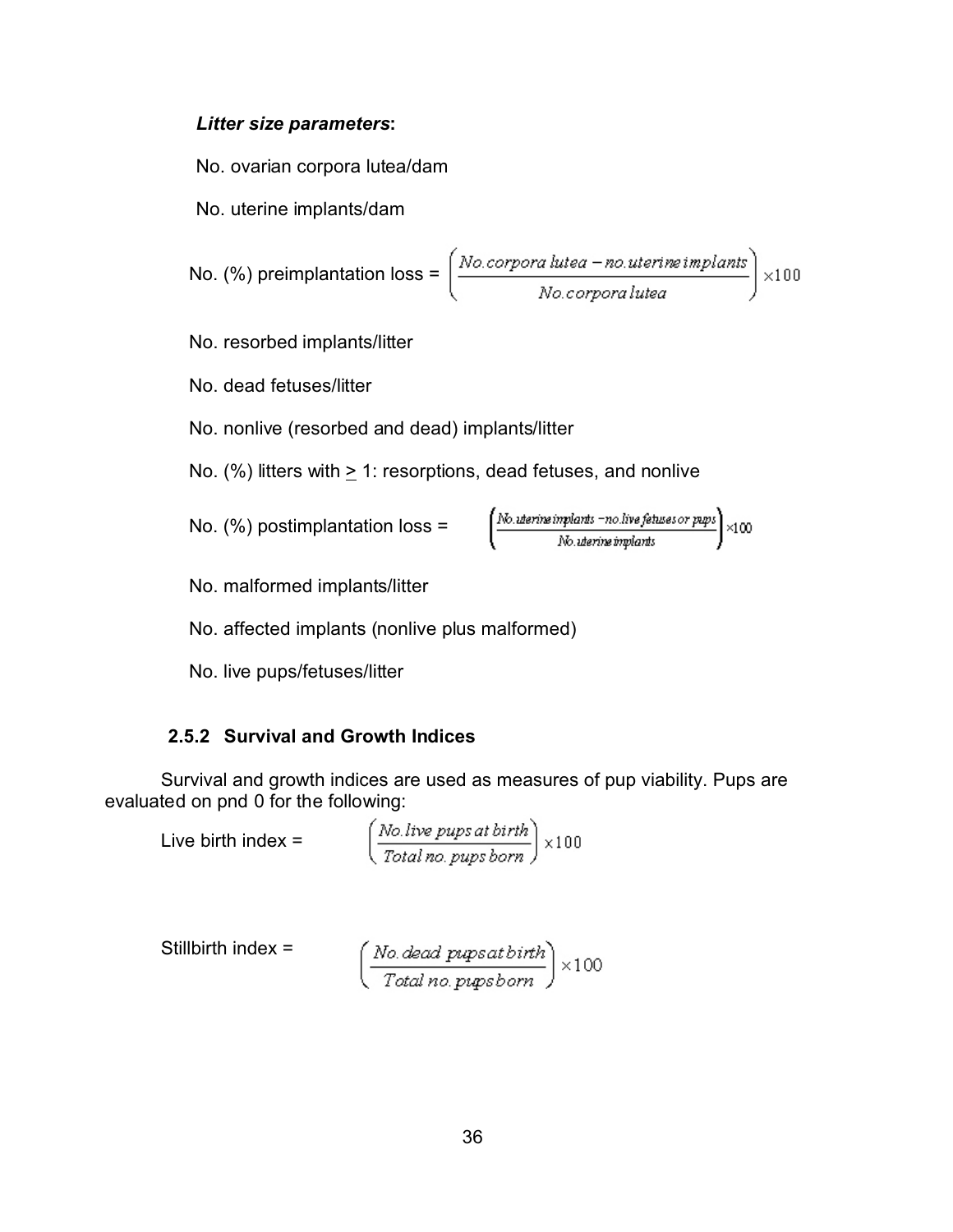***Litter size parameters*:**

No. ovarian corpora lutea/dam

No. uterine implants/dam

No. (%) preimplantation loss = $\left(\dfrac{No.\,corpora\,lutea - no.\,uterine\,implants}{No.\,corpora\,lutea}\right) \times 100$

No. resorbed implants/litter

No. dead fetuses/litter

No. nonlive (resorbed and dead) implants/litter

No. (%) litters with $\geq$ 1: resorptions, dead fetuses, and nonlive

No. (%) postimplantation loss = $\left(\dfrac{No.\,uterine\,implants - no.\,live\,fetuses\,or\,pups}{No.\,uterine\,implants}\right) \times 100$

No. malformed implants/litter

No. affected implants (nonlive plus malformed)

No. live pups/fetuses/litter

### 2.5.2 Survival and Growth Indices

Survival and growth indices are used as measures of pup viability. Pups are evaluated on pnd 0 for the following:

Live birth index = $\left(\dfrac{No.\,live\,pups\,at\,birth}{Total\,no.\,pups\,born}\right) \times 100$

Stillbirth index = $\left(\dfrac{No.\,dead\,pups\,at\,birth}{Total\,no.\,pups\,born}\right) \times 100$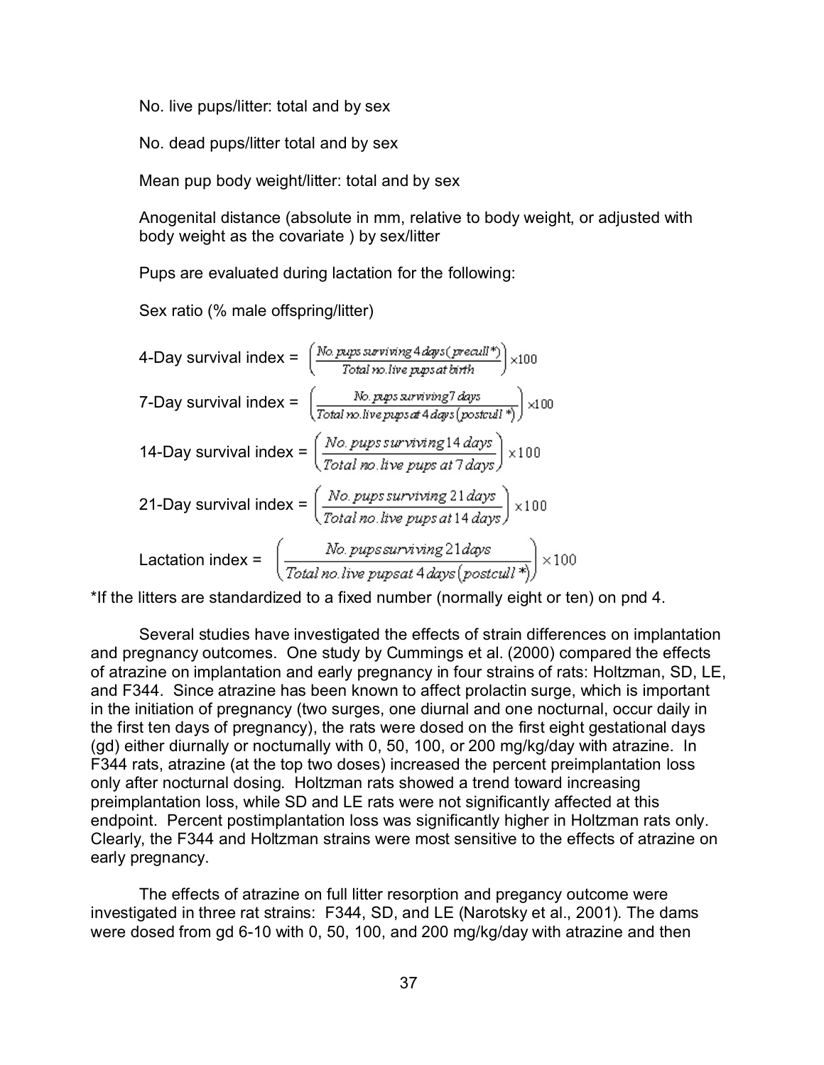No. live pups/litter: total and by sex

No. dead pups/litter total and by sex

Mean pup body weight/litter: total and by sex

Anogenital distance (absolute in mm, relative to body weight, or adjusted with body weight as the covariate ) by sex/litter

Pups are evaluated during lactation for the following:

Sex ratio (% male offspring/litter)

$$\text{4-Day survival index} = \left(\frac{\text{No. pups surviving 4 days (precull*)}}{\text{Total no. live pups at birth}}\right) \times 100$$

$$\text{7-Day survival index} = \left(\frac{\text{No. pups surviving 7 days}}{\text{Total no. live pups at 4 days (postcull*)}}\right) \times 100$$

$$\text{14-Day survival index} = \left(\frac{\text{No. pups surviving 14 days}}{\text{Total no. live pups at 7 days}}\right) \times 100$$

$$\text{21-Day survival index} = \left(\frac{\text{No. pups surviving 21 days}}{\text{Total no. live pups at 14 days}}\right) \times 100$$

$$\text{Lactation index} = \left(\frac{\text{No. pups surviving 21 days}}{\text{Total no. live pups at 4 days (postcull*)}}\right) \times 100$$

*If the litters are standardized to a fixed number (normally eight or ten) on pnd 4.

Several studies have investigated the effects of strain differences on implantation and pregnancy outcomes. One study by Cummings et al. (2000) compared the effects of atrazine on implantation and early pregnancy in four strains of rats: Holtzman, SD, LE, and F344. Since atrazine has been known to affect prolactin surge, which is important in the initiation of pregnancy (two surges, one diurnal and one nocturnal, occur daily in the first ten days of pregnancy), the rats were dosed on the first eight gestational days (gd) either diurnally or nocturnally with 0, 50, 100, or 200 mg/kg/day with atrazine. In F344 rats, atrazine (at the top two doses) increased the percent preimplantation loss only after nocturnal dosing. Holtzman rats showed a trend toward increasing preimplantation loss, while SD and LE rats were not significantly affected at this endpoint. Percent postimplantation loss was significantly higher in Holtzman rats only. Clearly, the F344 and Holtzman strains were most sensitive to the effects of atrazine on early pregnancy.

The effects of atrazine on full litter resorption and pregancy outcome were investigated in three rat strains: F344, SD, and LE (Narotsky et al., 2001). The dams were dosed from gd 6-10 with 0, 50, 100, and 200 mg/kg/day with atrazine and then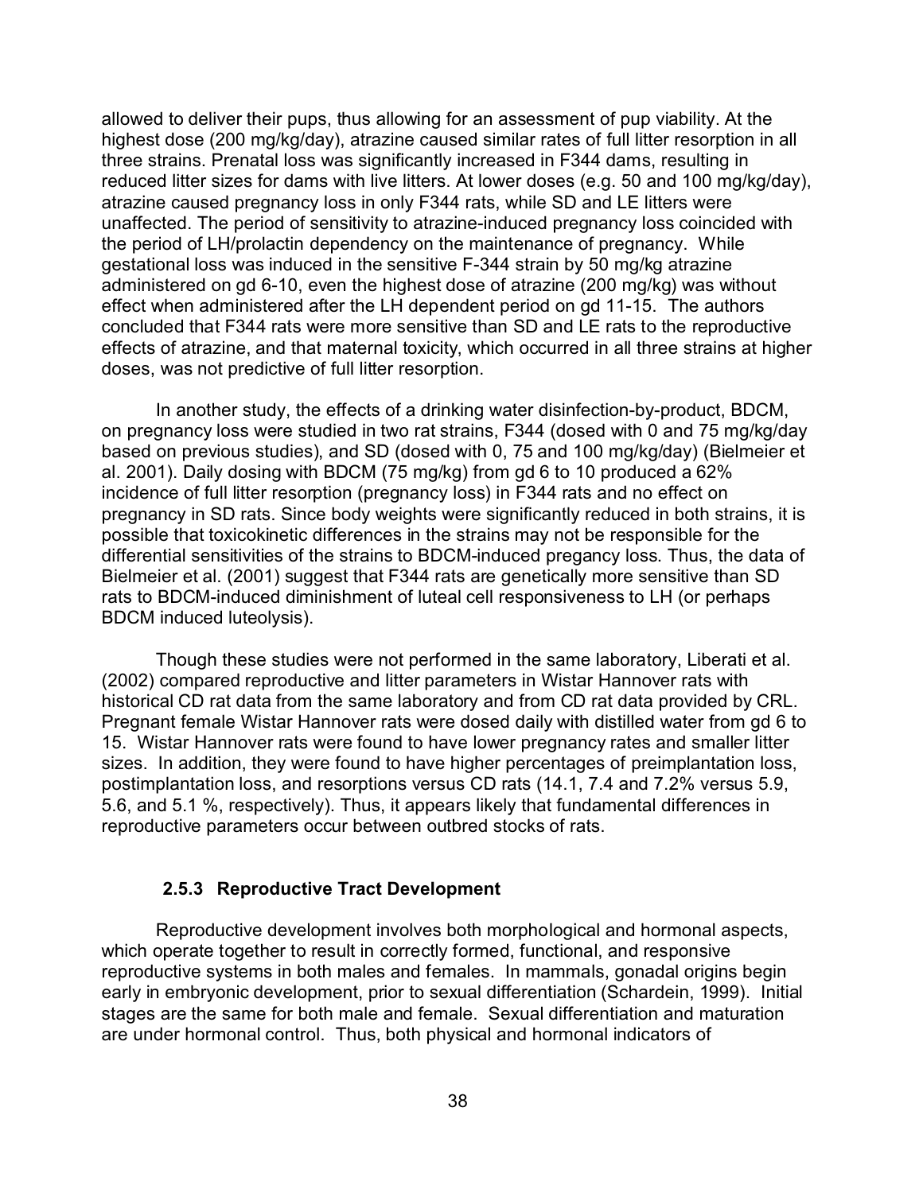allowed to deliver their pups, thus allowing for an assessment of pup viability. At the highest dose (200 mg/kg/day), atrazine caused similar rates of full litter resorption in all three strains. Prenatal loss was significantly increased in F344 dams, resulting in reduced litter sizes for dams with live litters. At lower doses (e.g. 50 and 100 mg/kg/day), atrazine caused pregnancy loss in only F344 rats, while SD and LE litters were unaffected. The period of sensitivity to atrazine-induced pregnancy loss coincided with the period of LH/prolactin dependency on the maintenance of pregnancy. While gestational loss was induced in the sensitive F-344 strain by 50 mg/kg atrazine administered on gd 6-10, even the highest dose of atrazine (200 mg/kg) was without effect when administered after the LH dependent period on gd 11-15. The authors concluded that F344 rats were more sensitive than SD and LE rats to the reproductive effects of atrazine, and that maternal toxicity, which occurred in all three strains at higher doses, was not predictive of full litter resorption.

In another study, the effects of a drinking water disinfection-by-product, BDCM, on pregnancy loss were studied in two rat strains, F344 (dosed with 0 and 75 mg/kg/day based on previous studies), and SD (dosed with 0, 75 and 100 mg/kg/day) (Bielmeier et al. 2001). Daily dosing with BDCM (75 mg/kg) from gd 6 to 10 produced a 62% incidence of full litter resorption (pregnancy loss) in F344 rats and no effect on pregnancy in SD rats. Since body weights were significantly reduced in both strains, it is possible that toxicokinetic differences in the strains may not be responsible for the differential sensitivities of the strains to BDCM-induced pregancy loss. Thus, the data of Bielmeier et al. (2001) suggest that F344 rats are genetically more sensitive than SD rats to BDCM-induced diminishment of luteal cell responsiveness to LH (or perhaps BDCM induced luteolysis).

Though these studies were not performed in the same laboratory, Liberati et al. (2002) compared reproductive and litter parameters in Wistar Hannover rats with historical CD rat data from the same laboratory and from CD rat data provided by CRL. Pregnant female Wistar Hannover rats were dosed daily with distilled water from gd 6 to 15. Wistar Hannover rats were found to have lower pregnancy rates and smaller litter sizes. In addition, they were found to have higher percentages of preimplantation loss, postimplantation loss, and resorptions versus CD rats (14.1, 7.4 and 7.2% versus 5.9, 5.6, and 5.1 %, respectively). Thus, it appears likely that fundamental differences in reproductive parameters occur between outbred stocks of rats.

### 2.5.3 Reproductive Tract Development

Reproductive development involves both morphological and hormonal aspects, which operate together to result in correctly formed, functional, and responsive reproductive systems in both males and females. In mammals, gonadal origins begin early in embryonic development, prior to sexual differentiation (Schardein, 1999). Initial stages are the same for both male and female. Sexual differentiation and maturation are under hormonal control. Thus, both physical and hormonal indicators of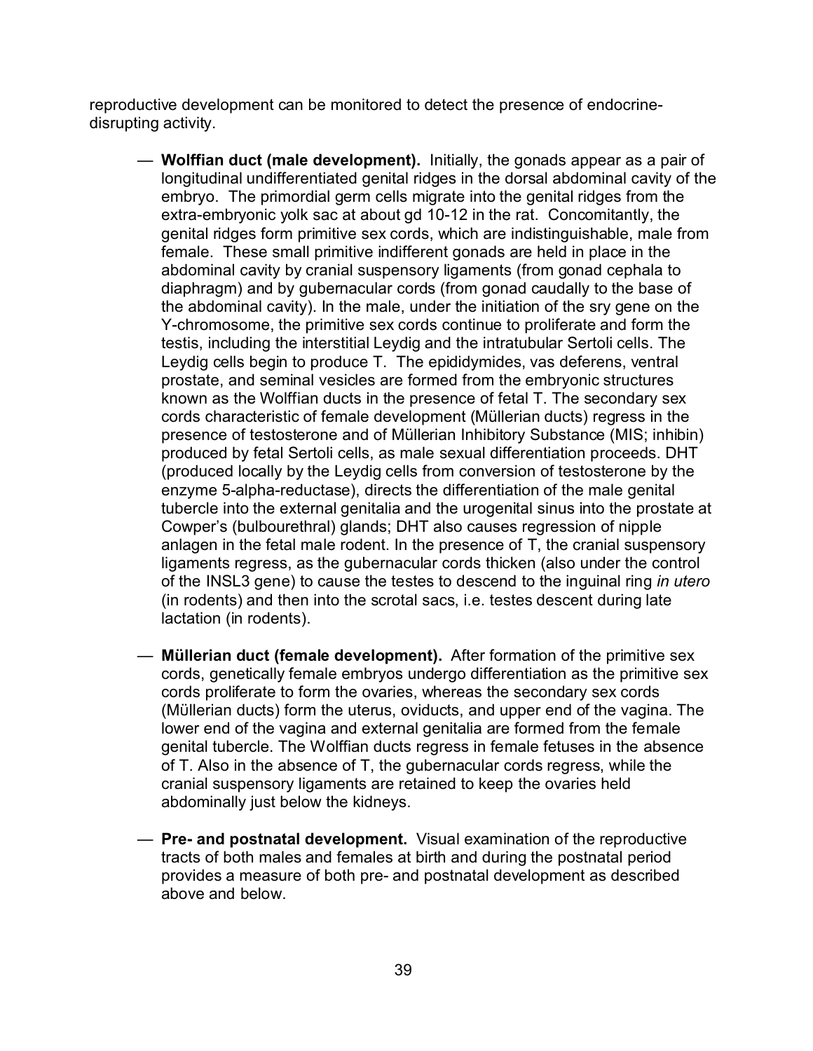reproductive development can be monitored to detect the presence of endocrine-disrupting activity.

— **Wolffian duct (male development).** Initially, the gonads appear as a pair of longitudinal undifferentiated genital ridges in the dorsal abdominal cavity of the embryo. The primordial germ cells migrate into the genital ridges from the extra-embryonic yolk sac at about gd 10-12 in the rat. Concomitantly, the genital ridges form primitive sex cords, which are indistinguishable, male from female. These small primitive indifferent gonads are held in place in the abdominal cavity by cranial suspensory ligaments (from gonad cephala to diaphragm) and by gubernacular cords (from gonad caudally to the base of the abdominal cavity). In the male, under the initiation of the sry gene on the Y-chromosome, the primitive sex cords continue to proliferate and form the testis, including the interstitial Leydig and the intratubular Sertoli cells. The Leydig cells begin to produce T. The epididymides, vas deferens, ventral prostate, and seminal vesicles are formed from the embryonic structures known as the Wolffian ducts in the presence of fetal T. The secondary sex cords characteristic of female development (Müllerian ducts) regress in the presence of testosterone and of Müllerian Inhibitory Substance (MIS; inhibin) produced by fetal Sertoli cells, as male sexual differentiation proceeds. DHT (produced locally by the Leydig cells from conversion of testosterone by the enzyme 5-alpha-reductase), directs the differentiation of the male genital tubercle into the external genitalia and the urogenital sinus into the prostate at Cowper's (bulbourethral) glands; DHT also causes regression of nipple anlagen in the fetal male rodent. In the presence of T, the cranial suspensory ligaments regress, as the gubernacular cords thicken (also under the control of the INSL3 gene) to cause the testes to descend to the inguinal ring *in utero* (in rodents) and then into the scrotal sacs, i.e. testes descent during late lactation (in rodents).

— **Müllerian duct (female development).** After formation of the primitive sex cords, genetically female embryos undergo differentiation as the primitive sex cords proliferate to form the ovaries, whereas the secondary sex cords (Müllerian ducts) form the uterus, oviducts, and upper end of the vagina. The lower end of the vagina and external genitalia are formed from the female genital tubercle. The Wolffian ducts regress in female fetuses in the absence of T. Also in the absence of T, the gubernacular cords regress, while the cranial suspensory ligaments are retained to keep the ovaries held abdominally just below the kidneys.

— **Pre- and postnatal development.** Visual examination of the reproductive tracts of both males and females at birth and during the postnatal period provides a measure of both pre- and postnatal development as described above and below.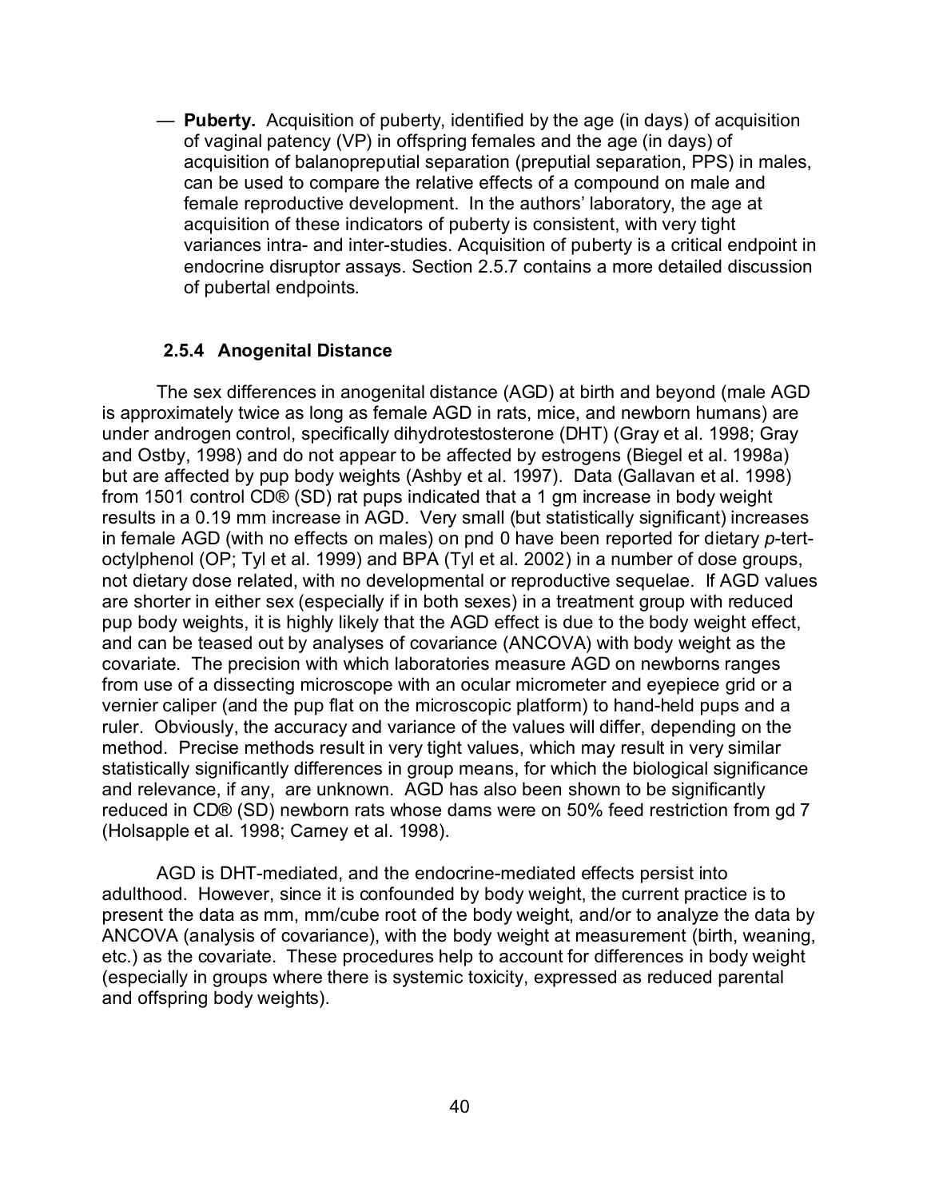— **Puberty.** Acquisition of puberty, identified by the age (in days) of acquisition of vaginal patency (VP) in offspring females and the age (in days) of acquisition of balanopreputial separation (preputial separation, PPS) in males, can be used to compare the relative effects of a compound on male and female reproductive development. In the authors' laboratory, the age at acquisition of these indicators of puberty is consistent, with very tight variances intra- and inter-studies. Acquisition of puberty is a critical endpoint in endocrine disruptor assays. Section 2.5.7 contains a more detailed discussion of pubertal endpoints.

### 2.5.4 Anogenital Distance

The sex differences in anogenital distance (AGD) at birth and beyond (male AGD is approximately twice as long as female AGD in rats, mice, and newborn humans) are under androgen control, specifically dihydrotestosterone (DHT) (Gray et al. 1998; Gray and Ostby, 1998) and do not appear to be affected by estrogens (Biegel et al. 1998a) but are affected by pup body weights (Ashby et al. 1997). Data (Gallavan et al. 1998) from 1501 control CD® (SD) rat pups indicated that a 1 gm increase in body weight results in a 0.19 mm increase in AGD. Very small (but statistically significant) increases in female AGD (with no effects on males) on pnd 0 have been reported for dietary *p*-tert-octylphenol (OP; Tyl et al. 1999) and BPA (Tyl et al. 2002) in a number of dose groups, not dietary dose related, with no developmental or reproductive sequelae. If AGD values are shorter in either sex (especially if in both sexes) in a treatment group with reduced pup body weights, it is highly likely that the AGD effect is due to the body weight effect, and can be teased out by analyses of covariance (ANCOVA) with body weight as the covariate. The precision with which laboratories measure AGD on newborns ranges from use of a dissecting microscope with an ocular micrometer and eyepiece grid or a vernier caliper (and the pup flat on the microscopic platform) to hand-held pups and a ruler. Obviously, the accuracy and variance of the values will differ, depending on the method. Precise methods result in very tight values, which may result in very similar statistically significantly differences in group means, for which the biological significance and relevance, if any, are unknown. AGD has also been shown to be significantly reduced in CD® (SD) newborn rats whose dams were on 50% feed restriction from gd 7 (Holsapple et al. 1998; Carney et al. 1998).

AGD is DHT-mediated, and the endocrine-mediated effects persist into adulthood. However, since it is confounded by body weight, the current practice is to present the data as mm, mm/cube root of the body weight, and/or to analyze the data by ANCOVA (analysis of covariance), with the body weight at measurement (birth, weaning, etc.) as the covariate. These procedures help to account for differences in body weight (especially in groups where there is systemic toxicity, expressed as reduced parental and offspring body weights).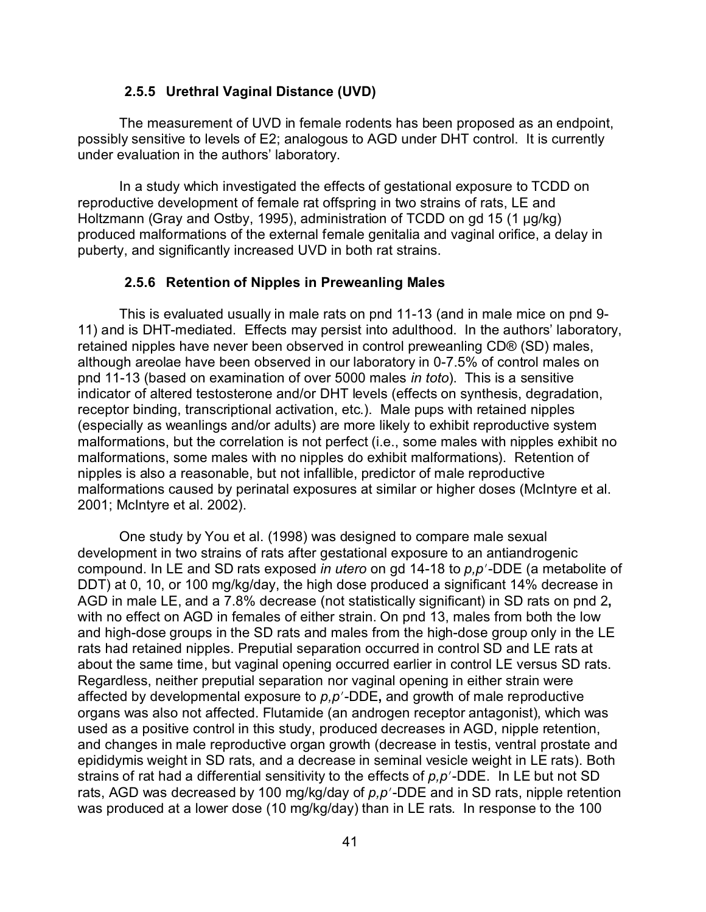### 2.5.5 Urethral Vaginal Distance (UVD)

The measurement of UVD in female rodents has been proposed as an endpoint, possibly sensitive to levels of E2; analogous to AGD under DHT control. It is currently under evaluation in the authors' laboratory.

In a study which investigated the effects of gestational exposure to TCDD on reproductive development of female rat offspring in two strains of rats, LE and Holtzmann (Gray and Ostby, 1995), administration of TCDD on gd 15 (1 µg/kg) produced malformations of the external female genitalia and vaginal orifice, a delay in puberty, and significantly increased UVD in both rat strains.

### 2.5.6 Retention of Nipples in Preweanling Males

This is evaluated usually in male rats on pnd 11-13 (and in male mice on pnd 9-11) and is DHT-mediated. Effects may persist into adulthood. In the authors' laboratory, retained nipples have never been observed in control preweanling CD® (SD) males, although areolae have been observed in our laboratory in 0-7.5% of control males on pnd 11-13 (based on examination of over 5000 males *in toto*). This is a sensitive indicator of altered testosterone and/or DHT levels (effects on synthesis, degradation, receptor binding, transcriptional activation, etc.). Male pups with retained nipples (especially as weanlings and/or adults) are more likely to exhibit reproductive system malformations, but the correlation is not perfect (i.e., some males with nipples exhibit no malformations, some males with no nipples do exhibit malformations). Retention of nipples is also a reasonable, but not infallible, predictor of male reproductive malformations caused by perinatal exposures at similar or higher doses (McIntyre et al. 2001; McIntyre et al. 2002).

One study by You et al. (1998) was designed to compare male sexual development in two strains of rats after gestational exposure to an antiandrogenic compound. In LE and SD rats exposed *in utero* on gd 14-18 to *p,p′*-DDE (a metabolite of DDT) at 0, 10, or 100 mg/kg/day, the high dose produced a significant 14% decrease in AGD in male LE, and a 7.8% decrease (not statistically significant) in SD rats on pnd 2**,** with no effect on AGD in females of either strain. On pnd 13, males from both the low and high-dose groups in the SD rats and males from the high-dose group only in the LE rats had retained nipples. Preputial separation occurred in control SD and LE rats at about the same time, but vaginal opening occurred earlier in control LE versus SD rats. Regardless, neither preputial separation nor vaginal opening in either strain were affected by developmental exposure to *p,p′*-DDE**,** and growth of male reproductive organs was also not affected. Flutamide (an androgen receptor antagonist), which was used as a positive control in this study, produced decreases in AGD, nipple retention, and changes in male reproductive organ growth (decrease in testis, ventral prostate and epididymis weight in SD rats, and a decrease in seminal vesicle weight in LE rats). Both strains of rat had a differential sensitivity to the effects of *p,p′*-DDE. In LE but not SD rats, AGD was decreased by 100 mg/kg/day of *p,p′*-DDE and in SD rats, nipple retention was produced at a lower dose (10 mg/kg/day) than in LE rats. In response to the 100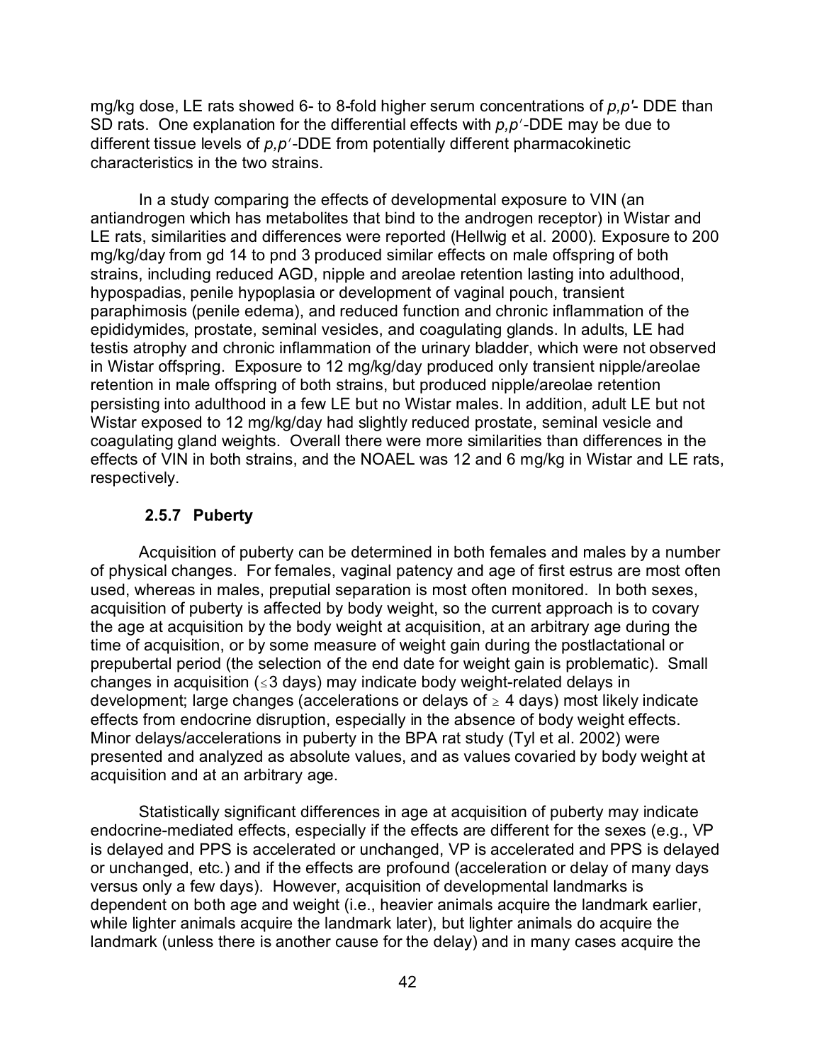mg/kg dose, LE rats showed 6- to 8-fold higher serum concentrations of *p,p'*- DDE than SD rats. One explanation for the differential effects with *p,p'*-DDE may be due to different tissue levels of *p,p'*-DDE from potentially different pharmacokinetic characteristics in the two strains.

In a study comparing the effects of developmental exposure to VIN (an antiandrogen which has metabolites that bind to the androgen receptor) in Wistar and LE rats, similarities and differences were reported (Hellwig et al. 2000). Exposure to 200 mg/kg/day from gd 14 to pnd 3 produced similar effects on male offspring of both strains, including reduced AGD, nipple and areolae retention lasting into adulthood, hypospadias, penile hypoplasia or development of vaginal pouch, transient paraphimosis (penile edema), and reduced function and chronic inflammation of the epididymides, prostate, seminal vesicles, and coagulating glands. In adults, LE had testis atrophy and chronic inflammation of the urinary bladder, which were not observed in Wistar offspring. Exposure to 12 mg/kg/day produced only transient nipple/areolae retention in male offspring of both strains, but produced nipple/areolae retention persisting into adulthood in a few LE but no Wistar males. In addition, adult LE but not Wistar exposed to 12 mg/kg/day had slightly reduced prostate, seminal vesicle and coagulating gland weights. Overall there were more similarities than differences in the effects of VIN in both strains, and the NOAEL was 12 and 6 mg/kg in Wistar and LE rats, respectively.

### 2.5.7 Puberty

Acquisition of puberty can be determined in both females and males by a number of physical changes. For females, vaginal patency and age of first estrus are most often used, whereas in males, preputial separation is most often monitored. In both sexes, acquisition of puberty is affected by body weight, so the current approach is to covary the age at acquisition by the body weight at acquisition, at an arbitrary age during the time of acquisition, or by some measure of weight gain during the postlactational or prepubertal period (the selection of the end date for weight gain is problematic). Small changes in acquisition ($\leq$3 days) may indicate body weight-related delays in development; large changes (accelerations or delays of $\geq$ 4 days) most likely indicate effects from endocrine disruption, especially in the absence of body weight effects. Minor delays/accelerations in puberty in the BPA rat study (Tyl et al. 2002) were presented and analyzed as absolute values, and as values covaried by body weight at acquisition and at an arbitrary age.

Statistically significant differences in age at acquisition of puberty may indicate endocrine-mediated effects, especially if the effects are different for the sexes (e.g., VP is delayed and PPS is accelerated or unchanged, VP is accelerated and PPS is delayed or unchanged, etc.) and if the effects are profound (acceleration or delay of many days versus only a few days). However, acquisition of developmental landmarks is dependent on both age and weight (i.e., heavier animals acquire the landmark earlier, while lighter animals acquire the landmark later), but lighter animals do acquire the landmark (unless there is another cause for the delay) and in many cases acquire the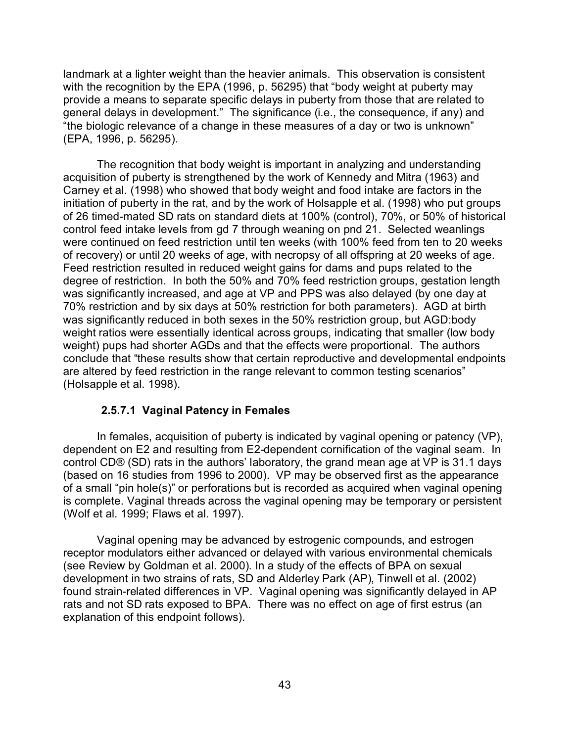landmark at a lighter weight than the heavier animals. This observation is consistent with the recognition by the EPA (1996, p. 56295) that "body weight at puberty may provide a means to separate specific delays in puberty from those that are related to general delays in development." The significance (i.e., the consequence, if any) and "the biologic relevance of a change in these measures of a day or two is unknown" (EPA, 1996, p. 56295).

The recognition that body weight is important in analyzing and understanding acquisition of puberty is strengthened by the work of Kennedy and Mitra (1963) and Carney et al. (1998) who showed that body weight and food intake are factors in the initiation of puberty in the rat, and by the work of Holsapple et al. (1998) who put groups of 26 timed-mated SD rats on standard diets at 100% (control), 70%, or 50% of historical control feed intake levels from gd 7 through weaning on pnd 21. Selected weanlings were continued on feed restriction until ten weeks (with 100% feed from ten to 20 weeks of recovery) or until 20 weeks of age, with necropsy of all offspring at 20 weeks of age. Feed restriction resulted in reduced weight gains for dams and pups related to the degree of restriction. In both the 50% and 70% feed restriction groups, gestation length was significantly increased, and age at VP and PPS was also delayed (by one day at 70% restriction and by six days at 50% restriction for both parameters). AGD at birth was significantly reduced in both sexes in the 50% restriction group, but AGD:body weight ratios were essentially identical across groups, indicating that smaller (low body weight) pups had shorter AGDs and that the effects were proportional. The authors conclude that "these results show that certain reproductive and developmental endpoints are altered by feed restriction in the range relevant to common testing scenarios" (Holsapple et al. 1998).

#### 2.5.7.1 Vaginal Patency in Females

In females, acquisition of puberty is indicated by vaginal opening or patency (VP), dependent on E2 and resulting from E2-dependent cornification of the vaginal seam. In control CD® (SD) rats in the authors' laboratory, the grand mean age at VP is 31.1 days (based on 16 studies from 1996 to 2000). VP may be observed first as the appearance of a small "pin hole(s)" or perforations but is recorded as acquired when vaginal opening is complete. Vaginal threads across the vaginal opening may be temporary or persistent (Wolf et al. 1999; Flaws et al. 1997).

Vaginal opening may be advanced by estrogenic compounds, and estrogen receptor modulators either advanced or delayed with various environmental chemicals (see Review by Goldman et al. 2000). In a study of the effects of BPA on sexual development in two strains of rats, SD and Alderley Park (AP), Tinwell et al. (2002) found strain-related differences in VP. Vaginal opening was significantly delayed in AP rats and not SD rats exposed to BPA. There was no effect on age of first estrus (an explanation of this endpoint follows).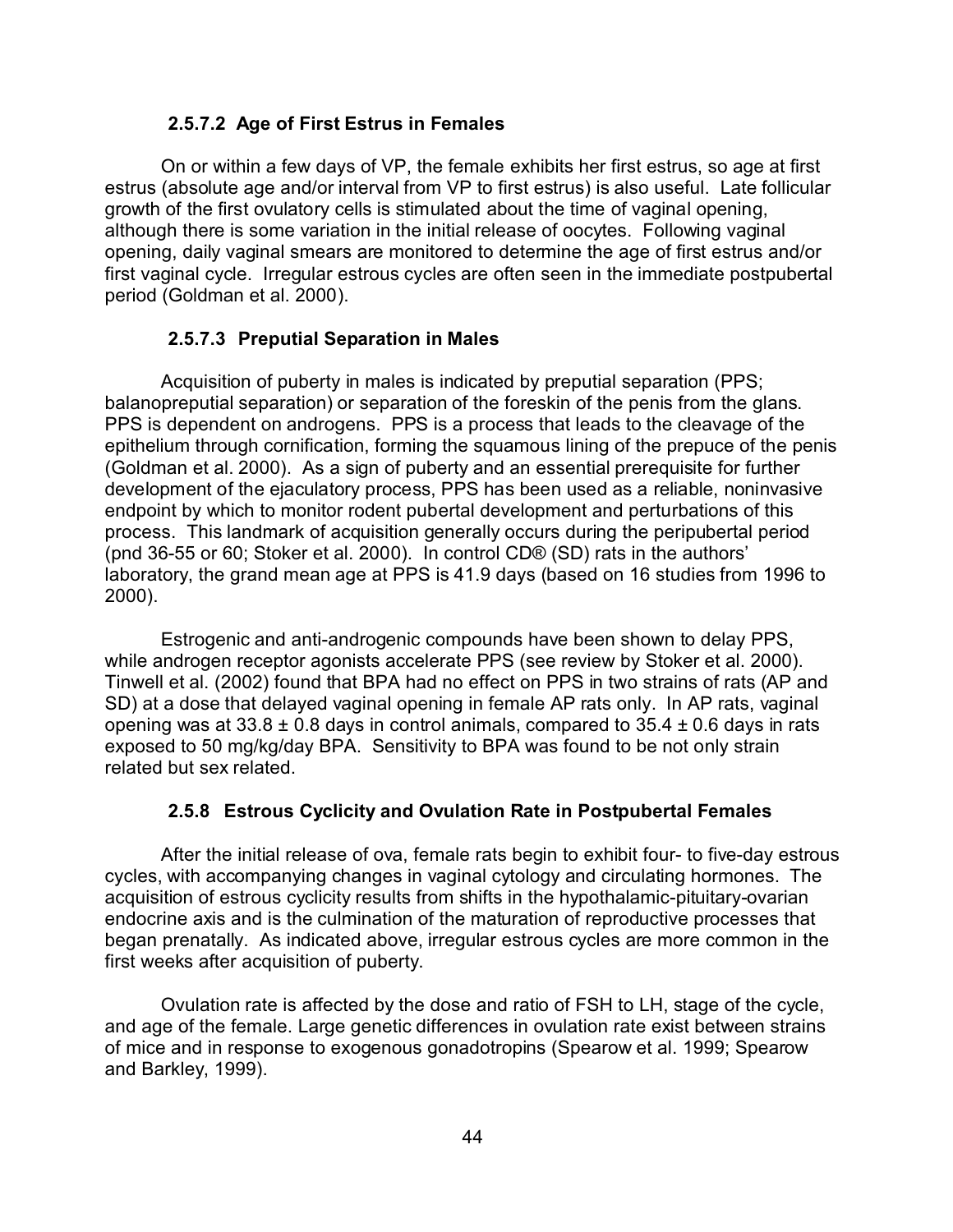#### 2.5.7.2 Age of First Estrus in Females

On or within a few days of VP, the female exhibits her first estrus, so age at first estrus (absolute age and/or interval from VP to first estrus) is also useful. Late follicular growth of the first ovulatory cells is stimulated about the time of vaginal opening, although there is some variation in the initial release of oocytes. Following vaginal opening, daily vaginal smears are monitored to determine the age of first estrus and/or first vaginal cycle. Irregular estrous cycles are often seen in the immediate postpubertal period (Goldman et al. 2000).

#### 2.5.7.3 Preputial Separation in Males

Acquisition of puberty in males is indicated by preputial separation (PPS; balanopreputial separation) or separation of the foreskin of the penis from the glans. PPS is dependent on androgens. PPS is a process that leads to the cleavage of the epithelium through cornification, forming the squamous lining of the prepuce of the penis (Goldman et al. 2000). As a sign of puberty and an essential prerequisite for further development of the ejaculatory process, PPS has been used as a reliable, noninvasive endpoint by which to monitor rodent pubertal development and perturbations of this process. This landmark of acquisition generally occurs during the peripubertal period (pnd 36-55 or 60; Stoker et al. 2000). In control CD® (SD) rats in the authors' laboratory, the grand mean age at PPS is 41.9 days (based on 16 studies from 1996 to 2000).

Estrogenic and anti-androgenic compounds have been shown to delay PPS, while androgen receptor agonists accelerate PPS (see review by Stoker et al. 2000). Tinwell et al. (2002) found that BPA had no effect on PPS in two strains of rats (AP and SD) at a dose that delayed vaginal opening in female AP rats only. In AP rats, vaginal opening was at $33.8 \pm 0.8$ days in control animals, compared to $35.4 \pm 0.6$ days in rats exposed to 50 mg/kg/day BPA. Sensitivity to BPA was found to be not only strain related but sex related.

### 2.5.8 Estrous Cyclicity and Ovulation Rate in Postpubertal Females

After the initial release of ova, female rats begin to exhibit four- to five-day estrous cycles, with accompanying changes in vaginal cytology and circulating hormones. The acquisition of estrous cyclicity results from shifts in the hypothalamic-pituitary-ovarian endocrine axis and is the culmination of the maturation of reproductive processes that began prenatally. As indicated above, irregular estrous cycles are more common in the first weeks after acquisition of puberty.

Ovulation rate is affected by the dose and ratio of FSH to LH, stage of the cycle, and age of the female. Large genetic differences in ovulation rate exist between strains of mice and in response to exogenous gonadotropins (Spearow et al. 1999; Spearow and Barkley, 1999).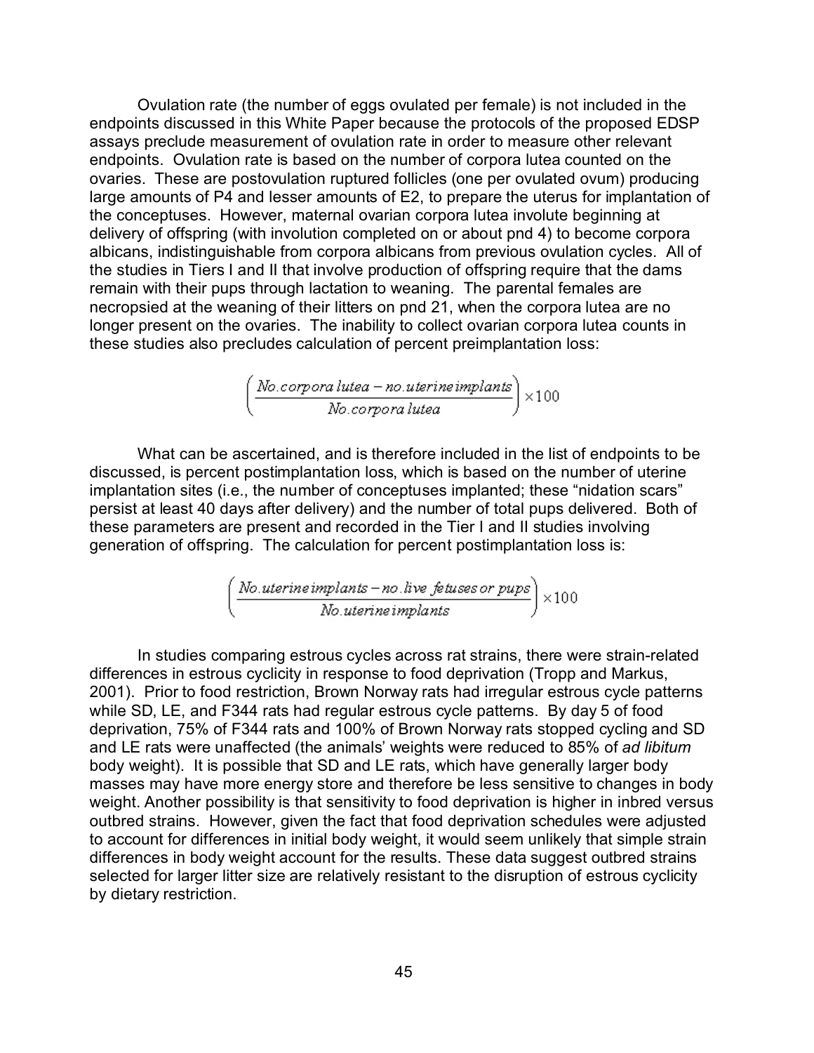Ovulation rate (the number of eggs ovulated per female) is not included in the endpoints discussed in this White Paper because the protocols of the proposed EDSP assays preclude measurement of ovulation rate in order to measure other relevant endpoints. Ovulation rate is based on the number of corpora lutea counted on the ovaries. These are postovulation ruptured follicles (one per ovulated ovum) producing large amounts of P4 and lesser amounts of E2, to prepare the uterus for implantation of the conceptuses. However, maternal ovarian corpora lutea involute beginning at delivery of offspring (with involution completed on or about pnd 4) to become corpora albicans, indistinguishable from corpora albicans from previous ovulation cycles. All of the studies in Tiers I and II that involve production of offspring require that the dams remain with their pups through lactation to weaning. The parental females are necropsied at the weaning of their litters on pnd 21, when the corpora lutea are no longer present on the ovaries. The inability to collect ovarian corpora lutea counts in these studies also precludes calculation of percent preimplantation loss:

$$\left(\frac{No. corpora\ lutea - no. uterine\ implants}{No. corpora\ lutea}\right) \times 100$$

What can be ascertained, and is therefore included in the list of endpoints to be discussed, is percent postimplantation loss, which is based on the number of uterine implantation sites (i.e., the number of conceptuses implanted; these "nidation scars" persist at least 40 days after delivery) and the number of total pups delivered. Both of these parameters are present and recorded in the Tier I and II studies involving generation of offspring. The calculation for percent postimplantation loss is:

$$\left(\frac{No. uterine\ implants - no. live\ fetuses\ or\ pups}{No. uterine\ implants}\right) \times 100$$

In studies comparing estrous cycles across rat strains, there were strain-related differences in estrous cyclicity in response to food deprivation (Tropp and Markus, 2001). Prior to food restriction, Brown Norway rats had irregular estrous cycle patterns while SD, LE, and F344 rats had regular estrous cycle patterns. By day 5 of food deprivation, 75% of F344 rats and 100% of Brown Norway rats stopped cycling and SD and LE rats were unaffected (the animals' weights were reduced to 85% of *ad libitum* body weight). It is possible that SD and LE rats, which have generally larger body masses may have more energy store and therefore be less sensitive to changes in body weight. Another possibility is that sensitivity to food deprivation is higher in inbred versus outbred strains. However, given the fact that food deprivation schedules were adjusted to account for differences in initial body weight, it would seem unlikely that simple strain differences in body weight account for the results. These data suggest outbred strains selected for larger litter size are relatively resistant to the disruption of estrous cyclicity by dietary restriction.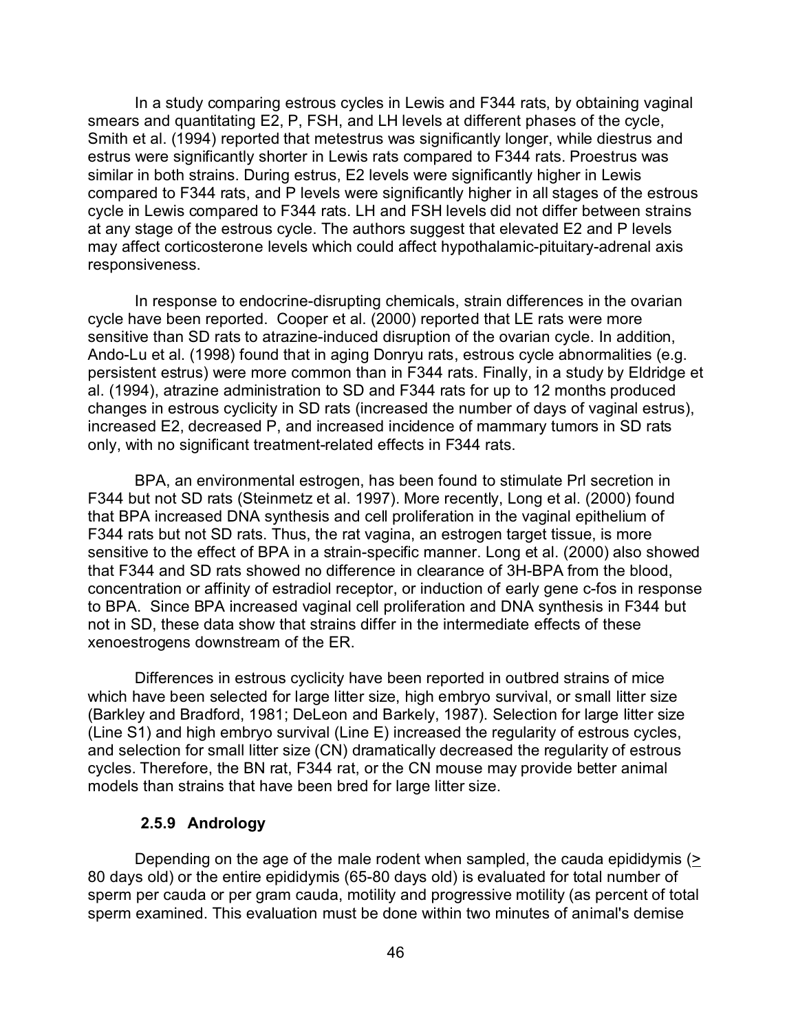In a study comparing estrous cycles in Lewis and F344 rats, by obtaining vaginal smears and quantitating E2, P, FSH, and LH levels at different phases of the cycle, Smith et al. (1994) reported that metestrus was significantly longer, while diestrus and estrus were significantly shorter in Lewis rats compared to F344 rats. Proestrus was similar in both strains. During estrus, E2 levels were significantly higher in Lewis compared to F344 rats, and P levels were significantly higher in all stages of the estrous cycle in Lewis compared to F344 rats. LH and FSH levels did not differ between strains at any stage of the estrous cycle. The authors suggest that elevated E2 and P levels may affect corticosterone levels which could affect hypothalamic-pituitary-adrenal axis responsiveness.

In response to endocrine-disrupting chemicals, strain differences in the ovarian cycle have been reported. Cooper et al. (2000) reported that LE rats were more sensitive than SD rats to atrazine-induced disruption of the ovarian cycle. In addition, Ando-Lu et al. (1998) found that in aging Donryu rats, estrous cycle abnormalities (e.g. persistent estrus) were more common than in F344 rats. Finally, in a study by Eldridge et al. (1994), atrazine administration to SD and F344 rats for up to 12 months produced changes in estrous cyclicity in SD rats (increased the number of days of vaginal estrus), increased E2, decreased P, and increased incidence of mammary tumors in SD rats only, with no significant treatment-related effects in F344 rats.

BPA, an environmental estrogen, has been found to stimulate Prl secretion in F344 but not SD rats (Steinmetz et al. 1997). More recently, Long et al. (2000) found that BPA increased DNA synthesis and cell proliferation in the vaginal epithelium of F344 rats but not SD rats. Thus, the rat vagina, an estrogen target tissue, is more sensitive to the effect of BPA in a strain-specific manner. Long et al. (2000) also showed that F344 and SD rats showed no difference in clearance of 3H-BPA from the blood, concentration or affinity of estradiol receptor, or induction of early gene c-fos in response to BPA. Since BPA increased vaginal cell proliferation and DNA synthesis in F344 but not in SD, these data show that strains differ in the intermediate effects of these xenoestrogens downstream of the ER.

Differences in estrous cyclicity have been reported in outbred strains of mice which have been selected for large litter size, high embryo survival, or small litter size (Barkley and Bradford, 1981; DeLeon and Barkely, 1987). Selection for large litter size (Line S1) and high embryo survival (Line E) increased the regularity of estrous cycles, and selection for small litter size (CN) dramatically decreased the regularity of estrous cycles. Therefore, the BN rat, F344 rat, or the CN mouse may provide better animal models than strains that have been bred for large litter size.

### 2.5.9 Andrology

Depending on the age of the male rodent when sampled, the cauda epididymis (≥ 80 days old) or the entire epididymis (65-80 days old) is evaluated for total number of sperm per cauda or per gram cauda, motility and progressive motility (as percent of total sperm examined. This evaluation must be done within two minutes of animal's demise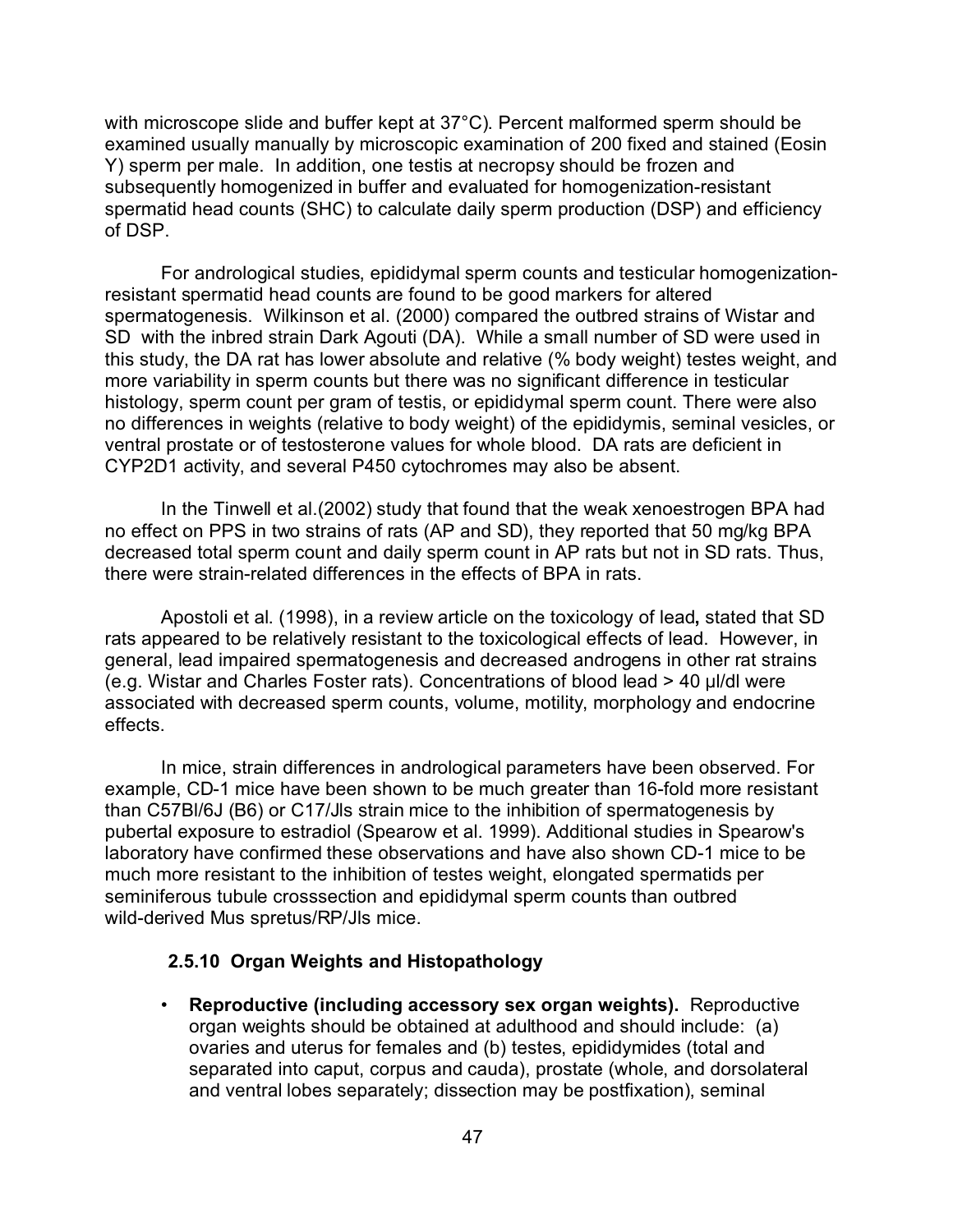with microscope slide and buffer kept at 37°C). Percent malformed sperm should be examined usually manually by microscopic examination of 200 fixed and stained (Eosin Y) sperm per male. In addition, one testis at necropsy should be frozen and subsequently homogenized in buffer and evaluated for homogenization-resistant spermatid head counts (SHC) to calculate daily sperm production (DSP) and efficiency of DSP.

For andrological studies, epididymal sperm counts and testicular homogenization-resistant spermatid head counts are found to be good markers for altered spermatogenesis. Wilkinson et al. (2000) compared the outbred strains of Wistar and SD with the inbred strain Dark Agouti (DA). While a small number of SD were used in this study, the DA rat has lower absolute and relative (% body weight) testes weight, and more variability in sperm counts but there was no significant difference in testicular histology, sperm count per gram of testis, or epididymal sperm count. There were also no differences in weights (relative to body weight) of the epididymis, seminal vesicles, or ventral prostate or of testosterone values for whole blood. DA rats are deficient in CYP2D1 activity, and several P450 cytochromes may also be absent.

In the Tinwell et al.(2002) study that found that the weak xenoestrogen BPA had no effect on PPS in two strains of rats (AP and SD), they reported that 50 mg/kg BPA decreased total sperm count and daily sperm count in AP rats but not in SD rats. Thus, there were strain-related differences in the effects of BPA in rats.

Apostoli et al. (1998), in a review article on the toxicology of lead**,** stated that SD rats appeared to be relatively resistant to the toxicological effects of lead. However, in general, lead impaired spermatogenesis and decreased androgens in other rat strains (e.g. Wistar and Charles Foster rats). Concentrations of blood lead > 40 µl/dl were associated with decreased sperm counts, volume, motility, morphology and endocrine effects.

In mice, strain differences in andrological parameters have been observed. For example, CD-1 mice have been shown to be much greater than 16-fold more resistant than C57Bl/6J (B6) or C17/Jls strain mice to the inhibition of spermatogenesis by pubertal exposure to estradiol (Spearow et al. 1999). Additional studies in Spearow's laboratory have confirmed these observations and have also shown CD-1 mice to be much more resistant to the inhibition of testes weight, elongated spermatids per seminiferous tubule crosssection and epididymal sperm counts than outbred wild-derived Mus spretus/RP/Jls mice.

### 2.5.10 Organ Weights and Histopathology

- **Reproductive (including accessory sex organ weights).** Reproductive organ weights should be obtained at adulthood and should include: (a) ovaries and uterus for females and (b) testes, epididymides (total and separated into caput, corpus and cauda), prostate (whole, and dorsolateral and ventral lobes separately; dissection may be postfixation), seminal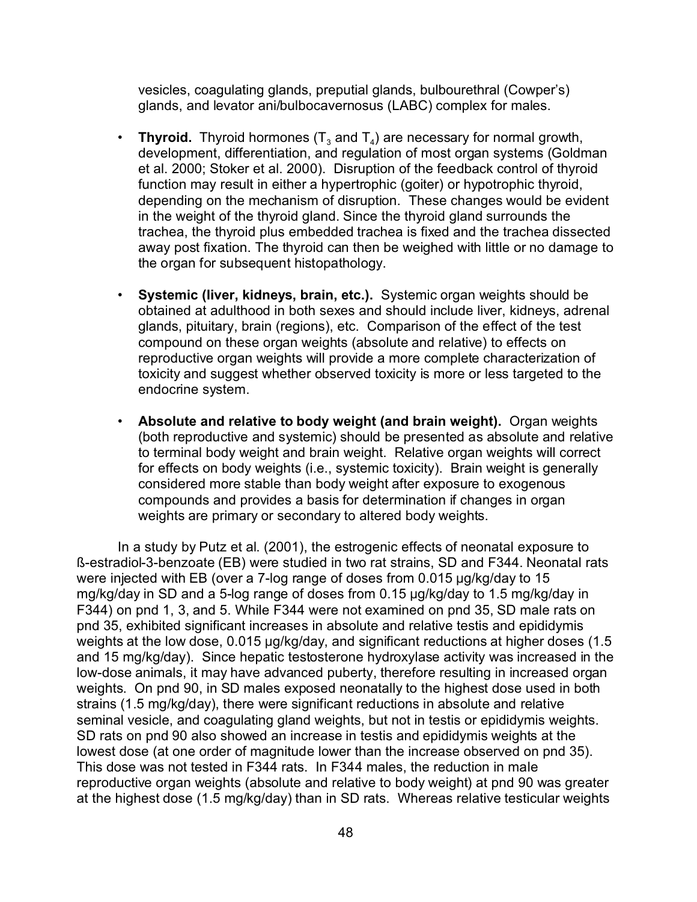vesicles, coagulating glands, preputial glands, bulbourethral (Cowper's) glands, and levator ani/bulbocavernosus (LABC) complex for males.

- **Thyroid.** Thyroid hormones ($T_3$ and $T_4$) are necessary for normal growth, development, differentiation, and regulation of most organ systems (Goldman et al. 2000; Stoker et al. 2000). Disruption of the feedback control of thyroid function may result in either a hypertrophic (goiter) or hypotrophic thyroid, depending on the mechanism of disruption. These changes would be evident in the weight of the thyroid gland. Since the thyroid gland surrounds the trachea, the thyroid plus embedded trachea is fixed and the trachea dissected away post fixation. The thyroid can then be weighed with little or no damage to the organ for subsequent histopathology.

- **Systemic (liver, kidneys, brain, etc.).** Systemic organ weights should be obtained at adulthood in both sexes and should include liver, kidneys, adrenal glands, pituitary, brain (regions), etc. Comparison of the effect of the test compound on these organ weights (absolute and relative) to effects on reproductive organ weights will provide a more complete characterization of toxicity and suggest whether observed toxicity is more or less targeted to the endocrine system.

- **Absolute and relative to body weight (and brain weight).** Organ weights (both reproductive and systemic) should be presented as absolute and relative to terminal body weight and brain weight. Relative organ weights will correct for effects on body weights (i.e., systemic toxicity). Brain weight is generally considered more stable than body weight after exposure to exogenous compounds and provides a basis for determination if changes in organ weights are primary or secondary to altered body weights.

In a study by Putz et al. (2001), the estrogenic effects of neonatal exposure to ß-estradiol-3-benzoate (EB) were studied in two rat strains, SD and F344. Neonatal rats were injected with EB (over a 7-log range of doses from 0.015 µg/kg/day to 15 mg/kg/day in SD and a 5-log range of doses from 0.15 µg/kg/day to 1.5 mg/kg/day in F344) on pnd 1, 3, and 5. While F344 were not examined on pnd 35, SD male rats on pnd 35, exhibited significant increases in absolute and relative testis and epididymis weights at the low dose, 0.015 µg/kg/day, and significant reductions at higher doses (1.5 and 15 mg/kg/day). Since hepatic testosterone hydroxylase activity was increased in the low-dose animals, it may have advanced puberty, therefore resulting in increased organ weights. On pnd 90, in SD males exposed neonatally to the highest dose used in both strains (1.5 mg/kg/day), there were significant reductions in absolute and relative seminal vesicle, and coagulating gland weights, but not in testis or epididymis weights. SD rats on pnd 90 also showed an increase in testis and epididymis weights at the lowest dose (at one order of magnitude lower than the increase observed on pnd 35). This dose was not tested in F344 rats. In F344 males, the reduction in male reproductive organ weights (absolute and relative to body weight) at pnd 90 was greater at the highest dose (1.5 mg/kg/day) than in SD rats. Whereas relative testicular weights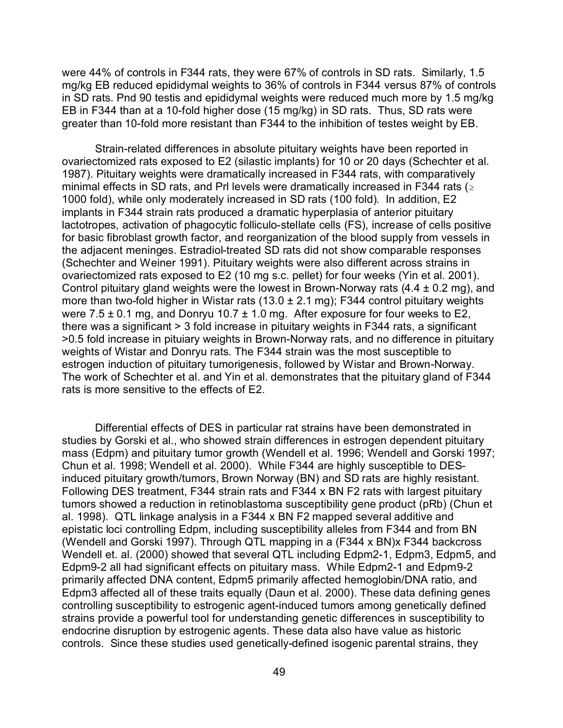were 44% of controls in F344 rats, they were 67% of controls in SD rats. Similarly, 1.5 mg/kg EB reduced epididymal weights to 36% of controls in F344 versus 87% of controls in SD rats. Pnd 90 testis and epididymal weights were reduced much more by 1.5 mg/kg EB in F344 than at a 10-fold higher dose (15 mg/kg) in SD rats. Thus, SD rats were greater than 10-fold more resistant than F344 to the inhibition of testes weight by EB.

Strain-related differences in absolute pituitary weights have been reported in ovariectomized rats exposed to E2 (silastic implants) for 10 or 20 days (Schechter et al. 1987). Pituitary weights were dramatically increased in F344 rats, with comparatively minimal effects in SD rats, and Prl levels were dramatically increased in F344 rats ($\geq$ 1000 fold), while only moderately increased in SD rats (100 fold). In addition, E2 implants in F344 strain rats produced a dramatic hyperplasia of anterior pituitary lactotropes, activation of phagocytic folliculo-stellate cells (FS), increase of cells positive for basic fibroblast growth factor, and reorganization of the blood supply from vessels in the adjacent meninges. Estradiol-treated SD rats did not show comparable responses (Schechter and Weiner 1991). Pituitary weights were also different across strains in ovariectomized rats exposed to E2 (10 mg s.c. pellet) for four weeks (Yin et al. 2001). Control pituitary gland weights were the lowest in Brown-Norway rats (4.4 ± 0.2 mg), and more than two-fold higher in Wistar rats (13.0 ± 2.1 mg); F344 control pituitary weights were 7.5 ± 0.1 mg, and Donryu 10.7 ± 1.0 mg. After exposure for four weeks to E2, there was a significant > 3 fold increase in pituitary weights in F344 rats, a significant >0.5 fold increase in pituiary weights in Brown-Norway rats, and no difference in pituitary weights of Wistar and Donryu rats. The F344 strain was the most susceptible to estrogen induction of pituitary tumorigenesis, followed by Wistar and Brown-Norway. The work of Schechter et al. and Yin et al. demonstrates that the pituitary gland of F344 rats is more sensitive to the effects of E2.

Differential effects of DES in particular rat strains have been demonstrated in studies by Gorski et al., who showed strain differences in estrogen dependent pituitary mass (Edpm) and pituitary tumor growth (Wendell et al. 1996; Wendell and Gorski 1997; Chun et al. 1998; Wendell et al. 2000). While F344 are highly susceptible to DES-induced pituitary growth/tumors, Brown Norway (BN) and SD rats are highly resistant. Following DES treatment, F344 strain rats and F344 x BN F2 rats with largest pituitary tumors showed a reduction in retinoblastoma susceptibility gene product (pRb) (Chun et al. 1998). QTL linkage analysis in a F344 x BN F2 mapped several additive and epistatic loci controlling Edpm, including susceptibility alleles from F344 and from BN (Wendell and Gorski 1997). Through QTL mapping in a (F344 x BN)x F344 backcross Wendell et. al. (2000) showed that several QTL including Edpm2-1, Edpm3, Edpm5, and Edpm9-2 all had significant effects on pituitary mass. While Edpm2-1 and Edpm9-2 primarily affected DNA content, Edpm5 primarily affected hemoglobin/DNA ratio, and Edpm3 affected all of these traits equally (Daun et al. 2000). These data defining genes controlling susceptibility to estrogenic agent-induced tumors among genetically defined strains provide a powerful tool for understanding genetic differences in susceptibility to endocrine disruption by estrogenic agents. These data also have value as historic controls. Since these studies used genetically-defined isogenic parental strains, they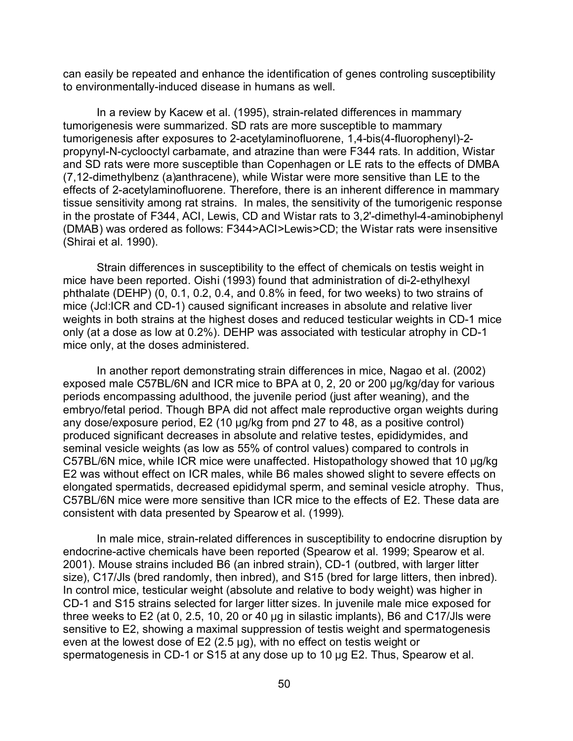can easily be repeated and enhance the identification of genes controling susceptibility to environmentally-induced disease in humans as well.

In a review by Kacew et al. (1995), strain-related differences in mammary tumorigenesis were summarized. SD rats are more susceptible to mammary tumorigenesis after exposures to 2-acetylaminofluorene, 1,4-bis(4-fluorophenyl)-2-propynyl-N-cyclooctyl carbamate, and atrazine than were F344 rats. In addition, Wistar and SD rats were more susceptible than Copenhagen or LE rats to the effects of DMBA (7,12-dimethylbenz (a)anthracene), while Wistar were more sensitive than LE to the effects of 2-acetylaminofluorene. Therefore, there is an inherent difference in mammary tissue sensitivity among rat strains. In males, the sensitivity of the tumorigenic response in the prostate of F344, ACI, Lewis, CD and Wistar rats to 3,2'-dimethyl-4-aminobiphenyl (DMAB) was ordered as follows: F344>ACI>Lewis>CD; the Wistar rats were insensitive (Shirai et al. 1990).

Strain differences in susceptibility to the effect of chemicals on testis weight in mice have been reported. Oishi (1993) found that administration of di-2-ethylhexyl phthalate (DEHP) (0, 0.1, 0.2, 0.4, and 0.8% in feed, for two weeks) to two strains of mice (Jcl:ICR and CD-1) caused significant increases in absolute and relative liver weights in both strains at the highest doses and reduced testicular weights in CD-1 mice only (at a dose as low at 0.2%). DEHP was associated with testicular atrophy in CD-1 mice only, at the doses administered.

In another report demonstrating strain differences in mice, Nagao et al. (2002) exposed male C57BL/6N and ICR mice to BPA at 0, 2, 20 or 200 µg/kg/day for various periods encompassing adulthood, the juvenile period (just after weaning), and the embryo/fetal period. Though BPA did not affect male reproductive organ weights during any dose/exposure period, E2 (10 µg/kg from pnd 27 to 48, as a positive control) produced significant decreases in absolute and relative testes, epididymides, and seminal vesicle weights (as low as 55% of control values) compared to controls in C57BL/6N mice, while ICR mice were unaffected. Histopathology showed that 10 µg/kg E2 was without effect on ICR males, while B6 males showed slight to severe effects on elongated spermatids, decreased epididymal sperm, and seminal vesicle atrophy. Thus, C57BL/6N mice were more sensitive than ICR mice to the effects of E2. These data are consistent with data presented by Spearow et al. (1999).

In male mice, strain-related differences in susceptibility to endocrine disruption by endocrine-active chemicals have been reported (Spearow et al. 1999; Spearow et al. 2001). Mouse strains included B6 (an inbred strain), CD-1 (outbred, with larger litter size), C17/Jls (bred randomly, then inbred), and S15 (bred for large litters, then inbred). In control mice, testicular weight (absolute and relative to body weight) was higher in CD-1 and S15 strains selected for larger litter sizes. In juvenile male mice exposed for three weeks to E2 (at 0, 2.5, 10, 20 or 40 µg in silastic implants), B6 and C17/Jls were sensitive to E2, showing a maximal suppression of testis weight and spermatogenesis even at the lowest dose of E2 (2.5 µg), with no effect on testis weight or spermatogenesis in CD-1 or S15 at any dose up to 10 µg E2. Thus, Spearow et al.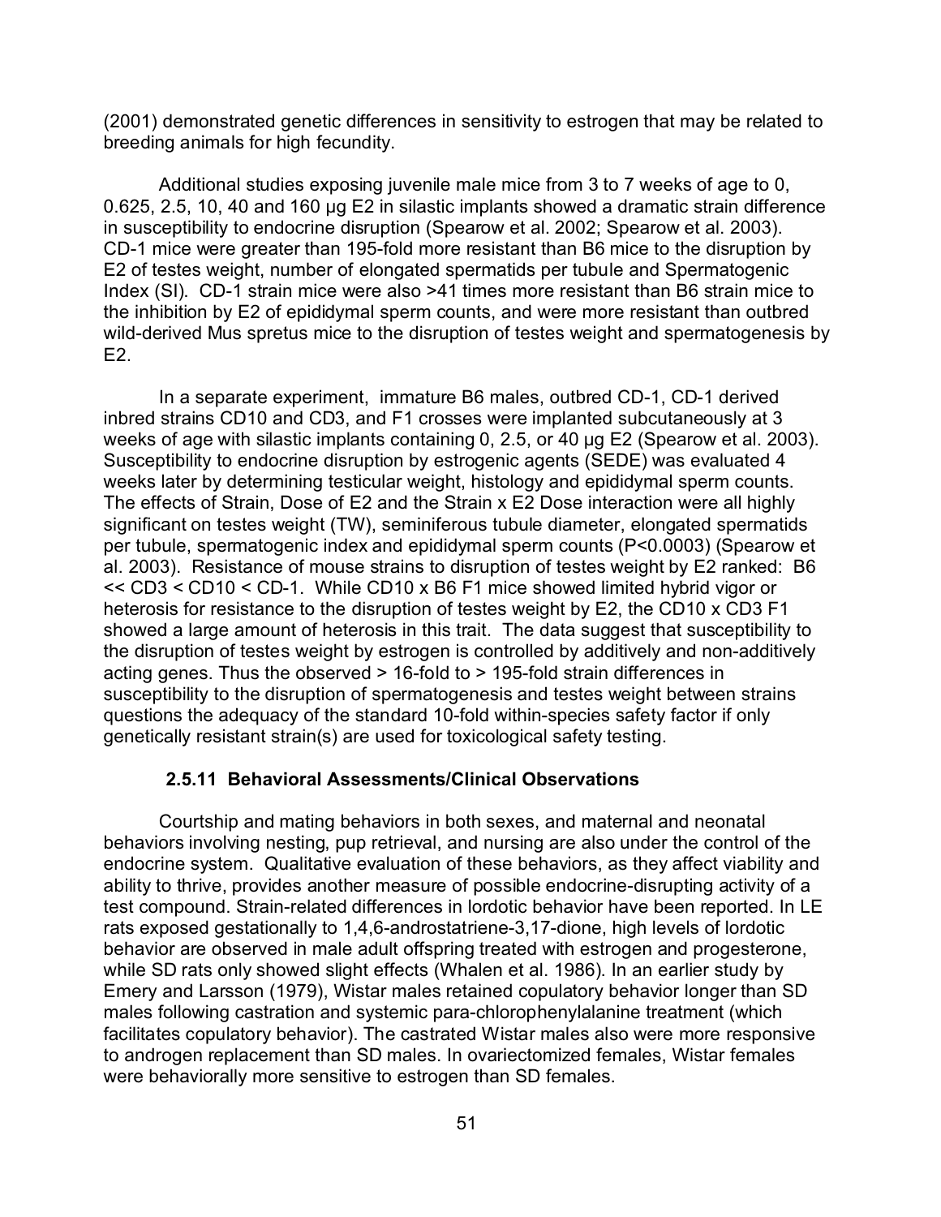(2001) demonstrated genetic differences in sensitivity to estrogen that may be related to breeding animals for high fecundity.

Additional studies exposing juvenile male mice from 3 to 7 weeks of age to 0, 0.625, 2.5, 10, 40 and 160 µg E2 in silastic implants showed a dramatic strain difference in susceptibility to endocrine disruption (Spearow et al. 2002; Spearow et al. 2003). CD-1 mice were greater than 195-fold more resistant than B6 mice to the disruption by E2 of testes weight, number of elongated spermatids per tubule and Spermatogenic Index (SI). CD-1 strain mice were also >41 times more resistant than B6 strain mice to the inhibition by E2 of epididymal sperm counts, and were more resistant than outbred wild-derived Mus spretus mice to the disruption of testes weight and spermatogenesis by E2.

In a separate experiment, immature B6 males, outbred CD-1, CD-1 derived inbred strains CD10 and CD3, and F1 crosses were implanted subcutaneously at 3 weeks of age with silastic implants containing 0, 2.5, or 40 µg E2 (Spearow et al. 2003). Susceptibility to endocrine disruption by estrogenic agents (SEDE) was evaluated 4 weeks later by determining testicular weight, histology and epididymal sperm counts. The effects of Strain, Dose of E2 and the Strain x E2 Dose interaction were all highly significant on testes weight (TW), seminiferous tubule diameter, elongated spermatids per tubule, spermatogenic index and epididymal sperm counts ($P<0.0003$) (Spearow et al. 2003). Resistance of mouse strains to disruption of testes weight by E2 ranked: B6 << CD3 < CD10 < CD-1. While CD10 x B6 F1 mice showed limited hybrid vigor or heterosis for resistance to the disruption of testes weight by E2, the CD10 x CD3 F1 showed a large amount of heterosis in this trait. The data suggest that susceptibility to the disruption of testes weight by estrogen is controlled by additively and non-additively acting genes. Thus the observed > 16-fold to > 195-fold strain differences in susceptibility to the disruption of spermatogenesis and testes weight between strains questions the adequacy of the standard 10-fold within-species safety factor if only genetically resistant strain(s) are used for toxicological safety testing.

### 2.5.11 Behavioral Assessments/Clinical Observations

Courtship and mating behaviors in both sexes, and maternal and neonatal behaviors involving nesting, pup retrieval, and nursing are also under the control of the endocrine system. Qualitative evaluation of these behaviors, as they affect viability and ability to thrive, provides another measure of possible endocrine-disrupting activity of a test compound. Strain-related differences in lordotic behavior have been reported. In LE rats exposed gestationally to 1,4,6-androstatriene-3,17-dione, high levels of lordotic behavior are observed in male adult offspring treated with estrogen and progesterone, while SD rats only showed slight effects (Whalen et al. 1986). In an earlier study by Emery and Larsson (1979), Wistar males retained copulatory behavior longer than SD males following castration and systemic para-chlorophenylalanine treatment (which facilitates copulatory behavior). The castrated Wistar males also were more responsive to androgen replacement than SD males. In ovariectomized females, Wistar females were behaviorally more sensitive to estrogen than SD females.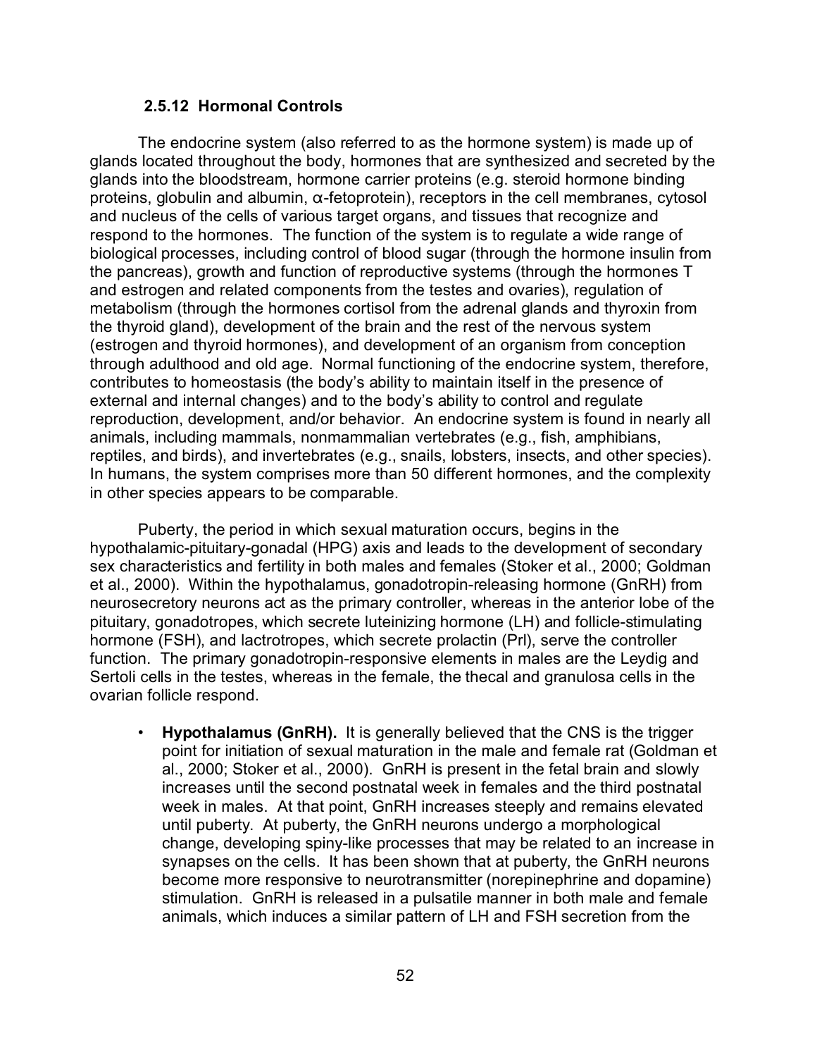### 2.5.12 Hormonal Controls

The endocrine system (also referred to as the hormone system) is made up of glands located throughout the body, hormones that are synthesized and secreted by the glands into the bloodstream, hormone carrier proteins (e.g. steroid hormone binding proteins, globulin and albumin, α-fetoprotein), receptors in the cell membranes, cytosol and nucleus of the cells of various target organs, and tissues that recognize and respond to the hormones. The function of the system is to regulate a wide range of biological processes, including control of blood sugar (through the hormone insulin from the pancreas), growth and function of reproductive systems (through the hormones T and estrogen and related components from the testes and ovaries), regulation of metabolism (through the hormones cortisol from the adrenal glands and thyroxin from the thyroid gland), development of the brain and the rest of the nervous system (estrogen and thyroid hormones), and development of an organism from conception through adulthood and old age. Normal functioning of the endocrine system, therefore, contributes to homeostasis (the body's ability to maintain itself in the presence of external and internal changes) and to the body's ability to control and regulate reproduction, development, and/or behavior. An endocrine system is found in nearly all animals, including mammals, nonmammalian vertebrates (e.g., fish, amphibians, reptiles, and birds), and invertebrates (e.g., snails, lobsters, insects, and other species). In humans, the system comprises more than 50 different hormones, and the complexity in other species appears to be comparable.

Puberty, the period in which sexual maturation occurs, begins in the hypothalamic-pituitary-gonadal (HPG) axis and leads to the development of secondary sex characteristics and fertility in both males and females (Stoker et al., 2000; Goldman et al., 2000). Within the hypothalamus, gonadotropin-releasing hormone (GnRH) from neurosecretory neurons act as the primary controller, whereas in the anterior lobe of the pituitary, gonadotropes, which secrete luteinizing hormone (LH) and follicle-stimulating hormone (FSH), and lactrotropes, which secrete prolactin (Prl), serve the controller function. The primary gonadotropin-responsive elements in males are the Leydig and Sertoli cells in the testes, whereas in the female, the thecal and granulosa cells in the ovarian follicle respond.

- **Hypothalamus (GnRH).** It is generally believed that the CNS is the trigger point for initiation of sexual maturation in the male and female rat (Goldman et al., 2000; Stoker et al., 2000). GnRH is present in the fetal brain and slowly increases until the second postnatal week in females and the third postnatal week in males. At that point, GnRH increases steeply and remains elevated until puberty. At puberty, the GnRH neurons undergo a morphological change, developing spiny-like processes that may be related to an increase in synapses on the cells. It has been shown that at puberty, the GnRH neurons become more responsive to neurotransmitter (norepinephrine and dopamine) stimulation. GnRH is released in a pulsatile manner in both male and female animals, which induces a similar pattern of LH and FSH secretion from the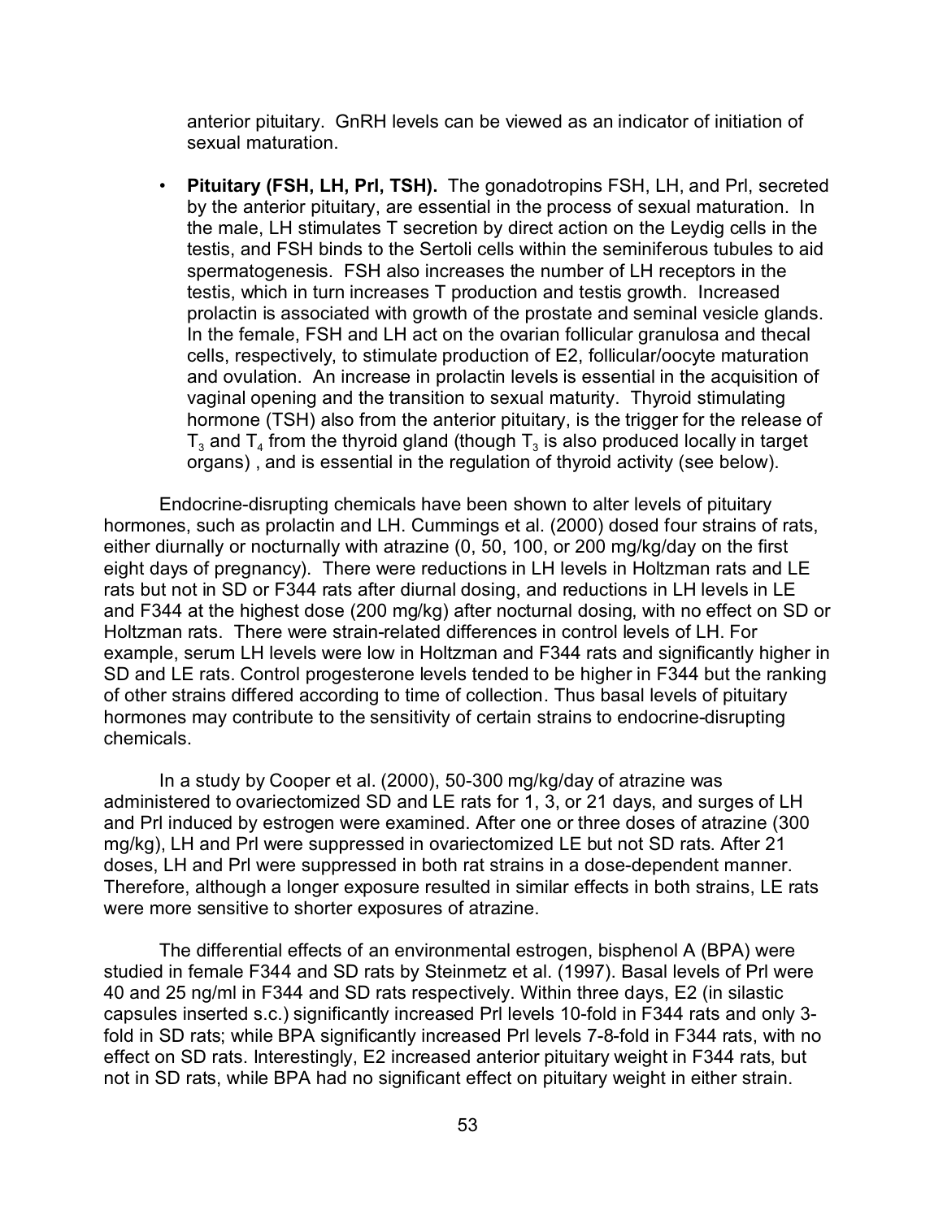anterior pituitary. GnRH levels can be viewed as an indicator of initiation of sexual maturation.

- **Pituitary (FSH, LH, Prl, TSH).** The gonadotropins FSH, LH, and Prl, secreted by the anterior pituitary, are essential in the process of sexual maturation. In the male, LH stimulates T secretion by direct action on the Leydig cells in the testis, and FSH binds to the Sertoli cells within the seminiferous tubules to aid spermatogenesis. FSH also increases the number of LH receptors in the testis, which in turn increases T production and testis growth. Increased prolactin is associated with growth of the prostate and seminal vesicle glands. In the female, FSH and LH act on the ovarian follicular granulosa and thecal cells, respectively, to stimulate production of E2, follicular/oocyte maturation and ovulation. An increase in prolactin levels is essential in the acquisition of vaginal opening and the transition to sexual maturity. Thyroid stimulating hormone (TSH) also from the anterior pituitary, is the trigger for the release of $T_3$ and $T_4$ from the thyroid gland (though $T_3$ is also produced locally in target organs) , and is essential in the regulation of thyroid activity (see below).

Endocrine-disrupting chemicals have been shown to alter levels of pituitary hormones, such as prolactin and LH. Cummings et al. (2000) dosed four strains of rats, either diurnally or nocturnally with atrazine (0, 50, 100, or 200 mg/kg/day on the first eight days of pregnancy). There were reductions in LH levels in Holtzman rats and LE rats but not in SD or F344 rats after diurnal dosing, and reductions in LH levels in LE and F344 at the highest dose (200 mg/kg) after nocturnal dosing, with no effect on SD or Holtzman rats. There were strain-related differences in control levels of LH. For example, serum LH levels were low in Holtzman and F344 rats and significantly higher in SD and LE rats. Control progesterone levels tended to be higher in F344 but the ranking of other strains differed according to time of collection. Thus basal levels of pituitary hormones may contribute to the sensitivity of certain strains to endocrine-disrupting chemicals.

In a study by Cooper et al. (2000), 50-300 mg/kg/day of atrazine was administered to ovariectomized SD and LE rats for 1, 3, or 21 days, and surges of LH and Prl induced by estrogen were examined. After one or three doses of atrazine (300 mg/kg), LH and Prl were suppressed in ovariectomized LE but not SD rats. After 21 doses, LH and Prl were suppressed in both rat strains in a dose-dependent manner. Therefore, although a longer exposure resulted in similar effects in both strains, LE rats were more sensitive to shorter exposures of atrazine.

The differential effects of an environmental estrogen, bisphenol A (BPA) were studied in female F344 and SD rats by Steinmetz et al. (1997). Basal levels of Prl were 40 and 25 ng/ml in F344 and SD rats respectively. Within three days, E2 (in silastic capsules inserted s.c.) significantly increased Prl levels 10-fold in F344 rats and only 3-fold in SD rats; while BPA significantly increased Prl levels 7-8-fold in F344 rats, with no effect on SD rats. Interestingly, E2 increased anterior pituitary weight in F344 rats, but not in SD rats, while BPA had no significant effect on pituitary weight in either strain.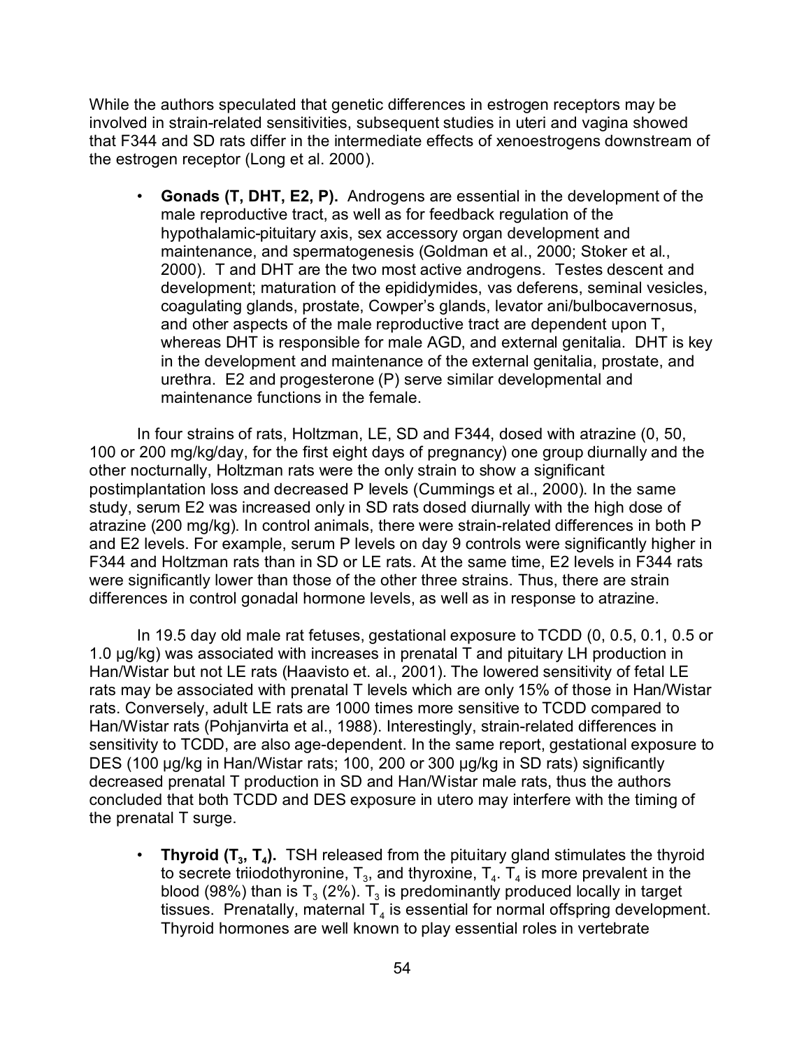While the authors speculated that genetic differences in estrogen receptors may be involved in strain-related sensitivities, subsequent studies in uteri and vagina showed that F344 and SD rats differ in the intermediate effects of xenoestrogens downstream of the estrogen receptor (Long et al. 2000).

- **Gonads (T, DHT, E2, P).** Androgens are essential in the development of the male reproductive tract, as well as for feedback regulation of the hypothalamic-pituitary axis, sex accessory organ development and maintenance, and spermatogenesis (Goldman et al., 2000; Stoker et al., 2000). T and DHT are the two most active androgens. Testes descent and development; maturation of the epididymides, vas deferens, seminal vesicles, coagulating glands, prostate, Cowper's glands, levator ani/bulbocavernosus, and other aspects of the male reproductive tract are dependent upon T, whereas DHT is responsible for male AGD, and external genitalia. DHT is key in the development and maintenance of the external genitalia, prostate, and urethra. E2 and progesterone (P) serve similar developmental and maintenance functions in the female.

In four strains of rats, Holtzman, LE, SD and F344, dosed with atrazine (0, 50, 100 or 200 mg/kg/day, for the first eight days of pregnancy) one group diurnally and the other nocturnally, Holtzman rats were the only strain to show a significant postimplantation loss and decreased P levels (Cummings et al., 2000). In the same study, serum E2 was increased only in SD rats dosed diurnally with the high dose of atrazine (200 mg/kg). In control animals, there were strain-related differences in both P and E2 levels. For example, serum P levels on day 9 controls were significantly higher in F344 and Holtzman rats than in SD or LE rats. At the same time, E2 levels in F344 rats were significantly lower than those of the other three strains. Thus, there are strain differences in control gonadal hormone levels, as well as in response to atrazine.

In 19.5 day old male rat fetuses, gestational exposure to TCDD (0, 0.5, 0.1, 0.5 or 1.0 µg/kg) was associated with increases in prenatal T and pituitary LH production in Han/Wistar but not LE rats (Haavisto et. al., 2001). The lowered sensitivity of fetal LE rats may be associated with prenatal T levels which are only 15% of those in Han/Wistar rats. Conversely, adult LE rats are 1000 times more sensitive to TCDD compared to Han/Wistar rats (Pohjanvirta et al., 1988). Interestingly, strain-related differences in sensitivity to TCDD, are also age-dependent. In the same report, gestational exposure to DES (100 µg/kg in Han/Wistar rats; 100, 200 or 300 µg/kg in SD rats) significantly decreased prenatal T production in SD and Han/Wistar male rats, thus the authors concluded that both TCDD and DES exposure in utero may interfere with the timing of the prenatal T surge.

- **Thyroid ($T_3$, $T_4$).** TSH released from the pituitary gland stimulates the thyroid to secrete triiodothyronine, $T_3$, and thyroxine, $T_4$. $T_4$ is more prevalent in the blood (98%) than is $T_3$ (2%). $T_3$ is predominantly produced locally in target tissues. Prenatally, maternal $T_4$ is essential for normal offspring development. Thyroid hormones are well known to play essential roles in vertebrate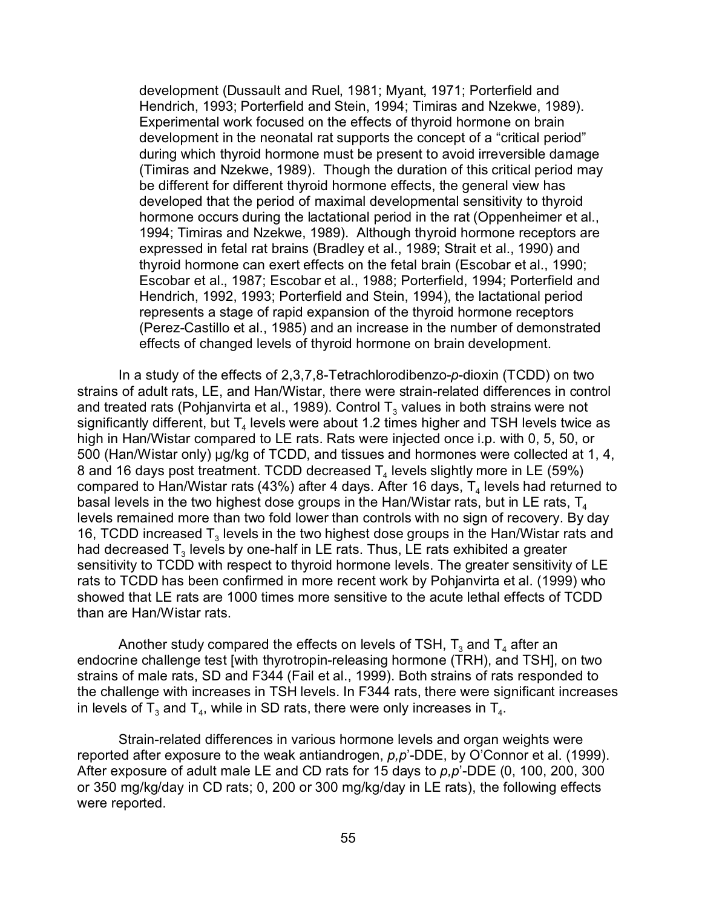development (Dussault and Ruel, 1981; Myant, 1971; Porterfield and Hendrich, 1993; Porterfield and Stein, 1994; Timiras and Nzekwe, 1989). Experimental work focused on the effects of thyroid hormone on brain development in the neonatal rat supports the concept of a "critical period" during which thyroid hormone must be present to avoid irreversible damage (Timiras and Nzekwe, 1989). Though the duration of this critical period may be different for different thyroid hormone effects, the general view has developed that the period of maximal developmental sensitivity to thyroid hormone occurs during the lactational period in the rat (Oppenheimer et al., 1994; Timiras and Nzekwe, 1989). Although thyroid hormone receptors are expressed in fetal rat brains (Bradley et al., 1989; Strait et al., 1990) and thyroid hormone can exert effects on the fetal brain (Escobar et al., 1990; Escobar et al., 1987; Escobar et al., 1988; Porterfield, 1994; Porterfield and Hendrich, 1992, 1993; Porterfield and Stein, 1994), the lactational period represents a stage of rapid expansion of the thyroid hormone receptors (Perez-Castillo et al., 1985) and an increase in the number of demonstrated effects of changed levels of thyroid hormone on brain development.

In a study of the effects of 2,3,7,8-Tetrachlorodibenzo-*p*-dioxin (TCDD) on two strains of adult rats, LE, and Han/Wistar, there were strain-related differences in control and treated rats (Pohjanvirta et al., 1989). Control $T_3$ values in both strains were not significantly different, but $T_4$ levels were about 1.2 times higher and TSH levels twice as high in Han/Wistar compared to LE rats. Rats were injected once i.p. with 0, 5, 50, or 500 (Han/Wistar only) µg/kg of TCDD, and tissues and hormones were collected at 1, 4, 8 and 16 days post treatment. TCDD decreased $T_4$ levels slightly more in LE (59%) compared to Han/Wistar rats (43%) after 4 days. After 16 days, $T_4$ levels had returned to basal levels in the two highest dose groups in the Han/Wistar rats, but in LE rats, $T_4$ levels remained more than two fold lower than controls with no sign of recovery. By day 16, TCDD increased $T_3$ levels in the two highest dose groups in the Han/Wistar rats and had decreased $T_3$ levels by one-half in LE rats. Thus, LE rats exhibited a greater sensitivity to TCDD with respect to thyroid hormone levels. The greater sensitivity of LE rats to TCDD has been confirmed in more recent work by Pohjanvirta et al. (1999) who showed that LE rats are 1000 times more sensitive to the acute lethal effects of TCDD than are Han/Wistar rats.

Another study compared the effects on levels of TSH, $T_3$ and $T_4$ after an endocrine challenge test [with thyrotropin-releasing hormone (TRH), and TSH], on two strains of male rats, SD and F344 (Fail et al., 1999). Both strains of rats responded to the challenge with increases in TSH levels. In F344 rats, there were significant increases in levels of $T_3$ and $T_4$, while in SD rats, there were only increases in $T_4$.

Strain-related differences in various hormone levels and organ weights were reported after exposure to the weak antiandrogen, *p,p'*-DDE, by O'Connor et al. (1999). After exposure of adult male LE and CD rats for 15 days to *p,p'*-DDE (0, 100, 200, 300 or 350 mg/kg/day in CD rats; 0, 200 or 300 mg/kg/day in LE rats), the following effects were reported.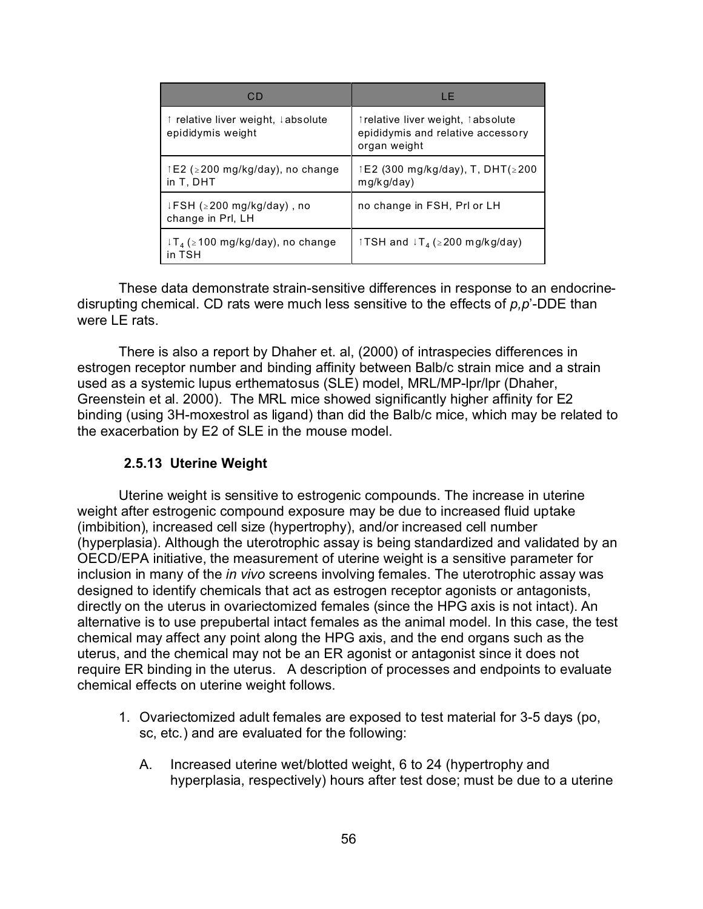| CD | LE |
|---|---|
| ↑ relative liver weight, ↓absolute epididymis weight | ↑relative liver weight, ↑absolute epididymis and relative accessory organ weight |
| ↑E2 (≥200 mg/kg/day), no change in T, DHT | ↑E2 (300 mg/kg/day), T, DHT(≥200 mg/kg/day) |
| ↓FSH (≥200 mg/kg/day) , no change in Prl, LH | no change in FSH, Prl or LH |
| ↓$T_4$ (≥100 mg/kg/day), no change in TSH | ↑TSH and ↓$T_4$ (≥200 mg/kg/day) |

These data demonstrate strain-sensitive differences in response to an endocrine-disrupting chemical. CD rats were much less sensitive to the effects of *p,p*'-DDE than were LE rats.

There is also a report by Dhaher et. al, (2000) of intraspecies differences in estrogen receptor number and binding affinity between Balb/c strain mice and a strain used as a systemic lupus erthematosus (SLE) model, MRL/MP-lpr/lpr (Dhaher, Greenstein et al. 2000). The MRL mice showed significantly higher affinity for E2 binding (using 3H-moxestrol as ligand) than did the Balb/c mice, which may be related to the exacerbation by E2 of SLE in the mouse model.

### 2.5.13 Uterine Weight

Uterine weight is sensitive to estrogenic compounds. The increase in uterine weight after estrogenic compound exposure may be due to increased fluid uptake (imbibition), increased cell size (hypertrophy), and/or increased cell number (hyperplasia). Although the uterotrophic assay is being standardized and validated by an OECD/EPA initiative, the measurement of uterine weight is a sensitive parameter for inclusion in many of the *in vivo* screens involving females. The uterotrophic assay was designed to identify chemicals that act as estrogen receptor agonists or antagonists, directly on the uterus in ovariectomized females (since the HPG axis is not intact). An alternative is to use prepubertal intact females as the animal model. In this case, the test chemical may affect any point along the HPG axis, and the end organs such as the uterus, and the chemical may not be an ER agonist or antagonist since it does not require ER binding in the uterus. A description of processes and endpoints to evaluate chemical effects on uterine weight follows.

1. Ovariectomized adult females are exposed to test material for 3-5 days (po, sc, etc.) and are evaluated for the following:

   A. Increased uterine wet/blotted weight, 6 to 24 (hypertrophy and hyperplasia, respectively) hours after test dose; must be due to a uterine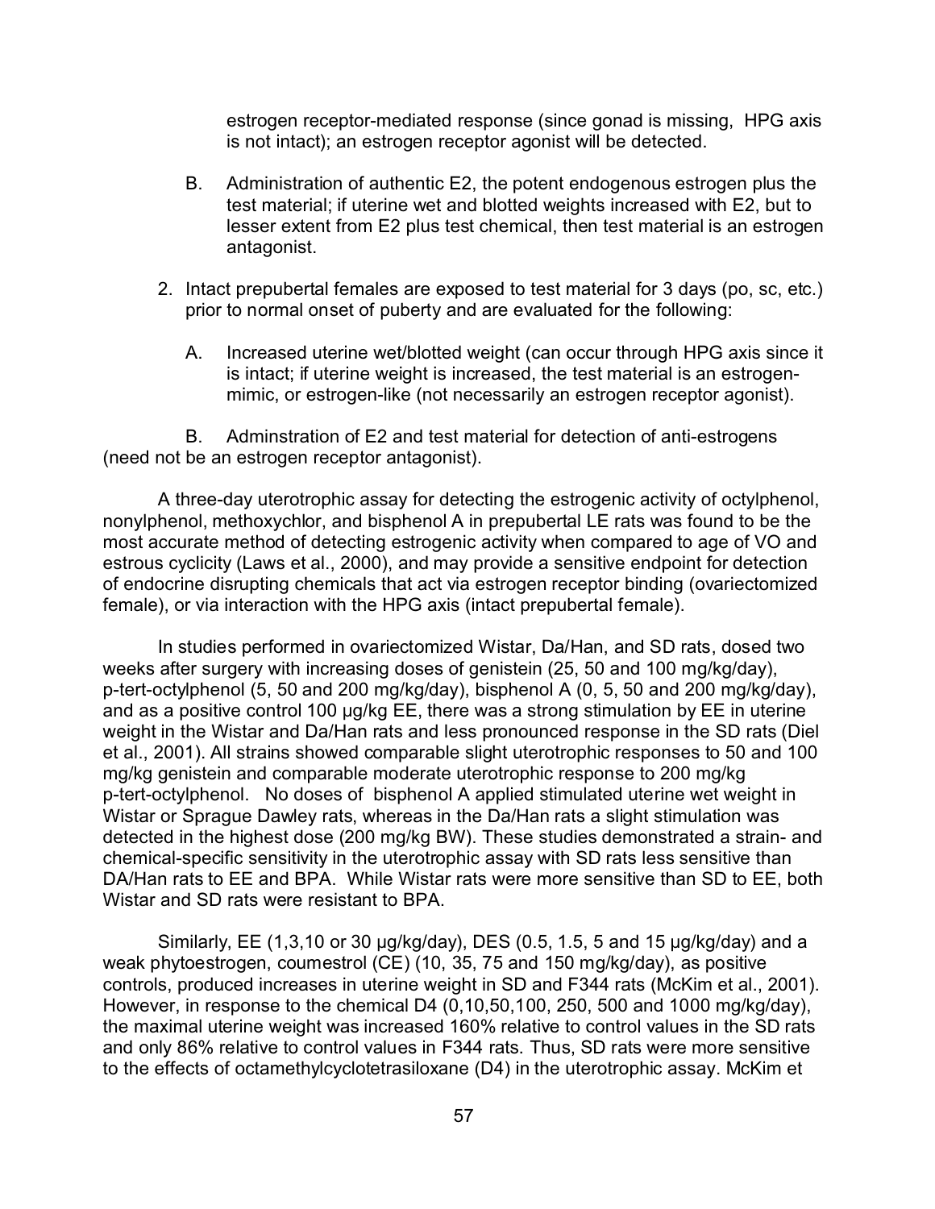estrogen receptor-mediated response (since gonad is missing, HPG axis is not intact); an estrogen receptor agonist will be detected.

B. Administration of authentic E2, the potent endogenous estrogen plus the test material; if uterine wet and blotted weights increased with E2, but to lesser extent from E2 plus test chemical, then test material is an estrogen antagonist.

2. Intact prepubertal females are exposed to test material for 3 days (po, sc, etc.) prior to normal onset of puberty and are evaluated for the following:

A. Increased uterine wet/blotted weight (can occur through HPG axis since it is intact; if uterine weight is increased, the test material is an estrogen-mimic, or estrogen-like (not necessarily an estrogen receptor agonist).

B. Adminstration of E2 and test material for detection of anti-estrogens (need not be an estrogen receptor antagonist).

A three-day uterotrophic assay for detecting the estrogenic activity of octylphenol, nonylphenol, methoxychlor, and bisphenol A in prepubertal LE rats was found to be the most accurate method of detecting estrogenic activity when compared to age of VO and estrous cyclicity (Laws et al., 2000), and may provide a sensitive endpoint for detection of endocrine disrupting chemicals that act via estrogen receptor binding (ovariectomized female), or via interaction with the HPG axis (intact prepubertal female).

In studies performed in ovariectomized Wistar, Da/Han, and SD rats, dosed two weeks after surgery with increasing doses of genistein (25, 50 and 100 mg/kg/day), p-tert-octylphenol (5, 50 and 200 mg/kg/day), bisphenol A (0, 5, 50 and 200 mg/kg/day), and as a positive control 100 µg/kg EE, there was a strong stimulation by EE in uterine weight in the Wistar and Da/Han rats and less pronounced response in the SD rats (Diel et al., 2001). All strains showed comparable slight uterotrophic responses to 50 and 100 mg/kg genistein and comparable moderate uterotrophic response to 200 mg/kg p-tert-octylphenol. No doses of bisphenol A applied stimulated uterine wet weight in Wistar or Sprague Dawley rats, whereas in the Da/Han rats a slight stimulation was detected in the highest dose (200 mg/kg BW). These studies demonstrated a strain- and chemical-specific sensitivity in the uterotrophic assay with SD rats less sensitive than DA/Han rats to EE and BPA. While Wistar rats were more sensitive than SD to EE, both Wistar and SD rats were resistant to BPA.

Similarly, EE (1,3,10 or 30 µg/kg/day), DES (0.5, 1.5, 5 and 15 µg/kg/day) and a weak phytoestrogen, coumestrol (CE) (10, 35, 75 and 150 mg/kg/day), as positive controls, produced increases in uterine weight in SD and F344 rats (McKim et al., 2001). However, in response to the chemical D4 (0,10,50,100, 250, 500 and 1000 mg/kg/day), the maximal uterine weight was increased 160% relative to control values in the SD rats and only 86% relative to control values in F344 rats. Thus, SD rats were more sensitive to the effects of octamethylcyclotetrasiloxane (D4) in the uterotrophic assay. McKim et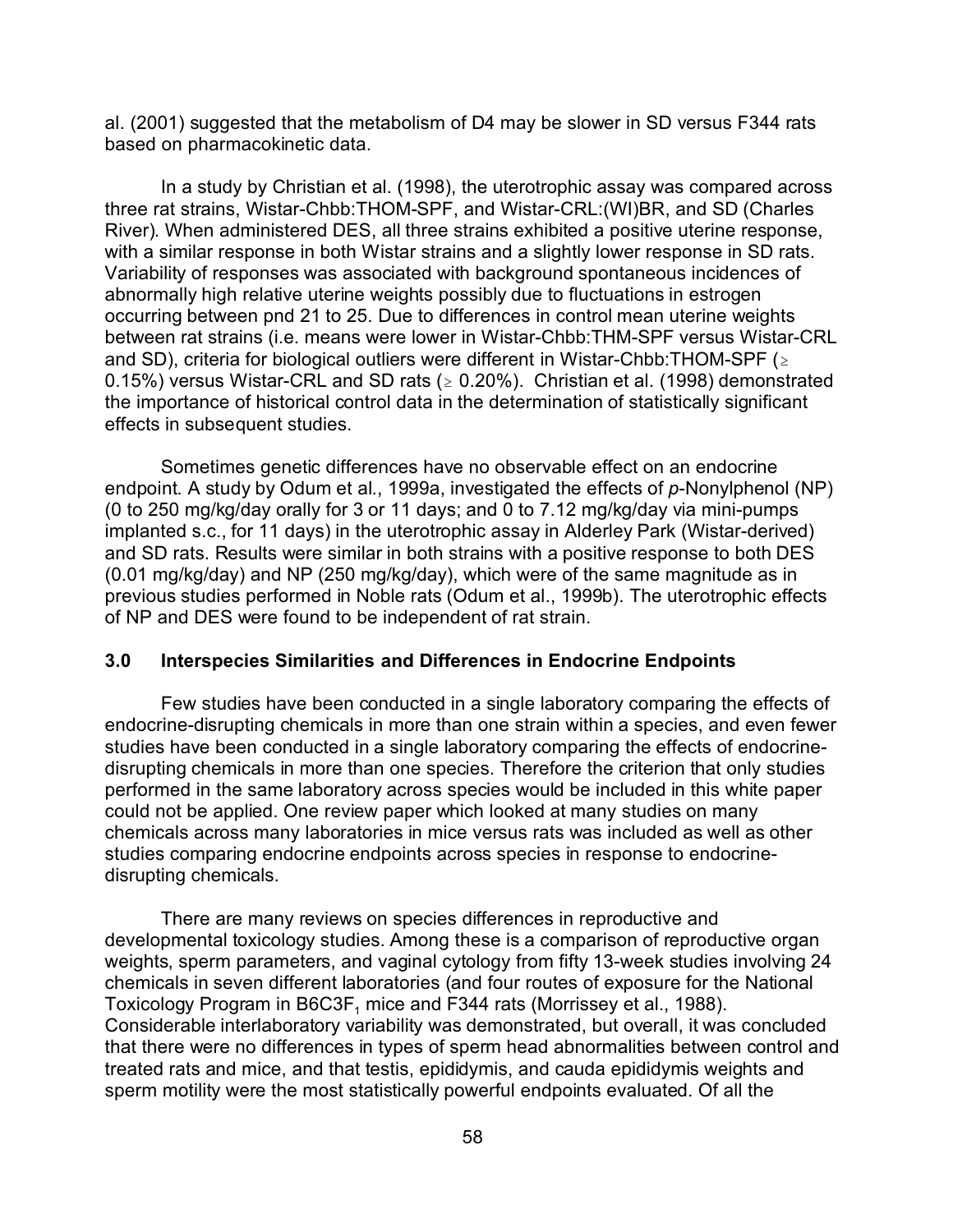al. (2001) suggested that the metabolism of D4 may be slower in SD versus F344 rats based on pharmacokinetic data.

In a study by Christian et al. (1998), the uterotrophic assay was compared across three rat strains, Wistar-Chbb:THOM-SPF, and Wistar-CRL:(WI)BR, and SD (Charles River). When administered DES, all three strains exhibited a positive uterine response, with a similar response in both Wistar strains and a slightly lower response in SD rats. Variability of responses was associated with background spontaneous incidences of abnormally high relative uterine weights possibly due to fluctuations in estrogen occurring between pnd 21 to 25. Due to differences in control mean uterine weights between rat strains (i.e. means were lower in Wistar-Chbb:THM-SPF versus Wistar-CRL and SD), criteria for biological outliers were different in Wistar-Chbb:THOM-SPF (≥ 0.15%) versus Wistar-CRL and SD rats (≥ 0.20%). Christian et al. (1998) demonstrated the importance of historical control data in the determination of statistically significant effects in subsequent studies.

Sometimes genetic differences have no observable effect on an endocrine endpoint. A study by Odum et al., 1999a, investigated the effects of *p*-Nonylphenol (NP) (0 to 250 mg/kg/day orally for 3 or 11 days; and 0 to 7.12 mg/kg/day via mini-pumps implanted s.c., for 11 days) in the uterotrophic assay in Alderley Park (Wistar-derived) and SD rats. Results were similar in both strains with a positive response to both DES (0.01 mg/kg/day) and NP (250 mg/kg/day), which were of the same magnitude as in previous studies performed in Noble rats (Odum et al., 1999b). The uterotrophic effects of NP and DES were found to be independent of rat strain.

## 3.0 Interspecies Similarities and Differences in Endocrine Endpoints

Few studies have been conducted in a single laboratory comparing the effects of endocrine-disrupting chemicals in more than one strain within a species, and even fewer studies have been conducted in a single laboratory comparing the effects of endocrine-disrupting chemicals in more than one species. Therefore the criterion that only studies performed in the same laboratory across species would be included in this white paper could not be applied. One review paper which looked at many studies on many chemicals across many laboratories in mice versus rats was included as well as other studies comparing endocrine endpoints across species in response to endocrine-disrupting chemicals.

There are many reviews on species differences in reproductive and developmental toxicology studies. Among these is a comparison of reproductive organ weights, sperm parameters, and vaginal cytology from fifty 13-week studies involving 24 chemicals in seven different laboratories (and four routes of exposure for the National Toxicology Program in B6C3F$_1$ mice and F344 rats (Morrissey et al., 1988). Considerable interlaboratory variability was demonstrated, but overall, it was concluded that there were no differences in types of sperm head abnormalities between control and treated rats and mice, and that testis, epididymis, and cauda epididymis weights and sperm motility were the most statistically powerful endpoints evaluated. Of all the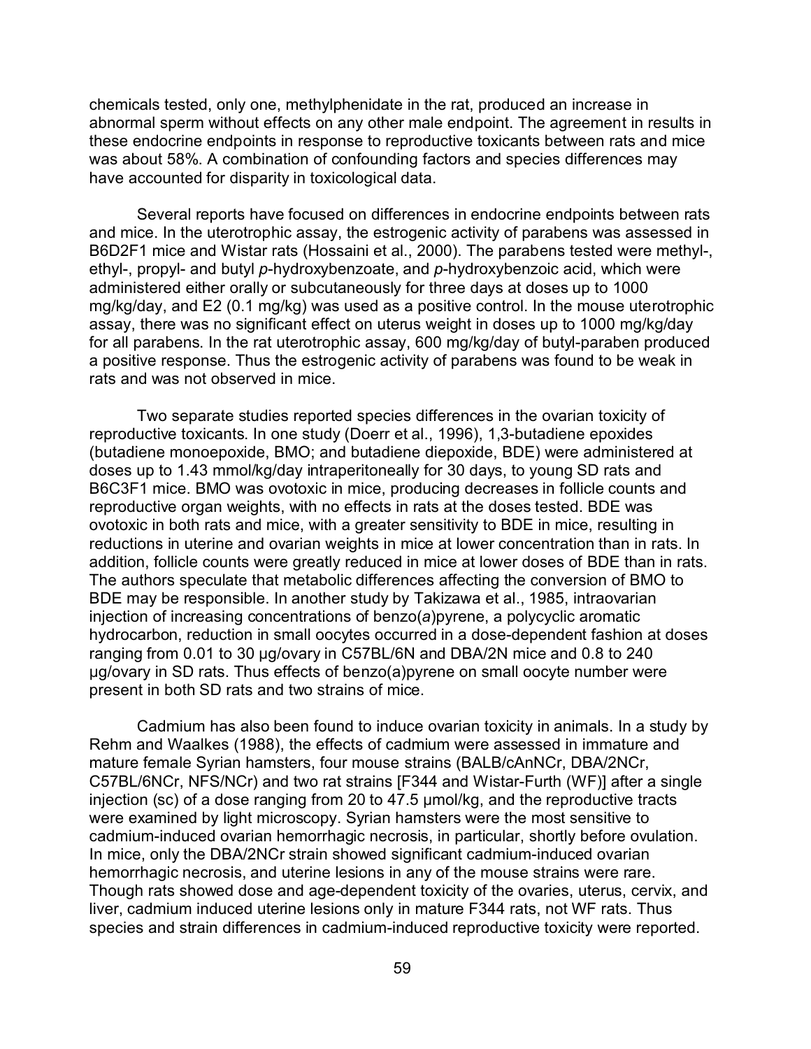chemicals tested, only one, methylphenidate in the rat, produced an increase in abnormal sperm without effects on any other male endpoint. The agreement in results in these endocrine endpoints in response to reproductive toxicants between rats and mice was about 58%. A combination of confounding factors and species differences may have accounted for disparity in toxicological data.

Several reports have focused on differences in endocrine endpoints between rats and mice. In the uterotrophic assay, the estrogenic activity of parabens was assessed in B6D2F1 mice and Wistar rats (Hossaini et al., 2000). The parabens tested were methyl-, ethyl-, propyl- and butyl *p*-hydroxybenzoate, and *p*-hydroxybenzoic acid, which were administered either orally or subcutaneously for three days at doses up to 1000 mg/kg/day, and E2 (0.1 mg/kg) was used as a positive control. In the mouse uterotrophic assay, there was no significant effect on uterus weight in doses up to 1000 mg/kg/day for all parabens. In the rat uterotrophic assay, 600 mg/kg/day of butyl-paraben produced a positive response. Thus the estrogenic activity of parabens was found to be weak in rats and was not observed in mice.

Two separate studies reported species differences in the ovarian toxicity of reproductive toxicants. In one study (Doerr et al., 1996), 1,3-butadiene epoxides (butadiene monoepoxide, BMO; and butadiene diepoxide, BDE) were administered at doses up to 1.43 mmol/kg/day intraperitoneally for 30 days, to young SD rats and B6C3F1 mice. BMO was ovotoxic in mice, producing decreases in follicle counts and reproductive organ weights, with no effects in rats at the doses tested. BDE was ovotoxic in both rats and mice, with a greater sensitivity to BDE in mice, resulting in reductions in uterine and ovarian weights in mice at lower concentration than in rats. In addition, follicle counts were greatly reduced in mice at lower doses of BDE than in rats. The authors speculate that metabolic differences affecting the conversion of BMO to BDE may be responsible. In another study by Takizawa et al., 1985, intraovarian injection of increasing concentrations of benzo(*a*)pyrene, a polycyclic aromatic hydrocarbon, reduction in small oocytes occurred in a dose-dependent fashion at doses ranging from 0.01 to 30 µg/ovary in C57BL/6N and DBA/2N mice and 0.8 to 240 µg/ovary in SD rats. Thus effects of benzo(a)pyrene on small oocyte number were present in both SD rats and two strains of mice.

Cadmium has also been found to induce ovarian toxicity in animals. In a study by Rehm and Waalkes (1988), the effects of cadmium were assessed in immature and mature female Syrian hamsters, four mouse strains (BALB/cAnNCr, DBA/2NCr, C57BL/6NCr, NFS/NCr) and two rat strains [F344 and Wistar-Furth (WF)] after a single injection (sc) of a dose ranging from 20 to 47.5 µmol/kg, and the reproductive tracts were examined by light microscopy. Syrian hamsters were the most sensitive to cadmium-induced ovarian hemorrhagic necrosis, in particular, shortly before ovulation. In mice, only the DBA/2NCr strain showed significant cadmium-induced ovarian hemorrhagic necrosis, and uterine lesions in any of the mouse strains were rare. Though rats showed dose and age-dependent toxicity of the ovaries, uterus, cervix, and liver, cadmium induced uterine lesions only in mature F344 rats, not WF rats. Thus species and strain differences in cadmium-induced reproductive toxicity were reported.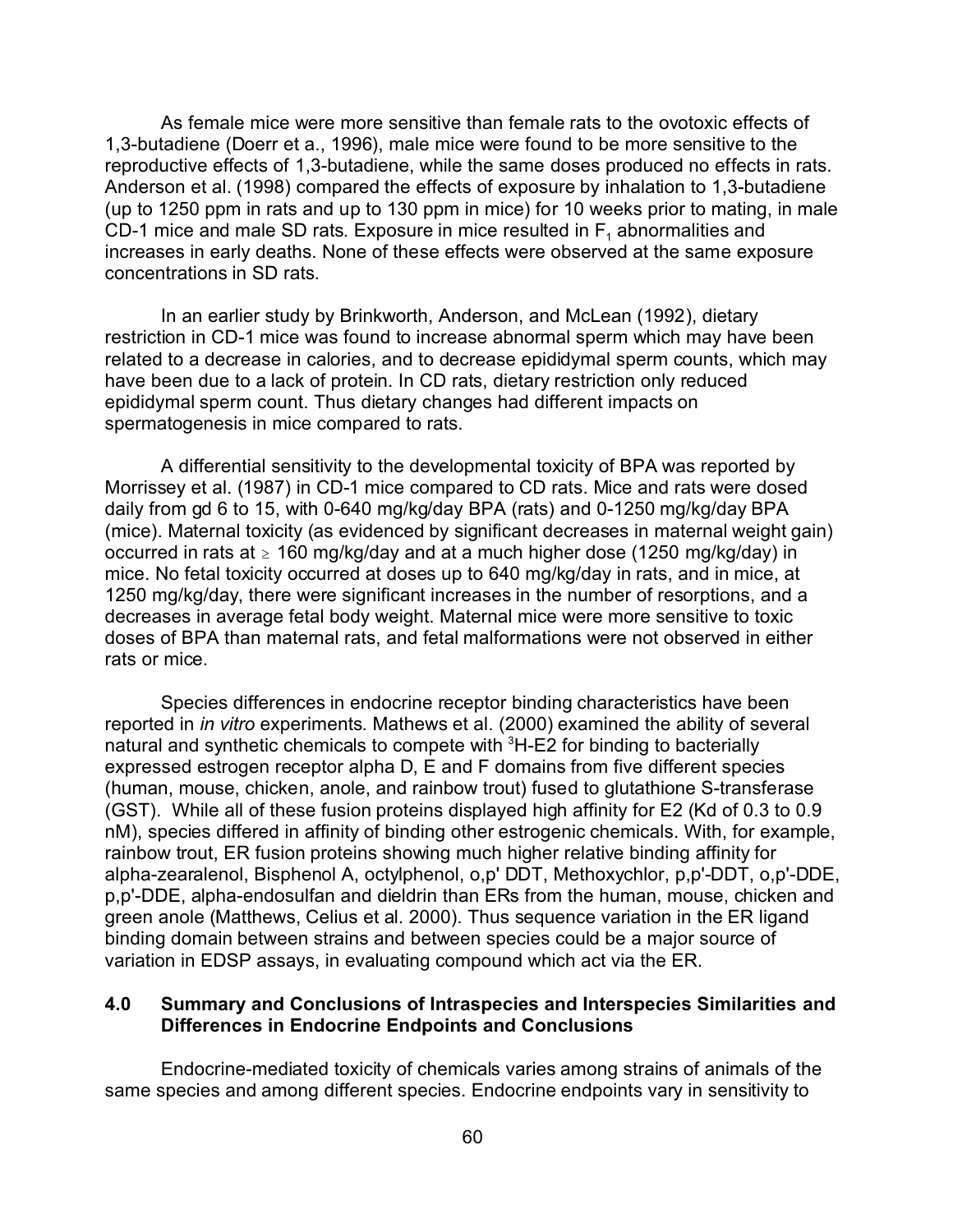As female mice were more sensitive than female rats to the ovotoxic effects of 1,3-butadiene (Doerr et a., 1996), male mice were found to be more sensitive to the reproductive effects of 1,3-butadiene, while the same doses produced no effects in rats. Anderson et al. (1998) compared the effects of exposure by inhalation to 1,3-butadiene (up to 1250 ppm in rats and up to 130 ppm in mice) for 10 weeks prior to mating, in male CD-1 mice and male SD rats. Exposure in mice resulted in $F_1$ abnormalities and increases in early deaths. None of these effects were observed at the same exposure concentrations in SD rats.

In an earlier study by Brinkworth, Anderson, and McLean (1992), dietary restriction in CD-1 mice was found to increase abnormal sperm which may have been related to a decrease in calories, and to decrease epididymal sperm counts, which may have been due to a lack of protein. In CD rats, dietary restriction only reduced epididymal sperm count. Thus dietary changes had different impacts on spermatogenesis in mice compared to rats.

A differential sensitivity to the developmental toxicity of BPA was reported by Morrissey et al. (1987) in CD-1 mice compared to CD rats. Mice and rats were dosed daily from gd 6 to 15, with 0-640 mg/kg/day BPA (rats) and 0-1250 mg/kg/day BPA (mice). Maternal toxicity (as evidenced by significant decreases in maternal weight gain) occurred in rats at $\geq$ 160 mg/kg/day and at a much higher dose (1250 mg/kg/day) in mice. No fetal toxicity occurred at doses up to 640 mg/kg/day in rats, and in mice, at 1250 mg/kg/day, there were significant increases in the number of resorptions, and a decreases in average fetal body weight. Maternal mice were more sensitive to toxic doses of BPA than maternal rats, and fetal malformations were not observed in either rats or mice.

Species differences in endocrine receptor binding characteristics have been reported in *in vitro* experiments. Mathews et al. (2000) examined the ability of several natural and synthetic chemicals to compete with $^3$H-E2 for binding to bacterially expressed estrogen receptor alpha D, E and F domains from five different species (human, mouse, chicken, anole, and rainbow trout) fused to glutathione S-transferase (GST). While all of these fusion proteins displayed high affinity for E2 (Kd of 0.3 to 0.9 nM), species differed in affinity of binding other estrogenic chemicals. With, for example, rainbow trout, ER fusion proteins showing much higher relative binding affinity for alpha-zearalenol, Bisphenol A, octylphenol, o,p' DDT, Methoxychlor, p,p'-DDT, o,p'-DDE, p,p'-DDE, alpha-endosulfan and dieldrin than ERs from the human, mouse, chicken and green anole (Matthews, Celius et al. 2000). Thus sequence variation in the ER ligand binding domain between strains and between species could be a major source of variation in EDSP assays, in evaluating compound which act via the ER.

## 4.0 Summary and Conclusions of Intraspecies and Interspecies Similarities and Differences in Endocrine Endpoints and Conclusions

Endocrine-mediated toxicity of chemicals varies among strains of animals of the same species and among different species. Endocrine endpoints vary in sensitivity to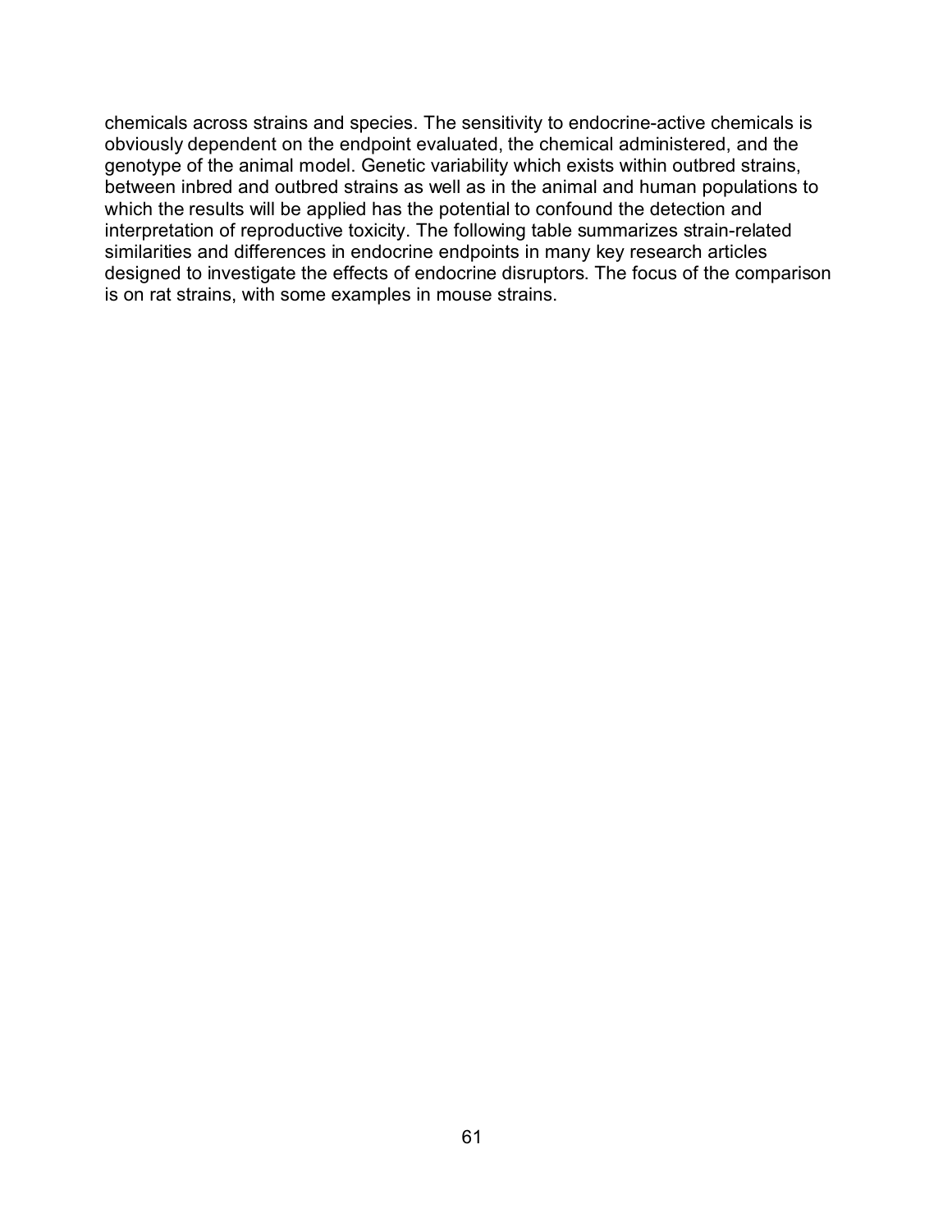chemicals across strains and species. The sensitivity to endocrine-active chemicals is obviously dependent on the endpoint evaluated, the chemical administered, and the genotype of the animal model. Genetic variability which exists within outbred strains, between inbred and outbred strains as well as in the animal and human populations to which the results will be applied has the potential to confound the detection and interpretation of reproductive toxicity. The following table summarizes strain-related similarities and differences in endocrine endpoints in many key research articles designed to investigate the effects of endocrine disruptors. The focus of the comparison is on rat strains, with some examples in mouse strains.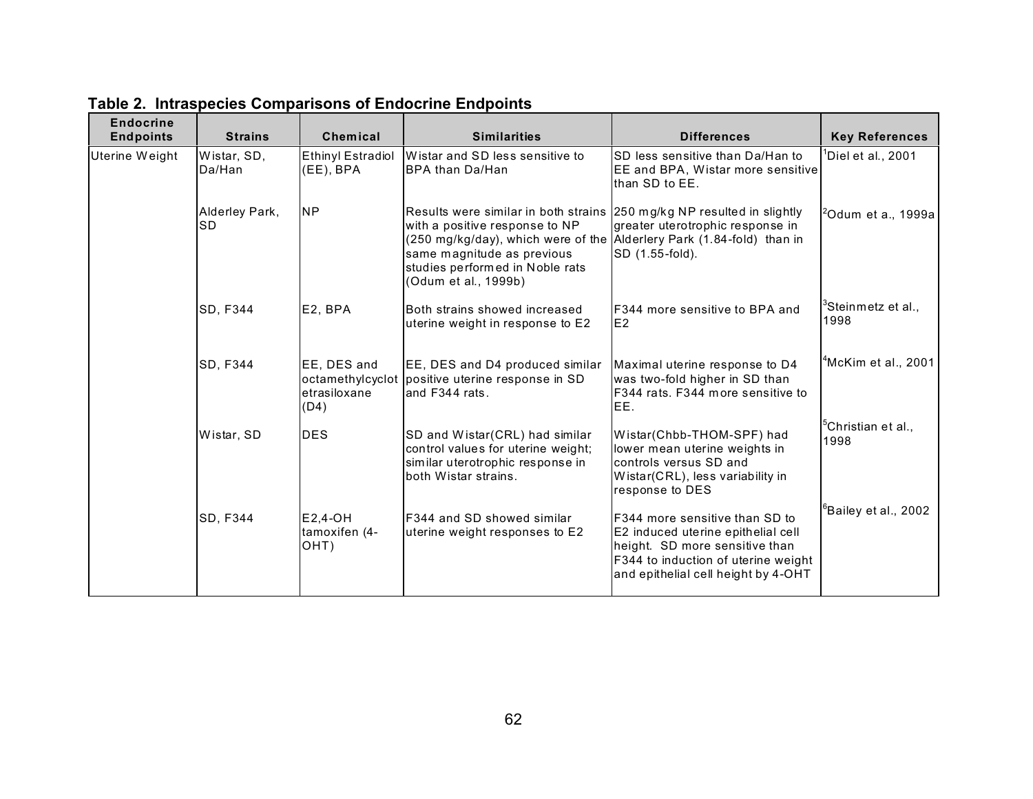**Table 2. Intraspecies Comparisons of Endocrine Endpoints**

| Endocrine Endpoints | Strains | Chemical | Similarities | Differences | Key References |
|---|---|---|---|---|---|
| Uterine Weight | Wistar, SD, Da/Han | Ethinyl Estradiol (EE), BPA | Wistar and SD less sensitive to BPA than Da/Han | SD less sensitive than Da/Han to EE and BPA, Wistar more sensitive than SD to EE. | [1]Diel et al., 2001 |
| | Alderley Park, SD | NP | Results were similar in both strains with a positive response to NP (250 mg/kg/day), which were of the same magnitude as previous studies performed in Noble rats (Odum et al., 1999b) | 250 mg/kg NP resulted in slightly greater uterotrophic response in Alderlery Park (1.84-fold) than in SD (1.55-fold). | [2]Odum et a., 1999a |
| | SD, F344 | E2, BPA | Both strains showed increased uterine weight in response to E2 | F344 more sensitive to BPA and E2 | [3]Steinmetz et al., 1998 |
| | SD, F344 | EE, DES and octamethylcyclotetrasiloxane (D4) | EE, DES and D4 produced similar positive uterine response in SD and F344 rats. | Maximal uterine response to D4 was two-fold higher in SD than F344 rats. F344 more sensitive to EE. | [4]McKim et al., 2001 |
| | Wistar, SD | DES | SD and Wistar(CRL) had similar control values for uterine weight; similar uterotrophic response in both Wistar strains. | Wistar(Chbb-THOM-SPF) had lower mean uterine weights in controls versus SD and Wistar(CRL), less variability in response to DES | [5]Christian et al., 1998 |
| | SD, F344 | E2,4-OH tamoxifen (4-OHT) | F344 and SD showed similar uterine weight responses to E2 | F344 more sensitive than SD to E2 induced uterine epithelial cell height. SD more sensitive than F344 to induction of uterine weight and epithelial cell height by 4-OHT | [6]Bailey et al., 2002 |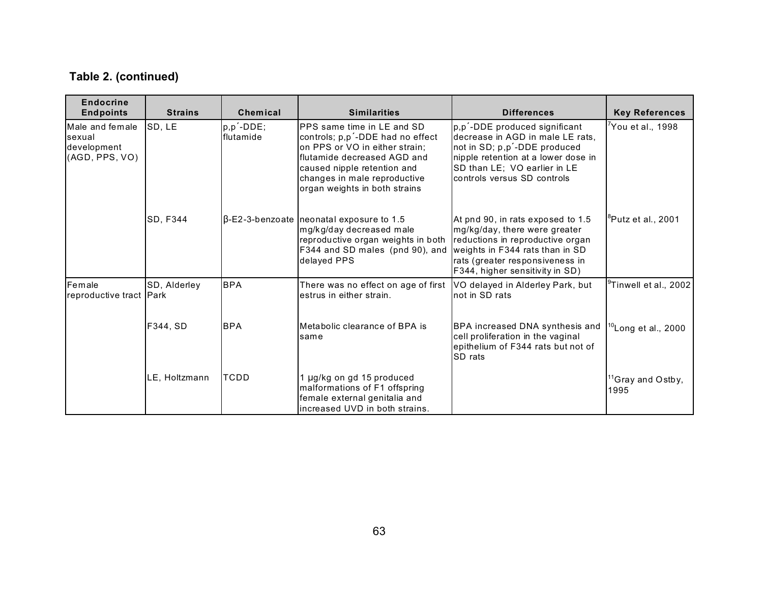**Table 2. (continued)**

| Endocrine Endpoints | Strains | Chemical | Similarities | Differences | Key References |
|---|---|---|---|---|---|
| Male and female sexual development (AGD, PPS, VO) | SD, LE | p,p´-DDE; flutamide | PPS same time in LE and SD controls; p,p´-DDE had no effect on PPS or VO in either strain; flutamide decreased AGD and caused nipple retention and changes in male reproductive organ weights in both strains | p,p´-DDE produced significant decrease in AGD in male LE rats, not in SD; p,p´-DDE produced nipple retention at a lower dose in SD than LE; VO earlier in LE controls versus SD controls | [7]You et al., 1998 |
| | SD, F344 | β-E2-3-benzoate | neonatal exposure to 1.5 mg/kg/day decreased male reproductive organ weights in both F344 and SD males (pnd 90), and delayed PPS | At pnd 90, in rats exposed to 1.5 mg/kg/day, there were greater reductions in reproductive organ weights in F344 rats than in SD rats (greater responsiveness in F344, higher sensitivity in SD) | [8]Putz et al., 2001 |
| Female reproductive tract | SD, Alderley Park | BPA | There was no effect on age of first estrus in either strain. | VO delayed in Alderley Park, but not in SD rats | [9]Tinwell et al., 2002 |
| | F344, SD | BPA | Metabolic clearance of BPA is same | BPA increased DNA synthesis and cell proliferation in the vaginal epithelium of F344 rats but not of SD rats | [10]Long et al., 2000 |
| | LE, Holtzmann | TCDD | 1 µg/kg on gd 15 produced malformations of F1 offspring female external genitalia and increased UVD in both strains. | | [11]Gray and Ostby, 1995 |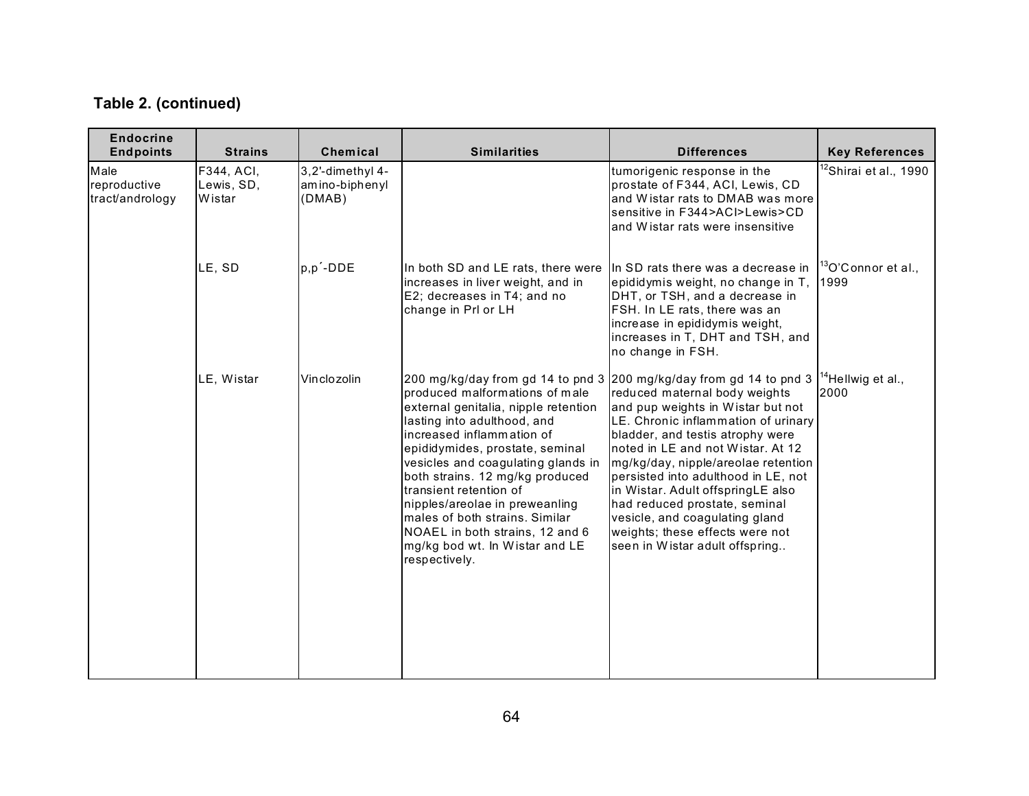**Table 2. (continued)**

| Endocrine Endpoints | Strains | Chemical | Similarities | Differences | Key References |
|---|---|---|---|---|---|
| Male reproductive tract/andrology | F344, ACI, Lewis, SD, Wistar | 3,2'-dimethyl 4-amino-biphenyl (DMAB) | | tumorigenic response in the prostate of F344, ACI, Lewis, CD and Wistar rats to DMAB was more sensitive in F344>ACI>Lewis>CD and Wistar rats were insensitive | [12]Shirai et al., 1990 |
| | LE, SD | p,p´-DDE | In both SD and LE rats, there were increases in liver weight, and in E2; decreases in T4; and no change in Prl or LH | In SD rats there was a decrease in epididymis weight, no change in T, DHT, or TSH, and a decrease in FSH. In LE rats, there was an increase in epididymis weight, increases in T, DHT and TSH, and no change in FSH. | [13]O'Connor et al., 1999 |
| | LE, Wistar | Vinclozolin | 200 mg/kg/day from gd 14 to pnd 3 produced malformations of male external genitalia, nipple retention lasting into adulthood, and increased inflammation of epididymides, prostate, seminal vesicles and coagulating glands in both strains. 12 mg/kg produced transient retention of nipples/areolae in preweanling males of both strains. Similar NOAEL in both strains, 12 and 6 mg/kg bod wt. In Wistar and LE respectively. | 200 mg/kg/day from gd 14 to pnd 3 reduced maternal body weights and pup weights in Wistar but not LE. Chronic inflammation of urinary bladder, and testis atrophy were noted in LE and not Wistar. At 12 mg/kg/day, nipple/areolae retention persisted into adulthood in LE, not in Wistar. Adult offspringLE also had reduced prostate, seminal vesicle, and coagulating gland weights; these effects were not seen in Wistar adult offspring.. | [14]Hellwig et al., 2000 |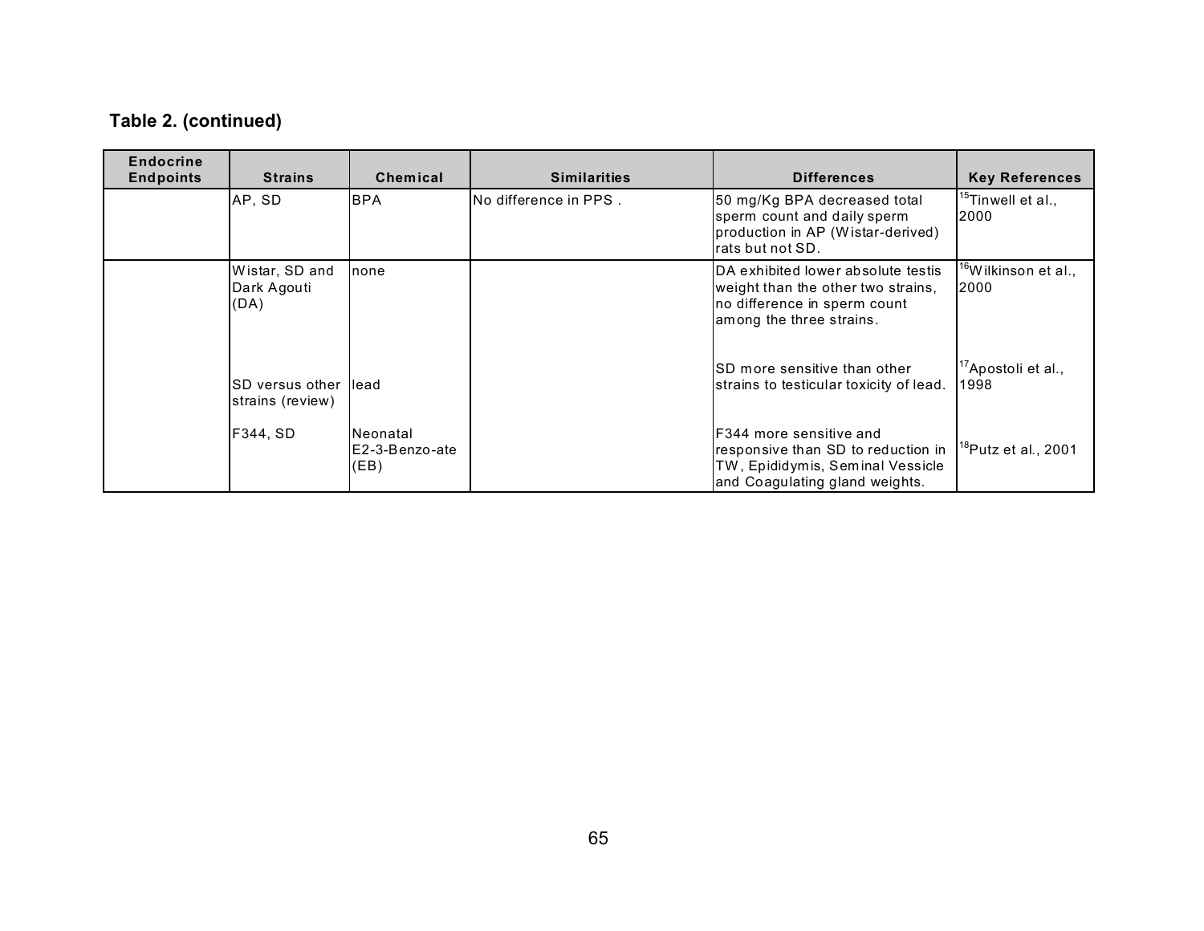**Table 2. (continued)**

| Endocrine Endpoints | Strains | Chemical | Similarities | Differences | Key References |
|---|---|---|---|---|---|
| | AP, SD | BPA | No difference in PPS . | 50 mg/Kg BPA decreased total sperm count and daily sperm production in AP (Wistar-derived) rats but not SD. | [15]Tinwell et al., 2000 |
| | Wistar, SD and Dark Agouti (DA) | none | | DA exhibited lower absolute testis weight than the other two strains, no difference in sperm count among the three strains. | [16]Wilkinson et al., 2000 |
| | SD versus other strains (review) | lead | | SD more sensitive than other strains to testicular toxicity of lead. | [17]Apostoli et al., 1998 |
| | F344, SD | Neonatal E2-3-Benzo-ate (EB) | | F344 more sensitive and responsive than SD to reduction in TW, Epididymis, Seminal Vessicle and Coagulating gland weights. | [18]Putz et al., 2001 |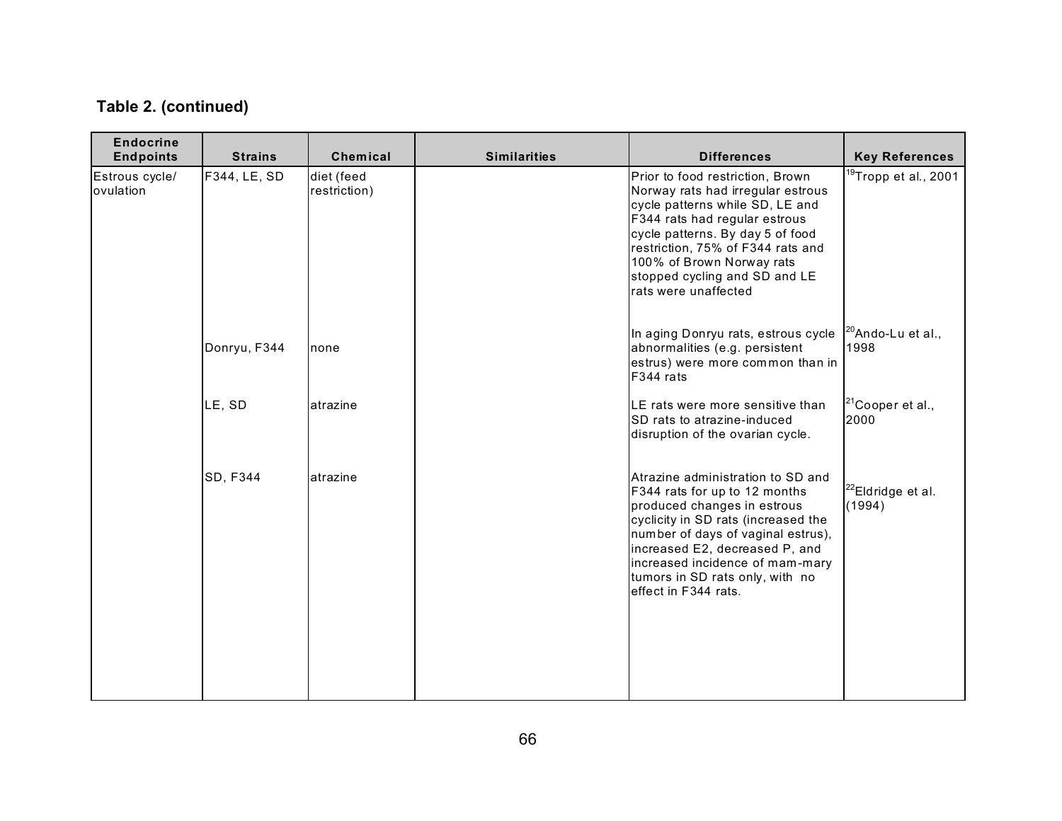**Table 2. (continued)**

| Endocrine Endpoints | Strains | Chemical | Similarities | Differences | Key References |
|---|---|---|---|---|---|
| Estrous cycle/ ovulation | F344, LE, SD | diet (feed restriction) | | Prior to food restriction, Brown Norway rats had irregular estrous cycle patterns while SD, LE and F344 rats had regular estrous cycle patterns. By day 5 of food restriction, 75% of F344 rats and 100% of Brown Norway rats stopped cycling and SD and LE rats were unaffected | [19]Tropp et al., 2001 |
| | Donryu, F344 | none | | In aging Donryu rats, estrous cycle abnormalities (e.g. persistent estrus) were more common than in F344 rats | [20]Ando-Lu et al., 1998 |
| | LE, SD | atrazine | | LE rats were more sensitive than SD rats to atrazine-induced disruption of the ovarian cycle. | [21]Cooper et al., 2000 |
| | SD, F344 | atrazine | | Atrazine administration to SD and F344 rats for up to 12 months produced changes in estrous cyclicity in SD rats (increased the number of days of vaginal estrus), increased E2, decreased P, and increased incidence of mam-mary tumors in SD rats only, with no effect in F344 rats. | [22]Eldridge et al. (1994) |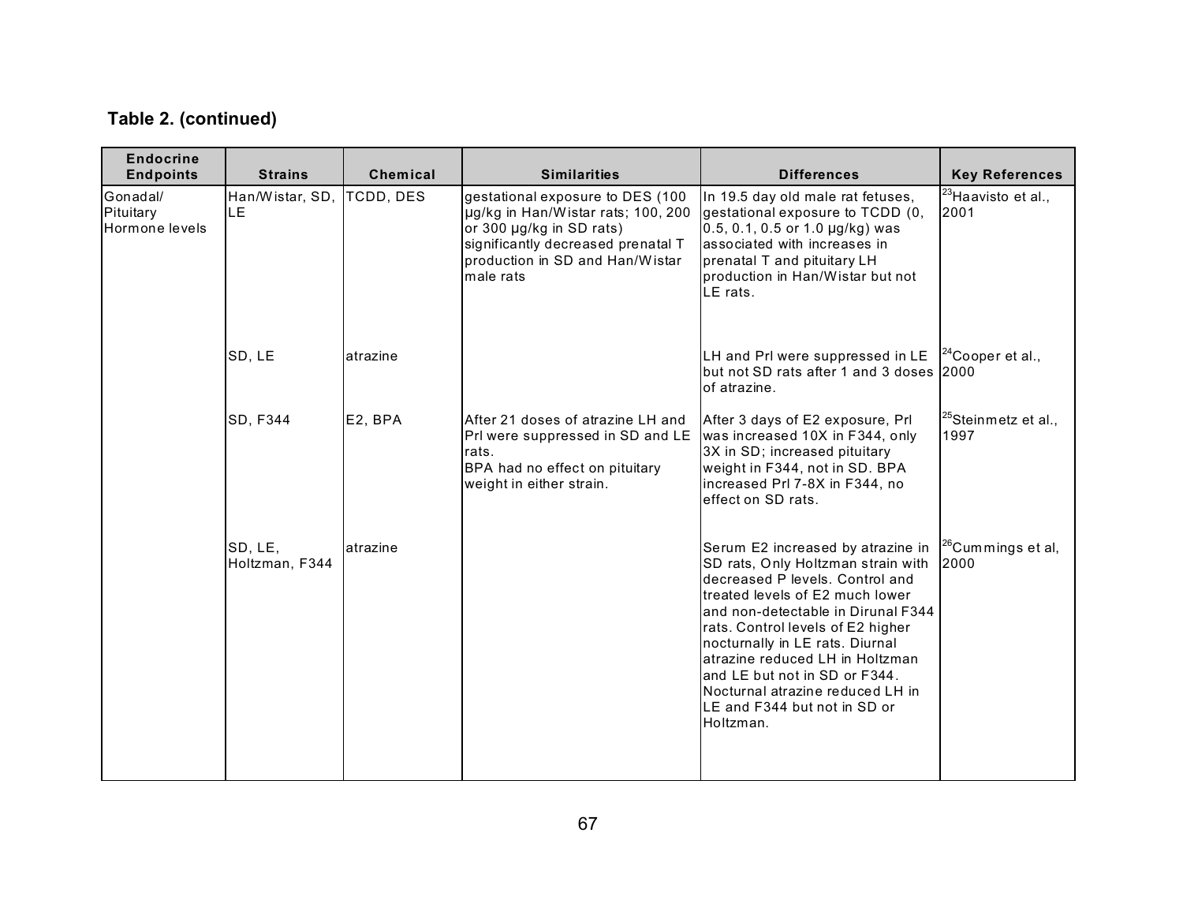**Table 2. (continued)**

| Endocrine Endpoints | Strains | Chemical | Similarities | Differences | Key References |
|---|---|---|---|---|---|
| Gonadal/ Pituitary Hormone levels | Han/Wistar, SD, LE | TCDD, DES | gestational exposure to DES (100 µg/kg in Han/Wistar rats; 100, 200 or 300 µg/kg in SD rats) significantly decreased prenatal T production in SD and Han/Wistar male rats | In 19.5 day old male rat fetuses, gestational exposure to TCDD (0, 0.5, 0.1, 0.5 or 1.0 µg/kg) was associated with increases in prenatal T and pituitary LH production in Han/Wistar but not LE rats. | [23]Haavisto et al., 2001 |
| | SD, LE | atrazine | | LH and Prl were suppressed in LE but not SD rats after 1 and 3 doses of atrazine. | [24]Cooper et al., 2000 |
| | SD, F344 | E2, BPA | After 21 doses of atrazine LH and Prl were suppressed in SD and LE rats. BPA had no effect on pituitary weight in either strain. | After 3 days of E2 exposure, Prl was increased 10X in F344, only 3X in SD; increased pituitary weight in F344, not in SD. BPA increased Prl 7-8X in F344, no effect on SD rats. | [25]Steinmetz et al., 1997 |
| | SD, LE, Holtzman, F344 | atrazine | | Serum E2 increased by atrazine in SD rats, Only Holtzman strain with decreased P levels. Control and treated levels of E2 much lower and non-detectable in Dirunal F344 rats. Control levels of E2 higher nocturnally in LE rats. Diurnal atrazine reduced LH in Holtzman and LE but not in SD or F344. Nocturnal atrazine reduced LH in LE and F344 but not in SD or Holtzman. | [26]Cummings et al, 2000 |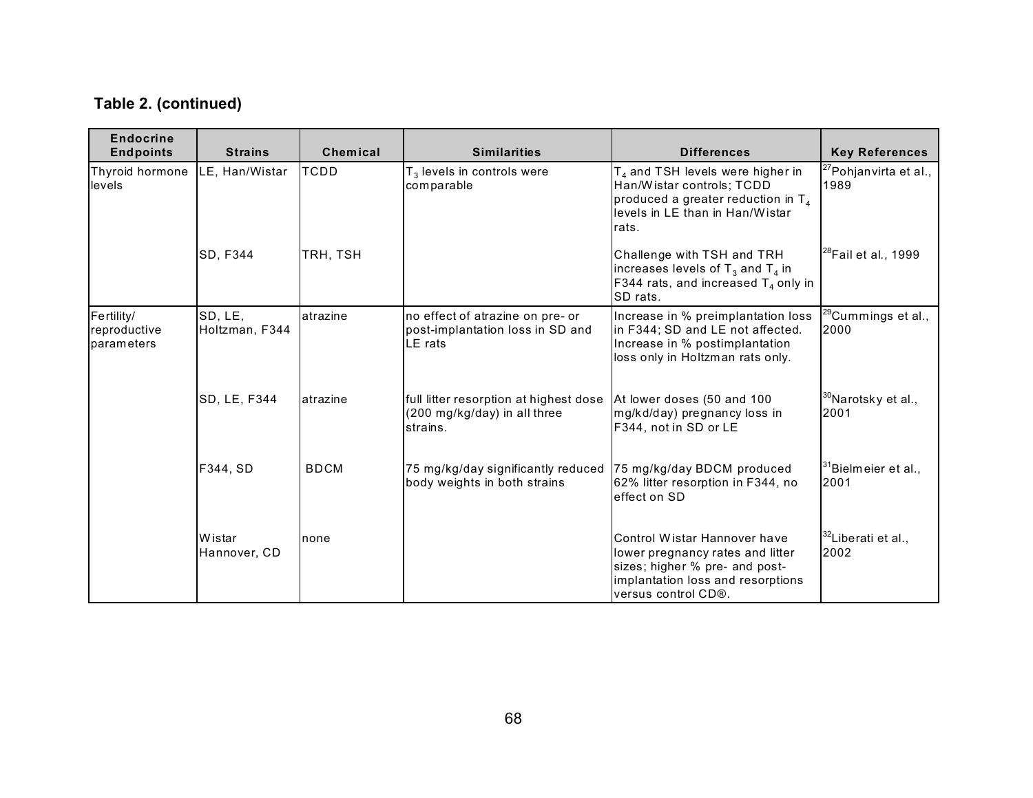**Table 2. (continued)**

| Endocrine Endpoints | Strains | Chemical | Similarities | Differences | Key References |
|---|---|---|---|---|---|
| Thyroid hormone levels | LE, Han/Wistar | TCDD | $T_3$ levels in controls were comparable | $T_4$ and TSH levels were higher in Han/Wistar controls; TCDD produced a greater reduction in $T_4$ levels in LE than in Han/Wistar rats. | [27]Pohjanvirta et al., 1989 |
| | SD, F344 | TRH, TSH | | Challenge with TSH and TRH increases levels of $T_3$ and $T_4$ in F344 rats, and increased $T_4$ only in SD rats. | [28]Fail et al., 1999 |
| Fertility/ reproductive parameters | SD, LE, Holtzman, F344 | atrazine | no effect of atrazine on pre- or post-implantation loss in SD and LE rats | Increase in % preimplantation loss in F344; SD and LE not affected. Increase in % postimplantation loss only in Holtzman rats only. | [29]Cummings et al., 2000 |
| | SD, LE, F344 | atrazine | full litter resorption at highest dose (200 mg/kg/day) in all three strains. | At lower doses (50 and 100 mg/kd/day) pregnancy loss in F344, not in SD or LE | [30]Narotsky et al., 2001 |
| | F344, SD | BDCM | 75 mg/kg/day significantly reduced body weights in both strains | 75 mg/kg/day BDCM produced 62% litter resorption in F344, no effect on SD | [31]Bielmeier et al., 2001 |
| | Wistar Hannover, CD | none | | Control Wistar Hannover have lower pregnancy rates and litter sizes; higher % pre- and post-implantation loss and resorptions versus control CD®. | [32]Liberati et al., 2002 |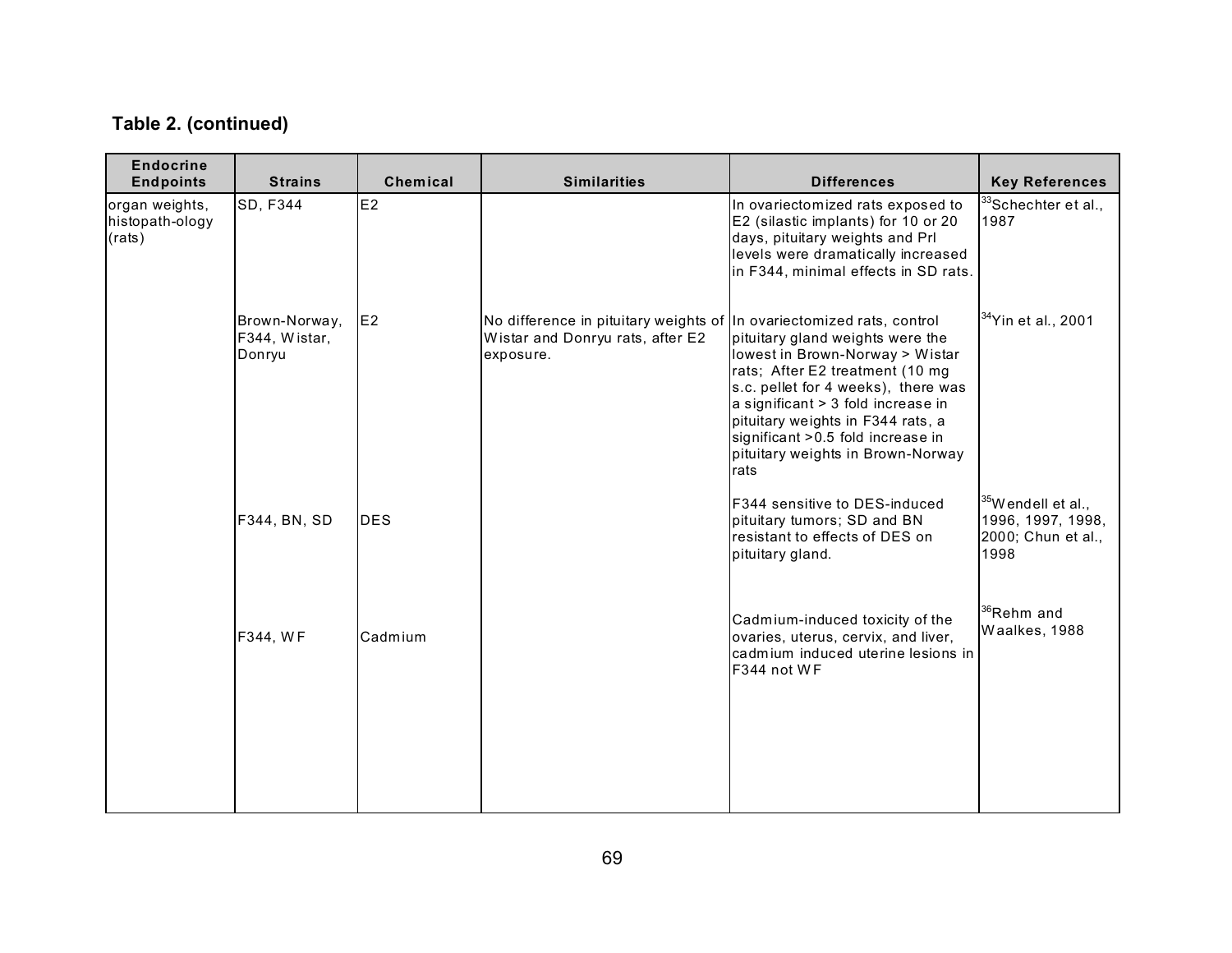**Table 2. (continued)**

| Endocrine Endpoints | Strains | Chemical | Similarities | Differences | Key References |
|---|---|---|---|---|---|
| organ weights, histopath-ology (rats) | SD, F344 | E2 | | In ovariectomized rats exposed to E2 (silastic implants) for 10 or 20 days, pituitary weights and Prl levels were dramatically increased in F344, minimal effects in SD rats. | [33]Schechter et al., 1987 |
| | Brown-Norway, F344, Wistar, Donryu | E2 | No difference in pituitary weights of Wistar and Donryu rats, after E2 exposure. | In ovariectomized rats, control pituitary gland weights were the lowest in Brown-Norway > Wistar rats; After E2 treatment (10 mg s.c. pellet for 4 weeks), there was a significant > 3 fold increase in pituitary weights in F344 rats, a significant >0.5 fold increase in pituitary weights in Brown-Norway rats | [34]Yin et al., 2001 |
| | F344, BN, SD | DES | | F344 sensitive to DES-induced pituitary tumors; SD and BN resistant to effects of DES on pituitary gland. | [35]Wendell et al., 1996, 1997, 1998, 2000; Chun et al., 1998 |
| | F344, WF | Cadmium | | Cadmium-induced toxicity of the ovaries, uterus, cervix, and liver, cadmium induced uterine lesions in F344 not WF | [36]Rehm and Waalkes, 1988 |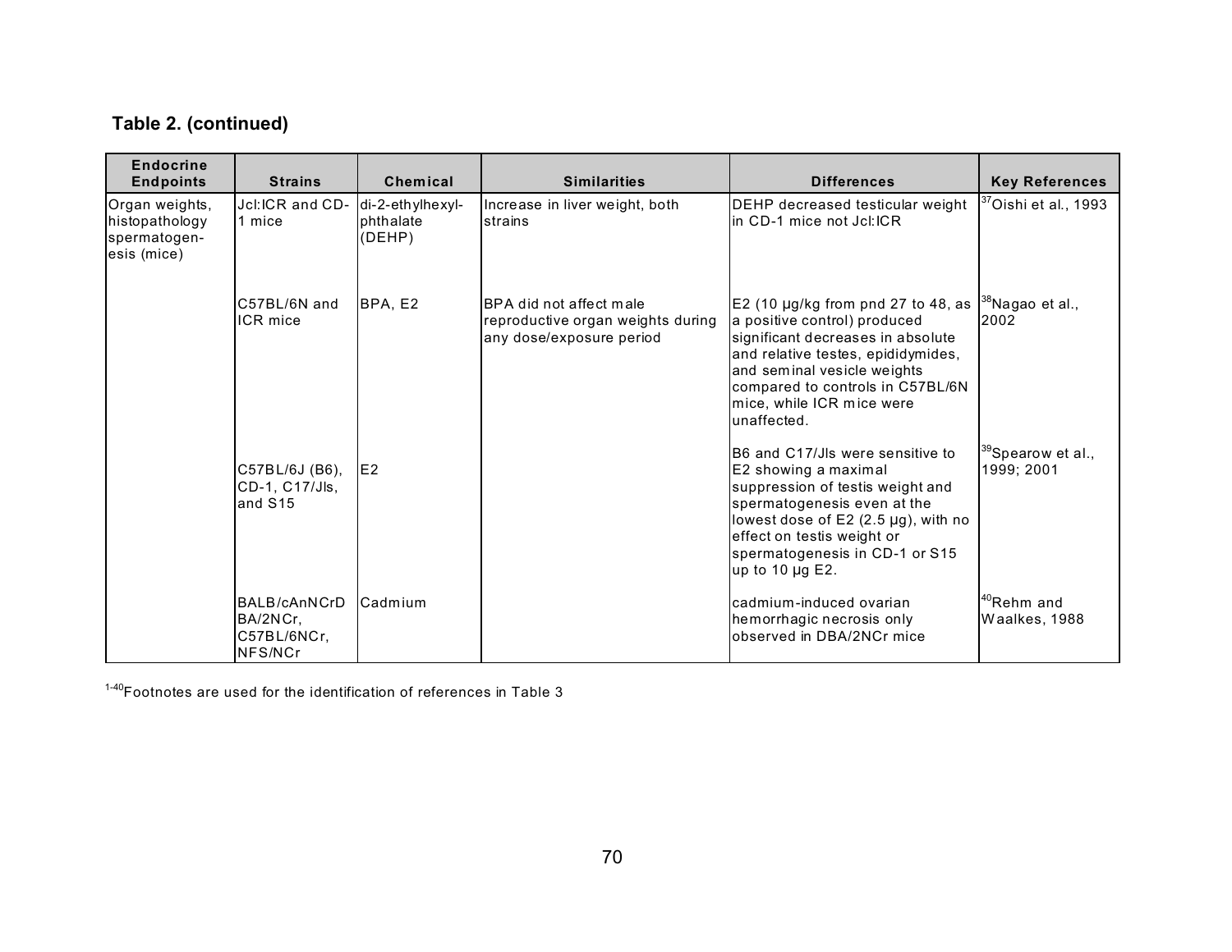**Table 2. (continued)**

| Endocrine Endpoints | Strains | Chemical | Similarities | Differences | Key References |
|---|---|---|---|---|---|
| Organ weights, histopathology spermatogenesis (mice) | Jcl:ICR and CD-1 mice | di-2-ethylhexyl-phthalate (DEHP) | Increase in liver weight, both strains | DEHP decreased testicular weight in CD-1 mice not Jcl:ICR | [37]Oishi et al., 1993 |
| | C57BL/6N and ICR mice | BPA, E2 | BPA did not affect male reproductive organ weights during any dose/exposure period | E2 (10 µg/kg from pnd 27 to 48, as a positive control) produced significant decreases in absolute and relative testes, epididymides, and seminal vesicle weights compared to controls in C57BL/6N mice, while ICR mice were unaffected. | [38]Nagao et al., 2002 |
| | C57BL/6J (B6), CD-1, C17/Jls, and S15 | E2 | | B6 and C17/Jls were sensitive to E2 showing a maximal suppression of testis weight and spermatogenesis even at the lowest dose of E2 (2.5 µg), with no effect on testis weight or spermatogenesis in CD-1 or S15 up to 10 µg E2. | [39]Spearow et al., 1999; 2001 |
| | BALB/cAnNCrD BA/2NCr, C57BL/6NCr, NFS/NCr | Cadmium | | cadmium-induced ovarian hemorrhagic necrosis only observed in DBA/2NCr mice | [40]Rehm and Waalkes, 1988 |

[1-40]Footnotes are used for the identification of references in Table 3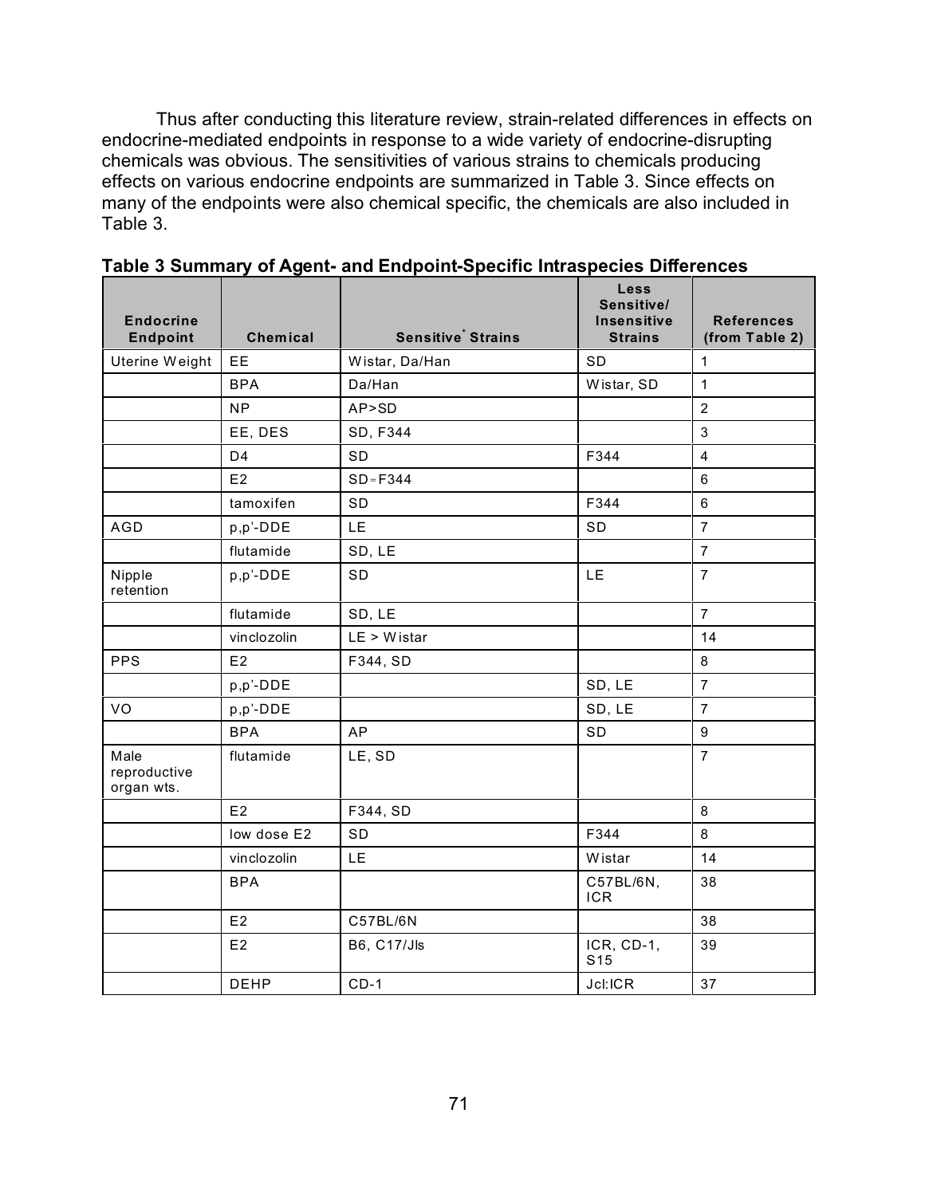Thus after conducting this literature review, strain-related differences in effects on endocrine-mediated endpoints in response to a wide variety of endocrine-disrupting chemicals was obvious. The sensitivities of various strains to chemicals producing effects on various endocrine endpoints are summarized in Table 3. Since effects on many of the endpoints were also chemical specific, the chemicals are also included in Table 3.

**Table 3 Summary of Agent- and Endpoint-Specific Intraspecies Differences**

| Endocrine Endpoint | Chemical | Sensitive* Strains | Less Sensitive/ Insensitive Strains | References (from Table 2) |
|---|---|---|---|---|
| Uterine Weight | EE | Wistar, Da/Han | SD | 1 |
| | BPA | Da/Han | Wistar, SD | 1 |
| | NP | AP>SD | | 2 |
| | EE, DES | SD, F344 | | 3 |
| | D4 | SD | F344 | 4 |
| | E2 | SD≈F344 | | 6 |
| | tamoxifen | SD | F344 | 6 |
| AGD | p,p'-DDE | LE | SD | 7 |
| | flutamide | SD, LE | | 7 |
| Nipple retention | p,p'-DDE | SD | LE | 7 |
| | flutamide | SD, LE | | 7 |
| | vinclozolin | LE > Wistar | | 14 |
| PPS | E2 | F344, SD | | 8 |
| | p,p'-DDE | | SD, LE | 7 |
| VO | p,p'-DDE | | SD, LE | 7 |
| | BPA | AP | SD | 9 |
| Male reproductive organ wts. | flutamide | LE, SD | | 7 |
| | E2 | F344, SD | | 8 |
| | low dose E2 | SD | F344 | 8 |
| | vinclozolin | LE | Wistar | 14 |
| | BPA | | C57BL/6N, ICR | 38 |
| | E2 | C57BL/6N | | 38 |
| | E2 | B6, C17/Jls | ICR, CD-1, S15 | 39 |
| | DEHP | CD-1 | Jcl:ICR | 37 |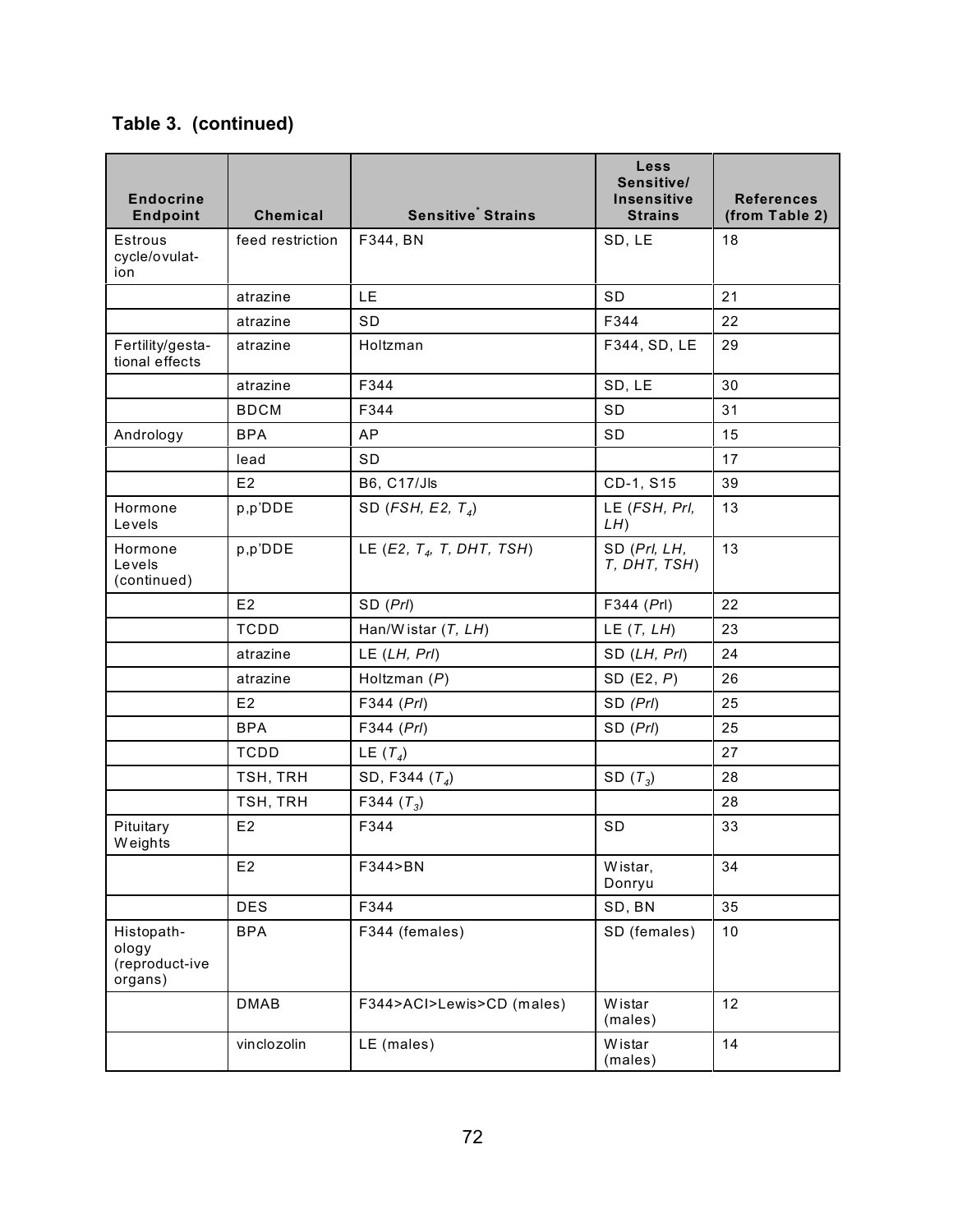**Table 3. (continued)**

| Endocrine Endpoint | Chemical | Sensitive* Strains | Less Sensitive/ Insensitive Strains | References (from Table 2) |
|---|---|---|---|---|
| Estrous cycle/ovulat-ion | feed restriction | F344, BN | SD, LE | 18 |
| | atrazine | LE | SD | 21 |
| | atrazine | SD | F344 | 22 |
| Fertility/gesta-tional effects | atrazine | Holtzman | F344, SD, LE | 29 |
| | atrazine | F344 | SD, LE | 30 |
| | BDCM | F344 | SD | 31 |
| Andrology | BPA | AP | SD | 15 |
| | lead | SD | | 17 |
| | E2 | B6, C17/Jls | CD-1, S15 | 39 |
| Hormone Levels | p,p'DDE | SD (*FSH, E2, $T_4$*) | LE (*FSH, Prl, LH*) | 13 |
| Hormone Levels (continued) | p,p'DDE | LE (*E2, $T_4$, T, DHT, TSH*) | SD (*Prl, LH, T, DHT, TSH*) | 13 |
| | E2 | SD (*Prl*) | F344 (Prl) | 22 |
| | TCDD | Han/Wistar (*T, LH*) | LE (*T, LH*) | 23 |
| | atrazine | LE (*LH, Prl*) | SD (*LH, Prl*) | 24 |
| | atrazine | Holtzman (*P*) | SD (E2, *P*) | 26 |
| | E2 | F344 (*Prl*) | SD *(Prl*) | 25 |
| | BPA | F344 (*Prl*) | SD (*Prl*) | 25 |
| | TCDD | LE ($T_4$) | | 27 |
| | TSH, TRH | SD, F344 ($T_4$) | SD ($T_3$) | 28 |
| | TSH, TRH | F344 ($T_3$) | | 28 |
| Pituitary Weights | E2 | F344 | SD | 33 |
| | E2 | F344>BN | Wistar, Donryu | 34 |
| | DES | F344 | SD, BN | 35 |
| Histopath-ology (reproduct-ive organs) | BPA | F344 (females) | SD (females) | 10 |
| | DMAB | F344>ACI>Lewis>CD (males) | Wistar (males) | 12 |
| | vinclozolin | LE (males) | Wistar (males) | 14 |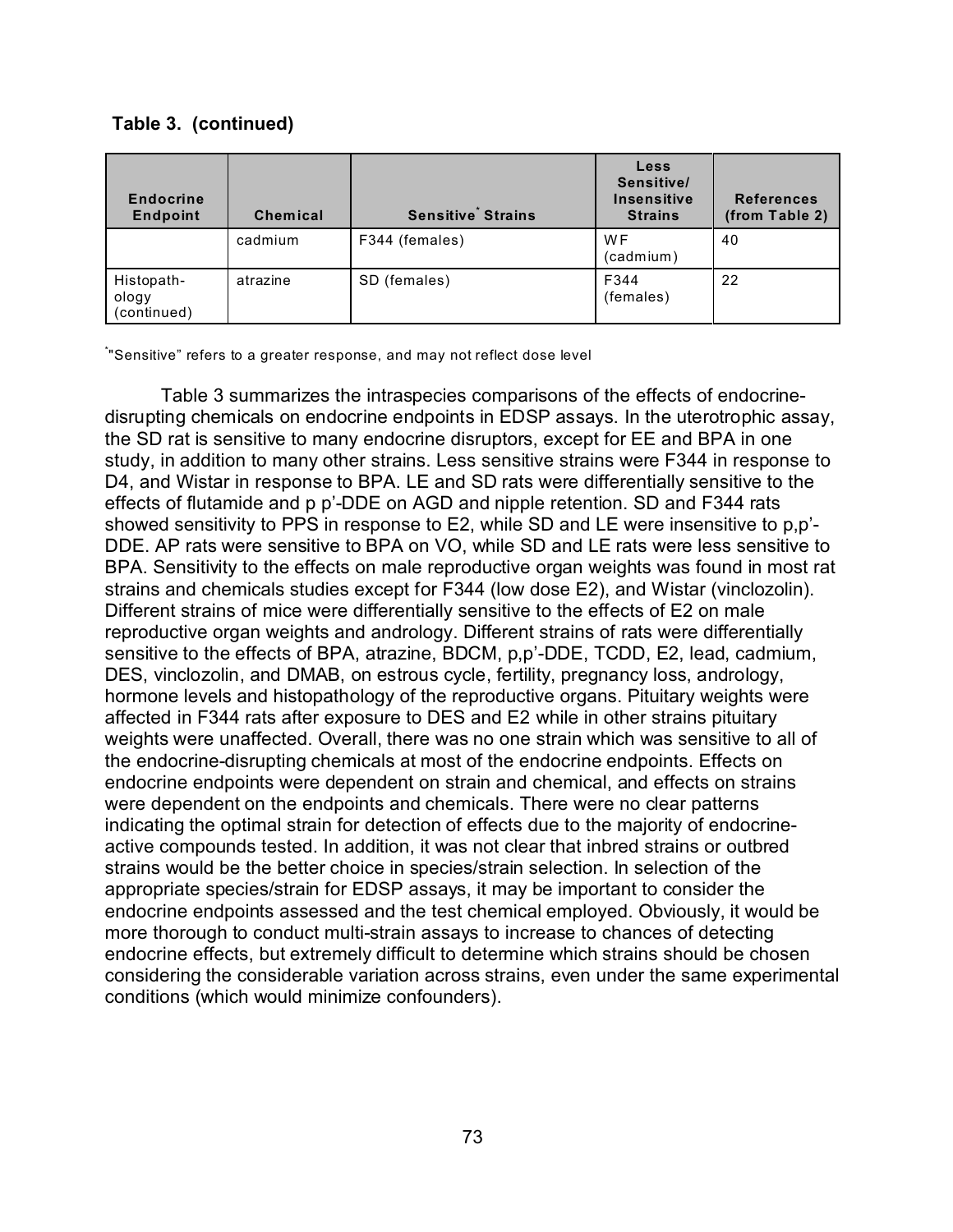**Table 3. (continued)**

| Endocrine Endpoint | Chemical | Sensitive* Strains | Less Sensitive/ Insensitive Strains | References (from Table 2) |
|---|---|---|---|---|
| | cadmium | F344 (females) | WF (cadmium) | 40 |
| Histopath-ology (continued) | atrazine | SD (females) | F344 (females) | 22 |

*"Sensitive" refers to a greater response, and may not reflect dose level

Table 3 summarizes the intraspecies comparisons of the effects of endocrine-disrupting chemicals on endocrine endpoints in EDSP assays. In the uterotrophic assay, the SD rat is sensitive to many endocrine disruptors, except for EE and BPA in one study, in addition to many other strains. Less sensitive strains were F344 in response to D4, and Wistar in response to BPA. LE and SD rats were differentially sensitive to the effects of flutamide and p p'-DDE on AGD and nipple retention. SD and F344 rats showed sensitivity to PPS in response to E2, while SD and LE were insensitive to p,p'-DDE. AP rats were sensitive to BPA on VO, while SD and LE rats were less sensitive to BPA. Sensitivity to the effects on male reproductive organ weights was found in most rat strains and chemicals studies except for F344 (low dose E2), and Wistar (vinclozolin). Different strains of mice were differentially sensitive to the effects of E2 on male reproductive organ weights and andrology. Different strains of rats were differentially sensitive to the effects of BPA, atrazine, BDCM, p,p'-DDE, TCDD, E2, lead, cadmium, DES, vinclozolin, and DMAB, on estrous cycle, fertility, pregnancy loss, andrology, hormone levels and histopathology of the reproductive organs. Pituitary weights were affected in F344 rats after exposure to DES and E2 while in other strains pituitary weights were unaffected. Overall, there was no one strain which was sensitive to all of the endocrine-disrupting chemicals at most of the endocrine endpoints. Effects on endocrine endpoints were dependent on strain and chemical, and effects on strains were dependent on the endpoints and chemicals. There were no clear patterns indicating the optimal strain for detection of effects due to the majority of endocrine-active compounds tested. In addition, it was not clear that inbred strains or outbred strains would be the better choice in species/strain selection. In selection of the appropriate species/strain for EDSP assays, it may be important to consider the endocrine endpoints assessed and the test chemical employed. Obviously, it would be more thorough to conduct multi-strain assays to increase to chances of detecting endocrine effects, but extremely difficult to determine which strains should be chosen considering the considerable variation across strains, even under the same experimental conditions (which would minimize confounders).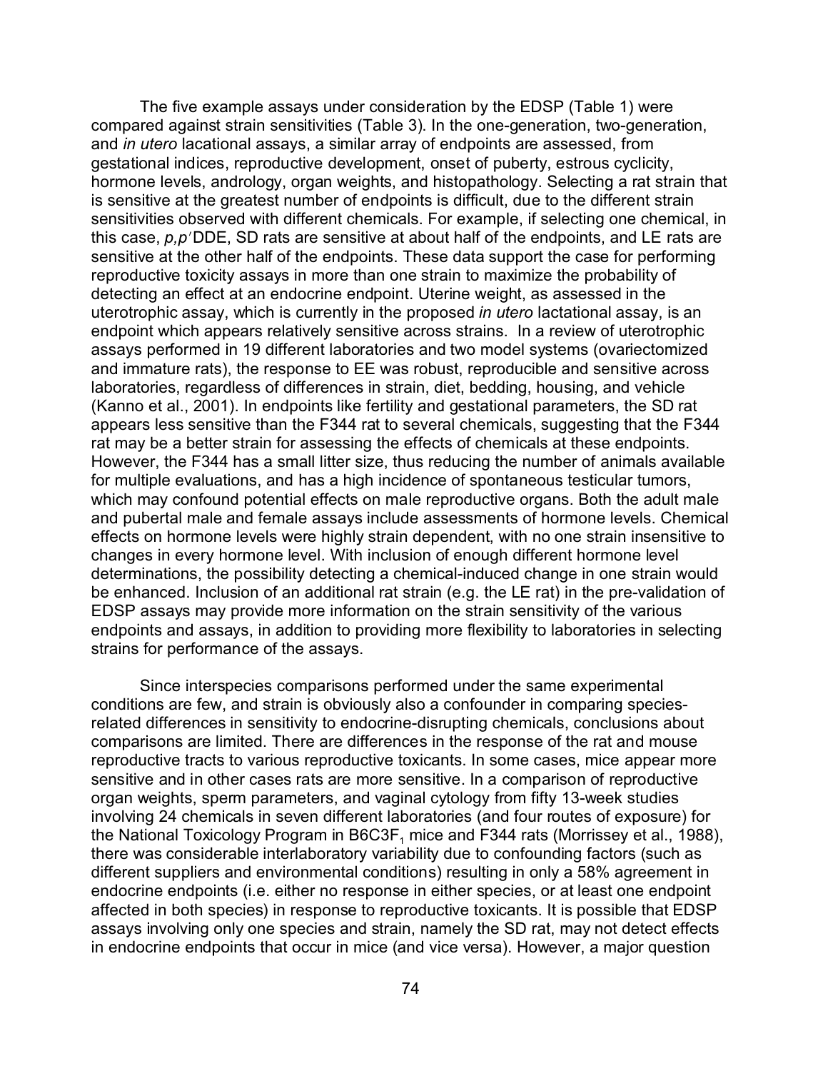The five example assays under consideration by the EDSP (Table 1) were compared against strain sensitivities (Table 3). In the one-generation, two-generation, and *in utero* lacational assays, a similar array of endpoints are assessed, from gestational indices, reproductive development, onset of puberty, estrous cyclicity, hormone levels, andrology, organ weights, and histopathology. Selecting a rat strain that is sensitive at the greatest number of endpoints is difficult, due to the different strain sensitivities observed with different chemicals. For example, if selecting one chemical, in this case, *p,p′* DDE, SD rats are sensitive at about half of the endpoints, and LE rats are sensitive at the other half of the endpoints. These data support the case for performing reproductive toxicity assays in more than one strain to maximize the probability of detecting an effect at an endocrine endpoint. Uterine weight, as assessed in the uterotrophic assay, which is currently in the proposed *in utero* lactational assay, is an endpoint which appears relatively sensitive across strains. In a review of uterotrophic assays performed in 19 different laboratories and two model systems (ovariectomized and immature rats), the response to EE was robust, reproducible and sensitive across laboratories, regardless of differences in strain, diet, bedding, housing, and vehicle (Kanno et al., 2001). In endpoints like fertility and gestational parameters, the SD rat appears less sensitive than the F344 rat to several chemicals, suggesting that the F344 rat may be a better strain for assessing the effects of chemicals at these endpoints. However, the F344 has a small litter size, thus reducing the number of animals available for multiple evaluations, and has a high incidence of spontaneous testicular tumors, which may confound potential effects on male reproductive organs. Both the adult male and pubertal male and female assays include assessments of hormone levels. Chemical effects on hormone levels were highly strain dependent, with no one strain insensitive to changes in every hormone level. With inclusion of enough different hormone level determinations, the possibility detecting a chemical-induced change in one strain would be enhanced. Inclusion of an additional rat strain (e.g. the LE rat) in the pre-validation of EDSP assays may provide more information on the strain sensitivity of the various endpoints and assays, in addition to providing more flexibility to laboratories in selecting strains for performance of the assays.

Since interspecies comparisons performed under the same experimental conditions are few, and strain is obviously also a confounder in comparing species-related differences in sensitivity to endocrine-disrupting chemicals, conclusions about comparisons are limited. There are differences in the response of the rat and mouse reproductive tracts to various reproductive toxicants. In some cases, mice appear more sensitive and in other cases rats are more sensitive. In a comparison of reproductive organ weights, sperm parameters, and vaginal cytology from fifty 13-week studies involving 24 chemicals in seven different laboratories (and four routes of exposure) for the National Toxicology Program in $B6C3F_1$ mice and F344 rats (Morrissey et al., 1988), there was considerable interlaboratory variability due to confounding factors (such as different suppliers and environmental conditions) resulting in only a 58% agreement in endocrine endpoints (i.e. either no response in either species, or at least one endpoint affected in both species) in response to reproductive toxicants. It is possible that EDSP assays involving only one species and strain, namely the SD rat, may not detect effects in endocrine endpoints that occur in mice (and vice versa). However, a major question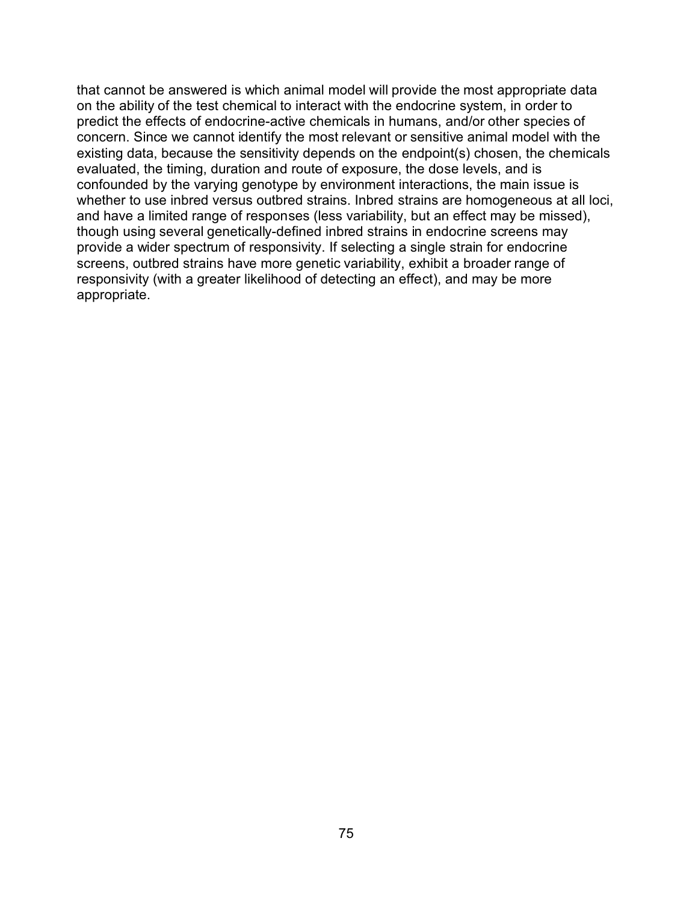that cannot be answered is which animal model will provide the most appropriate data on the ability of the test chemical to interact with the endocrine system, in order to predict the effects of endocrine-active chemicals in humans, and/or other species of concern. Since we cannot identify the most relevant or sensitive animal model with the existing data, because the sensitivity depends on the endpoint(s) chosen, the chemicals evaluated, the timing, duration and route of exposure, the dose levels, and is confounded by the varying genotype by environment interactions, the main issue is whether to use inbred versus outbred strains. Inbred strains are homogeneous at all loci, and have a limited range of responses (less variability, but an effect may be missed), though using several genetically-defined inbred strains in endocrine screens may provide a wider spectrum of responsivity. If selecting a single strain for endocrine screens, outbred strains have more genetic variability, exhibit a broader range of responsivity (with a greater likelihood of detecting an effect), and may be more appropriate.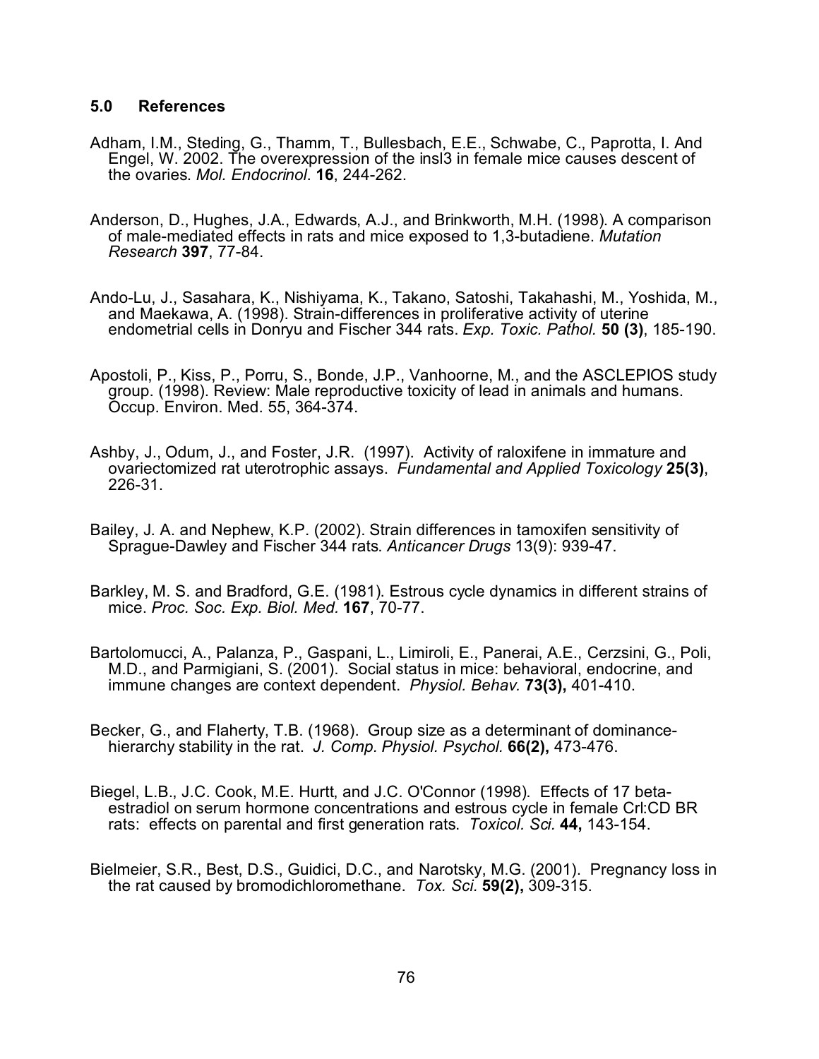## 5.0 References

Adham, I.M., Steding, G., Thamm, T., Bullesbach, E.E., Schwabe, C., Paprotta, I. And Engel, W. 2002. The overexpression of the insl3 in female mice causes descent of the ovaries. *Mol. Endocrinol*. **16**, 244-262.

Anderson, D., Hughes, J.A., Edwards, A.J., and Brinkworth, M.H. (1998). A comparison of male-mediated effects in rats and mice exposed to 1,3-butadiene. *Mutation Research* **397**, 77-84.

Ando-Lu, J., Sasahara, K., Nishiyama, K., Takano, Satoshi, Takahashi, M., Yoshida, M., and Maekawa, A. (1998). Strain-differences in proliferative activity of uterine endometrial cells in Donryu and Fischer 344 rats. *Exp. Toxic. Pathol.* **50 (3)**, 185-190.

Apostoli, P., Kiss, P., Porru, S., Bonde, J.P., Vanhoorne, M., and the ASCLEPIOS study group. (1998). Review: Male reproductive toxicity of lead in animals and humans. Occup. Environ. Med. 55, 364-374.

Ashby, J., Odum, J., and Foster, J.R. (1997). Activity of raloxifene in immature and ovariectomized rat uterotrophic assays. *Fundamental and Applied Toxicology* **25(3)**, 226-31.

Bailey, J. A. and Nephew, K.P. (2002). Strain differences in tamoxifen sensitivity of Sprague-Dawley and Fischer 344 rats. *Anticancer Drugs* 13(9): 939-47.

Barkley, M. S. and Bradford, G.E. (1981). Estrous cycle dynamics in different strains of mice. *Proc. Soc. Exp. Biol. Med.* **167**, 70-77.

Bartolomucci, A., Palanza, P., Gaspani, L., Limiroli, E., Panerai, A.E., Cerzsini, G., Poli, M.D., and Parmigiani, S. (2001). Social status in mice: behavioral, endocrine, and immune changes are context dependent. *Physiol. Behav.* **73(3),** 401-410.

Becker, G., and Flaherty, T.B. (1968). Group size as a determinant of dominance-hierarchy stability in the rat. *J. Comp. Physiol. Psychol.* **66(2),** 473-476.

Biegel, L.B., J.C. Cook, M.E. Hurtt, and J.C. O'Connor (1998). Effects of 17 beta-estradiol on serum hormone concentrations and estrous cycle in female Crl:CD BR rats: effects on parental and first generation rats. *Toxicol. Sci.* **44,** 143-154.

Bielmeier, S.R., Best, D.S., Guidici, D.C., and Narotsky, M.G. (2001). Pregnancy loss in the rat caused by bromodichloromethane. *Tox. Sci.* **59(2),** 309-315.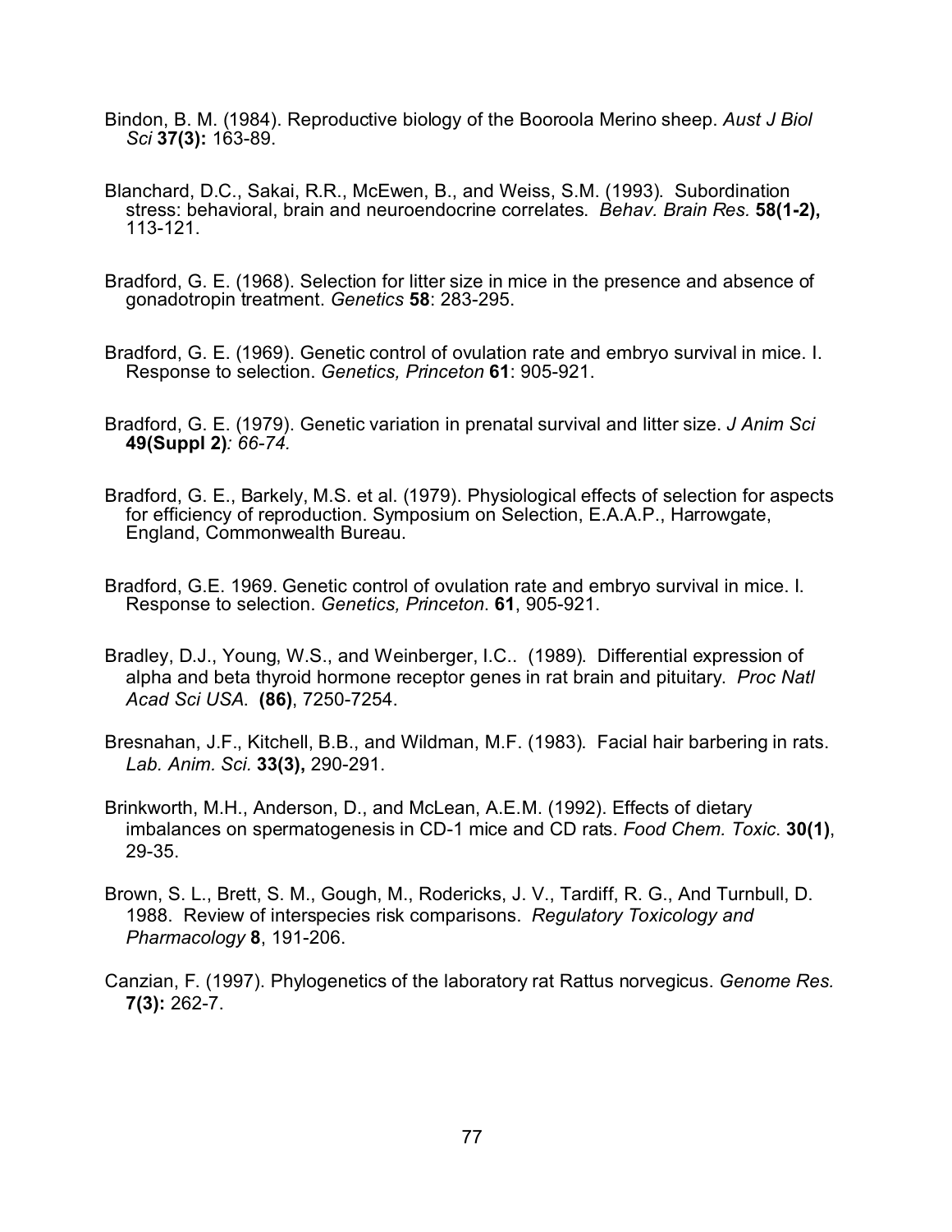Bindon, B. M. (1984). Reproductive biology of the Booroola Merino sheep. *Aust J Biol Sci* **37(3):** 163-89.

Blanchard, D.C., Sakai, R.R., McEwen, B., and Weiss, S.M. (1993). Subordination stress: behavioral, brain and neuroendocrine correlates. *Behav. Brain Res.* **58(1-2),** 113-121.

Bradford, G. E. (1968). Selection for litter size in mice in the presence and absence of gonadotropin treatment. *Genetics* **58**: 283-295.

Bradford, G. E. (1969). Genetic control of ovulation rate and embryo survival in mice. I. Response to selection. *Genetics, Princeton* **61**: 905-921.

Bradford, G. E. (1979). Genetic variation in prenatal survival and litter size. *J Anim Sci* **49(Suppl 2)***: 66-74.*

Bradford, G. E., Barkely, M.S. et al. (1979). Physiological effects of selection for aspects for efficiency of reproduction. Symposium on Selection, E.A.A.P., Harrowgate, England, Commonwealth Bureau.

Bradford, G.E. 1969. Genetic control of ovulation rate and embryo survival in mice. I. Response to selection. *Genetics, Princeton*. **61**, 905-921.

Bradley, D.J., Young, W.S., and Weinberger, I.C.. (1989). Differential expression of alpha and beta thyroid hormone receptor genes in rat brain and pituitary. *Proc Natl Acad Sci USA*. **(86)**, 7250-7254.

Bresnahan, J.F., Kitchell, B.B., and Wildman, M.F. (1983). Facial hair barbering in rats. *Lab. Anim. Sci.* **33(3),** 290-291.

Brinkworth, M.H., Anderson, D., and McLean, A.E.M. (1992). Effects of dietary imbalances on spermatogenesis in CD-1 mice and CD rats. *Food Chem. Toxic.* **30(1)**, 29-35.

Brown, S. L., Brett, S. M., Gough, M., Rodericks, J. V., Tardiff, R. G., And Turnbull, D. 1988. Review of interspecies risk comparisons. *Regulatory Toxicology and Pharmacology* **8**, 191-206.

Canzian, F. (1997). Phylogenetics of the laboratory rat Rattus norvegicus. *Genome Res.* **7(3):** 262-7.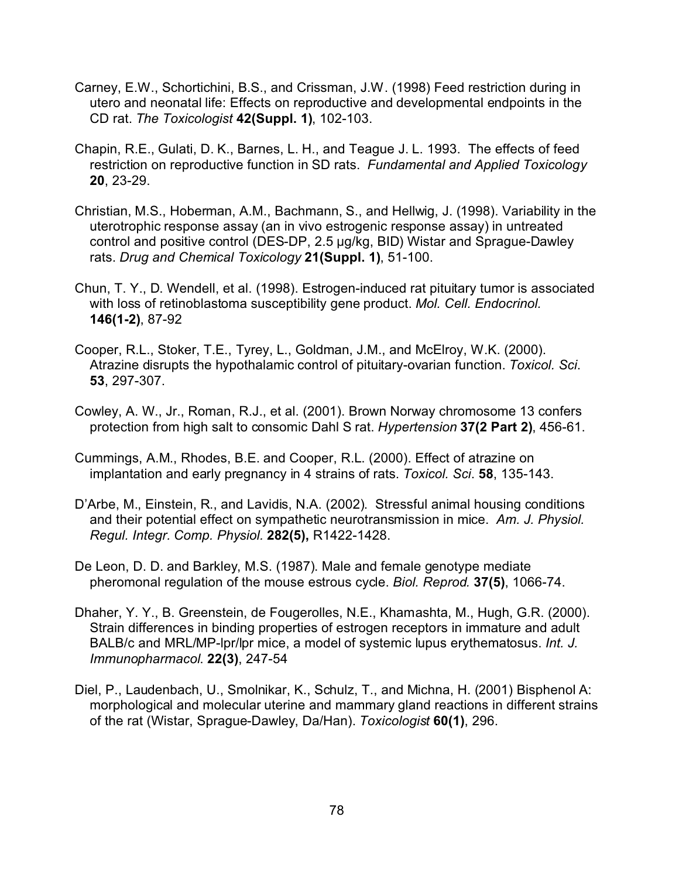Carney, E.W., Schortichini, B.S., and Crissman, J.W. (1998) Feed restriction during in utero and neonatal life: Effects on reproductive and developmental endpoints in the CD rat. *The Toxicologist* **42(Suppl. 1)**, 102-103.

Chapin, R.E., Gulati, D. K., Barnes, L. H., and Teague J. L. 1993. The effects of feed restriction on reproductive function in SD rats. *Fundamental and Applied Toxicology* **20**, 23-29.

Christian, M.S., Hoberman, A.M., Bachmann, S., and Hellwig, J. (1998). Variability in the uterotrophic response assay (an in vivo estrogenic response assay) in untreated control and positive control (DES-DP, 2.5 µg/kg, BID) Wistar and Sprague-Dawley rats. *Drug and Chemical Toxicology* **21(Suppl. 1)**, 51-100.

Chun, T. Y., D. Wendell, et al. (1998). Estrogen-induced rat pituitary tumor is associated with loss of retinoblastoma susceptibility gene product. *Mol. Cell. Endocrinol.* **146(1-2)**, 87-92

Cooper, R.L., Stoker, T.E., Tyrey, L., Goldman, J.M., and McElroy, W.K. (2000). Atrazine disrupts the hypothalamic control of pituitary-ovarian function. *Toxicol. Sci*. **53**, 297-307.

Cowley, A. W., Jr., Roman, R.J., et al. (2001). Brown Norway chromosome 13 confers protection from high salt to consomic Dahl S rat. *Hypertension* **37(2 Part 2)**, 456-61.

Cummings, A.M., Rhodes, B.E. and Cooper, R.L. (2000). Effect of atrazine on implantation and early pregnancy in 4 strains of rats. *Toxicol. Sci*. **58**, 135-143.

D'Arbe, M., Einstein, R., and Lavidis, N.A. (2002). Stressful animal housing conditions and their potential effect on sympathetic neurotransmission in mice. *Am. J. Physiol. Regul. Integr. Comp. Physiol.* **282(5),** R1422-1428.

De Leon, D. D. and Barkley, M.S. (1987). Male and female genotype mediate pheromonal regulation of the mouse estrous cycle. *Biol. Reprod.* **37(5)**, 1066-74.

Dhaher, Y. Y., B. Greenstein, de Fougerolles, N.E., Khamashta, M., Hugh, G.R. (2000). Strain differences in binding properties of estrogen receptors in immature and adult BALB/c and MRL/MP-lpr/lpr mice, a model of systemic lupus erythematosus. *Int. J. Immunopharmacol.* **22(3)**, 247-54

Diel, P., Laudenbach, U., Smolnikar, K., Schulz, T., and Michna, H. (2001) Bisphenol A: morphological and molecular uterine and mammary gland reactions in different strains of the rat (Wistar, Sprague-Dawley, Da/Han). *Toxicologist* **60(1)**, 296.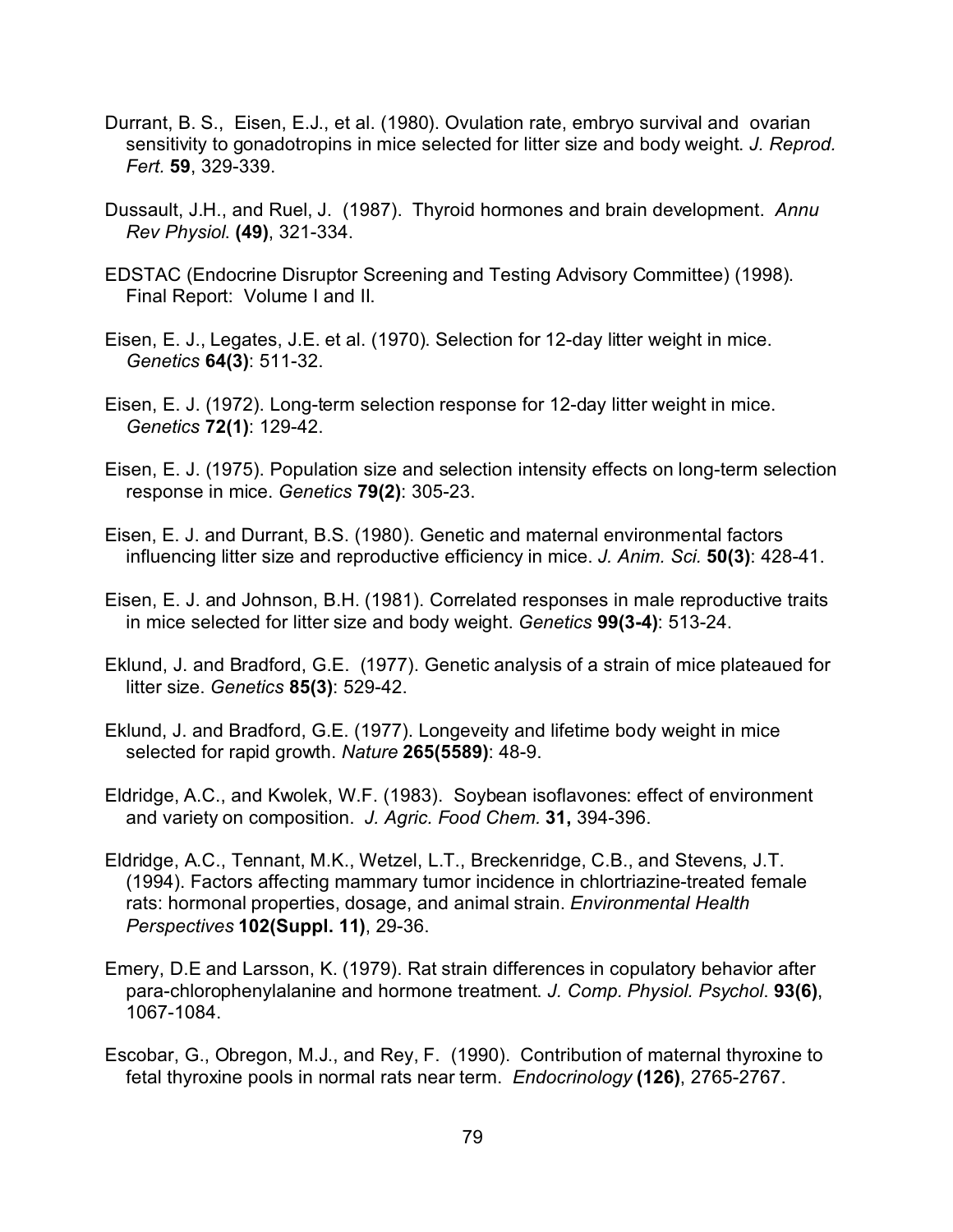Durrant, B. S., Eisen, E.J., et al. (1980). Ovulation rate, embryo survival and ovarian sensitivity to gonadotropins in mice selected for litter size and body weight. *J. Reprod. Fert.* **59**, 329-339.

Dussault, J.H., and Ruel, J. (1987). Thyroid hormones and brain development. *Annu Rev Physiol*. **(49)**, 321-334.

EDSTAC (Endocrine Disruptor Screening and Testing Advisory Committee) (1998). Final Report: Volume I and II.

Eisen, E. J., Legates, J.E. et al. (1970). Selection for 12-day litter weight in mice. *Genetics* **64(3)**: 511-32.

Eisen, E. J. (1972). Long-term selection response for 12-day litter weight in mice. *Genetics* **72(1)**: 129-42.

Eisen, E. J. (1975). Population size and selection intensity effects on long-term selection response in mice. *Genetics* **79(2)**: 305-23.

Eisen, E. J. and Durrant, B.S. (1980). Genetic and maternal environmental factors influencing litter size and reproductive efficiency in mice. *J. Anim. Sci.* **50(3)**: 428-41.

Eisen, E. J. and Johnson, B.H. (1981). Correlated responses in male reproductive traits in mice selected for litter size and body weight. *Genetics* **99(3-4)**: 513-24.

Eklund, J. and Bradford, G.E. (1977). Genetic analysis of a strain of mice plateaued for litter size. *Genetics* **85(3)**: 529-42.

Eklund, J. and Bradford, G.E. (1977). Longeveity and lifetime body weight in mice selected for rapid growth. *Nature* **265(5589)**: 48-9.

Eldridge, A.C., and Kwolek, W.F. (1983). Soybean isoflavones: effect of environment and variety on composition. *J. Agric. Food Chem.* **31,** 394-396.

Eldridge, A.C., Tennant, M.K., Wetzel, L.T., Breckenridge, C.B., and Stevens, J.T. (1994). Factors affecting mammary tumor incidence in chlortriazine-treated female rats: hormonal properties, dosage, and animal strain. *Environmental Health Perspectives* **102(Suppl. 11)**, 29-36.

Emery, D.E and Larsson, K. (1979). Rat strain differences in copulatory behavior after para-chlorophenylalanine and hormone treatment. *J. Comp. Physiol. Psychol*. **93(6)**, 1067-1084.

Escobar, G., Obregon, M.J., and Rey, F. (1990). Contribution of maternal thyroxine to fetal thyroxine pools in normal rats near term. *Endocrinology* **(126)**, 2765-2767.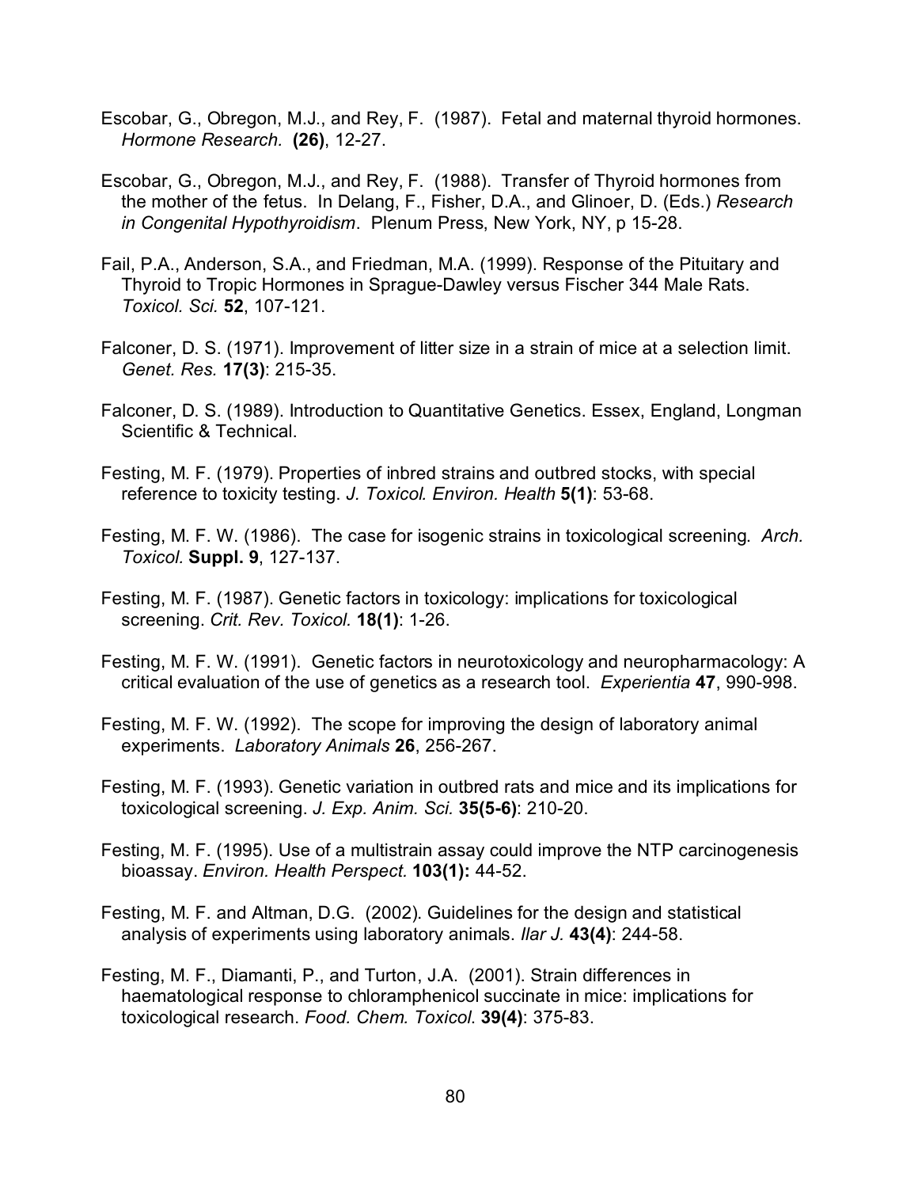Escobar, G., Obregon, M.J., and Rey, F. (1987). Fetal and maternal thyroid hormones. *Hormone Research.* **(26)**, 12-27.

Escobar, G., Obregon, M.J., and Rey, F. (1988). Transfer of Thyroid hormones from the mother of the fetus. In Delang, F., Fisher, D.A., and Glinoer, D. (Eds.) *Research in Congenital Hypothyroidism*. Plenum Press, New York, NY, p 15-28.

Fail, P.A., Anderson, S.A., and Friedman, M.A. (1999). Response of the Pituitary and Thyroid to Tropic Hormones in Sprague-Dawley versus Fischer 344 Male Rats. *Toxicol. Sci.* **52**, 107-121.

Falconer, D. S. (1971). Improvement of litter size in a strain of mice at a selection limit. *Genet. Res.* **17(3)**: 215-35.

Falconer, D. S. (1989). Introduction to Quantitative Genetics. Essex, England, Longman Scientific & Technical.

Festing, M. F. (1979). Properties of inbred strains and outbred stocks, with special reference to toxicity testing. *J. Toxicol. Environ. Health* **5(1)**: 53-68.

Festing, M. F. W. (1986). The case for isogenic strains in toxicological screening. *Arch. Toxicol.* **Suppl. 9**, 127-137.

Festing, M. F. (1987). Genetic factors in toxicology: implications for toxicological screening. *Crit. Rev. Toxicol.* **18(1)**: 1-26.

Festing, M. F. W. (1991). Genetic factors in neurotoxicology and neuropharmacology: A critical evaluation of the use of genetics as a research tool. *Experientia* **47**, 990-998.

Festing, M. F. W. (1992). The scope for improving the design of laboratory animal experiments. *Laboratory Animals* **26**, 256-267.

Festing, M. F. (1993). Genetic variation in outbred rats and mice and its implications for toxicological screening. *J. Exp. Anim. Sci.* **35(5-6)**: 210-20.

Festing, M. F. (1995). Use of a multistrain assay could improve the NTP carcinogenesis bioassay. *Environ. Health Perspect.* **103(1):** 44-52.

Festing, M. F. and Altman, D.G. (2002). Guidelines for the design and statistical analysis of experiments using laboratory animals. *Ilar J.* **43(4)**: 244-58.

Festing, M. F., Diamanti, P., and Turton, J.A. (2001). Strain differences in haematological response to chloramphenicol succinate in mice: implications for toxicological research. *Food. Chem. Toxicol.* **39(4)**: 375-83.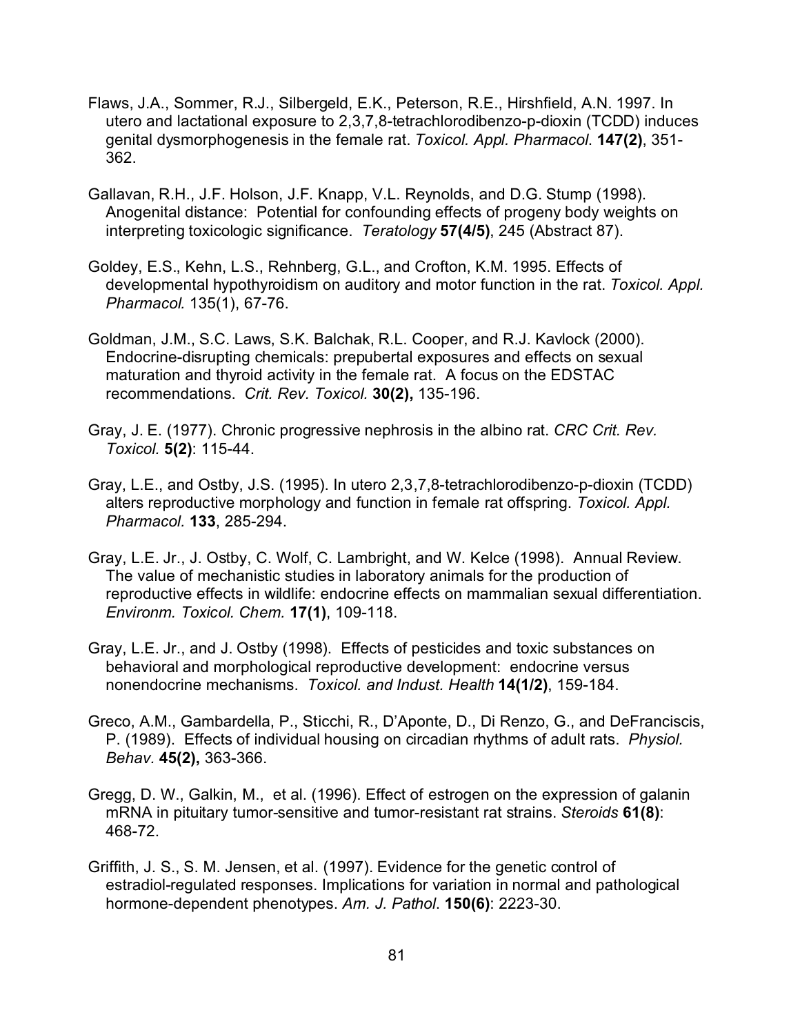Flaws, J.A., Sommer, R.J., Silbergeld, E.K., Peterson, R.E., Hirshfield, A.N. 1997. In utero and lactational exposure to 2,3,7,8-tetrachlorodibenzo-p-dioxin (TCDD) induces genital dysmorphogenesis in the female rat. *Toxicol. Appl. Pharmacol*. **147(2)**, 351-362.

Gallavan, R.H., J.F. Holson, J.F. Knapp, V.L. Reynolds, and D.G. Stump (1998). Anogenital distance: Potential for confounding effects of progeny body weights on interpreting toxicologic significance. *Teratology* **57(4/5)**, 245 (Abstract 87).

Goldey, E.S., Kehn, L.S., Rehnberg, G.L., and Crofton, K.M. 1995. Effects of developmental hypothyroidism on auditory and motor function in the rat. *Toxicol. Appl. Pharmacol.* 135(1), 67-76.

Goldman, J.M., S.C. Laws, S.K. Balchak, R.L. Cooper, and R.J. Kavlock (2000). Endocrine-disrupting chemicals: prepubertal exposures and effects on sexual maturation and thyroid activity in the female rat. A focus on the EDSTAC recommendations. *Crit. Rev. Toxicol.* **30(2),** 135-196.

Gray, J. E. (1977). Chronic progressive nephrosis in the albino rat. *CRC Crit. Rev. Toxicol.* **5(2)**: 115-44.

Gray, L.E., and Ostby, J.S. (1995). In utero 2,3,7,8-tetrachlorodibenzo-p-dioxin (TCDD) alters reproductive morphology and function in female rat offspring. *Toxicol. Appl. Pharmacol.* **133**, 285-294.

Gray, L.E. Jr., J. Ostby, C. Wolf, C. Lambright, and W. Kelce (1998). Annual Review. The value of mechanistic studies in laboratory animals for the production of reproductive effects in wildlife: endocrine effects on mammalian sexual differentiation. *Environm. Toxicol. Chem.* **17(1)**, 109-118.

Gray, L.E. Jr., and J. Ostby (1998). Effects of pesticides and toxic substances on behavioral and morphological reproductive development: endocrine versus nonendocrine mechanisms. *Toxicol. and Indust. Health* **14(1/2)**, 159-184.

Greco, A.M., Gambardella, P., Sticchi, R., D'Aponte, D., Di Renzo, G., and DeFranciscis, P. (1989). Effects of individual housing on circadian rhythms of adult rats. *Physiol. Behav*. **45(2),** 363-366.

Gregg, D. W., Galkin, M., et al. (1996). Effect of estrogen on the expression of galanin mRNA in pituitary tumor-sensitive and tumor-resistant rat strains. *Steroids* **61(8)**: 468-72.

Griffith, J. S., S. M. Jensen, et al. (1997). Evidence for the genetic control of estradiol-regulated responses. Implications for variation in normal and pathological hormone-dependent phenotypes. *Am. J. Pathol*. **150(6)**: 2223-30.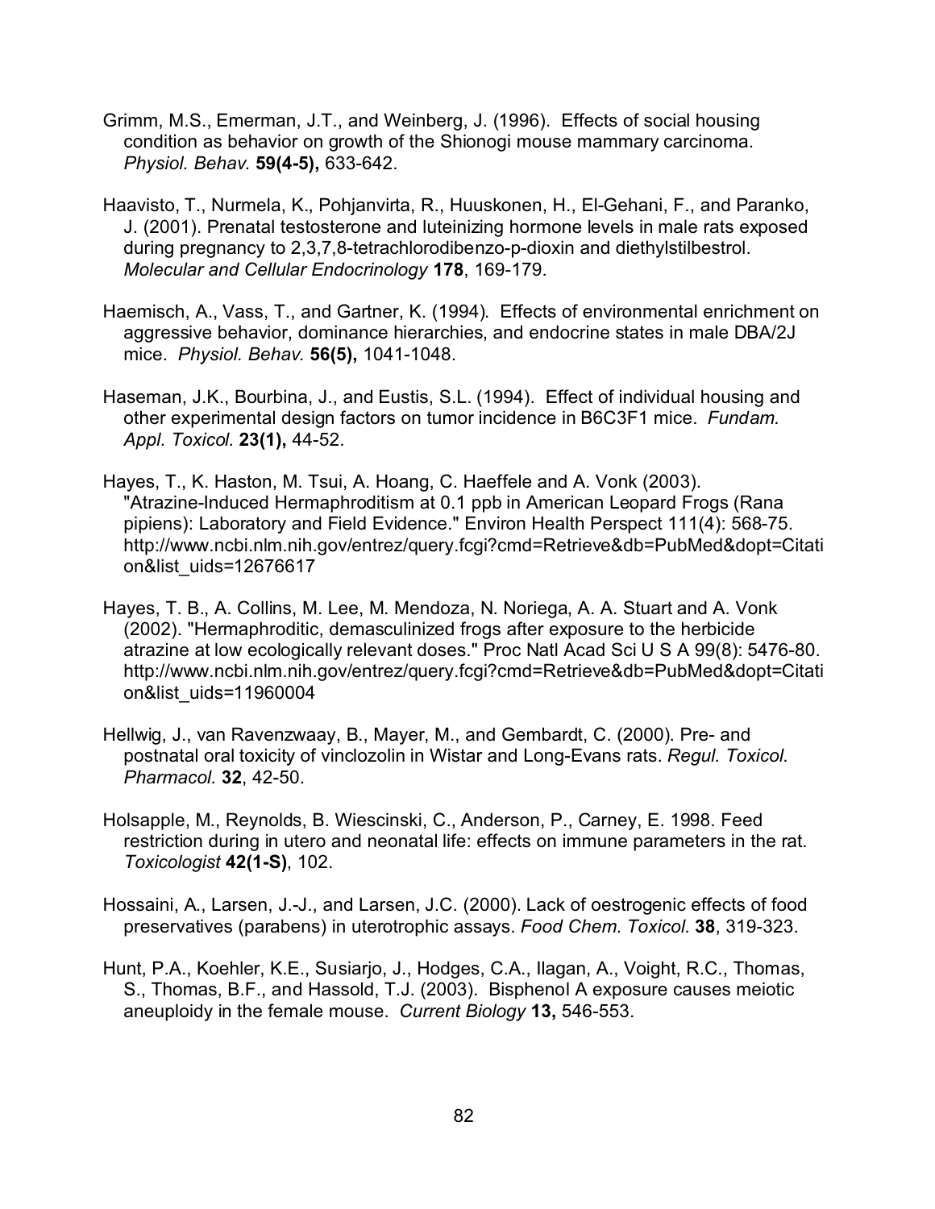Grimm, M.S., Emerman, J.T., and Weinberg, J. (1996). Effects of social housing condition as behavior on growth of the Shionogi mouse mammary carcinoma. *Physiol. Behav.* **59(4-5),** 633-642.

Haavisto, T., Nurmela, K., Pohjanvirta, R., Huuskonen, H., El-Gehani, F., and Paranko, J. (2001). Prenatal testosterone and luteinizing hormone levels in male rats exposed during pregnancy to 2,3,7,8-tetrachlorodibenzo-p-dioxin and diethylstilbestrol. *Molecular and Cellular Endocrinology* **178**, 169-179.

Haemisch, A., Vass, T., and Gartner, K. (1994). Effects of environmental enrichment on aggressive behavior, dominance hierarchies, and endocrine states in male DBA/2J mice. *Physiol. Behav.* **56(5),** 1041-1048.

Haseman, J.K., Bourbina, J., and Eustis, S.L. (1994). Effect of individual housing and other experimental design factors on tumor incidence in B6C3F1 mice. *Fundam. Appl. Toxicol.* **23(1),** 44-52.

Hayes, T., K. Haston, M. Tsui, A. Hoang, C. Haeffele and A. Vonk (2003). "Atrazine-Induced Hermaphroditism at 0.1 ppb in American Leopard Frogs (Rana pipiens): Laboratory and Field Evidence." Environ Health Perspect 111(4): 568-75. http://www.ncbi.nlm.nih.gov/entrez/query.fcgi?cmd=Retrieve&db=PubMed&dopt=Citation&list_uids=12676617

Hayes, T. B., A. Collins, M. Lee, M. Mendoza, N. Noriega, A. A. Stuart and A. Vonk (2002). "Hermaphroditic, demasculinized frogs after exposure to the herbicide atrazine at low ecologically relevant doses." Proc Natl Acad Sci U S A 99(8): 5476-80. http://www.ncbi.nlm.nih.gov/entrez/query.fcgi?cmd=Retrieve&db=PubMed&dopt=Citation&list_uids=11960004

Hellwig, J., van Ravenzwaay, B., Mayer, M., and Gembardt, C. (2000). Pre- and postnatal oral toxicity of vinclozolin in Wistar and Long-Evans rats. *Regul. Toxicol. Pharmacol.* **32**, 42-50.

Holsapple, M., Reynolds, B. Wiescinski, C., Anderson, P., Carney, E. 1998. Feed restriction during in utero and neonatal life: effects on immune parameters in the rat. *Toxicologist* **42(1-S)**, 102.

Hossaini, A., Larsen, J.-J., and Larsen, J.C. (2000). Lack of oestrogenic effects of food preservatives (parabens) in uterotrophic assays. *Food Chem. Toxicol.* **38**, 319-323.

Hunt, P.A., Koehler, K.E., Susiarjo, J., Hodges, C.A., Ilagan, A., Voight, R.C., Thomas, S., Thomas, B.F., and Hassold, T.J. (2003). Bisphenol A exposure causes meiotic aneuploidy in the female mouse. *Current Biology* **13,** 546-553.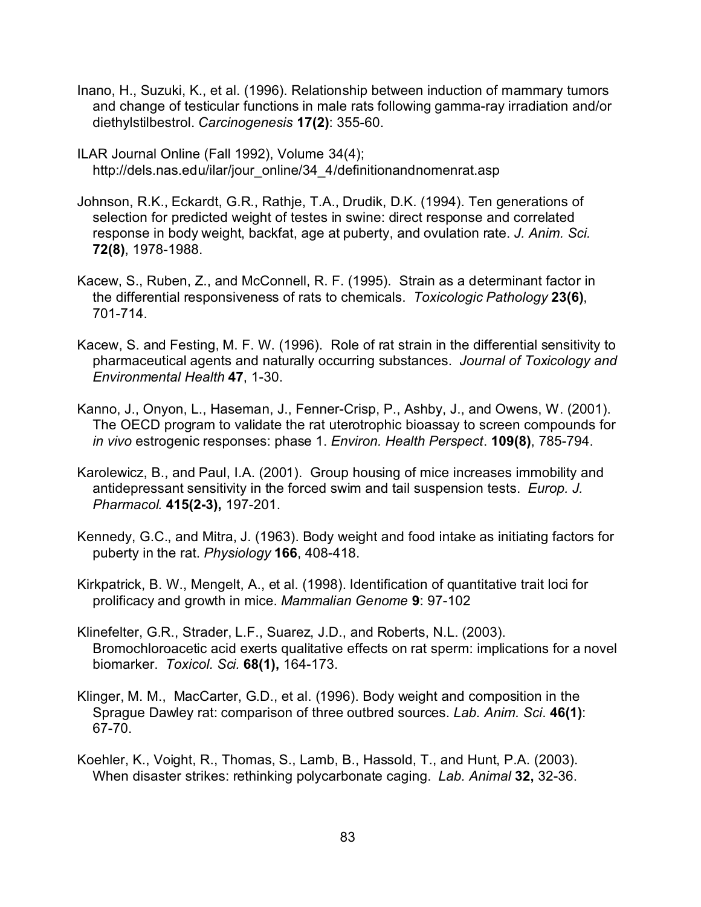Inano, H., Suzuki, K., et al. (1996). Relationship between induction of mammary tumors and change of testicular functions in male rats following gamma-ray irradiation and/or diethylstilbestrol. *Carcinogenesis* **17(2)**: 355-60.

ILAR Journal Online (Fall 1992), Volume 34(4); http://dels.nas.edu/ilar/jour_online/34_4/definitionandnomenrat.asp

Johnson, R.K., Eckardt, G.R., Rathje, T.A., Drudik, D.K. (1994). Ten generations of selection for predicted weight of testes in swine: direct response and correlated response in body weight, backfat, age at puberty, and ovulation rate. *J. Anim. Sci.* **72(8)**, 1978-1988.

Kacew, S., Ruben, Z., and McConnell, R. F. (1995). Strain as a determinant factor in the differential responsiveness of rats to chemicals. *Toxicologic Pathology* **23(6)**, 701-714.

Kacew, S. and Festing, M. F. W. (1996). Role of rat strain in the differential sensitivity to pharmaceutical agents and naturally occurring substances. *Journal of Toxicology and Environmental Health* **47**, 1-30.

Kanno, J., Onyon, L., Haseman, J., Fenner-Crisp, P., Ashby, J., and Owens, W. (2001). The OECD program to validate the rat uterotrophic bioassay to screen compounds for *in vivo* estrogenic responses: phase 1. *Environ. Health Perspect*. **109(8)**, 785-794.

Karolewicz, B., and Paul, I.A. (2001). Group housing of mice increases immobility and antidepressant sensitivity in the forced swim and tail suspension tests. *Europ. J. Pharmacol.* **415(2-3),** 197-201.

Kennedy, G.C., and Mitra, J. (1963). Body weight and food intake as initiating factors for puberty in the rat. *Physiology* **166**, 408-418.

Kirkpatrick, B. W., Mengelt, A., et al. (1998). Identification of quantitative trait loci for prolificacy and growth in mice. *Mammalian Genome* **9**: 97-102

Klinefelter, G.R., Strader, L.F., Suarez, J.D., and Roberts, N.L. (2003). Bromochloroacetic acid exerts qualitative effects on rat sperm: implications for a novel biomarker. *Toxicol. Sci.* **68(1),** 164-173.

Klinger, M. M., MacCarter, G.D., et al. (1996). Body weight and composition in the Sprague Dawley rat: comparison of three outbred sources. *Lab. Anim. Sci*. **46(1)**: 67-70.

Koehler, K., Voight, R., Thomas, S., Lamb, B., Hassold, T., and Hunt, P.A. (2003). When disaster strikes: rethinking polycarbonate caging. *Lab. Animal* **32,** 32-36.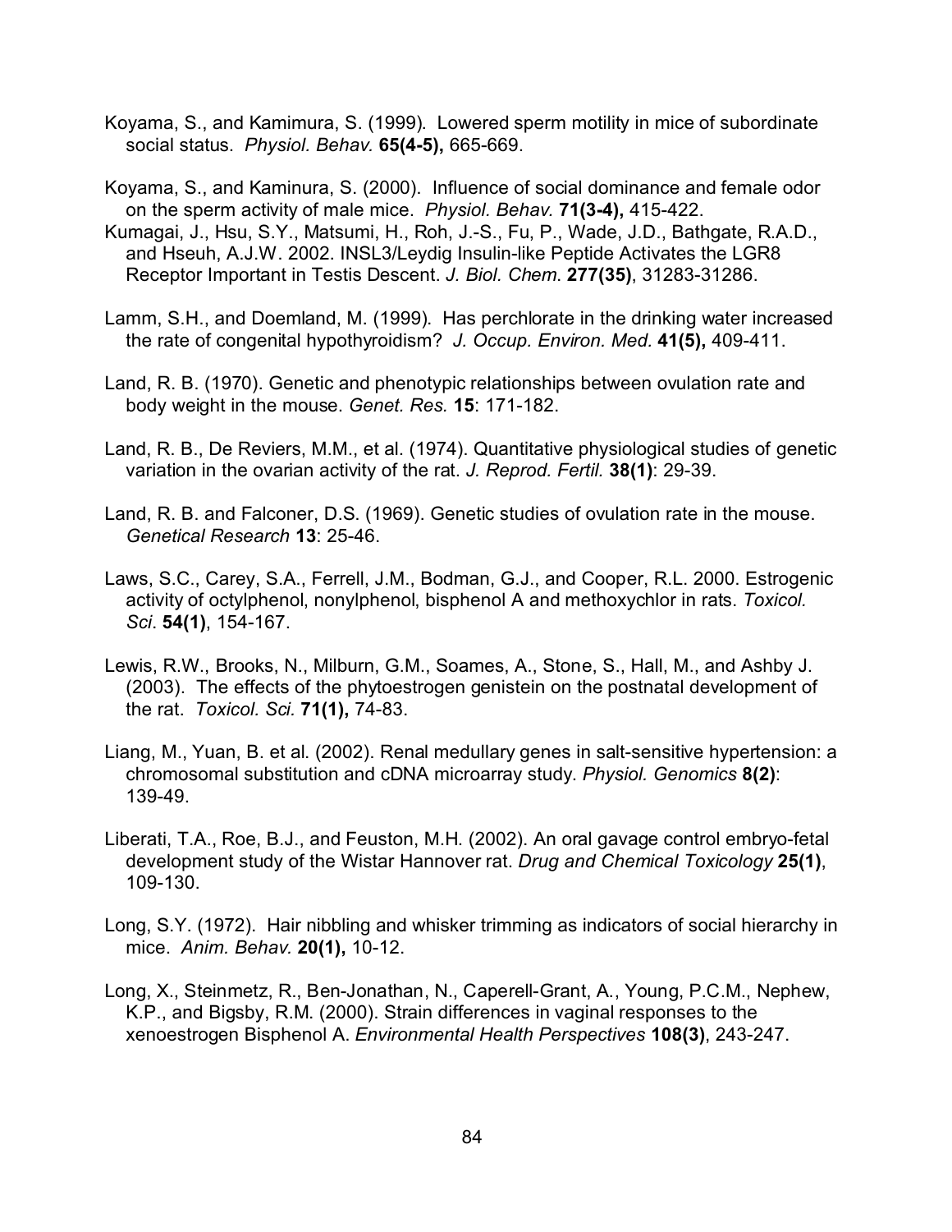Koyama, S., and Kamimura, S. (1999). Lowered sperm motility in mice of subordinate social status. *Physiol. Behav.* **65(4-5),** 665-669.

Koyama, S., and Kaminura, S. (2000). Influence of social dominance and female odor on the sperm activity of male mice. *Physiol. Behav.* **71(3-4),** 415-422.

Kumagai, J., Hsu, S.Y., Matsumi, H., Roh, J.-S., Fu, P., Wade, J.D., Bathgate, R.A.D., and Hseuh, A.J.W. 2002. INSL3/Leydig Insulin-like Peptide Activates the LGR8 Receptor Important in Testis Descent. *J. Biol. Chem*. **277(35)**, 31283-31286.

Lamm, S.H., and Doemland, M. (1999). Has perchlorate in the drinking water increased the rate of congenital hypothyroidism? *J. Occup. Environ. Med.* **41(5),** 409-411.

Land, R. B. (1970). Genetic and phenotypic relationships between ovulation rate and body weight in the mouse. *Genet. Res.* **15**: 171-182.

Land, R. B., De Reviers, M.M., et al. (1974). Quantitative physiological studies of genetic variation in the ovarian activity of the rat. *J. Reprod. Fertil.* **38(1)**: 29-39.

Land, R. B. and Falconer, D.S. (1969). Genetic studies of ovulation rate in the mouse. *Genetical Research* **13**: 25-46.

Laws, S.C., Carey, S.A., Ferrell, J.M., Bodman, G.J., and Cooper, R.L. 2000. Estrogenic activity of octylphenol, nonylphenol, bisphenol A and methoxychlor in rats. *Toxicol. Sci*. **54(1)**, 154-167.

Lewis, R.W., Brooks, N., Milburn, G.M., Soames, A., Stone, S., Hall, M., and Ashby J. (2003). The effects of the phytoestrogen genistein on the postnatal development of the rat. *Toxicol. Sci*. **71(1),** 74-83.

Liang, M., Yuan, B. et al. (2002). Renal medullary genes in salt-sensitive hypertension: a chromosomal substitution and cDNA microarray study. *Physiol. Genomics* **8(2)**: 139-49.

Liberati, T.A., Roe, B.J., and Feuston, M.H. (2002). An oral gavage control embryo-fetal development study of the Wistar Hannover rat. *Drug and Chemical Toxicology* **25(1)**, 109-130.

Long, S.Y. (1972). Hair nibbling and whisker trimming as indicators of social hierarchy in mice. *Anim. Behav.* **20(1),** 10-12.

Long, X., Steinmetz, R., Ben-Jonathan, N., Caperell-Grant, A., Young, P.C.M., Nephew, K.P., and Bigsby, R.M. (2000). Strain differences in vaginal responses to the xenoestrogen Bisphenol A. *Environmental Health Perspectives* **108(3)**, 243-247.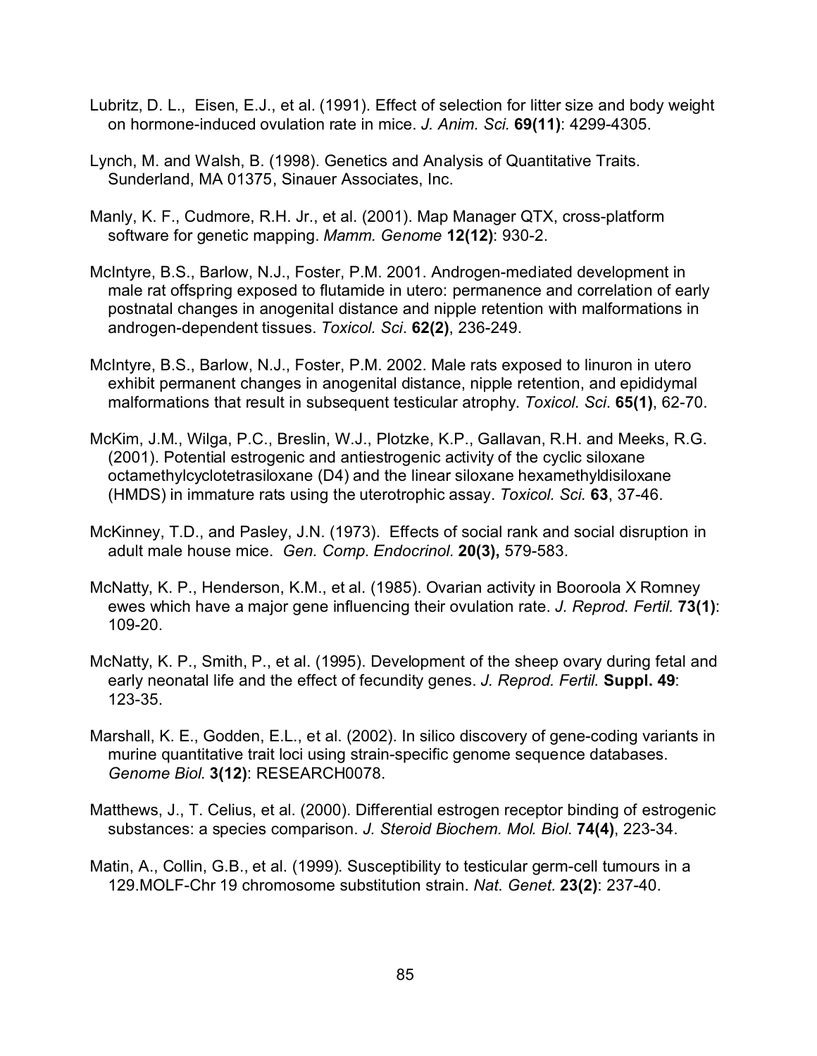Lubritz, D. L., Eisen, E.J., et al. (1991). Effect of selection for litter size and body weight on hormone-induced ovulation rate in mice. *J. Anim. Sci.* **69(11)**: 4299-4305.

Lynch, M. and Walsh, B. (1998). Genetics and Analysis of Quantitative Traits. Sunderland, MA 01375, Sinauer Associates, Inc.

Manly, K. F., Cudmore, R.H. Jr., et al. (2001). Map Manager QTX, cross-platform software for genetic mapping. *Mamm. Genome* **12(12)**: 930-2.

McIntyre, B.S., Barlow, N.J., Foster, P.M. 2001. Androgen-mediated development in male rat offspring exposed to flutamide in utero: permanence and correlation of early postnatal changes in anogenital distance and nipple retention with malformations in androgen-dependent tissues. *Toxicol. Sci*. **62(2)**, 236-249.

McIntyre, B.S., Barlow, N.J., Foster, P.M. 2002. Male rats exposed to linuron in utero exhibit permanent changes in anogenital distance, nipple retention, and epididymal malformations that result in subsequent testicular atrophy. *Toxicol. Sci*. **65(1)**, 62-70.

McKim, J.M., Wilga, P.C., Breslin, W.J., Plotzke, K.P., Gallavan, R.H. and Meeks, R.G. (2001). Potential estrogenic and antiestrogenic activity of the cyclic siloxane octamethylcyclotetrasiloxane (D4) and the linear siloxane hexamethyldisiloxane (HMDS) in immature rats using the uterotrophic assay. *Toxicol. Sci.* **63**, 37-46.

McKinney, T.D., and Pasley, J.N. (1973). Effects of social rank and social disruption in adult male house mice. *Gen. Comp. Endocrinol.* **20(3),** 579-583.

McNatty, K. P., Henderson, K.M., et al. (1985). Ovarian activity in Booroola X Romney ewes which have a major gene influencing their ovulation rate. *J. Reprod. Fertil.* **73(1)**: 109-20.

McNatty, K. P., Smith, P., et al. (1995). Development of the sheep ovary during fetal and early neonatal life and the effect of fecundity genes. *J. Reprod. Fertil.* **Suppl. 49**: 123-35.

Marshall, K. E., Godden, E.L., et al. (2002). In silico discovery of gene-coding variants in murine quantitative trait loci using strain-specific genome sequence databases. *Genome Biol.* **3(12)**: RESEARCH0078.

Matthews, J., T. Celius, et al. (2000). Differential estrogen receptor binding of estrogenic substances: a species comparison. *J. Steroid Biochem. Mol. Biol*. **74(4)**, 223-34.

Matin, A., Collin, G.B., et al. (1999). Susceptibility to testicular germ-cell tumours in a 129.MOLF-Chr 19 chromosome substitution strain. *Nat. Genet.* **23(2)**: 237-40.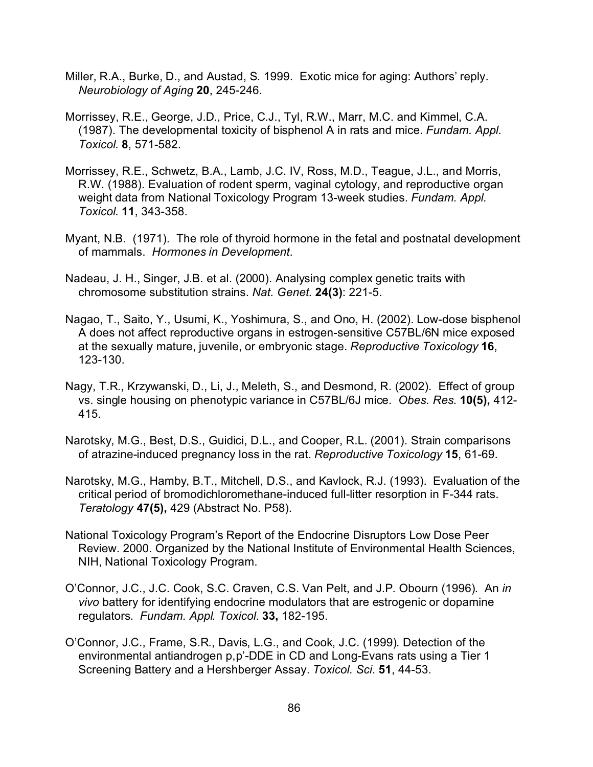Miller, R.A., Burke, D., and Austad, S. 1999. Exotic mice for aging: Authors' reply. *Neurobiology of Aging* **20**, 245-246.

Morrissey, R.E., George, J.D., Price, C.J., Tyl, R.W., Marr, M.C. and Kimmel, C.A. (1987). The developmental toxicity of bisphenol A in rats and mice. *Fundam. Appl. Toxicol*. **8**, 571-582.

Morrissey, R.E., Schwetz, B.A., Lamb, J.C. IV, Ross, M.D., Teague, J.L., and Morris, R.W. (1988). Evaluation of rodent sperm, vaginal cytology, and reproductive organ weight data from National Toxicology Program 13-week studies. *Fundam. Appl. Toxicol*. **11**, 343-358.

Myant, N.B. (1971). The role of thyroid hormone in the fetal and postnatal development of mammals. *Hormones in Development*.

Nadeau, J. H., Singer, J.B. et al. (2000). Analysing complex genetic traits with chromosome substitution strains. *Nat. Genet*. **24(3)**: 221-5.

Nagao, T., Saito, Y., Usumi, K., Yoshimura, S., and Ono, H. (2002). Low-dose bisphenol A does not affect reproductive organs in estrogen-sensitive C57BL/6N mice exposed at the sexually mature, juvenile, or embryonic stage. *Reproductive Toxicology* **16**, 123-130.

Nagy, T.R., Krzywanski, D., Li, J., Meleth, S., and Desmond, R. (2002). Effect of group vs. single housing on phenotypic variance in C57BL/6J mice. *Obes. Res.* **10(5),** 412-415.

Narotsky, M.G., Best, D.S., Guidici, D.L., and Cooper, R.L. (2001). Strain comparisons of atrazine-induced pregnancy loss in the rat. *Reproductive Toxicology* **15**, 61-69.

Narotsky, M.G., Hamby, B.T., Mitchell, D.S., and Kavlock, R.J. (1993). Evaluation of the critical period of bromodichloromethane-induced full-litter resorption in F-344 rats. *Teratology* **47(5),** 429 (Abstract No. P58).

National Toxicology Program's Report of the Endocrine Disruptors Low Dose Peer Review. 2000. Organized by the National Institute of Environmental Health Sciences, NIH, National Toxicology Program.

O'Connor, J.C., J.C. Cook, S.C. Craven, C.S. Van Pelt, and J.P. Obourn (1996). An *in vivo* battery for identifying endocrine modulators that are estrogenic or dopamine regulators. *Fundam. Appl. Toxicol.* **33,** 182-195.

O'Connor, J.C., Frame, S.R., Davis, L.G., and Cook, J.C. (1999). Detection of the environmental antiandrogen p,p'-DDE in CD and Long-Evans rats using a Tier 1 Screening Battery and a Hershberger Assay. *Toxicol. Sci*. **51**, 44-53.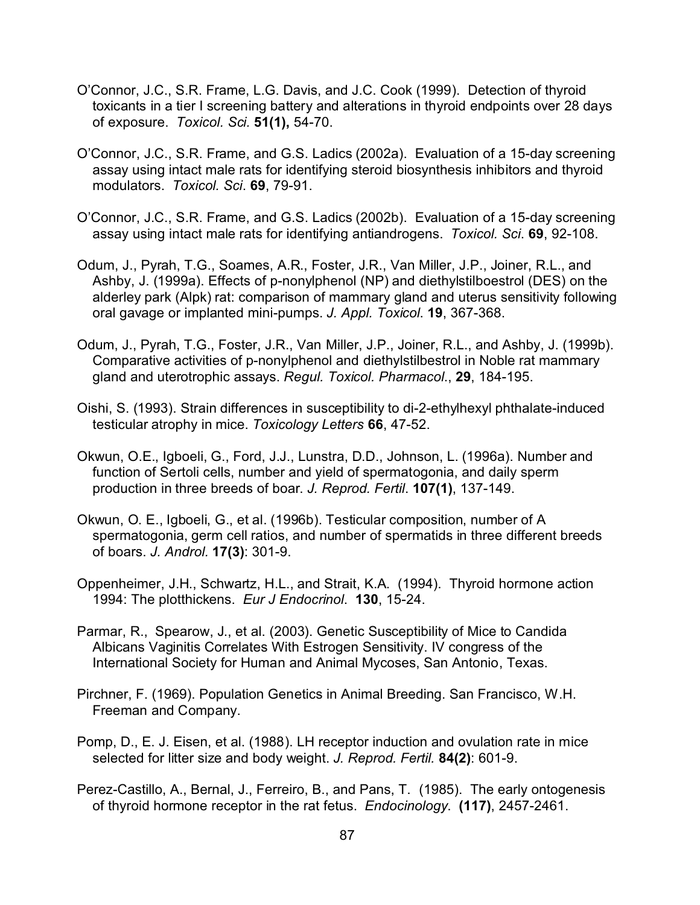O'Connor, J.C., S.R. Frame, L.G. Davis, and J.C. Cook (1999). Detection of thyroid toxicants in a tier I screening battery and alterations in thyroid endpoints over 28 days of exposure. *Toxicol. Sci*. **51(1),** 54-70.

O'Connor, J.C., S.R. Frame, and G.S. Ladics (2002a). Evaluation of a 15-day screening assay using intact male rats for identifying steroid biosynthesis inhibitors and thyroid modulators. *Toxicol. Sci*. **69**, 79-91.

O'Connor, J.C., S.R. Frame, and G.S. Ladics (2002b). Evaluation of a 15-day screening assay using intact male rats for identifying antiandrogens. *Toxicol. Sci*. **69**, 92-108.

Odum, J., Pyrah, T.G., Soames, A.R., Foster, J.R., Van Miller, J.P., Joiner, R.L., and Ashby, J. (1999a). Effects of p-nonylphenol (NP) and diethylstilboestrol (DES) on the alderley park (Alpk) rat: comparison of mammary gland and uterus sensitivity following oral gavage or implanted mini-pumps. *J. Appl. Toxicol*. **19**, 367-368.

Odum, J., Pyrah, T.G., Foster, J.R., Van Miller, J.P., Joiner, R.L., and Ashby, J. (1999b). Comparative activities of p-nonylphenol and diethylstilbestrol in Noble rat mammary gland and uterotrophic assays. *Regul. Toxicol. Pharmacol*., **29**, 184-195.

Oishi, S. (1993). Strain differences in susceptibility to di-2-ethylhexyl phthalate-induced testicular atrophy in mice. *Toxicology Letters* **66**, 47-52.

Okwun, O.E., Igboeli, G., Ford, J.J., Lunstra, D.D., Johnson, L. (1996a). Number and function of Sertoli cells, number and yield of spermatogonia, and daily sperm production in three breeds of boar. *J. Reprod. Fertil*. **107(1)**, 137-149.

Okwun, O. E., Igboeli, G., et al. (1996b). Testicular composition, number of A spermatogonia, germ cell ratios, and number of spermatids in three different breeds of boars. *J. Androl.* **17(3)**: 301-9.

Oppenheimer, J.H., Schwartz, H.L., and Strait, K.A. (1994). Thyroid hormone action 1994: The plotthickens. *Eur J Endocrinol*. **130**, 15-24.

Parmar, R., Spearow, J., et al. (2003). Genetic Susceptibility of Mice to Candida Albicans Vaginitis Correlates With Estrogen Sensitivity. IV congress of the International Society for Human and Animal Mycoses, San Antonio, Texas.

Pirchner, F. (1969). Population Genetics in Animal Breeding. San Francisco, W.H. Freeman and Company.

Pomp, D., E. J. Eisen, et al. (1988). LH receptor induction and ovulation rate in mice selected for litter size and body weight. *J. Reprod. Fertil.* **84(2)**: 601-9.

Perez-Castillo, A., Bernal, J., Ferreiro, B., and Pans, T. (1985). The early ontogenesis of thyroid hormone receptor in the rat fetus. *Endocinology*. **(117)**, 2457-2461.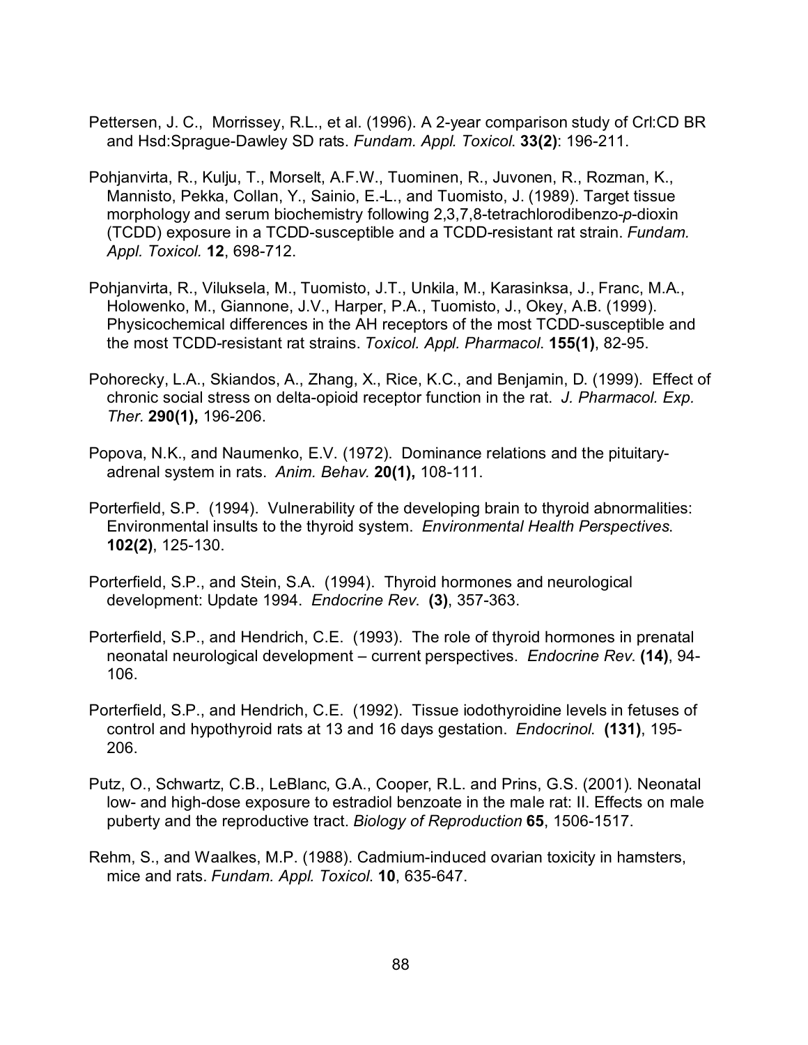Pettersen, J. C., Morrissey, R.L., et al. (1996). A 2-year comparison study of Crl:CD BR and Hsd:Sprague-Dawley SD rats. *Fundam. Appl. Toxicol.* **33(2)**: 196-211.

Pohjanvirta, R., Kulju, T., Morselt, A.F.W., Tuominen, R., Juvonen, R., Rozman, K., Mannisto, Pekka, Collan, Y., Sainio, E.-L., and Tuomisto, J. (1989). Target tissue morphology and serum biochemistry following 2,3,7,8-tetrachlorodibenzo-*p*-dioxin (TCDD) exposure in a TCDD-susceptible and a TCDD-resistant rat strain. *Fundam. Appl. Toxicol.* **12**, 698-712.

Pohjanvirta, R., Viluksela, M., Tuomisto, J.T., Unkila, M., Karasinksa, J., Franc, M.A., Holowenko, M., Giannone, J.V., Harper, P.A., Tuomisto, J., Okey, A.B. (1999). Physicochemical differences in the AH receptors of the most TCDD-susceptible and the most TCDD-resistant rat strains. *Toxicol. Appl. Pharmacol*. **155(1)**, 82-95.

Pohorecky, L.A., Skiandos, A., Zhang, X., Rice, K.C., and Benjamin, D. (1999). Effect of chronic social stress on delta-opioid receptor function in the rat. *J. Pharmacol. Exp. Ther.* **290(1),** 196-206.

Popova, N.K., and Naumenko, E.V. (1972). Dominance relations and the pituitary-adrenal system in rats. *Anim. Behav.* **20(1),** 108-111.

Porterfield, S.P. (1994). Vulnerability of the developing brain to thyroid abnormalities: Environmental insults to the thyroid system. *Environmental Health Perspectives.* **102(2)**, 125-130.

Porterfield, S.P., and Stein, S.A. (1994). Thyroid hormones and neurological development: Update 1994. *Endocrine Rev.* **(3)**, 357-363.

Porterfield, S.P., and Hendrich, C.E. (1993). The role of thyroid hormones in prenatal neonatal neurological development – current perspectives. *Endocrine Rev.* **(14)**, 94-106.

Porterfield, S.P., and Hendrich, C.E. (1992). Tissue iodothyroidine levels in fetuses of control and hypothyroid rats at 13 and 16 days gestation. *Endocrinol.* **(131)**, 195-206.

Putz, O., Schwartz, C.B., LeBlanc, G.A., Cooper, R.L. and Prins, G.S. (2001). Neonatal low- and high-dose exposure to estradiol benzoate in the male rat: II. Effects on male puberty and the reproductive tract. *Biology of Reproduction* **65**, 1506-1517.

Rehm, S., and Waalkes, M.P. (1988). Cadmium-induced ovarian toxicity in hamsters, mice and rats. *Fundam. Appl. Toxicol.* **10**, 635-647.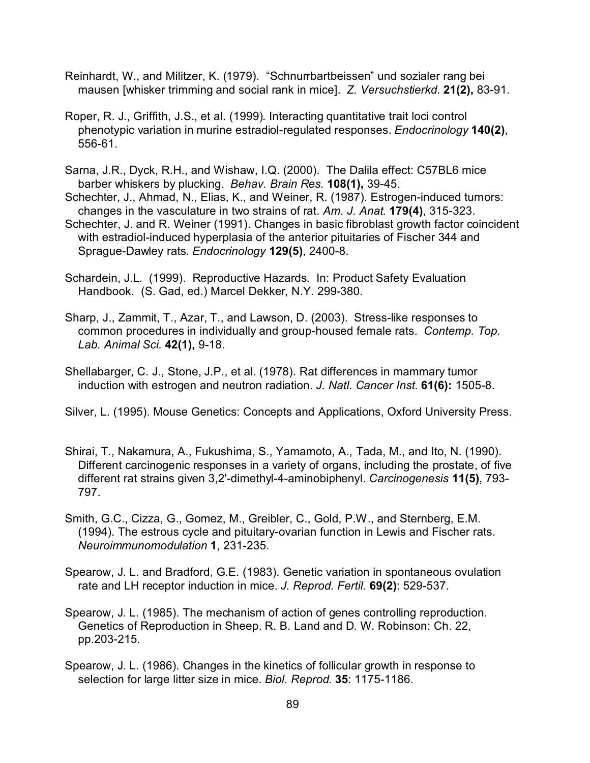Reinhardt, W., and Militzer, K. (1979). “Schnurrbartbeissen” und sozialer rang bei mausen [whisker trimming and social rank in mice]. *Z. Versuchstierkd.* **21(2),** 83-91.

Roper, R. J., Griffith, J.S., et al. (1999). Interacting quantitative trait loci control phenotypic variation in murine estradiol-regulated responses. *Endocrinology* **140(2)**, 556-61.

Sarna, J.R., Dyck, R.H., and Wishaw, I.Q. (2000). The Dalila effect: C57BL6 mice barber whiskers by plucking. *Behav. Brain Res.* **108(1),** 39-45.

Schechter, J., Ahmad, N., Elias, K., and Weiner, R. (1987). Estrogen-induced tumors: changes in the vasculature in two strains of rat. *Am. J. Anat.* **179(4)**, 315-323.

Schechter, J. and R. Weiner (1991). Changes in basic fibroblast growth factor coincident with estradiol-induced hyperplasia of the anterior pituitaries of Fischer 344 and Sprague-Dawley rats. *Endocrinology* **129(5)**, 2400-8.

Schardein, J.L. (1999). Reproductive Hazards. In: Product Safety Evaluation Handbook. (S. Gad, ed.) Marcel Dekker, N.Y. 299-380.

Sharp, J., Zammit, T., Azar, T., and Lawson, D. (2003). Stress-like responses to common procedures in individually and group-housed female rats. *Contemp. Top. Lab. Animal Sci.* **42(1),** 9-18.

Shellabarger, C. J., Stone, J.P., et al. (1978). Rat differences in mammary tumor induction with estrogen and neutron radiation. *J. Natl. Cancer Inst.* **61(6):** 1505-8.

Silver, L. (1995). Mouse Genetics: Concepts and Applications, Oxford University Press.

Shirai, T., Nakamura, A., Fukushima, S., Yamamoto, A., Tada, M., and Ito, N. (1990). Different carcinogenic responses in a variety of organs, including the prostate, of five different rat strains given 3,2'-dimethyl-4-aminobiphenyl. *Carcinogenesis* **11(5)**, 793-797.

Smith, G.C., Cizza, G., Gomez, M., Greibler, C., Gold, P.W., and Sternberg, E.M. (1994). The estrous cycle and pituitary-ovarian function in Lewis and Fischer rats. *Neuroimmunomodulation* **1**, 231-235.

Spearow, J. L. and Bradford, G.E. (1983). Genetic variation in spontaneous ovulation rate and LH receptor induction in mice. *J. Reprod. Fertil.* **69(2)**: 529-537.

Spearow, J. L. (1985). The mechanism of action of genes controlling reproduction. Genetics of Reproduction in Sheep. R. B. Land and D. W. Robinson: Ch. 22, pp.203-215.

Spearow, J. L. (1986). Changes in the kinetics of follicular growth in response to selection for large litter size in mice. *Biol. Reprod.* **35**: 1175-1186.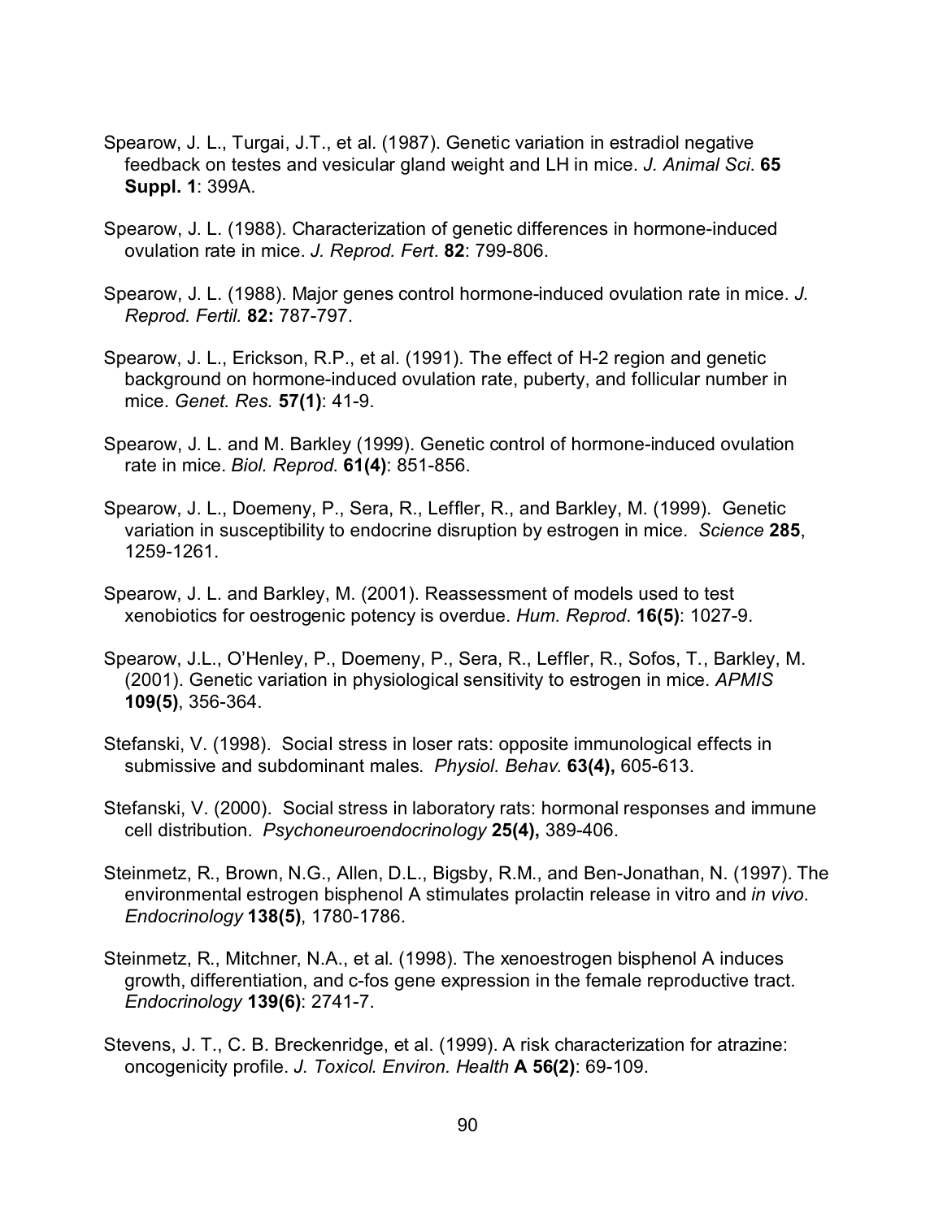Spearow, J. L., Turgai, J.T., et al. (1987). Genetic variation in estradiol negative feedback on testes and vesicular gland weight and LH in mice. *J. Animal Sci*. **65 Suppl. 1**: 399A.

Spearow, J. L. (1988). Characterization of genetic differences in hormone-induced ovulation rate in mice. *J. Reprod. Fert*. **82**: 799-806.

Spearow, J. L. (1988). Major genes control hormone-induced ovulation rate in mice. *J. Reprod. Fertil.* **82:** 787-797.

Spearow, J. L., Erickson, R.P., et al. (1991). The effect of H-2 region and genetic background on hormone-induced ovulation rate, puberty, and follicular number in mice. *Genet. Res.* **57(1)**: 41-9.

Spearow, J. L. and M. Barkley (1999). Genetic control of hormone-induced ovulation rate in mice. *Biol. Reprod*. **61(4)**: 851-856.

Spearow, J. L., Doemeny, P., Sera, R., Leffler, R., and Barkley, M. (1999). Genetic variation in susceptibility to endocrine disruption by estrogen in mice. *Science* **285**, 1259-1261.

Spearow, J. L. and Barkley, M. (2001). Reassessment of models used to test xenobiotics for oestrogenic potency is overdue. *Hum. Reprod*. **16(5)**: 1027-9.

Spearow, J.L., O'Henley, P., Doemeny, P., Sera, R., Leffler, R., Sofos, T., Barkley, M. (2001). Genetic variation in physiological sensitivity to estrogen in mice. *APMIS* **109(5)**, 356-364.

Stefanski, V. (1998). Social stress in loser rats: opposite immunological effects in submissive and subdominant males. *Physiol. Behav.* **63(4),** 605-613.

Stefanski, V. (2000). Social stress in laboratory rats: hormonal responses and immune cell distribution. *Psychoneuroendocrinology* **25(4),** 389-406.

Steinmetz, R., Brown, N.G., Allen, D.L., Bigsby, R.M., and Ben-Jonathan, N. (1997). The environmental estrogen bisphenol A stimulates prolactin release in vitro and *in vivo*. *Endocrinology* **138(5)**, 1780-1786.

Steinmetz, R., Mitchner, N.A., et al. (1998). The xenoestrogen bisphenol A induces growth, differentiation, and c-fos gene expression in the female reproductive tract. *Endocrinology* **139(6)**: 2741-7.

Stevens, J. T., C. B. Breckenridge, et al. (1999). A risk characterization for atrazine: oncogenicity profile. *J. Toxicol. Environ. Health* **A 56(2)**: 69-109.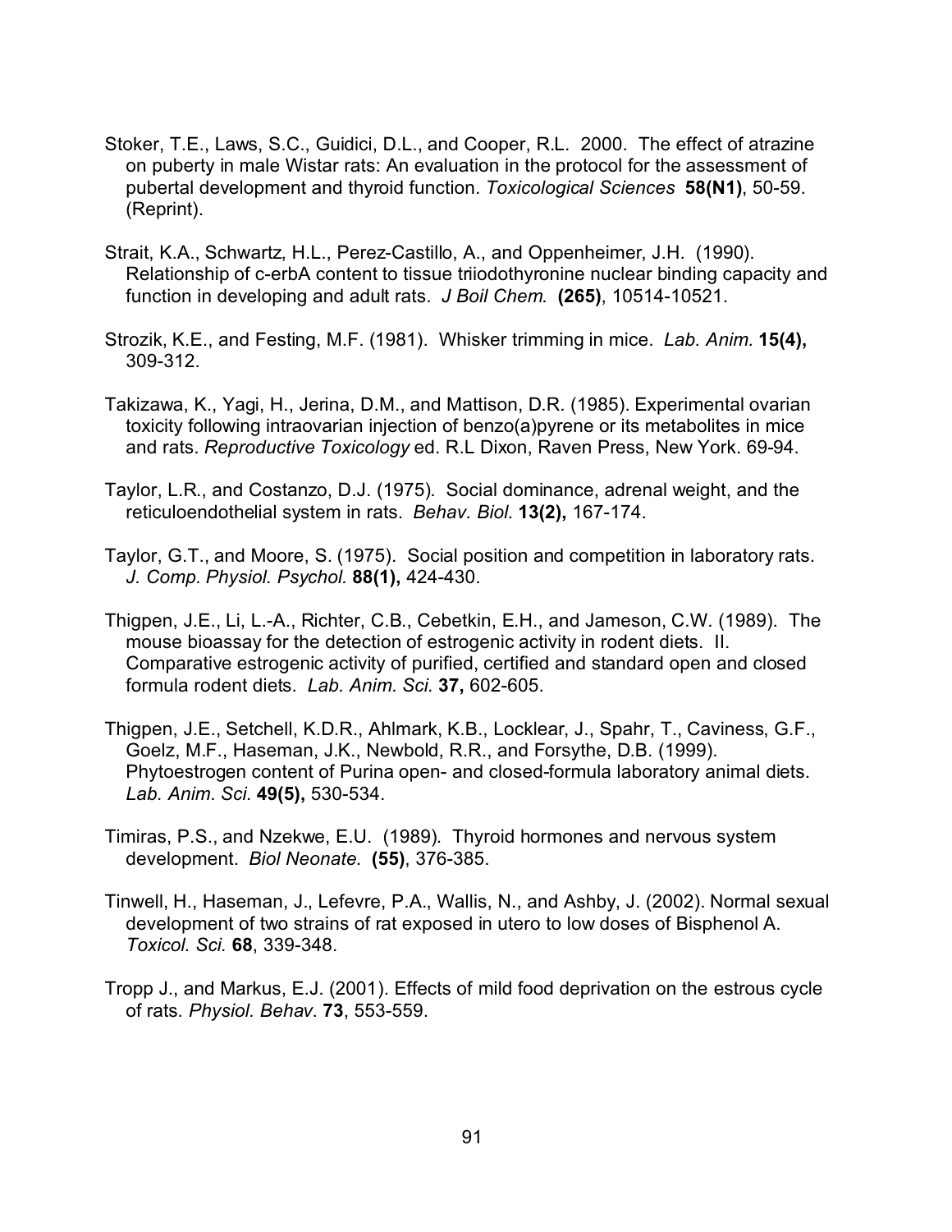Stoker, T.E., Laws, S.C., Guidici, D.L., and Cooper, R.L. 2000. The effect of atrazine on puberty in male Wistar rats: An evaluation in the protocol for the assessment of pubertal development and thyroid function. *Toxicological Sciences* **58(N1)**, 50-59. (Reprint).

Strait, K.A., Schwartz, H.L., Perez-Castillo, A., and Oppenheimer, J.H. (1990). Relationship of c-erbA content to tissue triiodothyronine nuclear binding capacity and function in developing and adult rats. *J Boil Chem*. **(265)**, 10514-10521.

Strozik, K.E., and Festing, M.F. (1981). Whisker trimming in mice. *Lab. Anim.* **15(4),** 309-312.

Takizawa, K., Yagi, H., Jerina, D.M., and Mattison, D.R. (1985). Experimental ovarian toxicity following intraovarian injection of benzo(a)pyrene or its metabolites in mice and rats. *Reproductive Toxicology* ed. R.L Dixon, Raven Press, New York. 69-94.

Taylor, L.R., and Costanzo, D.J. (1975). Social dominance, adrenal weight, and the reticuloendothelial system in rats. *Behav. Biol.* **13(2),** 167-174.

Taylor, G.T., and Moore, S. (1975). Social position and competition in laboratory rats. *J. Comp. Physiol. Psychol.* **88(1),** 424-430.

Thigpen, J.E., Li, L.-A., Richter, C.B., Cebetkin, E.H., and Jameson, C.W. (1989). The mouse bioassay for the detection of estrogenic activity in rodent diets. II. Comparative estrogenic activity of purified, certified and standard open and closed formula rodent diets. *Lab. Anim. Sci.* **37,** 602-605.

Thigpen, J.E., Setchell, K.D.R., Ahlmark, K.B., Locklear, J., Spahr, T., Caviness, G.F., Goelz, M.F., Haseman, J.K., Newbold, R.R., and Forsythe, D.B. (1999). Phytoestrogen content of Purina open- and closed-formula laboratory animal diets. *Lab. Anim. Sci.* **49(5),** 530-534.

Timiras, P.S., and Nzekwe, E.U. (1989). Thyroid hormones and nervous system development. *Biol Neonate*. **(55)**, 376-385.

Tinwell, H., Haseman, J., Lefevre, P.A., Wallis, N., and Ashby, J. (2002). Normal sexual development of two strains of rat exposed in utero to low doses of Bisphenol A. *Toxicol. Sci.* **68**, 339-348.

Tropp J., and Markus, E.J. (2001). Effects of mild food deprivation on the estrous cycle of rats. *Physiol. Behav*. **73**, 553-559.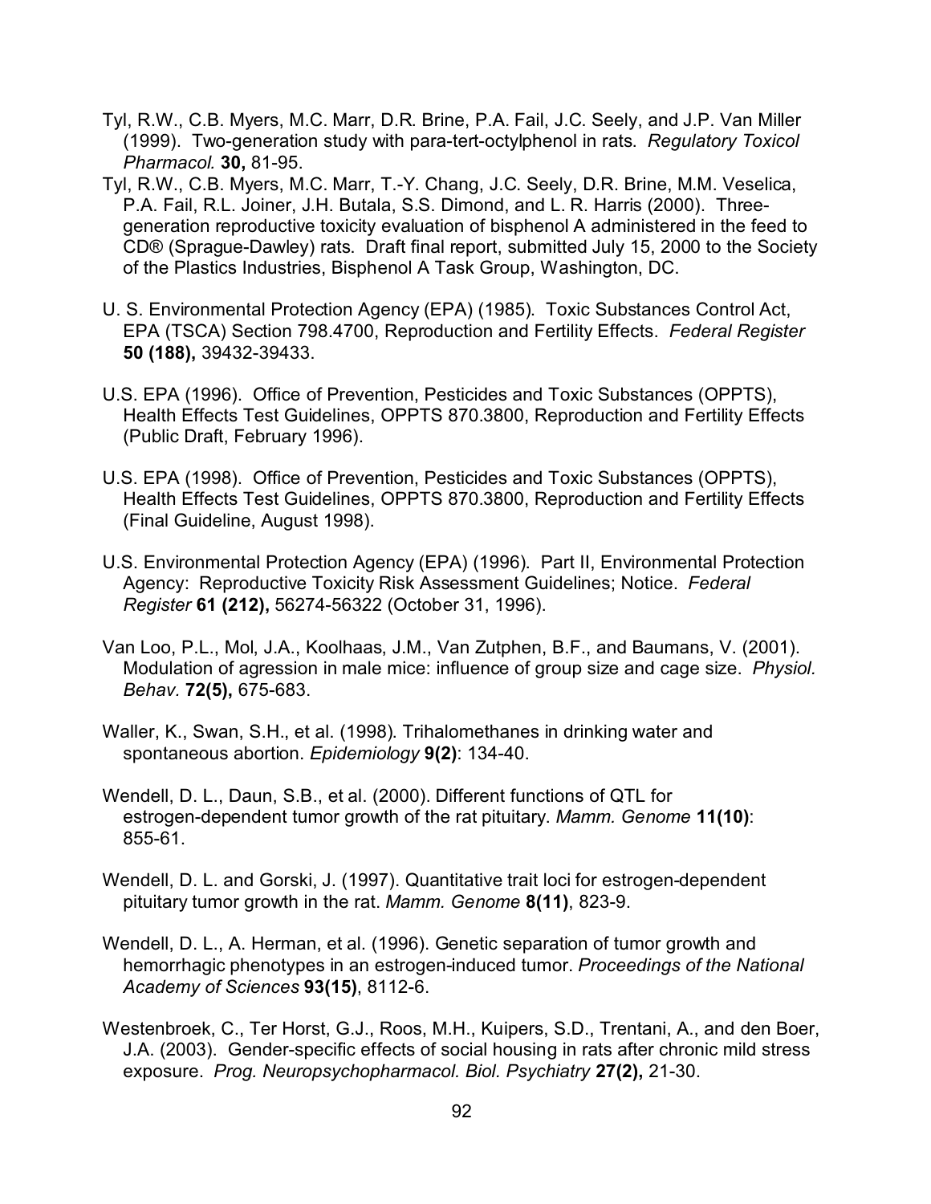Tyl, R.W., C.B. Myers, M.C. Marr, D.R. Brine, P.A. Fail, J.C. Seely, and J.P. Van Miller (1999). Two-generation study with para-tert-octylphenol in rats. *Regulatory Toxicol Pharmacol.* **30,** 81-95.

Tyl, R.W., C.B. Myers, M.C. Marr, T.-Y. Chang, J.C. Seely, D.R. Brine, M.M. Veselica, P.A. Fail, R.L. Joiner, J.H. Butala, S.S. Dimond, and L. R. Harris (2000). Three-generation reproductive toxicity evaluation of bisphenol A administered in the feed to CD® (Sprague-Dawley) rats. Draft final report, submitted July 15, 2000 to the Society of the Plastics Industries, Bisphenol A Task Group, Washington, DC.

U. S. Environmental Protection Agency (EPA) (1985). Toxic Substances Control Act, EPA (TSCA) Section 798.4700, Reproduction and Fertility Effects. *Federal Register* **50 (188),** 39432-39433.

U.S. EPA (1996). Office of Prevention, Pesticides and Toxic Substances (OPPTS), Health Effects Test Guidelines, OPPTS 870.3800, Reproduction and Fertility Effects (Public Draft, February 1996).

U.S. EPA (1998). Office of Prevention, Pesticides and Toxic Substances (OPPTS), Health Effects Test Guidelines, OPPTS 870.3800, Reproduction and Fertility Effects (Final Guideline, August 1998).

U.S. Environmental Protection Agency (EPA) (1996). Part II, Environmental Protection Agency: Reproductive Toxicity Risk Assessment Guidelines; Notice. *Federal Register* **61 (212),** 56274-56322 (October 31, 1996).

Van Loo, P.L., Mol, J.A., Koolhaas, J.M., Van Zutphen, B.F., and Baumans, V. (2001). Modulation of agression in male mice: influence of group size and cage size. *Physiol. Behav.* **72(5),** 675-683.

Waller, K., Swan, S.H., et al. (1998). Trihalomethanes in drinking water and spontaneous abortion. *Epidemiology* **9(2)**: 134-40.

Wendell, D. L., Daun, S.B., et al. (2000). Different functions of QTL for estrogen-dependent tumor growth of the rat pituitary. *Mamm. Genome* **11(10)**: 855-61.

Wendell, D. L. and Gorski, J. (1997). Quantitative trait loci for estrogen-dependent pituitary tumor growth in the rat. *Mamm. Genome* **8(11)**, 823-9.

Wendell, D. L., A. Herman, et al. (1996). Genetic separation of tumor growth and hemorrhagic phenotypes in an estrogen-induced tumor. *Proceedings of the National Academy of Sciences* **93(15)**, 8112-6.

Westenbroek, C., Ter Horst, G.J., Roos, M.H., Kuipers, S.D., Trentani, A., and den Boer, J.A. (2003). Gender-specific effects of social housing in rats after chronic mild stress exposure. *Prog. Neuropsychopharmacol. Biol. Psychiatry* **27(2),** 21-30.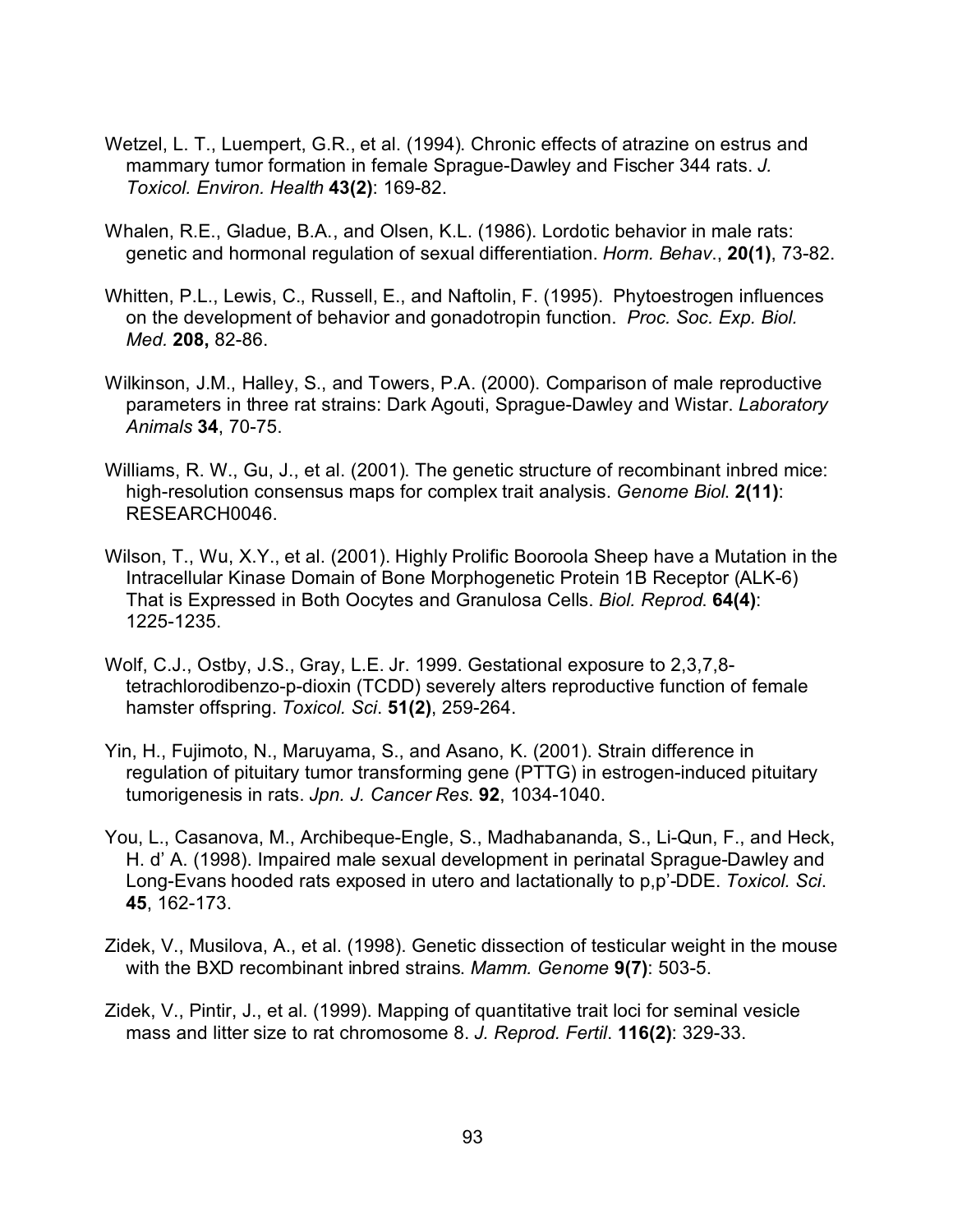Wetzel, L. T., Luempert, G.R., et al. (1994). Chronic effects of atrazine on estrus and mammary tumor formation in female Sprague-Dawley and Fischer 344 rats. *J. Toxicol. Environ. Health* **43(2)**: 169-82.

Whalen, R.E., Gladue, B.A., and Olsen, K.L. (1986). Lordotic behavior in male rats: genetic and hormonal regulation of sexual differentiation. *Horm. Behav*., **20(1)**, 73-82.

Whitten, P.L., Lewis, C., Russell, E., and Naftolin, F. (1995). Phytoestrogen influences on the development of behavior and gonadotropin function. *Proc. Soc. Exp. Biol. Med.* **208,** 82-86.

Wilkinson, J.M., Halley, S., and Towers, P.A. (2000). Comparison of male reproductive parameters in three rat strains: Dark Agouti, Sprague-Dawley and Wistar. *Laboratory Animals* **34**, 70-75.

Williams, R. W., Gu, J., et al. (2001). The genetic structure of recombinant inbred mice: high-resolution consensus maps for complex trait analysis. *Genome Biol.* **2(11)**: RESEARCH0046.

Wilson, T., Wu, X.Y., et al. (2001). Highly Prolific Booroola Sheep have a Mutation in the Intracellular Kinase Domain of Bone Morphogenetic Protein 1B Receptor (ALK-6) That is Expressed in Both Oocytes and Granulosa Cells. *Biol. Reprod*. **64(4)**: 1225-1235.

Wolf, C.J., Ostby, J.S., Gray, L.E. Jr. 1999. Gestational exposure to 2,3,7,8-tetrachlorodibenzo-p-dioxin (TCDD) severely alters reproductive function of female hamster offspring. *Toxicol. Sci*. **51(2)**, 259-264.

Yin, H., Fujimoto, N., Maruyama, S., and Asano, K. (2001). Strain difference in regulation of pituitary tumor transforming gene (PTTG) in estrogen-induced pituitary tumorigenesis in rats. *Jpn. J. Cancer Res.* **92**, 1034-1040.

You, L., Casanova, M., Archibeque-Engle, S., Madhabananda, S., Li-Qun, F., and Heck, H. d' A. (1998). Impaired male sexual development in perinatal Sprague-Dawley and Long-Evans hooded rats exposed in utero and lactationally to p,p'-DDE. *Toxicol. Sci*. **45**, 162-173.

Zidek, V., Musilova, A., et al. (1998). Genetic dissection of testicular weight in the mouse with the BXD recombinant inbred strains. *Mamm. Genome* **9(7)**: 503-5.

Zidek, V., Pintir, J., et al. (1999). Mapping of quantitative trait loci for seminal vesicle mass and litter size to rat chromosome 8. *J. Reprod. Fertil*. **116(2)**: 329-33.